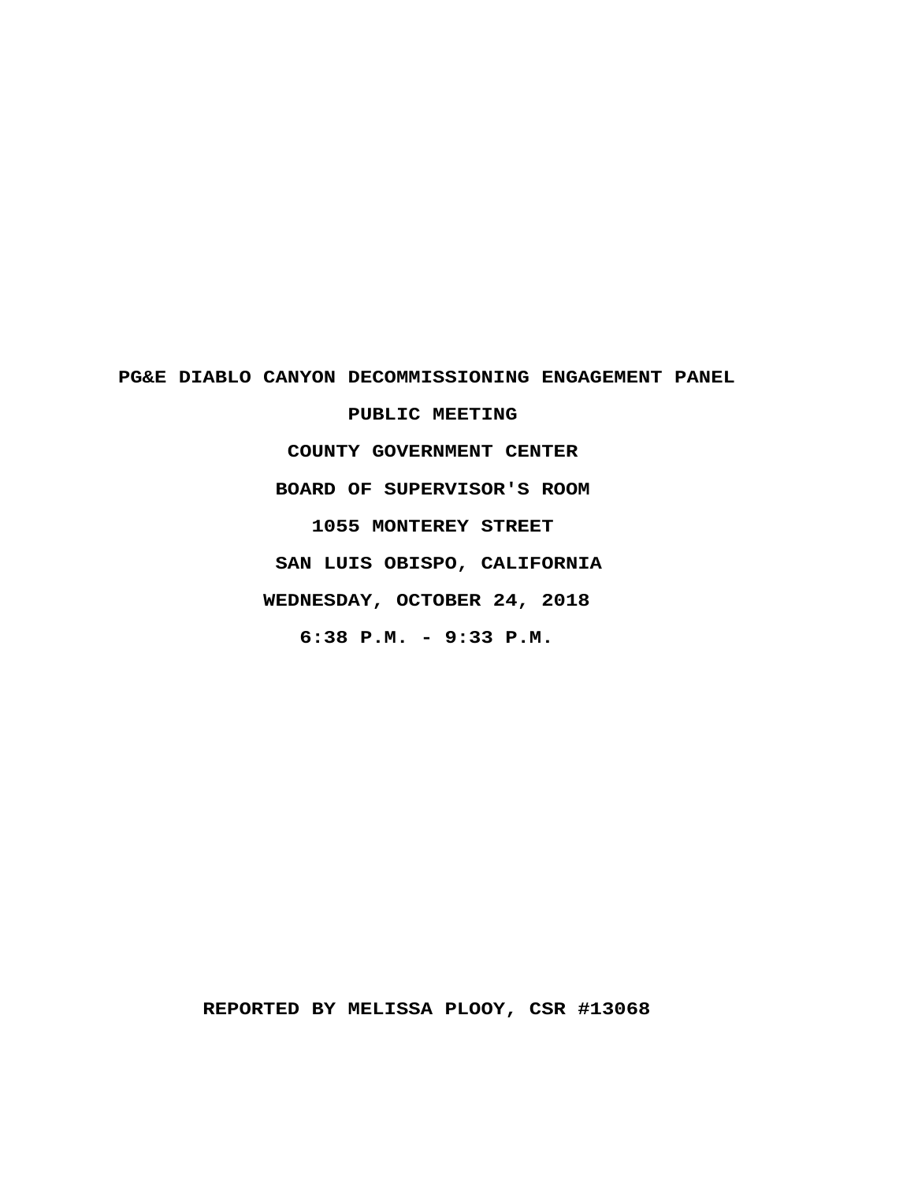**PG&E DIABLO CANYON DECOMMISSIONING ENGAGEMENT PANEL**

**PUBLIC MEETING**

**COUNTY GOVERNMENT CENTER**

**BOARD OF SUPERVISOR'S ROOM**

**1055 MONTEREY STREET**

**SAN LUIS OBISPO, CALIFORNIA**

**WEDNESDAY, OCTOBER 24, 2018**

**6:38 P.M. - 9:33 P.M.**

**REPORTED BY MELISSA PLOOY, CSR #13068**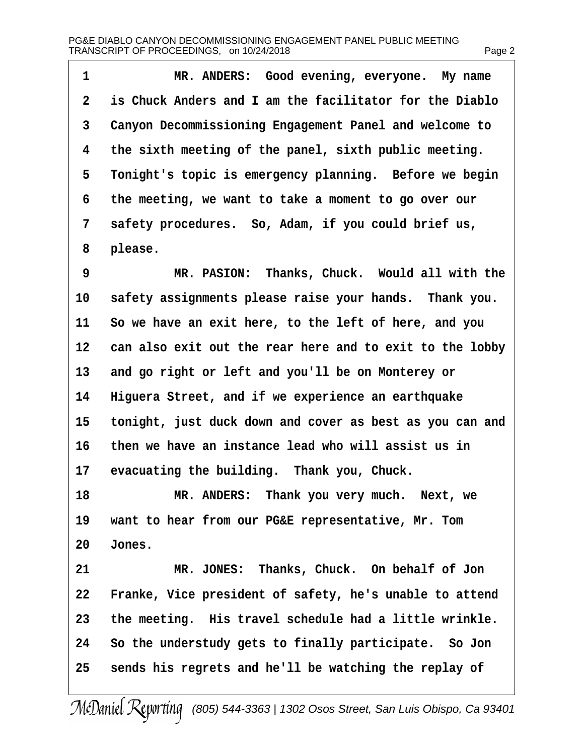1 MR. ANDERS: Good evening, everyone. My name
2 is Chuck Anders and I am the facilitator for the Diablo
3 Canyon Decommissioning Engagement Panel and welcome to
4 the sixth meeting of the panel, sixth public meeting.
5 Tonight's topic is emergency planning. Before we begin
6 the meeting, we want to take a moment to go over our
7 safety procedures. So, Adam, if you could brief us,
8 please.
9 MR. PASION: Thanks, Chuck. Would all with the
10 safety assignments please raise your hands. Thank you.
11 So we have an exit here, to the left of here, and you
12 can also exit out the rear here and to exit to the lobby
13 and go right or left and you'll be on Monterey or
14 Higuera Street, and if we experience an earthquake
15 tonight, just duck down and cover as best as you can and
16 then we have an instance lead who will assist us in
17 evacuating the building. Thank you, Chuck.
18 MR. ANDERS: Thank you very much. Next, we
19 want to hear from our PG&E representative, Mr. Tom
20 Jones.
21 MR. JONES: Thanks, Chuck. On behalf of Jon
22 Franke, Vice president of safety, he's unable to attend
23 the meeting. His travel schedule had a little wrinkle.
24 So the understudy gets to finally participate. So Jon
25 sends his regrets and he'll be watching the replay of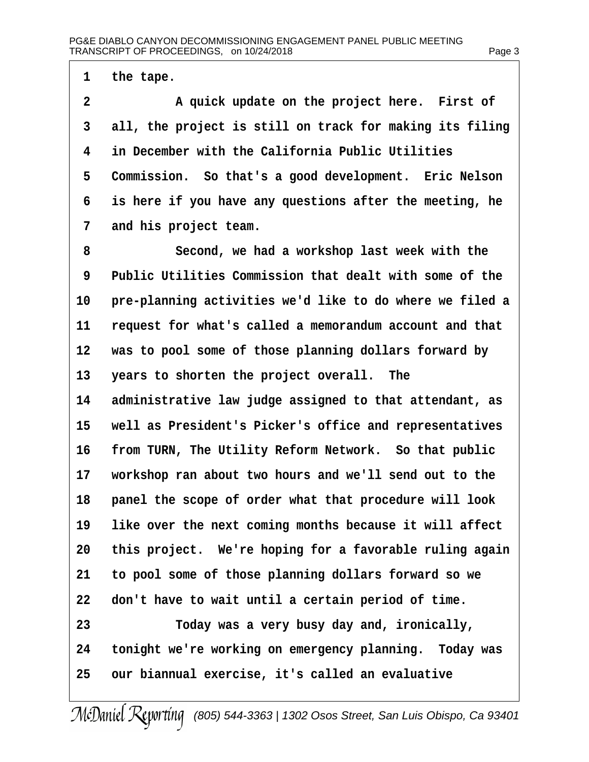1 the tape.

2 A quick update on the project here. First of

3 all, the project is still on track for making its filing

4 in December with the California Public Utilities

5 Commission. So that's a good development. Eric Nelson

6 is here if you have any questions after the meeting, he

7 and his project team.

8 Second, we had a workshop last week with the

9 Public Utilities Commission that dealt with some of the

10 pre-planning activities we'd like to do where we filed a

11 request for what's called a memorandum account and that

12 was to pool some of those planning dollars forward by

13 years to shorten the project overall. The

14 administrative law judge assigned to that attendant, as

15 well as President's Picker's office and representatives

16 from TURN, The Utility Reform Network. So that public

17 workshop ran about two hours and we'll send out to the

18 panel the scope of order what that procedure will look

19 like over the next coming months because it will affect

20 this project. We're hoping for a favorable ruling again

21 to pool some of those planning dollars forward so we

22 don't have to wait until a certain period of time.

23 Today was a very busy day and, ironically,

24 tonight we're working on emergency planning. Today was

25 our biannual exercise, it's called an evaluative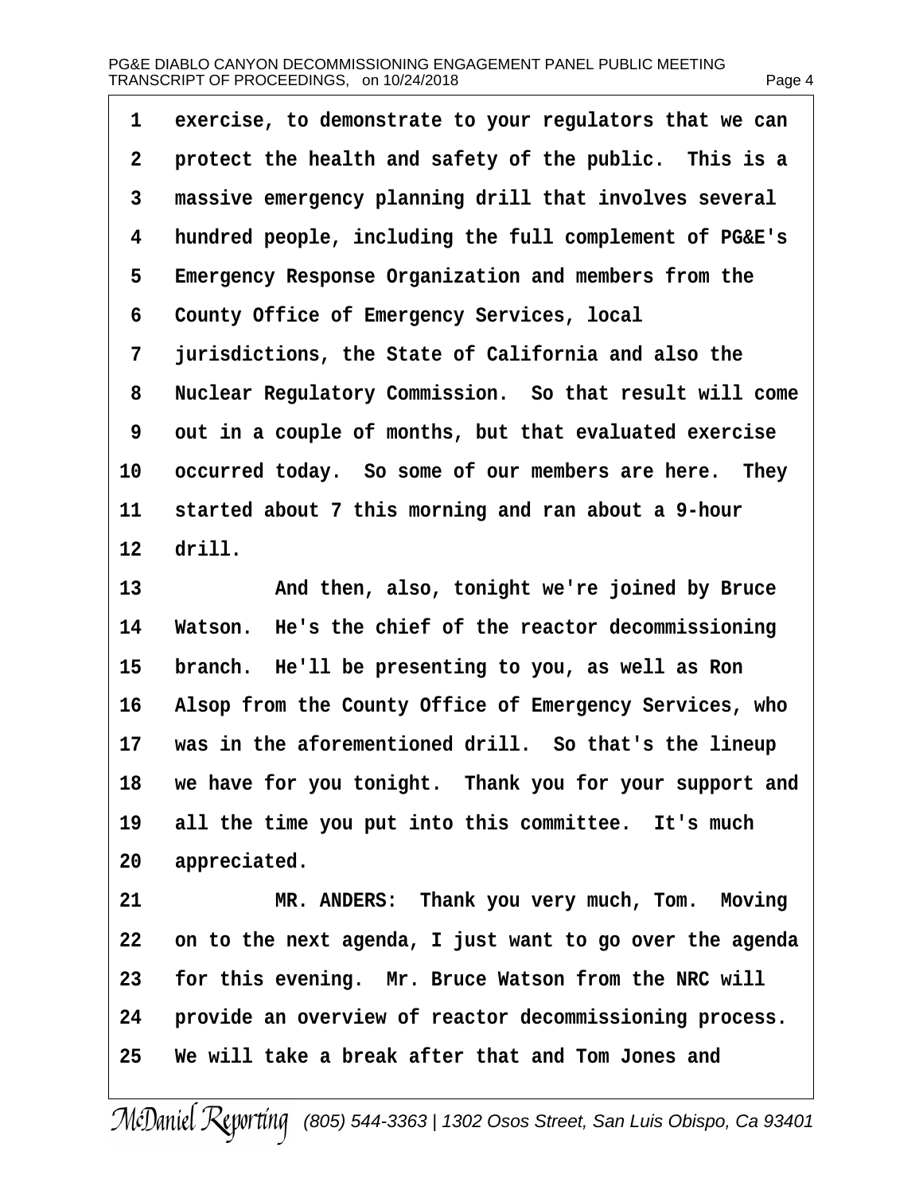1 exercise, to demonstrate to your regulators that we can
2 protect the health and safety of the public. This is a
3 massive emergency planning drill that involves several
4 hundred people, including the full complement of PG&E's
5 Emergency Response Organization and members from the
6 County Office of Emergency Services, local
7 jurisdictions, the State of California and also the
8 Nuclear Regulatory Commission. So that result will come
9 out in a couple of months, but that evaluated exercise
10 occurred today. So some of our members are here. They
11 started about 7 this morning and ran about a 9-hour
12 drill.
13 And then, also, tonight we're joined by Bruce
14 Watson. He's the chief of the reactor decommissioning
15 branch. He'll be presenting to you, as well as Ron
16 Alsop from the County Office of Emergency Services, who
17 was in the aforementioned drill. So that's the lineup
18 we have for you tonight. Thank you for your support and
19 all the time you put into this committee. It's much
20 appreciated.
21 MR. ANDERS: Thank you very much, Tom. Moving
22 on to the next agenda, I just want to go over the agenda
23 for this evening. Mr. Bruce Watson from the NRC will
24 provide an overview of reactor decommissioning process.
25 We will take a break after that and Tom Jones and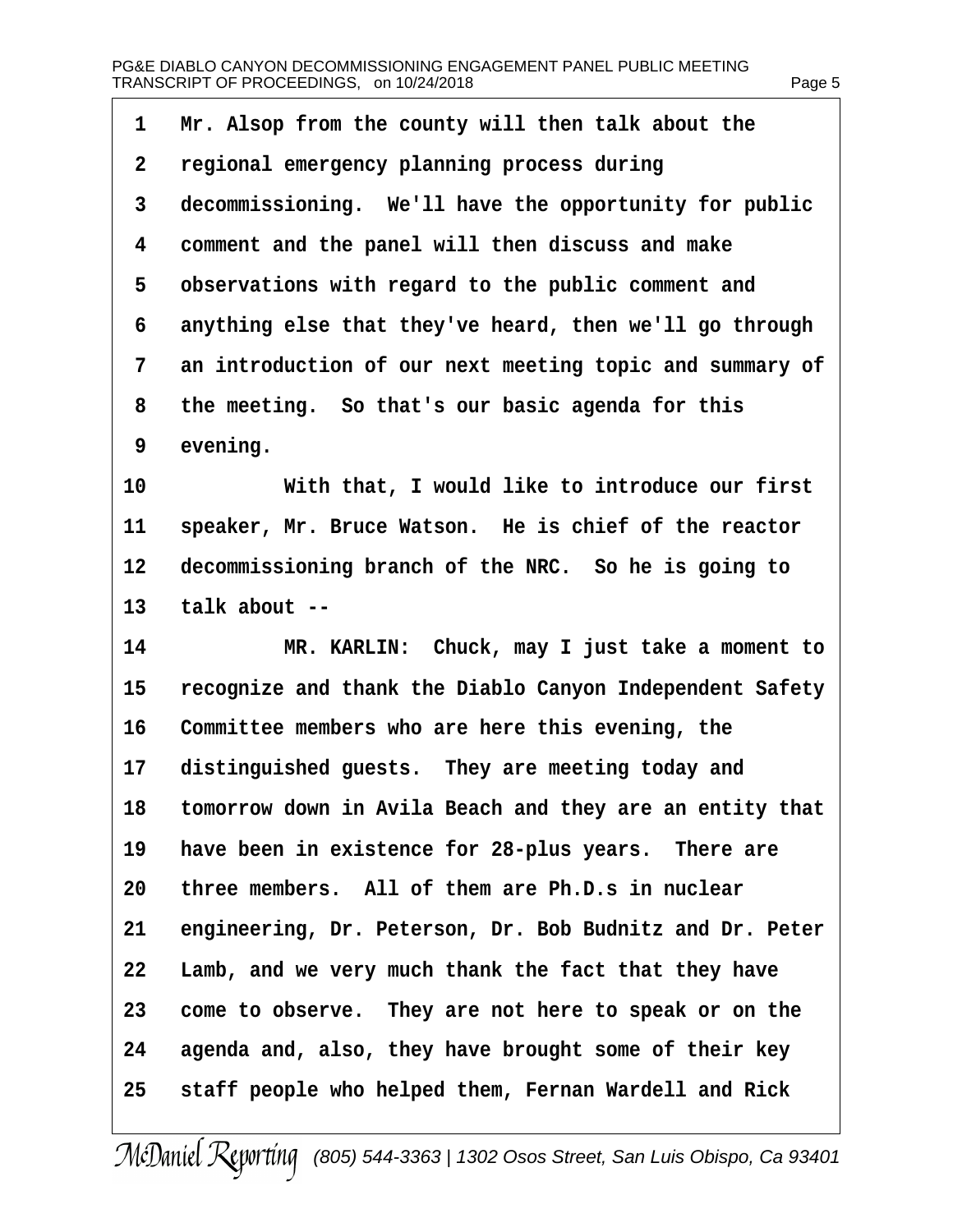1 Mr. Alsop from the county will then talk about the

2 regional emergency planning process during

3 decommissioning. We'll have the opportunity for public

4 comment and the panel will then discuss and make

5 observations with regard to the public comment and

6 anything else that they've heard, then we'll go through

7 an introduction of our next meeting topic and summary of

8 the meeting. So that's our basic agenda for this

9 evening.

10 With that, I would like to introduce our first

11 speaker, Mr. Bruce Watson. He is chief of the reactor

12 decommissioning branch of the NRC. So he is going to

13 talk about --

14 MR. KARLIN: Chuck, may I just take a moment to

15 recognize and thank the Diablo Canyon Independent Safety

16 Committee members who are here this evening, the

17 distinguished guests. They are meeting today and

18 tomorrow down in Avila Beach and they are an entity that

19 have been in existence for 28-plus years. There are

20 three members. All of them are Ph.D.s in nuclear

21 engineering, Dr. Peterson, Dr. Bob Budnitz and Dr. Peter

22 Lamb, and we very much thank the fact that they have

23 come to observe. They are not here to speak or on the

24 agenda and, also, they have brought some of their key

25 staff people who helped them, Fernan Wardell and Rick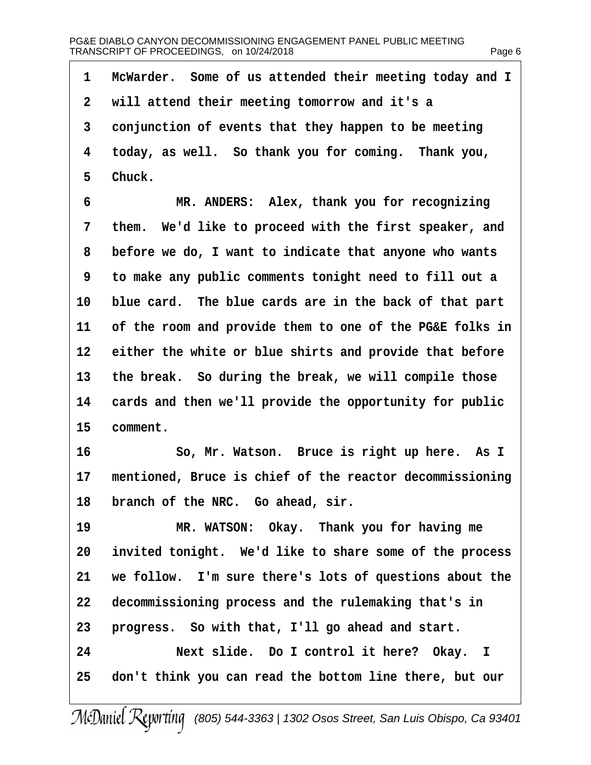1 McWarder. Some of us attended their meeting today and I
2 will attend their meeting tomorrow and it's a
3 conjunction of events that they happen to be meeting
4 today, as well. So thank you for coming. Thank you,
5 Chuck.

6 MR. ANDERS: Alex, thank you for recognizing
7 them. We'd like to proceed with the first speaker, and
8 before we do, I want to indicate that anyone who wants
9 to make any public comments tonight need to fill out a
10 blue card. The blue cards are in the back of that part
11 of the room and provide them to one of the PG&E folks in
12 either the white or blue shirts and provide that before
13 the break. So during the break, we will compile those
14 cards and then we'll provide the opportunity for public
15 comment.

16 So, Mr. Watson. Bruce is right up here. As I
17 mentioned, Bruce is chief of the reactor decommissioning
18 branch of the NRC. Go ahead, sir.

19 MR. WATSON: Okay. Thank you for having me
20 invited tonight. We'd like to share some of the process
21 we follow. I'm sure there's lots of questions about the
22 decommissioning process and the rulemaking that's in
23 progress. So with that, I'll go ahead and start.

24 Next slide. Do I control it here? Okay. I
25 don't think you can read the bottom line there, but our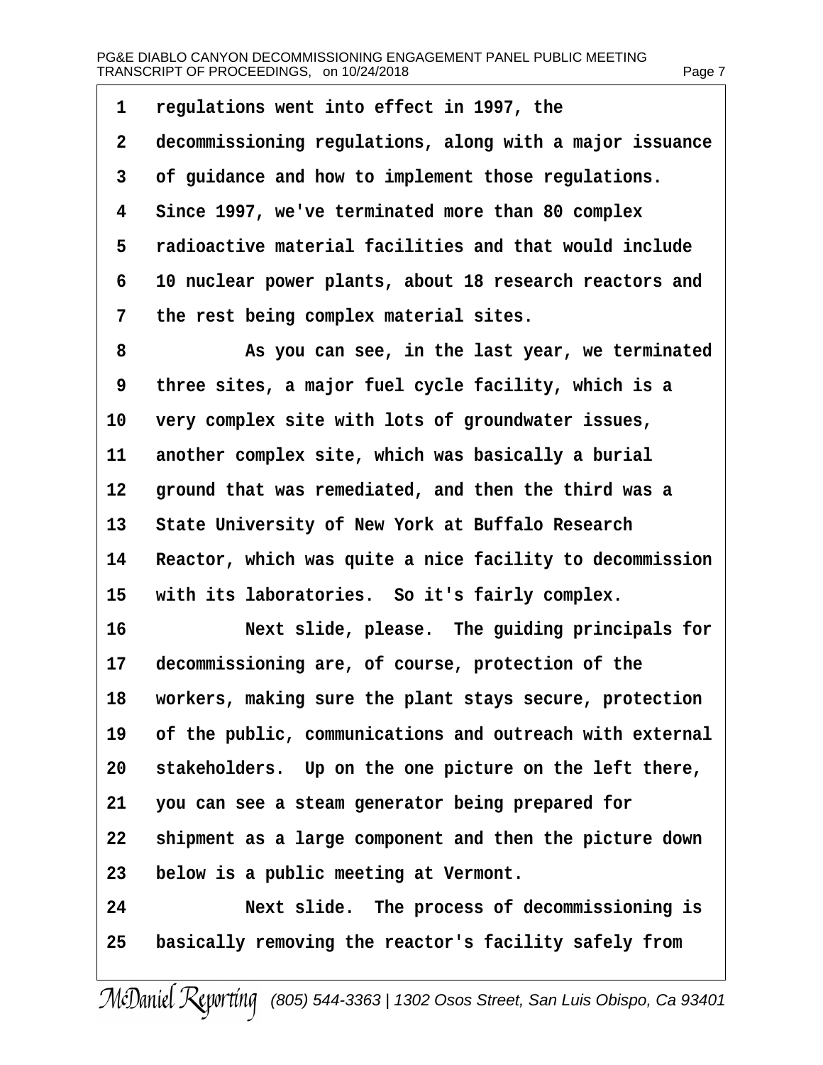regulations went into effect in 1997, the decommissioning regulations, along with a major issuance of guidance and how to implement those regulations. Since 1997, we've terminated more than 80 complex radioactive material facilities and that would include 10 nuclear power plants, about 18 research reactors and the rest being complex material sites.

As you can see, in the last year, we terminated three sites, a major fuel cycle facility, which is a very complex site with lots of groundwater issues, another complex site, which was basically a burial ground that was remediated, and then the third was a State University of New York at Buffalo Research Reactor, which was quite a nice facility to decommission with its laboratories. So it's fairly complex.

Next slide, please. The guiding principals for decommissioning are, of course, protection of the workers, making sure the plant stays secure, protection of the public, communications and outreach with external stakeholders. Up on the one picture on the left there, you can see a steam generator being prepared for shipment as a large component and then the picture down below is a public meeting at Vermont.

Next slide. The process of decommissioning is basically removing the reactor's facility safely from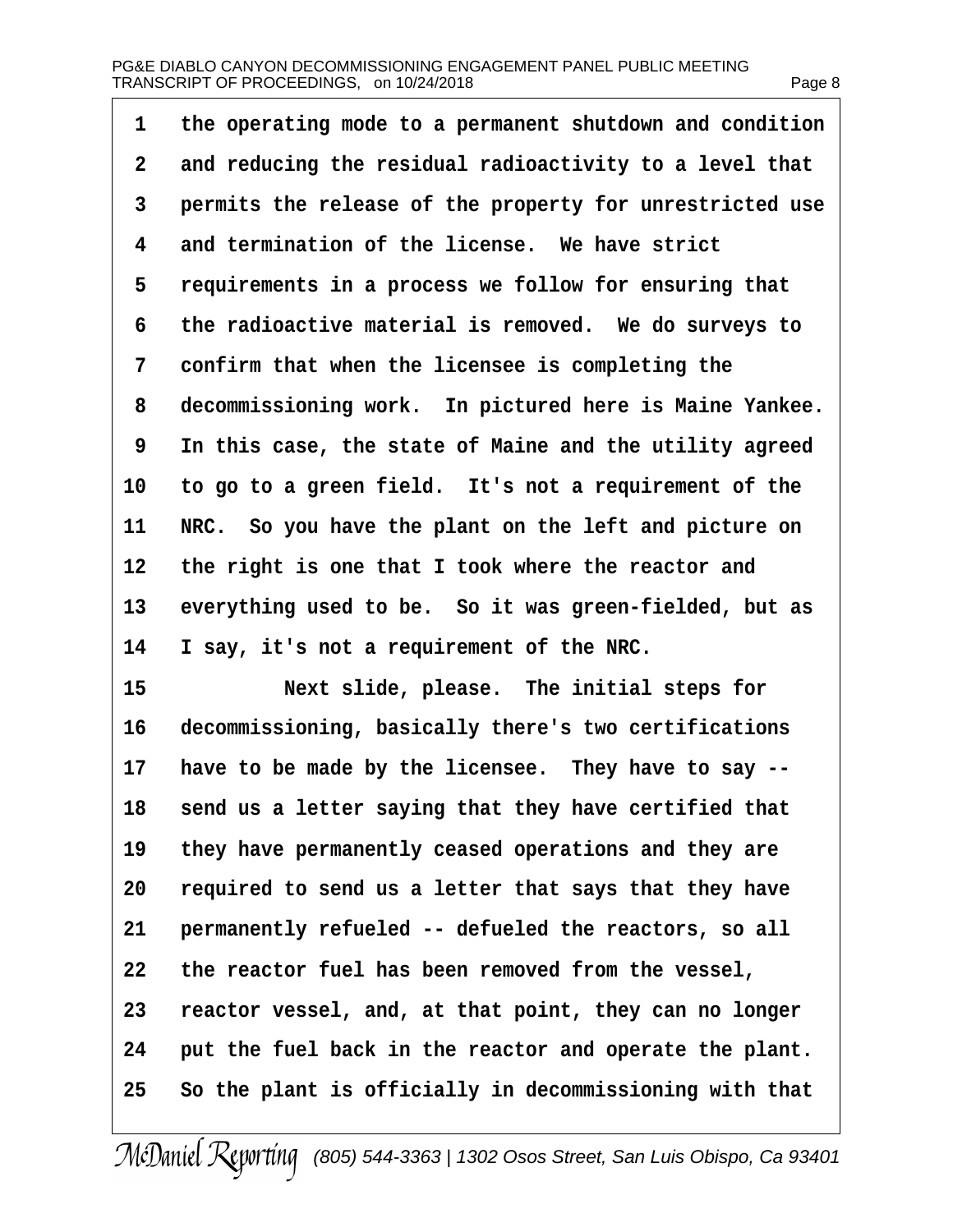the operating mode to a permanent shutdown and condition and reducing the residual radioactivity to a level that permits the release of the property for unrestricted use and termination of the license. We have strict requirements in a process we follow for ensuring that the radioactive material is removed. We do surveys to confirm that when the licensee is completing the decommissioning work. In pictured here is Maine Yankee. In this case, the state of Maine and the utility agreed to go to a green field. It's not a requirement of the NRC. So you have the plant on the left and picture on the right is one that I took where the reactor and everything used to be. So it was green-fielded, but as I say, it's not a requirement of the NRC.

Next slide, please. The initial steps for decommissioning, basically there's two certifications have to be made by the licensee. They have to say -- send us a letter saying that they have certified that they have permanently ceased operations and they are required to send us a letter that says that they have permanently refueled -- defueled the reactors, so all the reactor fuel has been removed from the vessel, reactor vessel, and, at that point, they can no longer put the fuel back in the reactor and operate the plant. So the plant is officially in decommissioning with that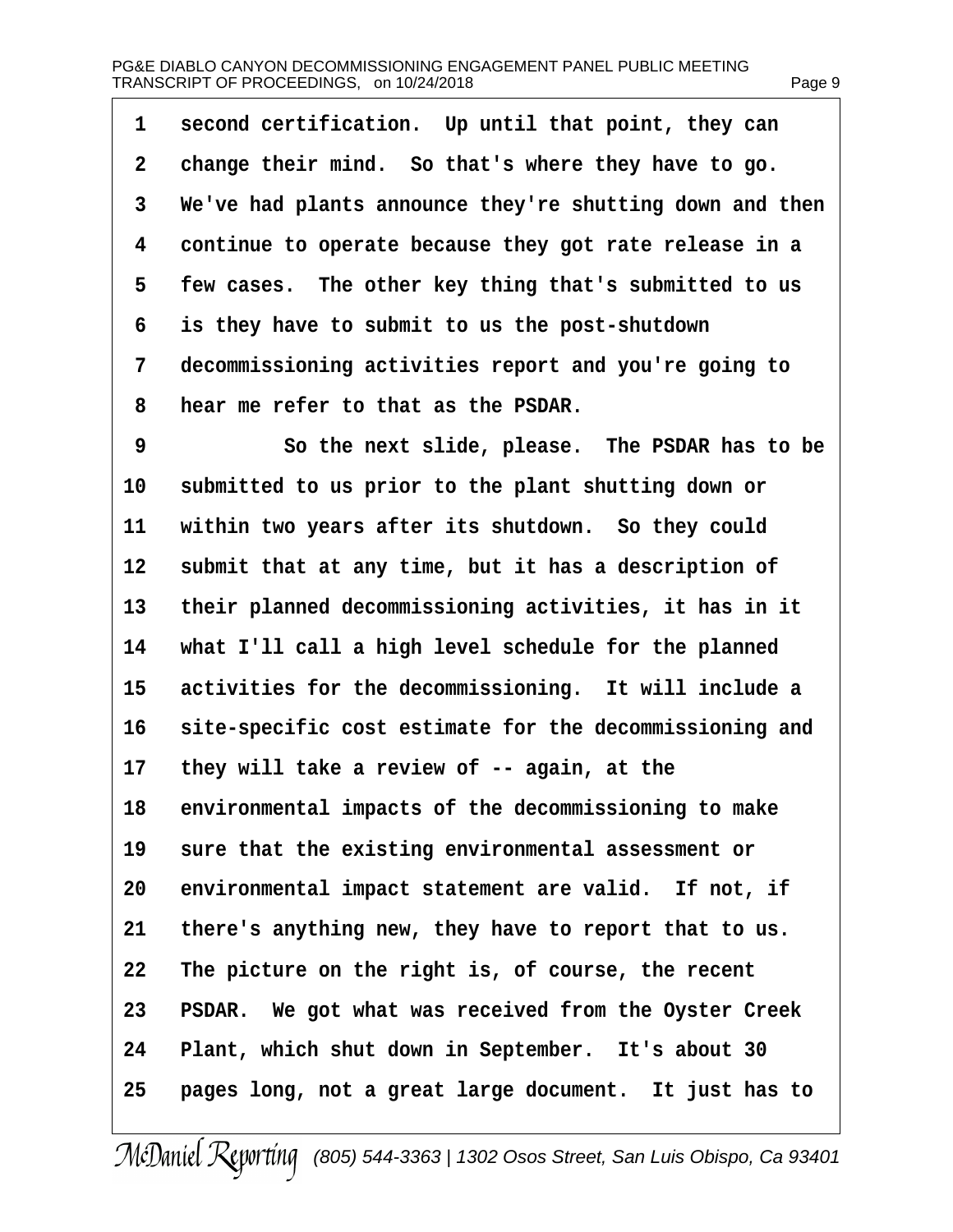second certification. Up until that point, they can change their mind. So that's where they have to go. We've had plants announce they're shutting down and then continue to operate because they got rate release in a few cases. The other key thing that's submitted to us is they have to submit to us the post-shutdown decommissioning activities report and you're going to hear me refer to that as the PSDAR.

So the next slide, please. The PSDAR has to be submitted to us prior to the plant shutting down or within two years after its shutdown. So they could submit that at any time, but it has a description of their planned decommissioning activities, it has in it what I'll call a high level schedule for the planned activities for the decommissioning. It will include a site-specific cost estimate for the decommissioning and they will take a review of -- again, at the environmental impacts of the decommissioning to make sure that the existing environmental assessment or environmental impact statement are valid. If not, if there's anything new, they have to report that to us. The picture on the right is, of course, the recent PSDAR. We got what was received from the Oyster Creek Plant, which shut down in September. It's about 30 pages long, not a great large document. It just has to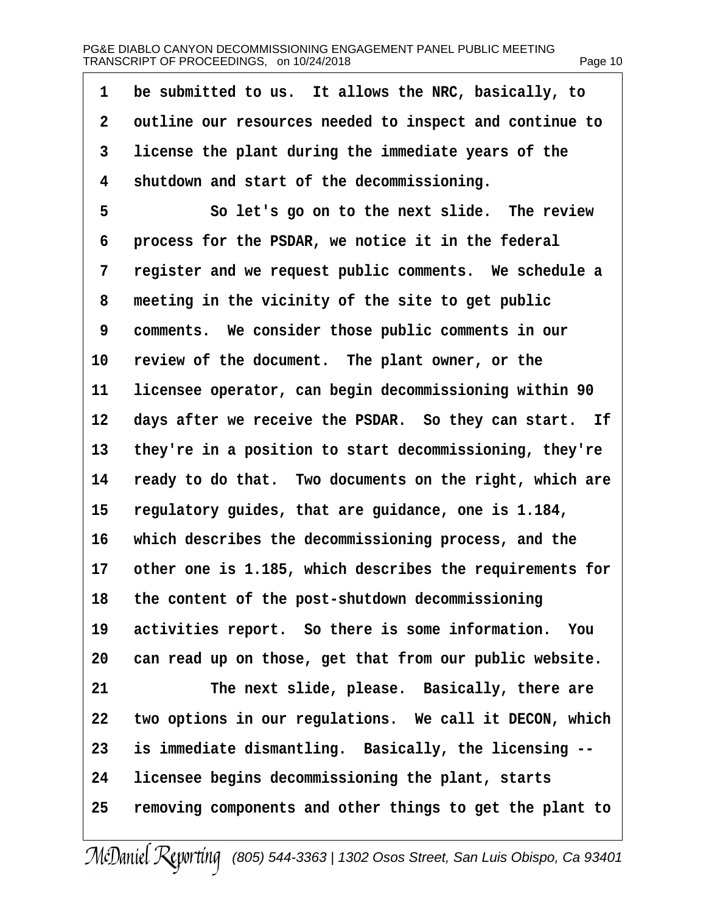be submitted to us. It allows the NRC, basically, to outline our resources needed to inspect and continue to license the plant during the immediate years of the shutdown and start of the decommissioning.

So let's go on to the next slide. The review process for the PSDAR, we notice it in the federal register and we request public comments. We schedule a meeting in the vicinity of the site to get public comments. We consider those public comments in our review of the document. The plant owner, or the licensee operator, can begin decommissioning within 90 days after we receive the PSDAR. So they can start. If they're in a position to start decommissioning, they're ready to do that. Two documents on the right, which are regulatory guides, that are guidance, one is 1.184, which describes the decommissioning process, and the other one is 1.185, which describes the requirements for the content of the post-shutdown decommissioning activities report. So there is some information. You can read up on those, get that from our public website.

The next slide, please. Basically, there are two options in our regulations. We call it DECON, which is immediate dismantling. Basically, the licensing -- licensee begins decommissioning the plant, starts removing components and other things to get the plant to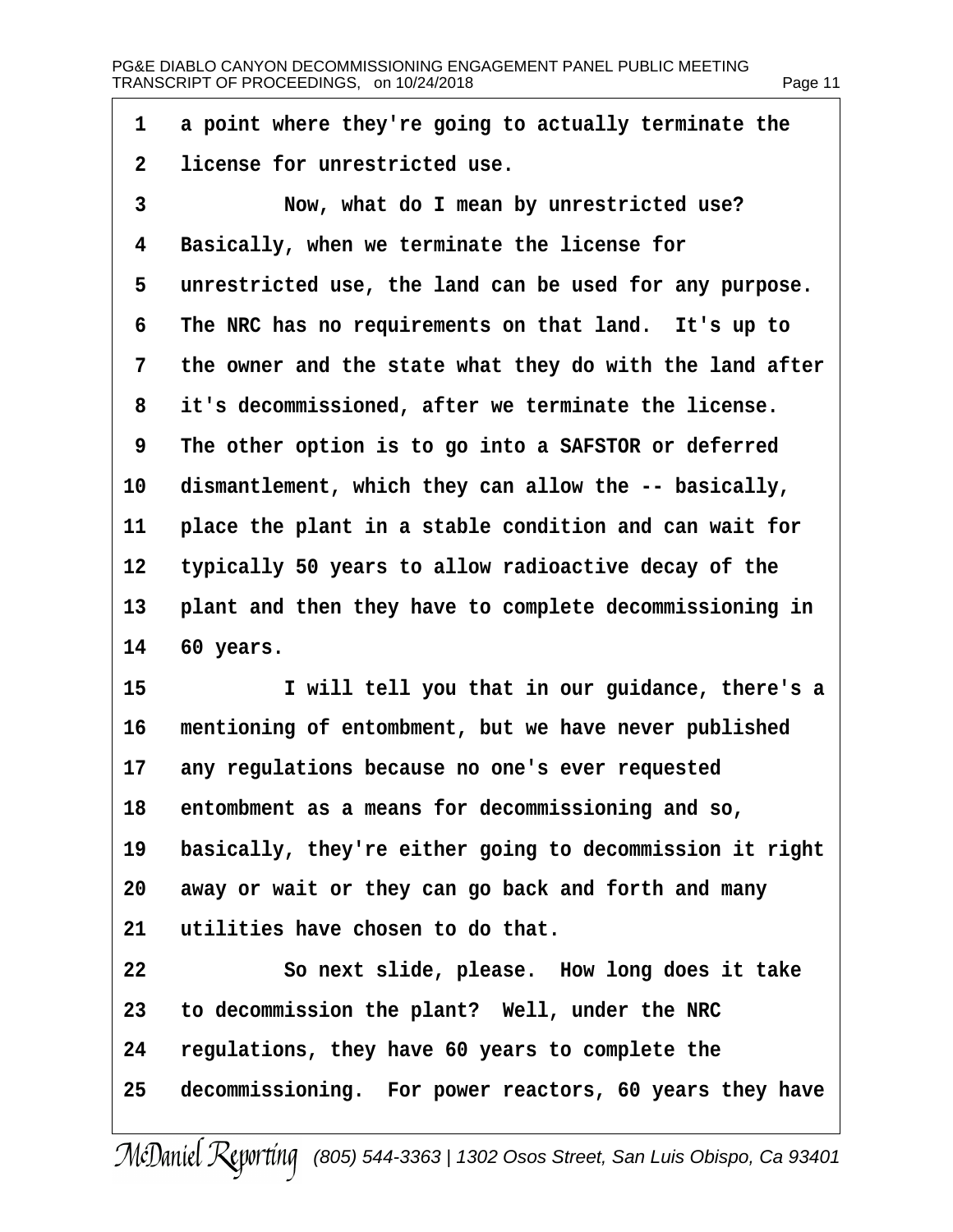1 a point where they're going to actually terminate the
2 license for unrestricted use.
3 Now, what do I mean by unrestricted use?
4 Basically, when we terminate the license for
5 unrestricted use, the land can be used for any purpose.
6 The NRC has no requirements on that land. It's up to
7 the owner and the state what they do with the land after
8 it's decommissioned, after we terminate the license.
9 The other option is to go into a SAFSTOR or deferred
10 dismantlement, which they can allow the -- basically,
11 place the plant in a stable condition and can wait for
12 typically 50 years to allow radioactive decay of the
13 plant and then they have to complete decommissioning in
14 60 years.
15 I will tell you that in our guidance, there's a
16 mentioning of entombment, but we have never published
17 any regulations because no one's ever requested
18 entombment as a means for decommissioning and so,
19 basically, they're either going to decommission it right
20 away or wait or they can go back and forth and many
21 utilities have chosen to do that.
22 So next slide, please. How long does it take
23 to decommission the plant? Well, under the NRC
24 regulations, they have 60 years to complete the
25 decommissioning. For power reactors, 60 years they have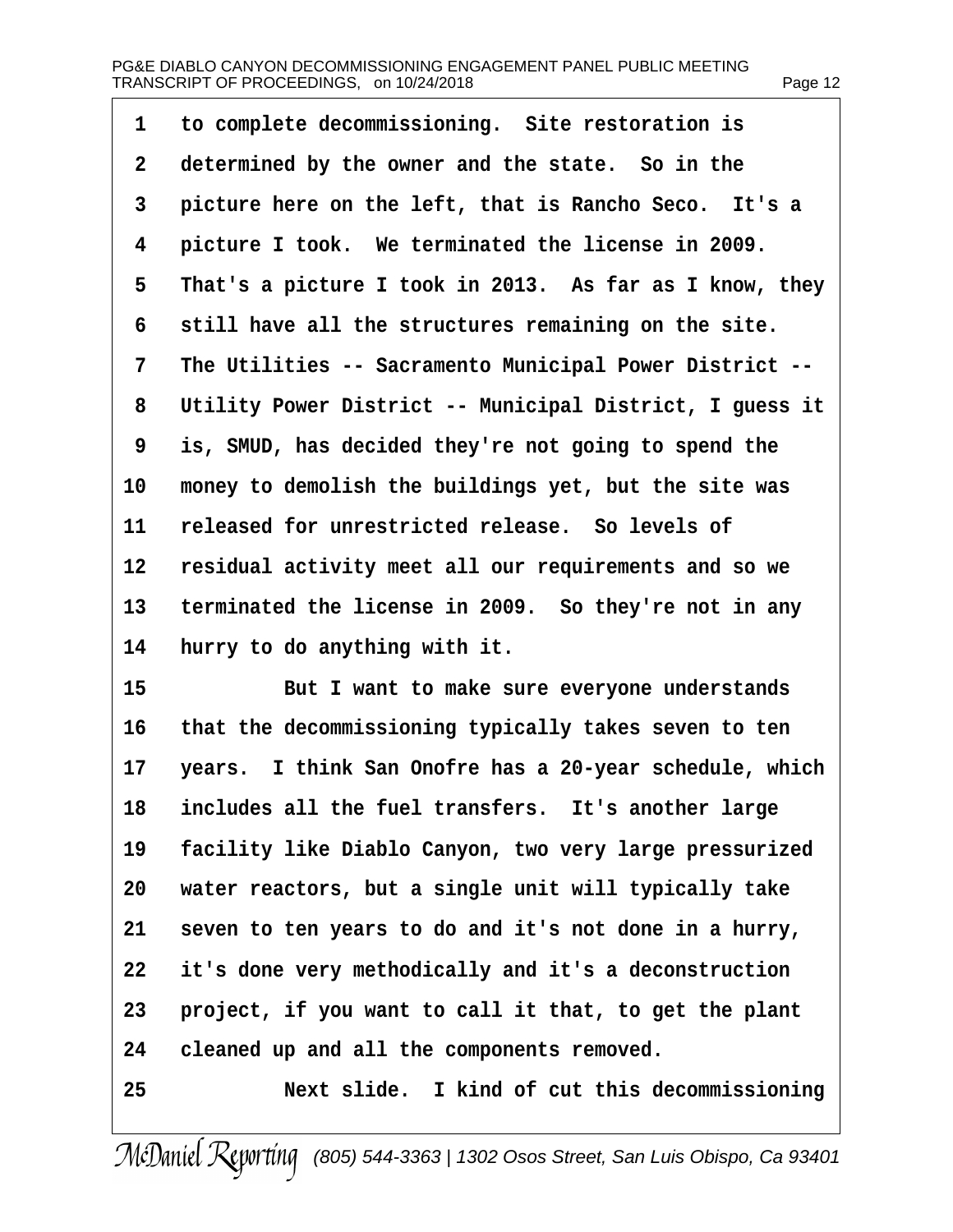1 to complete decommissioning. Site restoration is
2 determined by the owner and the state. So in the
3 picture here on the left, that is Rancho Seco. It's a
4 picture I took. We terminated the license in 2009.
5 That's a picture I took in 2013. As far as I know, they
6 still have all the structures remaining on the site.
7 The Utilities -- Sacramento Municipal Power District --
8 Utility Power District -- Municipal District, I guess it
9 is, SMUD, has decided they're not going to spend the
10 money to demolish the buildings yet, but the site was
11 released for unrestricted release. So levels of
12 residual activity meet all our requirements and so we
13 terminated the license in 2009. So they're not in any
14 hurry to do anything with it.
15 But I want to make sure everyone understands
16 that the decommissioning typically takes seven to ten
17 years. I think San Onofre has a 20-year schedule, which
18 includes all the fuel transfers. It's another large
19 facility like Diablo Canyon, two very large pressurized
20 water reactors, but a single unit will typically take
21 seven to ten years to do and it's not done in a hurry,
22 it's done very methodically and it's a deconstruction
23 project, if you want to call it that, to get the plant
24 cleaned up and all the components removed.
25 Next slide. I kind of cut this decommissioning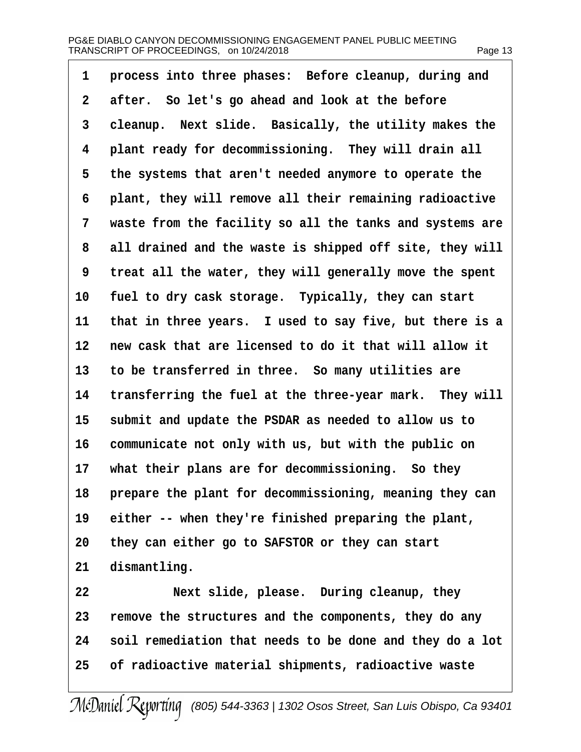1 process into three phases: Before cleanup, during and
2 after. So let's go ahead and look at the before
3 cleanup. Next slide. Basically, the utility makes the
4 plant ready for decommissioning. They will drain all
5 the systems that aren't needed anymore to operate the
6 plant, they will remove all their remaining radioactive
7 waste from the facility so all the tanks and systems are
8 all drained and the waste is shipped off site, they will
9 treat all the water, they will generally move the spent
10 fuel to dry cask storage. Typically, they can start
11 that in three years. I used to say five, but there is a
12 new cask that are licensed to do it that will allow it
13 to be transferred in three. So many utilities are
14 transferring the fuel at the three-year mark. They will
15 submit and update the PSDAR as needed to allow us to
16 communicate not only with us, but with the public on
17 what their plans are for decommissioning. So they
18 prepare the plant for decommissioning, meaning they can
19 either -- when they're finished preparing the plant,
20 they can either go to SAFSTOR or they can start
21 dismantling.
22 Next slide, please. During cleanup, they
23 remove the structures and the components, they do any
24 soil remediation that needs to be done and they do a lot
25 of radioactive material shipments, radioactive waste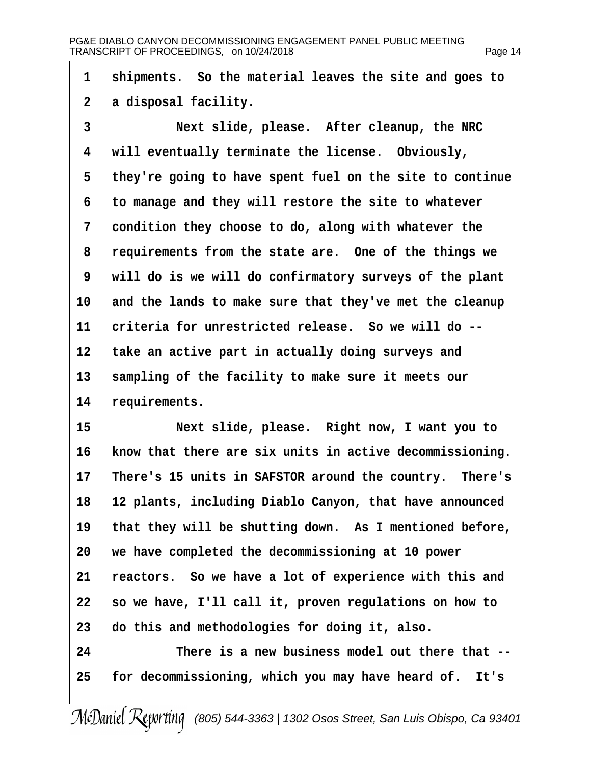shipments. So the material leaves the site and goes to a disposal facility.

Next slide, please. After cleanup, the NRC will eventually terminate the license. Obviously, they're going to have spent fuel on the site to continue to manage and they will restore the site to whatever condition they choose to do, along with whatever the requirements from the state are. One of the things we will do is we will do confirmatory surveys of the plant and the lands to make sure that they've met the cleanup criteria for unrestricted release. So we will do -- take an active part in actually doing surveys and sampling of the facility to make sure it meets our requirements.

Next slide, please. Right now, I want you to know that there are six units in active decommissioning. There's 15 units in SAFSTOR around the country. There's 12 plants, including Diablo Canyon, that have announced that they will be shutting down. As I mentioned before, we have completed the decommissioning at 10 power reactors. So we have a lot of experience with this and so we have, I'll call it, proven regulations on how to do this and methodologies for doing it, also.

There is a new business model out there that -- for decommissioning, which you may have heard of. It's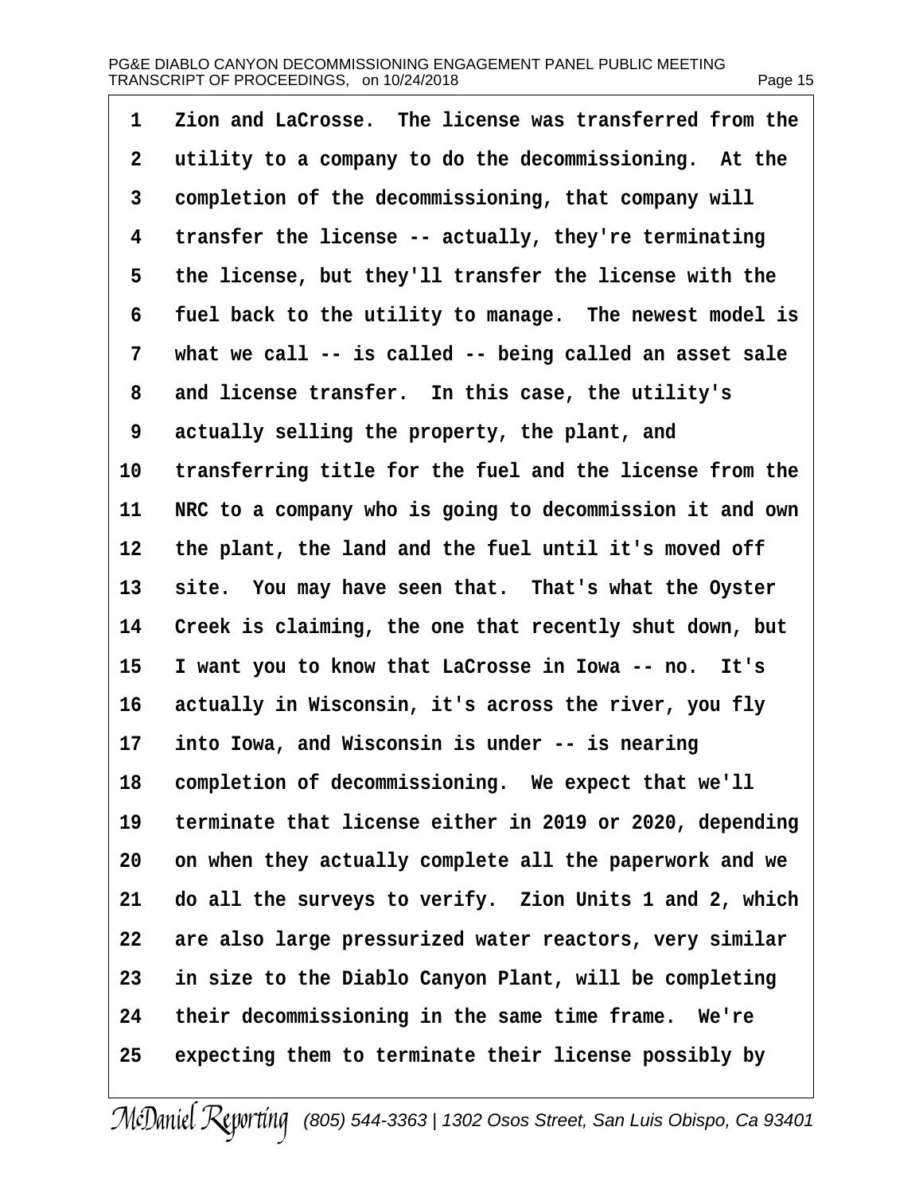Zion and LaCrosse. The license was transferred from the utility to a company to do the decommissioning. At the completion of the decommissioning, that company will transfer the license -- actually, they're terminating the license, but they'll transfer the license with the fuel back to the utility to manage. The newest model is what we call -- is called -- being called an asset sale and license transfer. In this case, the utility's actually selling the property, the plant, and transferring title for the fuel and the license from the NRC to a company who is going to decommission it and own the plant, the land and the fuel until it's moved off site. You may have seen that. That's what the Oyster Creek is claiming, the one that recently shut down, but I want you to know that LaCrosse in Iowa -- no. It's actually in Wisconsin, it's across the river, you fly into Iowa, and Wisconsin is under -- is nearing completion of decommissioning. We expect that we'll terminate that license either in 2019 or 2020, depending on when they actually complete all the paperwork and we do all the surveys to verify. Zion Units 1 and 2, which are also large pressurized water reactors, very similar in size to the Diablo Canyon Plant, will be completing their decommissioning in the same time frame. We're expecting them to terminate their license possibly by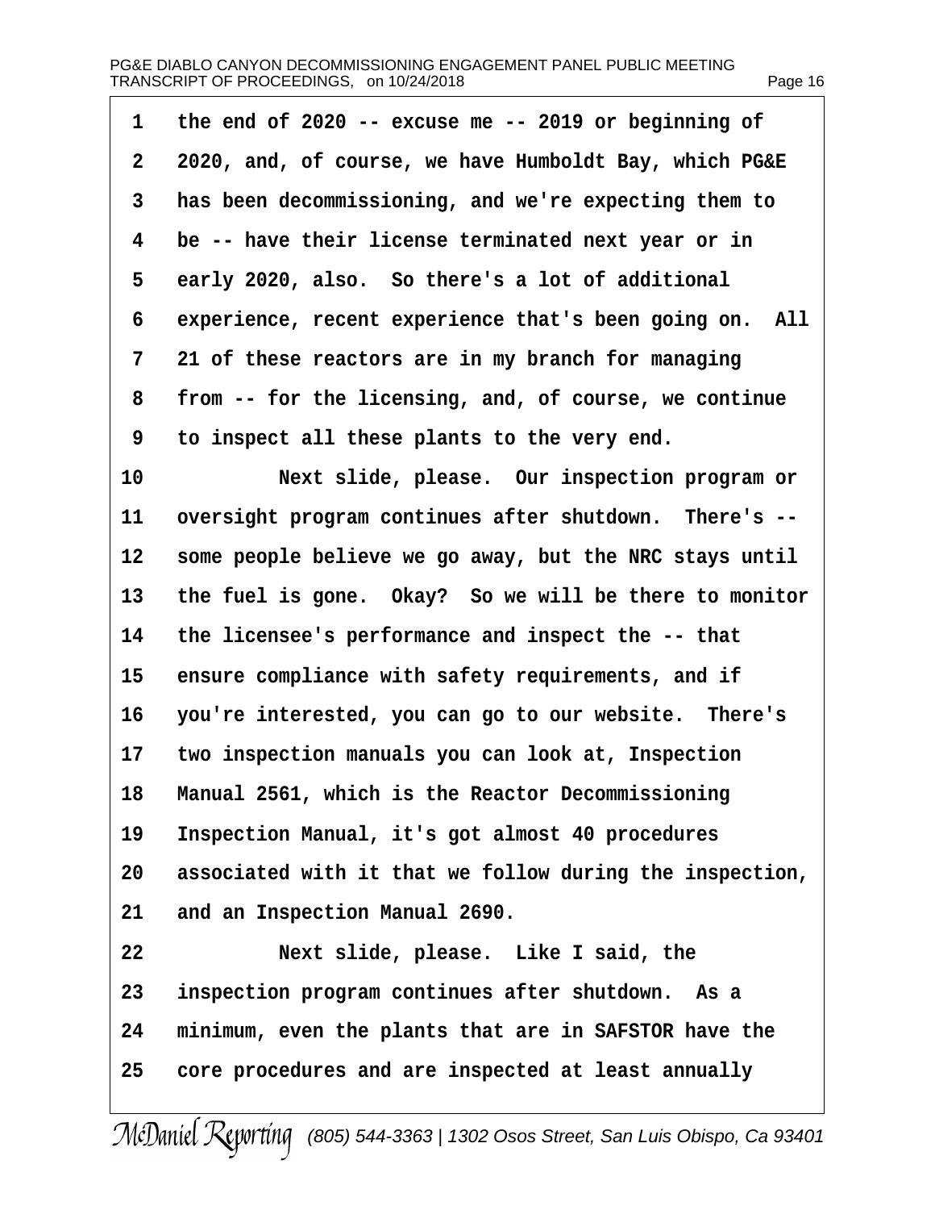1 the end of 2020 -- excuse me -- 2019 or beginning of
2 2020, and, of course, we have Humboldt Bay, which PG&E
3 has been decommissioning, and we're expecting them to
4 be -- have their license terminated next year or in
5 early 2020, also. So there's a lot of additional
6 experience, recent experience that's been going on. All
7 21 of these reactors are in my branch for managing
8 from -- for the licensing, and, of course, we continue
9 to inspect all these plants to the very end.
10 Next slide, please. Our inspection program or
11 oversight program continues after shutdown. There's --
12 some people believe we go away, but the NRC stays until
13 the fuel is gone. Okay? So we will be there to monitor
14 the licensee's performance and inspect the -- that
15 ensure compliance with safety requirements, and if
16 you're interested, you can go to our website. There's
17 two inspection manuals you can look at, Inspection
18 Manual 2561, which is the Reactor Decommissioning
19 Inspection Manual, it's got almost 40 procedures
20 associated with it that we follow during the inspection,
21 and an Inspection Manual 2690.
22 Next slide, please. Like I said, the
23 inspection program continues after shutdown. As a
24 minimum, even the plants that are in SAFSTOR have the
25 core procedures and are inspected at least annually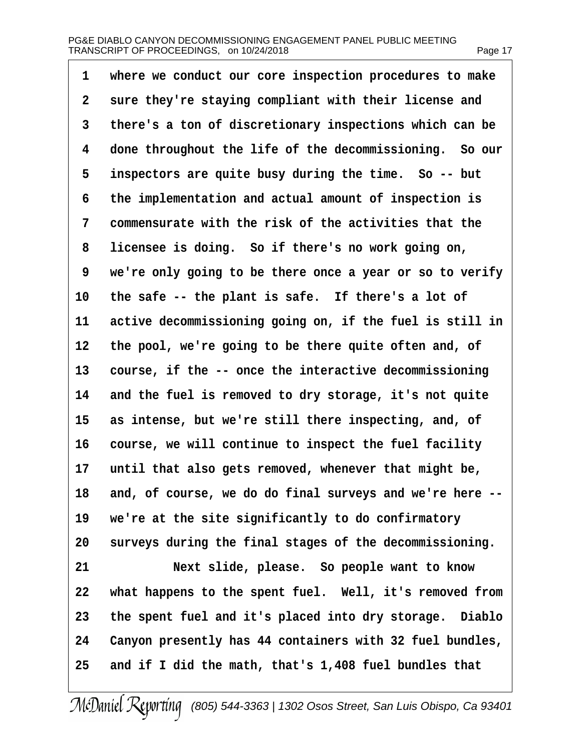where we conduct our core inspection procedures to make sure they're staying compliant with their license and there's a ton of discretionary inspections which can be done throughout the life of the decommissioning. So our inspectors are quite busy during the time. So -- but the implementation and actual amount of inspection is commensurate with the risk of the activities that the licensee is doing. So if there's no work going on, we're only going to be there once a year or so to verify the safe -- the plant is safe. If there's a lot of active decommissioning going on, if the fuel is still in the pool, we're going to be there quite often and, of course, if the -- once the interactive decommissioning and the fuel is removed to dry storage, it's not quite as intense, but we're still there inspecting, and, of course, we will continue to inspect the fuel facility until that also gets removed, whenever that might be, and, of course, we do do final surveys and we're here -- we're at the site significantly to do confirmatory surveys during the final stages of the decommissioning.

Next slide, please. So people want to know what happens to the spent fuel. Well, it's removed from the spent fuel and it's placed into dry storage. Diablo Canyon presently has 44 containers with 32 fuel bundles, and if I did the math, that's 1,408 fuel bundles that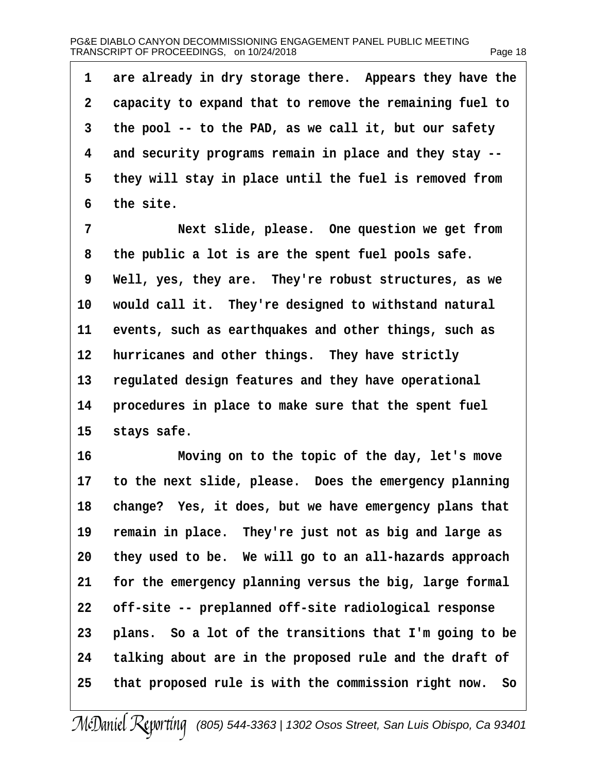are already in dry storage there.  Appears they have the capacity to expand that to remove the remaining fuel to the pool -- to the PAD, as we call it, but our safety and security programs remain in place and they stay -- they will stay in place until the fuel is removed from the site.

Next slide, please.  One question we get from the public a lot is are the spent fuel pools safe. Well, yes, they are.  They're robust structures, as we would call it.  They're designed to withstand natural events, such as earthquakes and other things, such as hurricanes and other things.  They have strictly regulated design features and they have operational procedures in place to make sure that the spent fuel stays safe.

Moving on to the topic of the day, let's move to the next slide, please.  Does the emergency planning change?  Yes, it does, but we have emergency plans that remain in place.  They're just not as big and large as they used to be.  We will go to an all-hazards approach for the emergency planning versus the big, large formal off-site -- preplanned off-site radiological response plans.  So a lot of the transitions that I'm going to be talking about are in the proposed rule and the draft of that proposed rule is with the commission right now.  So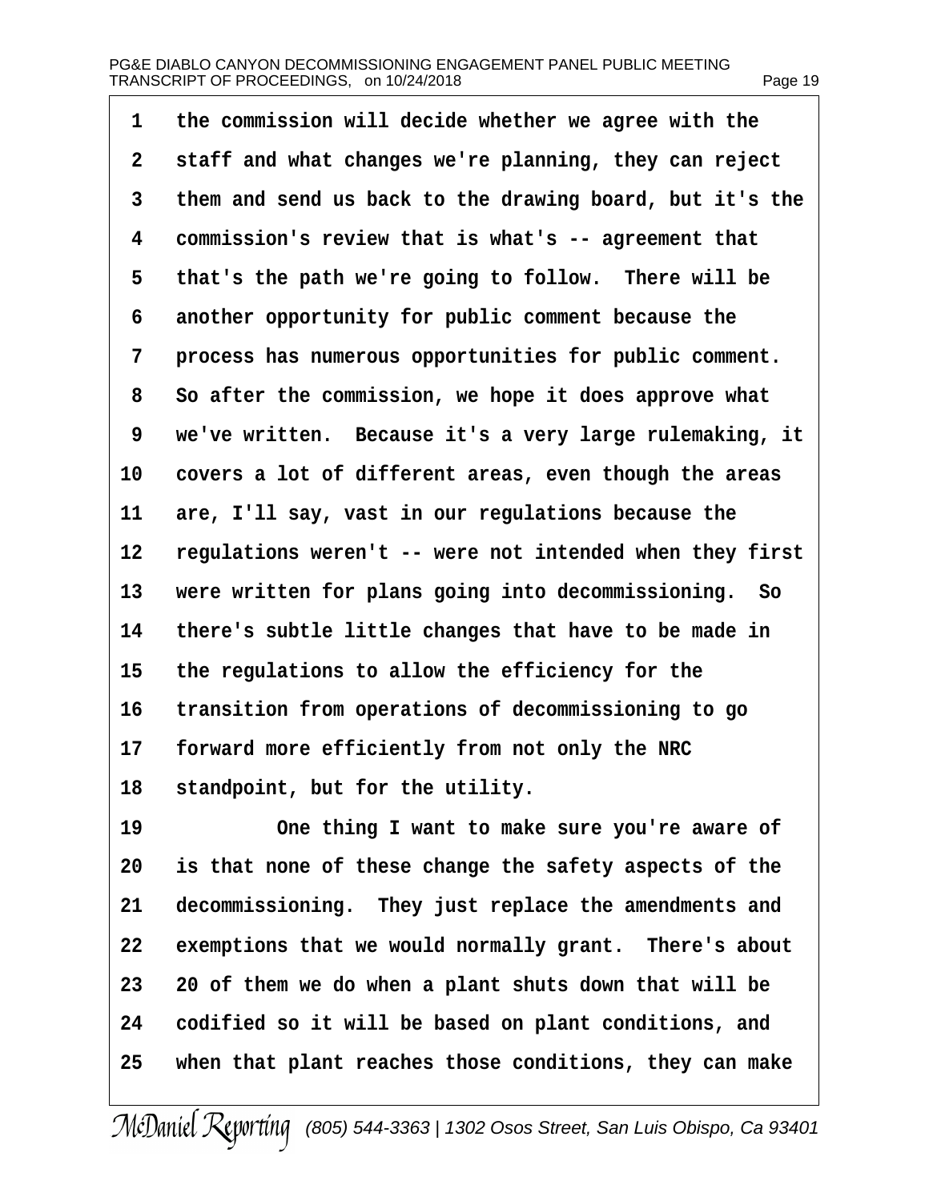1 the commission will decide whether we agree with the
2 staff and what changes we're planning, they can reject
3 them and send us back to the drawing board, but it's the
4 commission's review that is what's -- agreement that
5 that's the path we're going to follow. There will be
6 another opportunity for public comment because the
7 process has numerous opportunities for public comment.
8 So after the commission, we hope it does approve what
9 we've written. Because it's a very large rulemaking, it
10 covers a lot of different areas, even though the areas
11 are, I'll say, vast in our regulations because the
12 regulations weren't -- were not intended when they first
13 were written for plans going into decommissioning. So
14 there's subtle little changes that have to be made in
15 the regulations to allow the efficiency for the
16 transition from operations of decommissioning to go
17 forward more efficiently from not only the NRC
18 standpoint, but for the utility.
19 One thing I want to make sure you're aware of
20 is that none of these change the safety aspects of the
21 decommissioning. They just replace the amendments and
22 exemptions that we would normally grant. There's about
23 20 of them we do when a plant shuts down that will be
24 codified so it will be based on plant conditions, and
25 when that plant reaches those conditions, they can make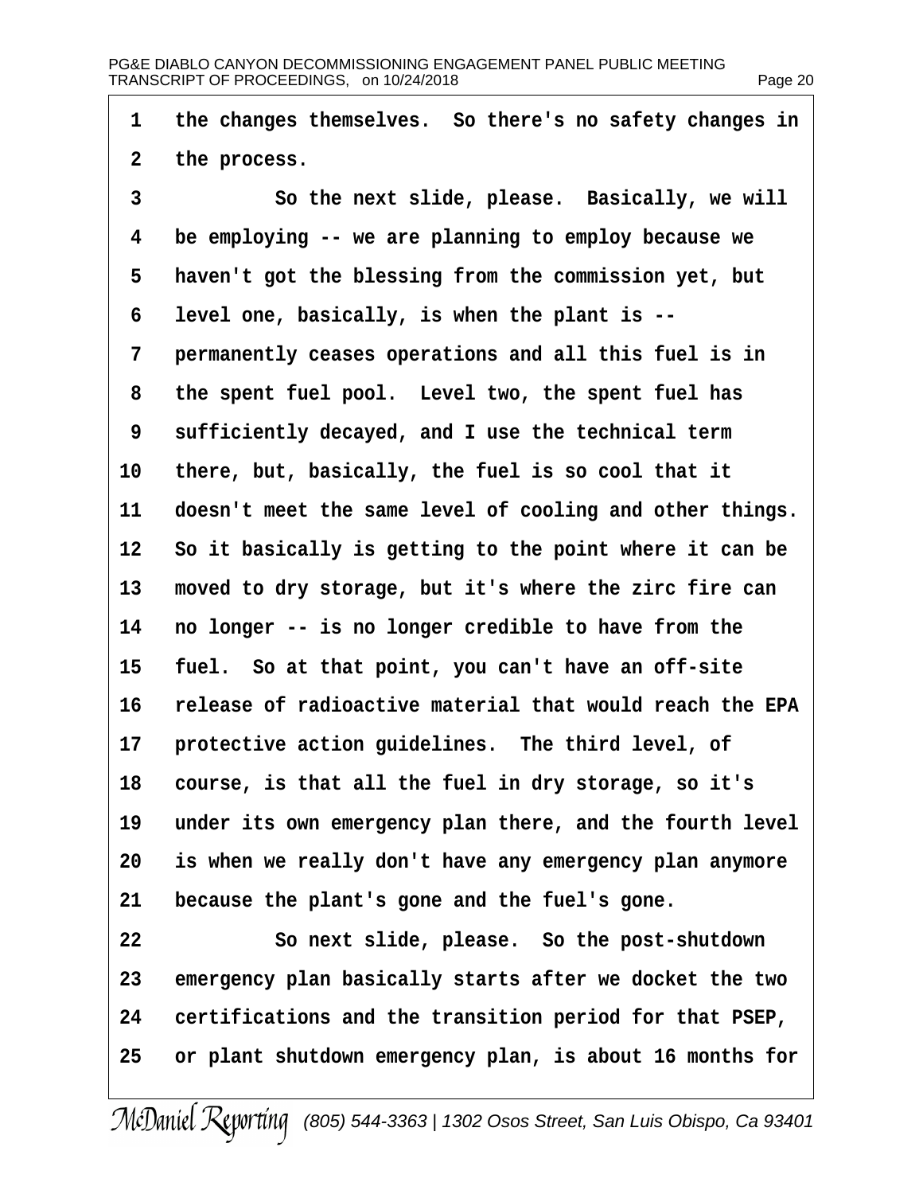1 the changes themselves. So there's no safety changes in
2 the process.
3 So the next slide, please. Basically, we will
4 be employing -- we are planning to employ because we
5 haven't got the blessing from the commission yet, but
6 level one, basically, is when the plant is --
7 permanently ceases operations and all this fuel is in
8 the spent fuel pool. Level two, the spent fuel has
9 sufficiently decayed, and I use the technical term
10 there, but, basically, the fuel is so cool that it
11 doesn't meet the same level of cooling and other things.
12 So it basically is getting to the point where it can be
13 moved to dry storage, but it's where the zirc fire can
14 no longer -- is no longer credible to have from the
15 fuel. So at that point, you can't have an off-site
16 release of radioactive material that would reach the EPA
17 protective action guidelines. The third level, of
18 course, is that all the fuel in dry storage, so it's
19 under its own emergency plan there, and the fourth level
20 is when we really don't have any emergency plan anymore
21 because the plant's gone and the fuel's gone.
22 So next slide, please. So the post-shutdown
23 emergency plan basically starts after we docket the two
24 certifications and the transition period for that PSEP,
25 or plant shutdown emergency plan, is about 16 months for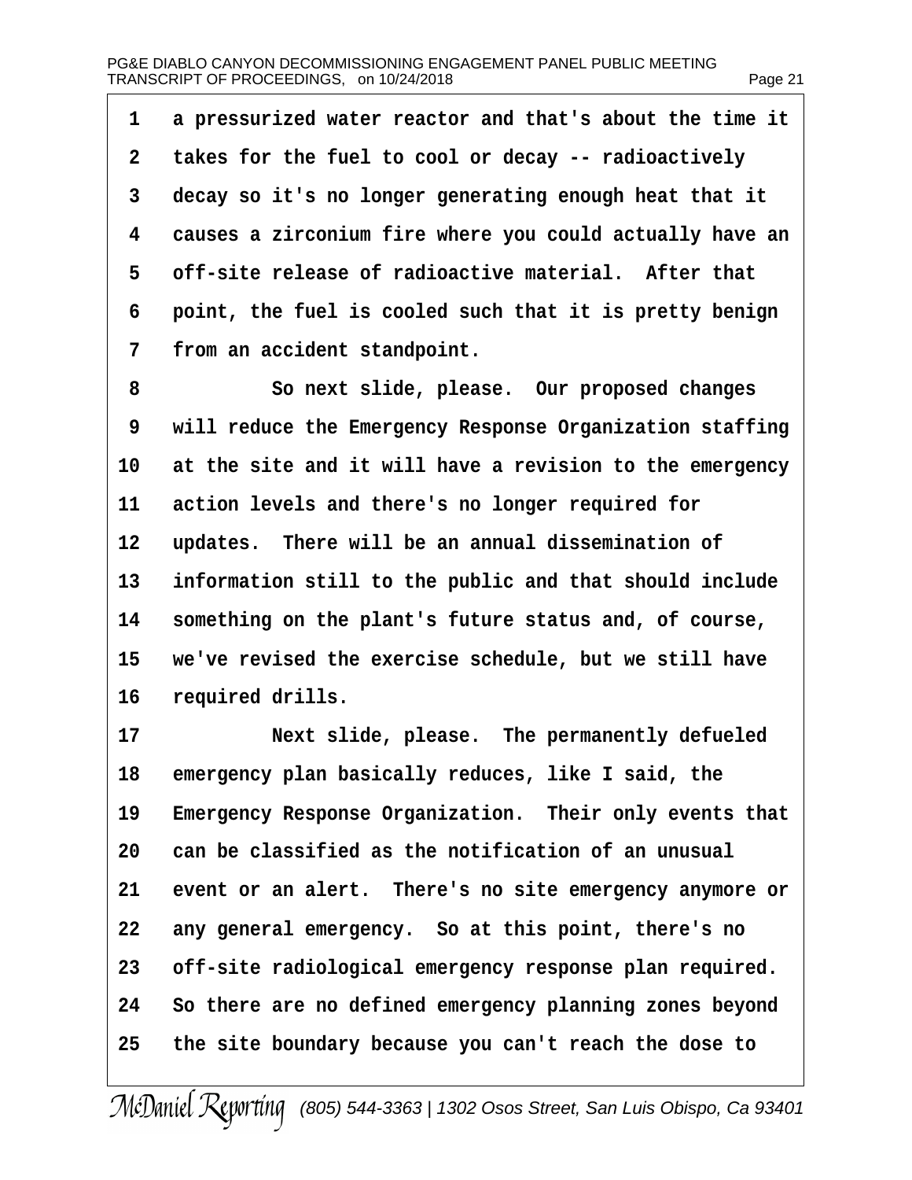1 a pressurized water reactor and that's about the time it
2 takes for the fuel to cool or decay -- radioactively
3 decay so it's no longer generating enough heat that it
4 causes a zirconium fire where you could actually have an
5 off-site release of radioactive material. After that
6 point, the fuel is cooled such that it is pretty benign
7 from an accident standpoint.

8 So next slide, please. Our proposed changes
9 will reduce the Emergency Response Organization staffing
10 at the site and it will have a revision to the emergency
11 action levels and there's no longer required for
12 updates. There will be an annual dissemination of
13 information still to the public and that should include
14 something on the plant's future status and, of course,
15 we've revised the exercise schedule, but we still have
16 required drills.

17 Next slide, please. The permanently defueled
18 emergency plan basically reduces, like I said, the
19 Emergency Response Organization. Their only events that
20 can be classified as the notification of an unusual
21 event or an alert. There's no site emergency anymore or
22 any general emergency. So at this point, there's no
23 off-site radiological emergency response plan required.
24 So there are no defined emergency planning zones beyond
25 the site boundary because you can't reach the dose to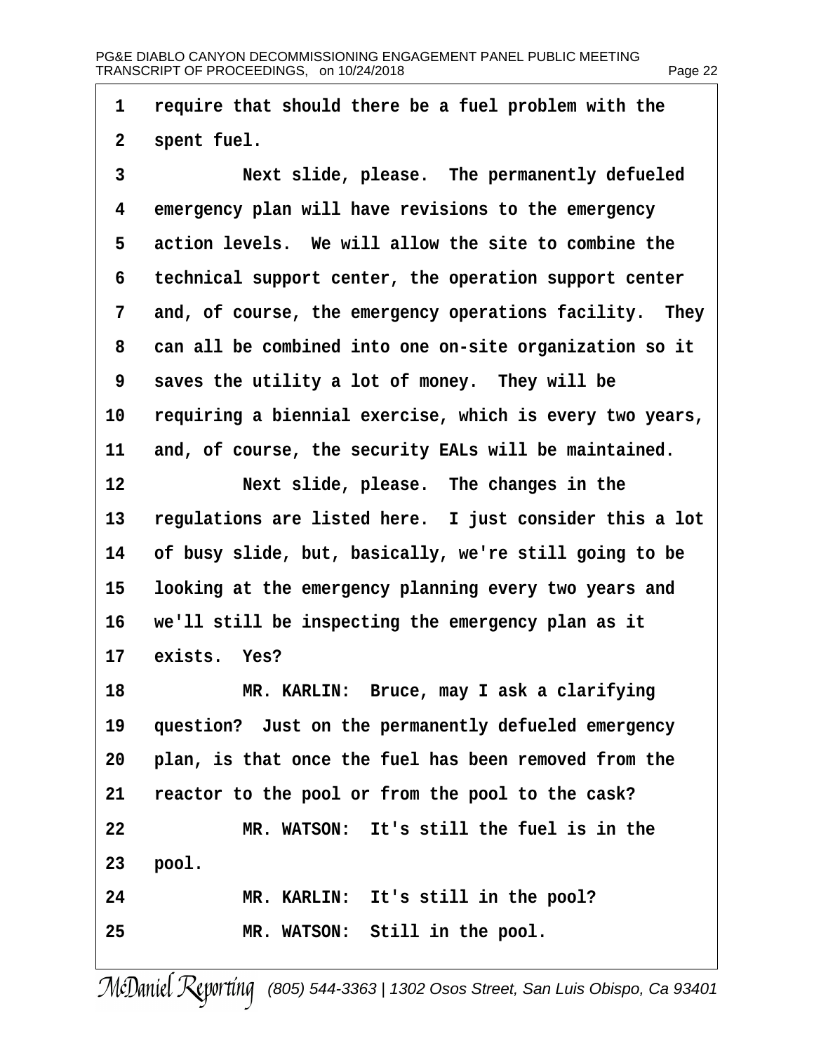require that should there be a fuel problem with the spent fuel.

Next slide, please. The permanently defueled emergency plan will have revisions to the emergency action levels. We will allow the site to combine the technical support center, the operation support center and, of course, the emergency operations facility. They can all be combined into one on-site organization so it saves the utility a lot of money. They will be requiring a biennial exercise, which is every two years, and, of course, the security EALs will be maintained.

Next slide, please. The changes in the regulations are listed here. I just consider this a lot of busy slide, but, basically, we're still going to be looking at the emergency planning every two years and we'll still be inspecting the emergency plan as it exists. Yes?

MR. KARLIN: Bruce, may I ask a clarifying question? Just on the permanently defueled emergency plan, is that once the fuel has been removed from the reactor to the pool or from the pool to the cask?

MR. WATSON: It's still the fuel is in the pool.

MR. KARLIN: It's still in the pool?

MR. WATSON: Still in the pool.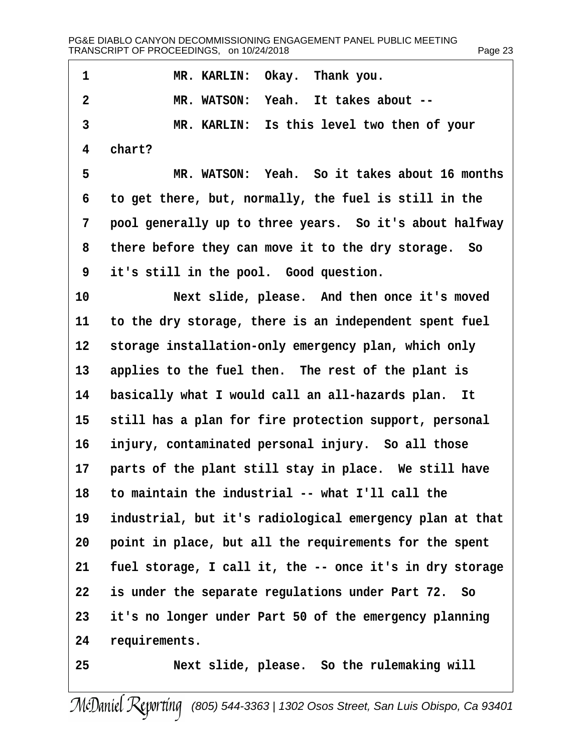MR. KARLIN: Okay. Thank you.

MR. WATSON: Yeah. It takes about --

MR. KARLIN: Is this level two then of your chart?

MR. WATSON: Yeah. So it takes about 16 months to get there, but, normally, the fuel is still in the pool generally up to three years. So it's about halfway there before they can move it to the dry storage. So it's still in the pool. Good question.

Next slide, please. And then once it's moved to the dry storage, there is an independent spent fuel storage installation-only emergency plan, which only applies to the fuel then. The rest of the plant is basically what I would call an all-hazards plan. It still has a plan for fire protection support, personal injury, contaminated personal injury. So all those parts of the plant still stay in place. We still have to maintain the industrial -- what I'll call the industrial, but it's radiological emergency plan at that point in place, but all the requirements for the spent fuel storage, I call it, the -- once it's in dry storage is under the separate regulations under Part 72. So it's no longer under Part 50 of the emergency planning requirements.

Next slide, please. So the rulemaking will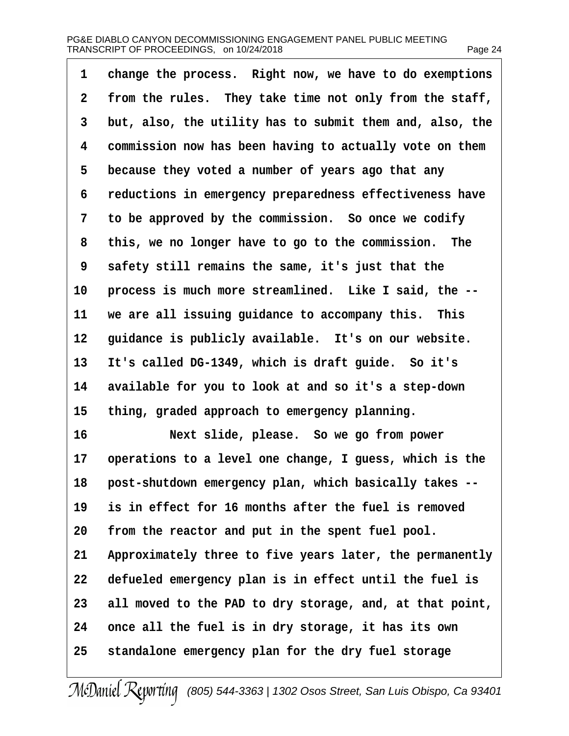1 change the process. Right now, we have to do exemptions
2 from the rules. They take time not only from the staff,
3 but, also, the utility has to submit them and, also, the
4 commission now has been having to actually vote on them
5 because they voted a number of years ago that any
6 reductions in emergency preparedness effectiveness have
7 to be approved by the commission. So once we codify
8 this, we no longer have to go to the commission. The
9 safety still remains the same, it's just that the
10 process is much more streamlined. Like I said, the --
11 we are all issuing guidance to accompany this. This
12 guidance is publicly available. It's on our website.
13 It's called DG-1349, which is draft guide. So it's
14 available for you to look at and so it's a step-down
15 thing, graded approach to emergency planning.
16 Next slide, please. So we go from power
17 operations to a level one change, I guess, which is the
18 post-shutdown emergency plan, which basically takes --
19 is in effect for 16 months after the fuel is removed
20 from the reactor and put in the spent fuel pool.
21 Approximately three to five years later, the permanently
22 defueled emergency plan is in effect until the fuel is
23 all moved to the PAD to dry storage, and, at that point,
24 once all the fuel is in dry storage, it has its own
25 standalone emergency plan for the dry fuel storage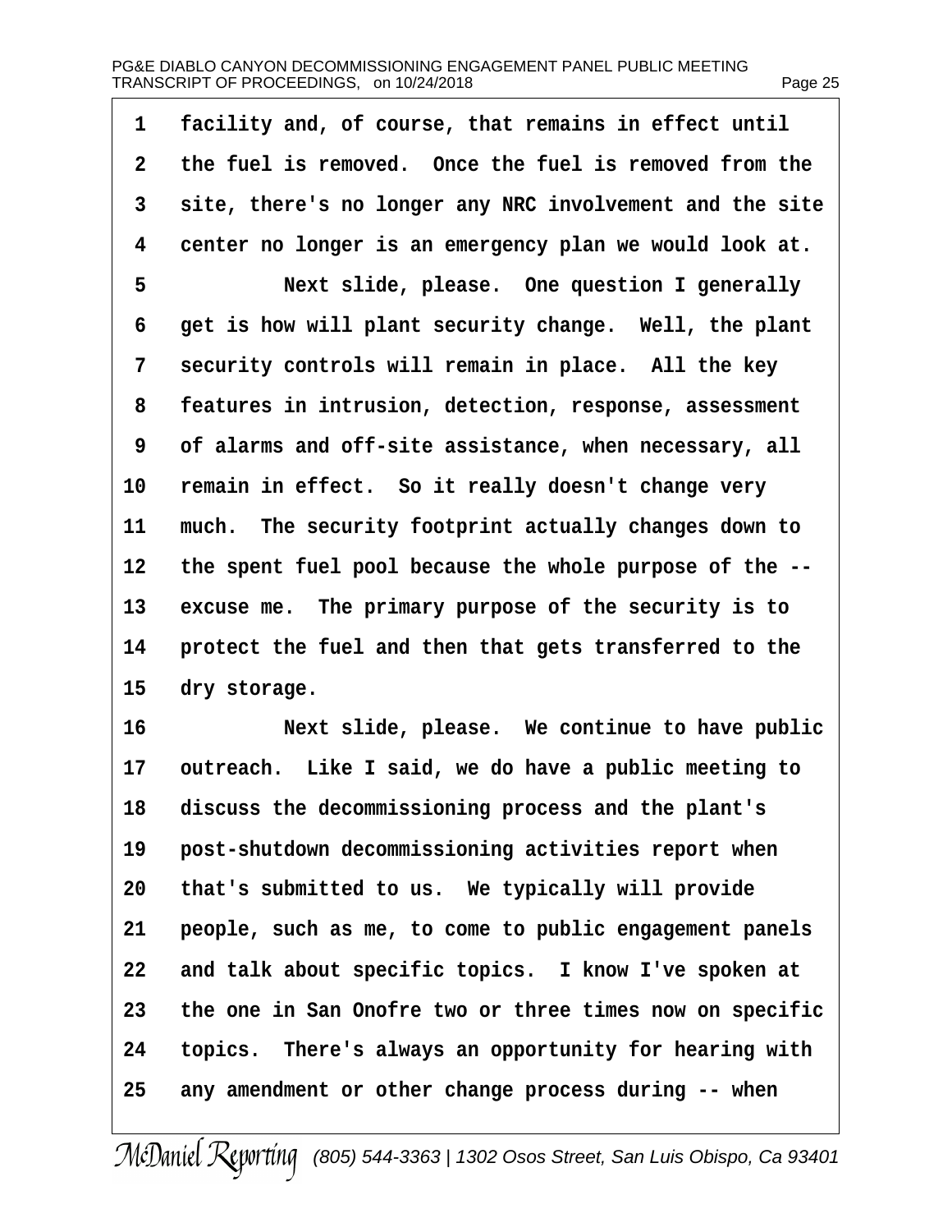1 facility and, of course, that remains in effect until
2 the fuel is removed. Once the fuel is removed from the
3 site, there's no longer any NRC involvement and the site
4 center no longer is an emergency plan we would look at.
5 Next slide, please. One question I generally
6 get is how will plant security change. Well, the plant
7 security controls will remain in place. All the key
8 features in intrusion, detection, response, assessment
9 of alarms and off-site assistance, when necessary, all
10 remain in effect. So it really doesn't change very
11 much. The security footprint actually changes down to
12 the spent fuel pool because the whole purpose of the --
13 excuse me. The primary purpose of the security is to
14 protect the fuel and then that gets transferred to the
15 dry storage.
16 Next slide, please. We continue to have public
17 outreach. Like I said, we do have a public meeting to
18 discuss the decommissioning process and the plant's
19 post-shutdown decommissioning activities report when
20 that's submitted to us. We typically will provide
21 people, such as me, to come to public engagement panels
22 and talk about specific topics. I know I've spoken at
23 the one in San Onofre two or three times now on specific
24 topics. There's always an opportunity for hearing with
25 any amendment or other change process during -- when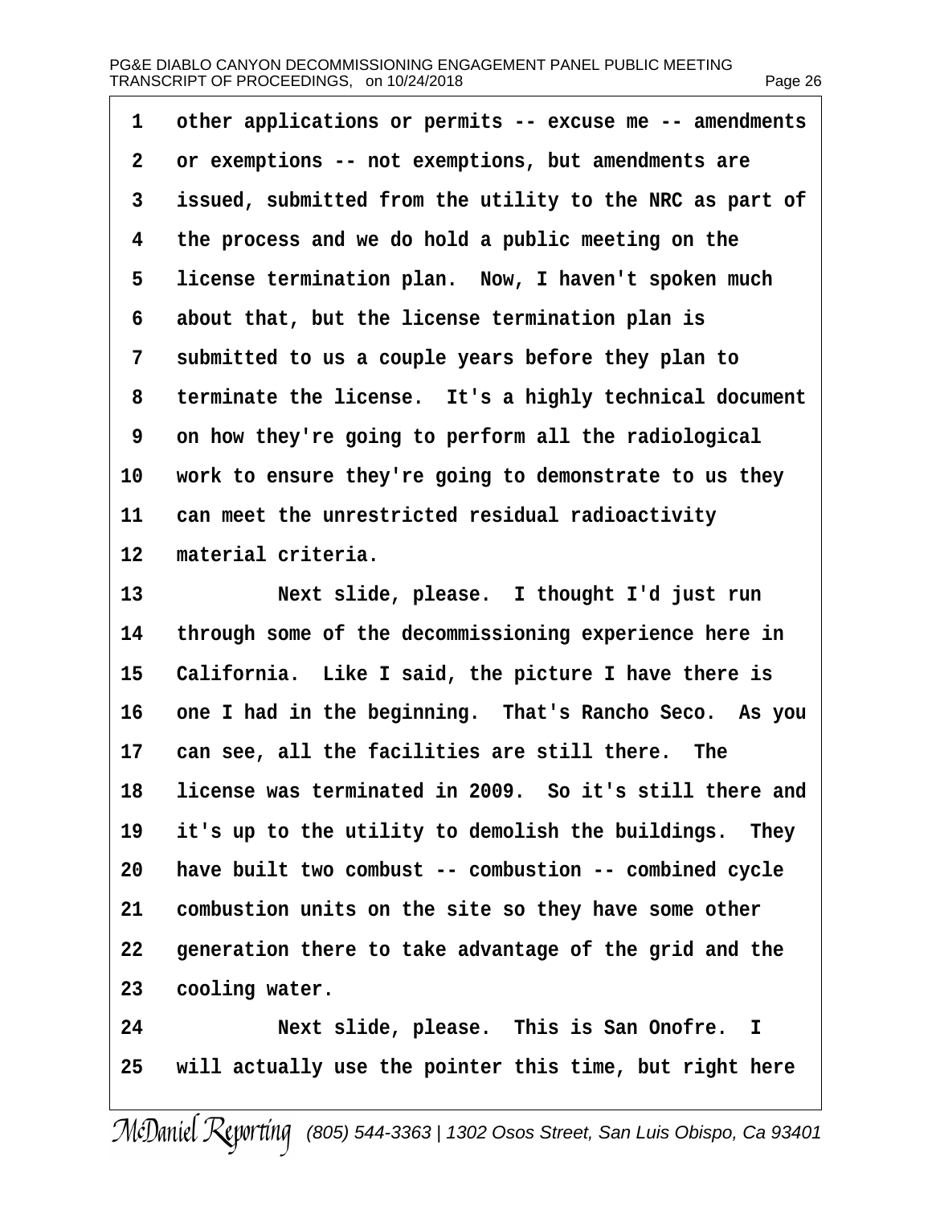1 other applications or permits -- excuse me -- amendments
2 or exemptions -- not exemptions, but amendments are
3 issued, submitted from the utility to the NRC as part of
4 the process and we do hold a public meeting on the
5 license termination plan. Now, I haven't spoken much
6 about that, but the license termination plan is
7 submitted to us a couple years before they plan to
8 terminate the license. It's a highly technical document
9 on how they're going to perform all the radiological
10 work to ensure they're going to demonstrate to us they
11 can meet the unrestricted residual radioactivity
12 material criteria.
13 Next slide, please. I thought I'd just run
14 through some of the decommissioning experience here in
15 California. Like I said, the picture I have there is
16 one I had in the beginning. That's Rancho Seco. As you
17 can see, all the facilities are still there. The
18 license was terminated in 2009. So it's still there and
19 it's up to the utility to demolish the buildings. They
20 have built two combust -- combustion -- combined cycle
21 combustion units on the site so they have some other
22 generation there to take advantage of the grid and the
23 cooling water.
24 Next slide, please. This is San Onofre. I
25 will actually use the pointer this time, but right here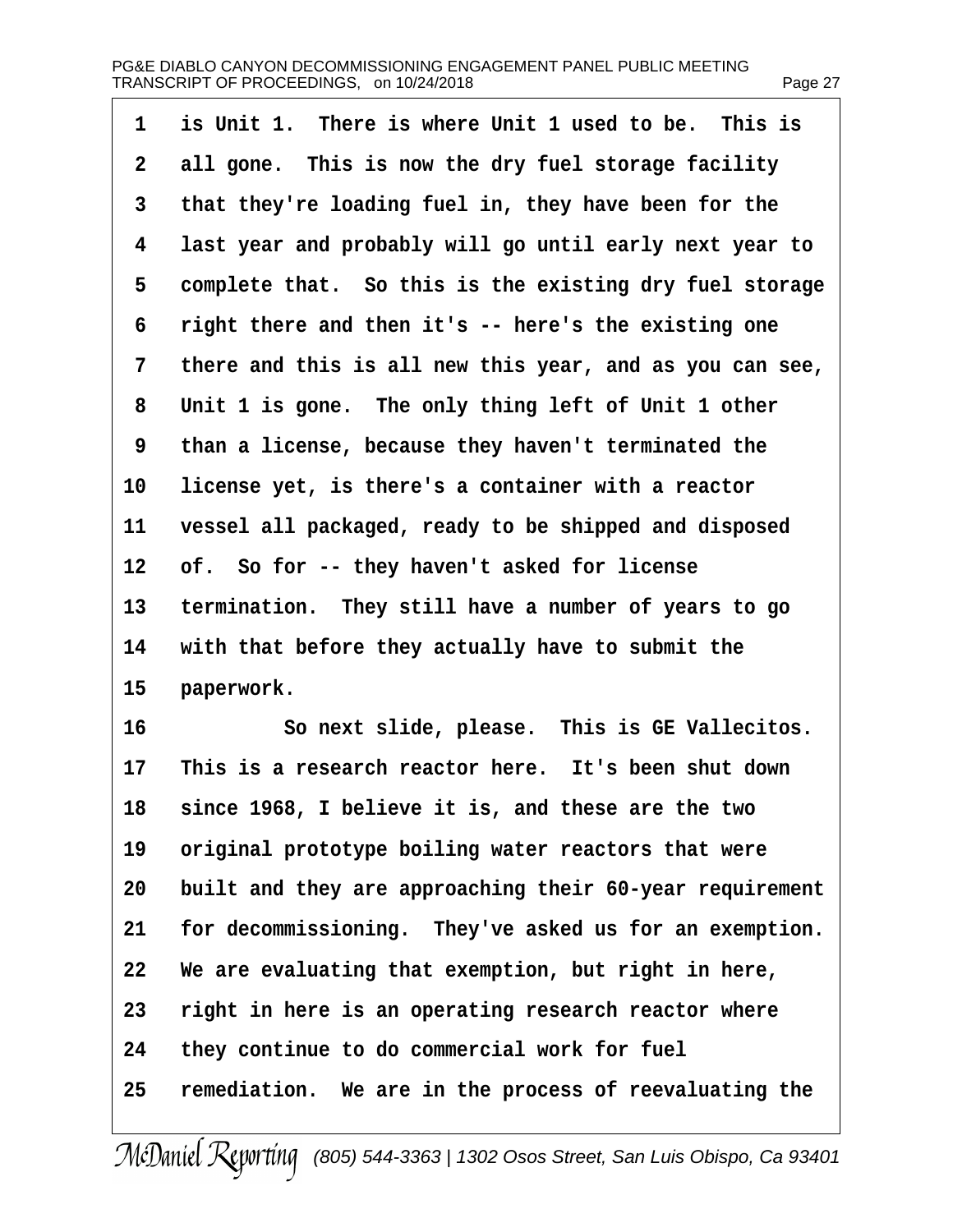1 is Unit 1. There is where Unit 1 used to be. This is
2 all gone. This is now the dry fuel storage facility
3 that they're loading fuel in, they have been for the
4 last year and probably will go until early next year to
5 complete that. So this is the existing dry fuel storage
6 right there and then it's -- here's the existing one
7 there and this is all new this year, and as you can see,
8 Unit 1 is gone. The only thing left of Unit 1 other
9 than a license, because they haven't terminated the
10 license yet, is there's a container with a reactor
11 vessel all packaged, ready to be shipped and disposed
12 of. So for -- they haven't asked for license
13 termination. They still have a number of years to go
14 with that before they actually have to submit the
15 paperwork.
16 So next slide, please. This is GE Vallecitos.
17 This is a research reactor here. It's been shut down
18 since 1968, I believe it is, and these are the two
19 original prototype boiling water reactors that were
20 built and they are approaching their 60-year requirement
21 for decommissioning. They've asked us for an exemption.
22 We are evaluating that exemption, but right in here,
23 right in here is an operating research reactor where
24 they continue to do commercial work for fuel
25 remediation. We are in the process of reevaluating the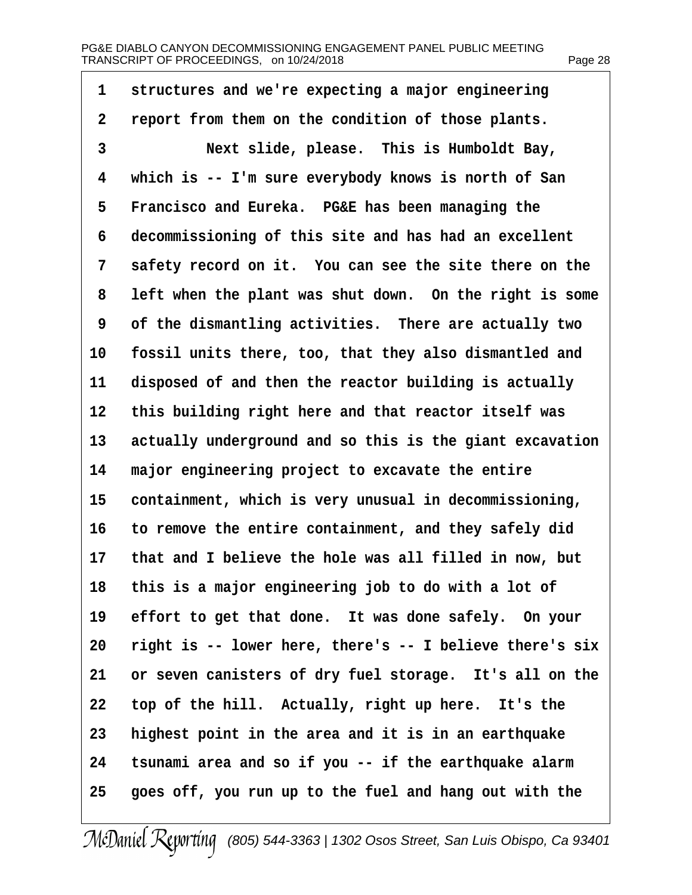1 structures and we're expecting a major engineering
2 report from them on the condition of those plants.
3 Next slide, please. This is Humboldt Bay,
4 which is -- I'm sure everybody knows is north of San
5 Francisco and Eureka. PG&E has been managing the
6 decommissioning of this site and has had an excellent
7 safety record on it. You can see the site there on the
8 left when the plant was shut down. On the right is some
9 of the dismantling activities. There are actually two
10 fossil units there, too, that they also dismantled and
11 disposed of and then the reactor building is actually
12 this building right here and that reactor itself was
13 actually underground and so this is the giant excavation
14 major engineering project to excavate the entire
15 containment, which is very unusual in decommissioning,
16 to remove the entire containment, and they safely did
17 that and I believe the hole was all filled in now, but
18 this is a major engineering job to do with a lot of
19 effort to get that done. It was done safely. On your
20 right is -- lower here, there's -- I believe there's six
21 or seven canisters of dry fuel storage. It's all on the
22 top of the hill. Actually, right up here. It's the
23 highest point in the area and it is in an earthquake
24 tsunami area and so if you -- if the earthquake alarm
25 goes off, you run up to the fuel and hang out with the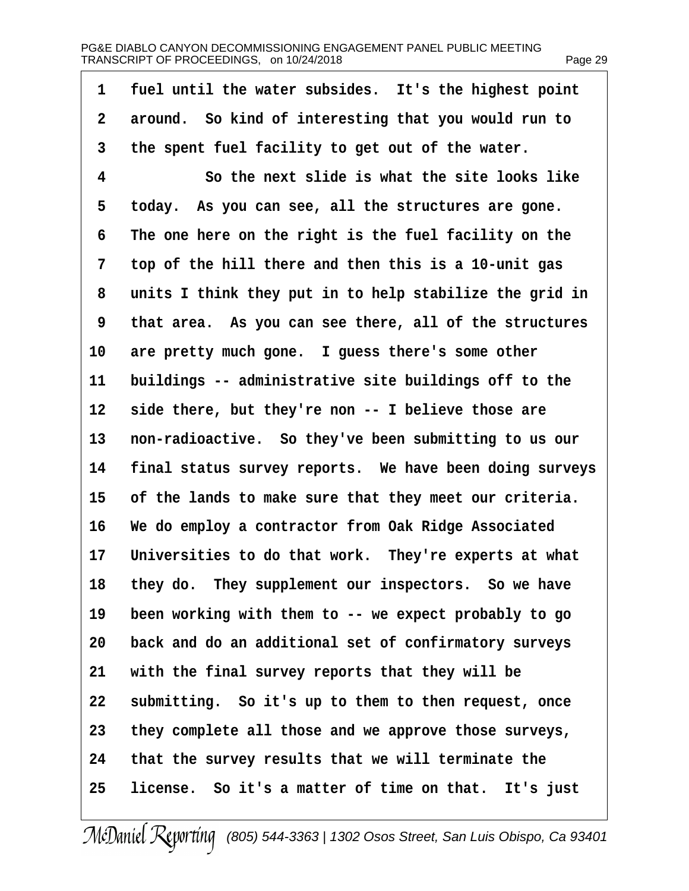1 fuel until the water subsides. It's the highest point
2 around. So kind of interesting that you would run to
3 the spent fuel facility to get out of the water.
4 So the next slide is what the site looks like
5 today. As you can see, all the structures are gone.
6 The one here on the right is the fuel facility on the
7 top of the hill there and then this is a 10-unit gas
8 units I think they put in to help stabilize the grid in
9 that area. As you can see there, all of the structures
10 are pretty much gone. I guess there's some other
11 buildings -- administrative site buildings off to the
12 side there, but they're non -- I believe those are
13 non-radioactive. So they've been submitting to us our
14 final status survey reports. We have been doing surveys
15 of the lands to make sure that they meet our criteria.
16 We do employ a contractor from Oak Ridge Associated
17 Universities to do that work. They're experts at what
18 they do. They supplement our inspectors. So we have
19 been working with them to -- we expect probably to go
20 back and do an additional set of confirmatory surveys
21 with the final survey reports that they will be
22 submitting. So it's up to them to then request, once
23 they complete all those and we approve those surveys,
24 that the survey results that we will terminate the
25 license. So it's a matter of time on that. It's just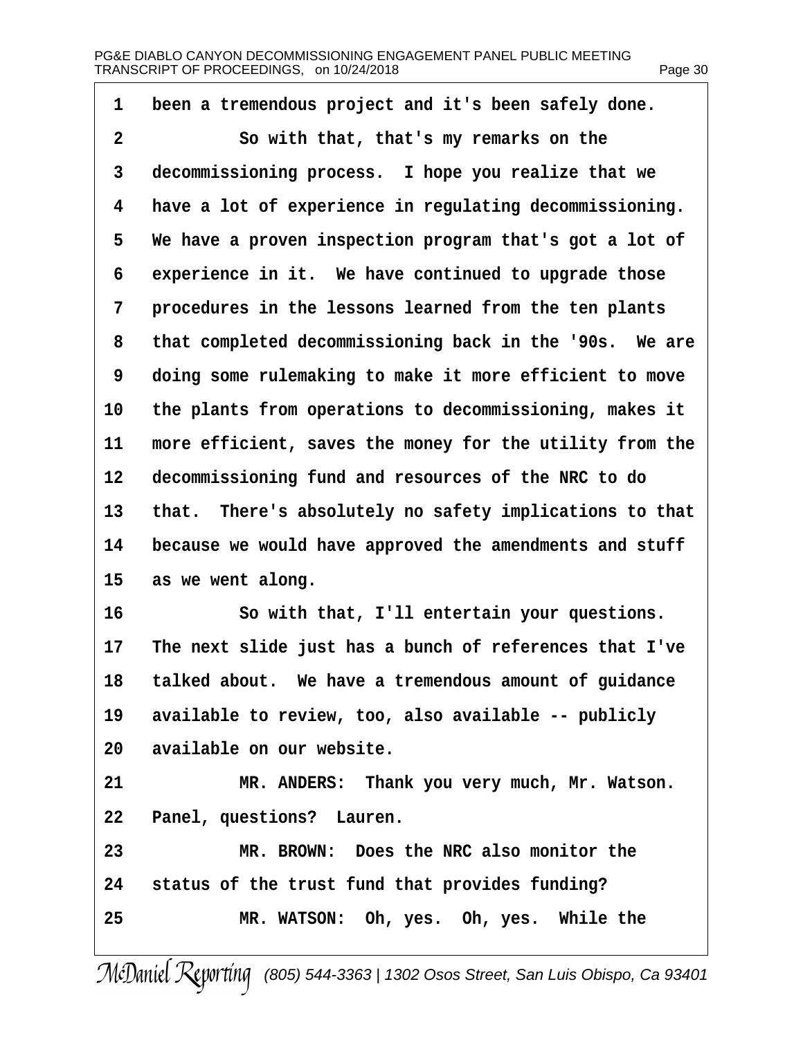1 been a tremendous project and it's been safely done.

2 So with that, that's my remarks on the

3 decommissioning process. I hope you realize that we

4 have a lot of experience in regulating decommissioning.

5 We have a proven inspection program that's got a lot of

6 experience in it. We have continued to upgrade those

7 procedures in the lessons learned from the ten plants

8 that completed decommissioning back in the '90s. We are

9 doing some rulemaking to make it more efficient to move

10 the plants from operations to decommissioning, makes it

11 more efficient, saves the money for the utility from the

12 decommissioning fund and resources of the NRC to do

13 that. There's absolutely no safety implications to that

14 because we would have approved the amendments and stuff

15 as we went along.

16 So with that, I'll entertain your questions.

17 The next slide just has a bunch of references that I've

18 talked about. We have a tremendous amount of guidance

19 available to review, too, also available -- publicly

20 available on our website.

21 MR. ANDERS: Thank you very much, Mr. Watson.

22 Panel, questions? Lauren.

23 MR. BROWN: Does the NRC also monitor the

24 status of the trust fund that provides funding?

25 MR. WATSON: Oh, yes. Oh, yes. While the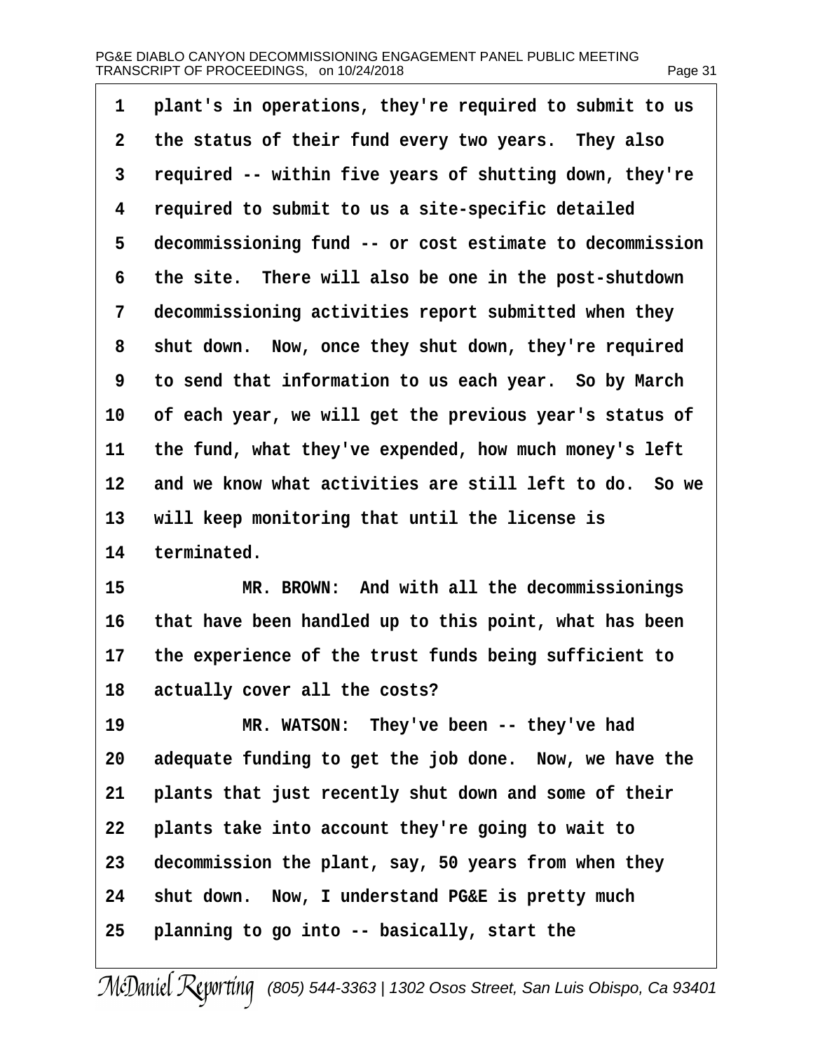plant's in operations, they're required to submit to us the status of their fund every two years. They also required -- within five years of shutting down, they're required to submit to us a site-specific detailed decommissioning fund -- or cost estimate to decommission the site. There will also be one in the post-shutdown decommissioning activities report submitted when they shut down. Now, once they shut down, they're required to send that information to us each year. So by March of each year, we will get the previous year's status of the fund, what they've expended, how much money's left and we know what activities are still left to do. So we will keep monitoring that until the license is terminated.

MR. BROWN: And with all the decommissionings that have been handled up to this point, what has been the experience of the trust funds being sufficient to actually cover all the costs?

MR. WATSON: They've been -- they've had adequate funding to get the job done. Now, we have the plants that just recently shut down and some of their plants take into account they're going to wait to decommission the plant, say, 50 years from when they shut down. Now, I understand PG&E is pretty much planning to go into -- basically, start the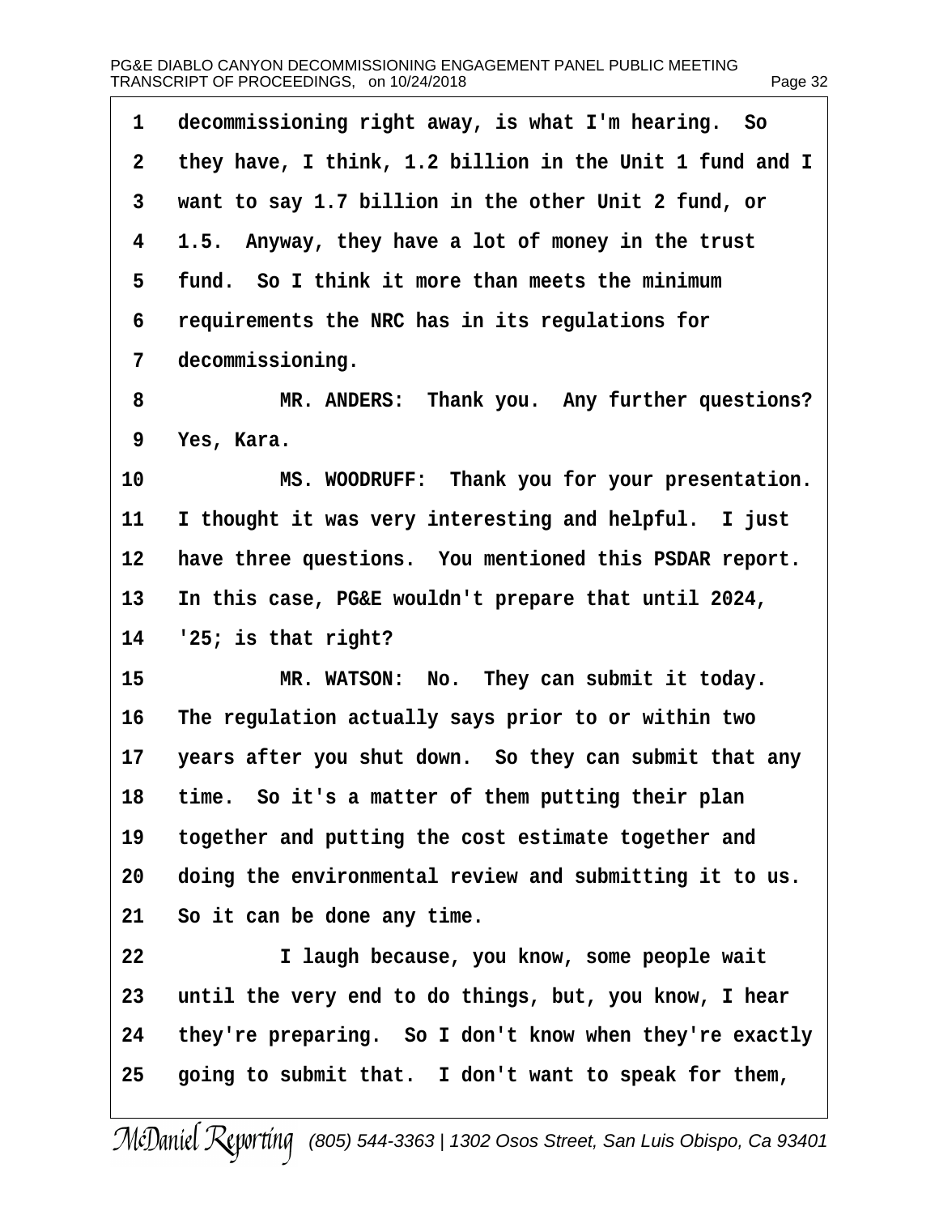1 decommissioning right away, is what I'm hearing. So
2 they have, I think, 1.2 billion in the Unit 1 fund and I
3 want to say 1.7 billion in the other Unit 2 fund, or
4 1.5. Anyway, they have a lot of money in the trust
5 fund. So I think it more than meets the minimum
6 requirements the NRC has in its regulations for
7 decommissioning.

8 MR. ANDERS: Thank you. Any further questions?
9 Yes, Kara.

10 MS. WOODRUFF: Thank you for your presentation.
11 I thought it was very interesting and helpful. I just
12 have three questions. You mentioned this PSDAR report.
13 In this case, PG&E wouldn't prepare that until 2024,
14 '25; is that right?

15 MR. WATSON: No. They can submit it today.
16 The regulation actually says prior to or within two
17 years after you shut down. So they can submit that any
18 time. So it's a matter of them putting their plan
19 together and putting the cost estimate together and
20 doing the environmental review and submitting it to us.
21 So it can be done any time.

22 I laugh because, you know, some people wait
23 until the very end to do things, but, you know, I hear
24 they're preparing. So I don't know when they're exactly
25 going to submit that. I don't want to speak for them,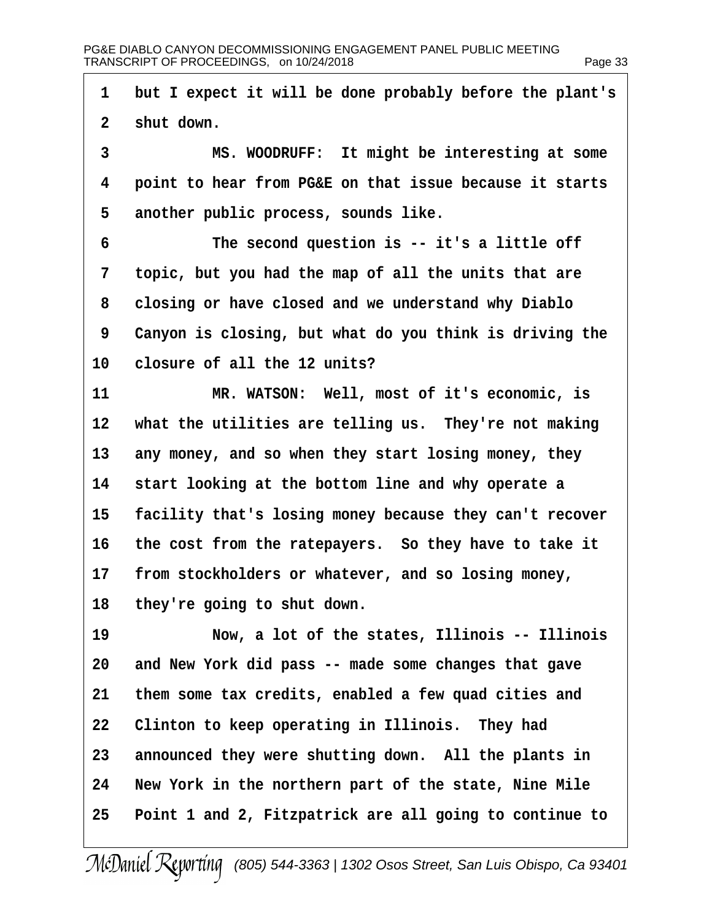1 but I expect it will be done probably before the plant's
2 shut down.

3 MS. WOODRUFF: It might be interesting at some
4 point to hear from PG&E on that issue because it starts
5 another public process, sounds like.

6 The second question is -- it's a little off
7 topic, but you had the map of all the units that are
8 closing or have closed and we understand why Diablo
9 Canyon is closing, but what do you think is driving the
10 closure of all the 12 units?

11 MR. WATSON: Well, most of it's economic, is
12 what the utilities are telling us. They're not making
13 any money, and so when they start losing money, they
14 start looking at the bottom line and why operate a
15 facility that's losing money because they can't recover
16 the cost from the ratepayers. So they have to take it
17 from stockholders or whatever, and so losing money,
18 they're going to shut down.

19 Now, a lot of the states, Illinois -- Illinois
20 and New York did pass -- made some changes that gave
21 them some tax credits, enabled a few quad cities and
22 Clinton to keep operating in Illinois. They had
23 announced they were shutting down. All the plants in
24 New York in the northern part of the state, Nine Mile
25 Point 1 and 2, Fitzpatrick are all going to continue to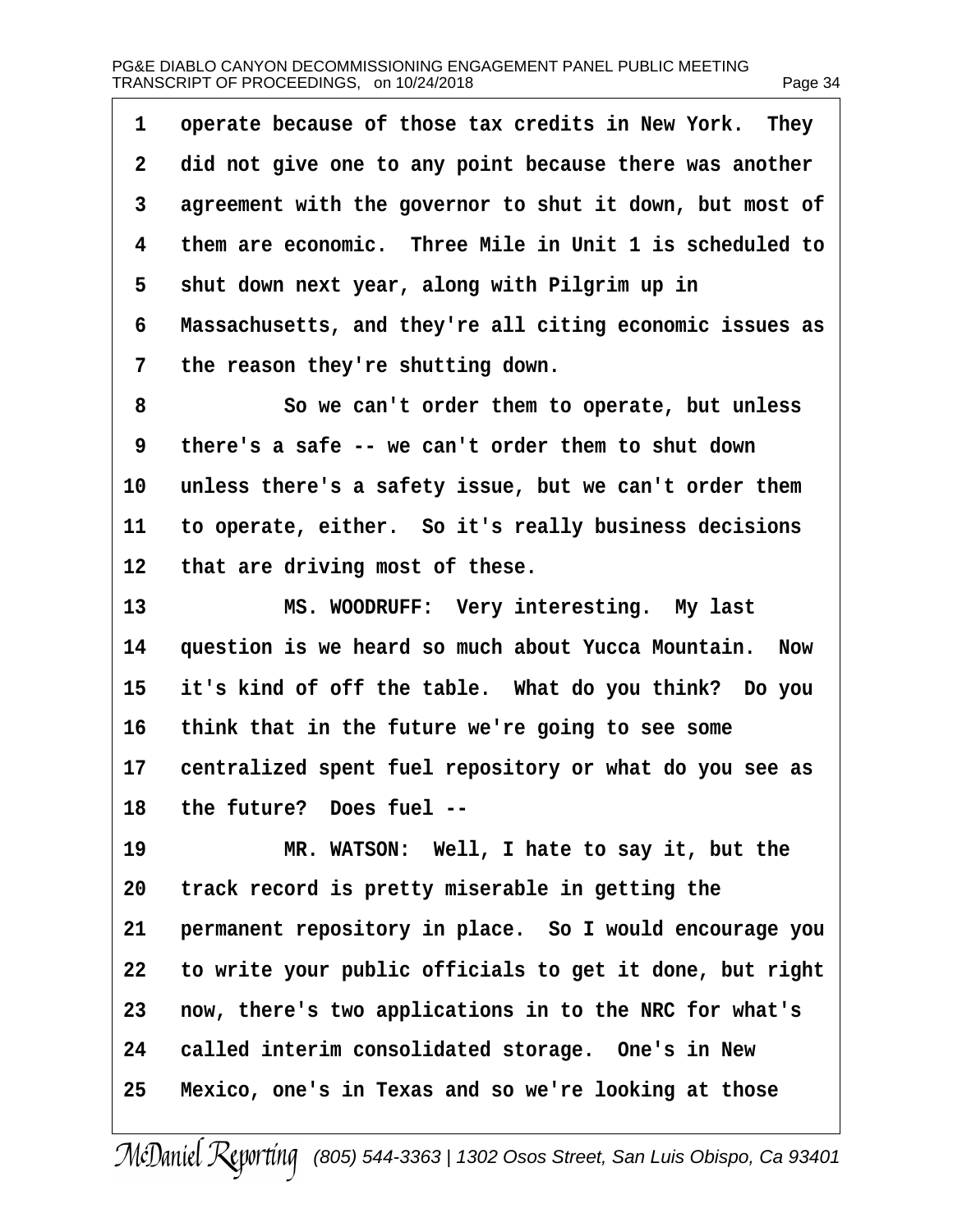operate because of those tax credits in New York. They did not give one to any point because there was another agreement with the governor to shut it down, but most of them are economic. Three Mile in Unit 1 is scheduled to shut down next year, along with Pilgrim up in Massachusetts, and they're all citing economic issues as the reason they're shutting down.

So we can't order them to operate, but unless there's a safe -- we can't order them to shut down unless there's a safety issue, but we can't order them to operate, either. So it's really business decisions that are driving most of these.

MS. WOODRUFF: Very interesting. My last question is we heard so much about Yucca Mountain. Now it's kind of off the table. What do you think? Do you think that in the future we're going to see some centralized spent fuel repository or what do you see as the future? Does fuel --

MR. WATSON: Well, I hate to say it, but the track record is pretty miserable in getting the permanent repository in place. So I would encourage you to write your public officials to get it done, but right now, there's two applications in to the NRC for what's called interim consolidated storage. One's in New Mexico, one's in Texas and so we're looking at those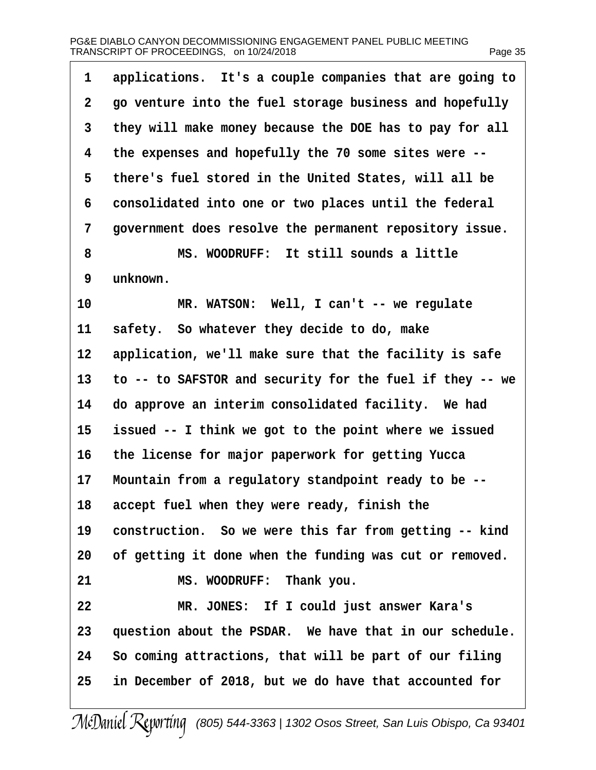applications. It's a couple companies that are going to go venture into the fuel storage business and hopefully they will make money because the DOE has to pay for all the expenses and hopefully the 70 some sites were -- there's fuel stored in the United States, will all be consolidated into one or two places until the federal government does resolve the permanent repository issue.

MS. WOODRUFF: It still sounds a little unknown.

MR. WATSON: Well, I can't -- we regulate safety. So whatever they decide to do, make application, we'll make sure that the facility is safe to -- to SAFSTOR and security for the fuel if they -- we do approve an interim consolidated facility. We had issued -- I think we got to the point where we issued the license for major paperwork for getting Yucca Mountain from a regulatory standpoint ready to be -- accept fuel when they were ready, finish the construction. So we were this far from getting -- kind of getting it done when the funding was cut or removed.

MS. WOODRUFF: Thank you.

MR. JONES: If I could just answer Kara's question about the PSDAR. We have that in our schedule. So coming attractions, that will be part of our filing in December of 2018, but we do have that accounted for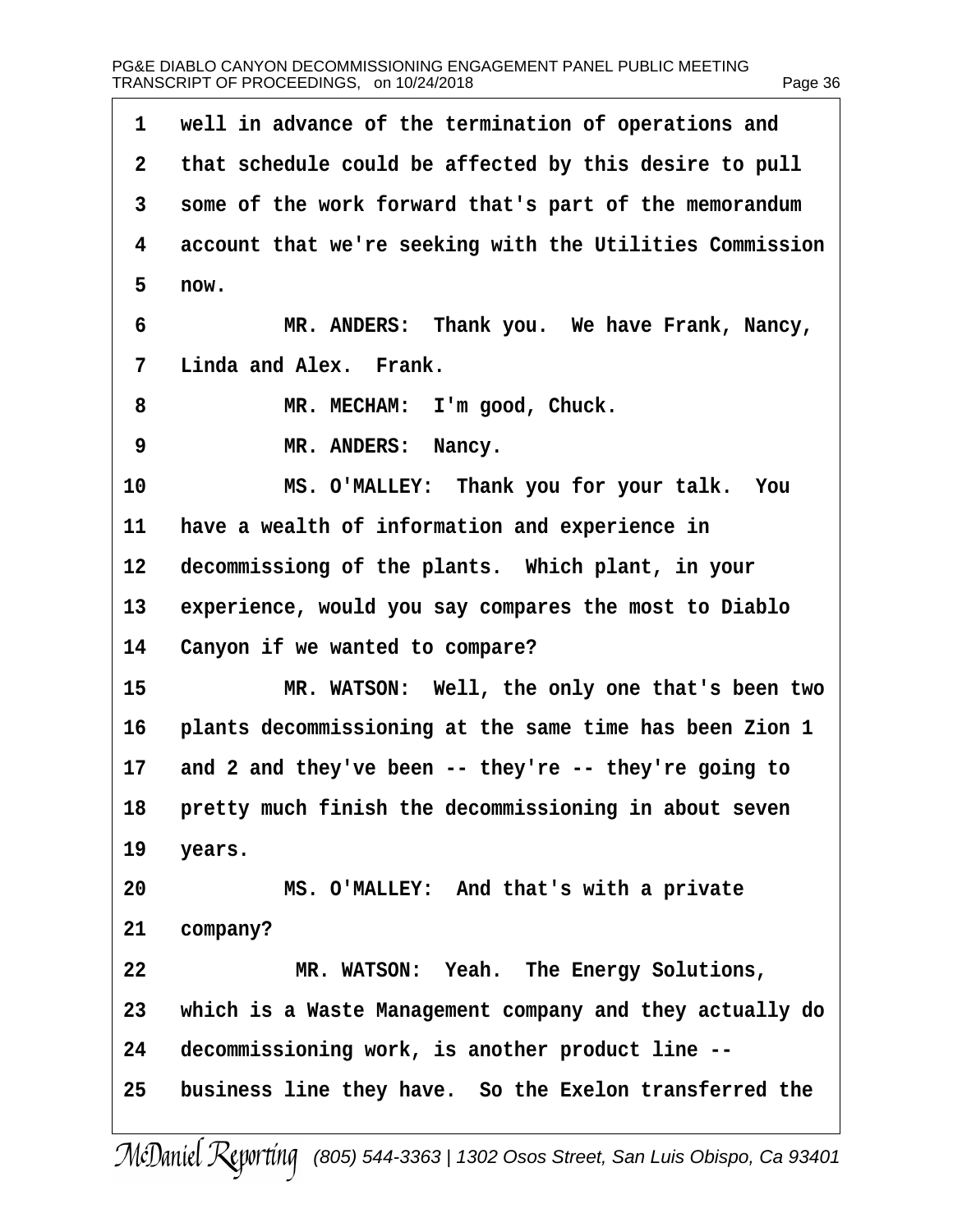1 well in advance of the termination of operations and
2 that schedule could be affected by this desire to pull
3 some of the work forward that's part of the memorandum
4 account that we're seeking with the Utilities Commission
5 now.

6 MR. ANDERS: Thank you. We have Frank, Nancy,
7 Linda and Alex. Frank.

8 MR. MECHAM: I'm good, Chuck.

9 MR. ANDERS: Nancy.

10 MS. O'MALLEY: Thank you for your talk. You
11 have a wealth of information and experience in
12 decommissiong of the plants. Which plant, in your
13 experience, would you say compares the most to Diablo
14 Canyon if we wanted to compare?

15 MR. WATSON: Well, the only one that's been two
16 plants decommissioning at the same time has been Zion 1
17 and 2 and they've been -- they're -- they're going to
18 pretty much finish the decommissioning in about seven
19 years.

20 MS. O'MALLEY: And that's with a private
21 company?

22 MR. WATSON: Yeah. The Energy Solutions,
23 which is a Waste Management company and they actually do
24 decommissioning work, is another product line --
25 business line they have. So the Exelon transferred the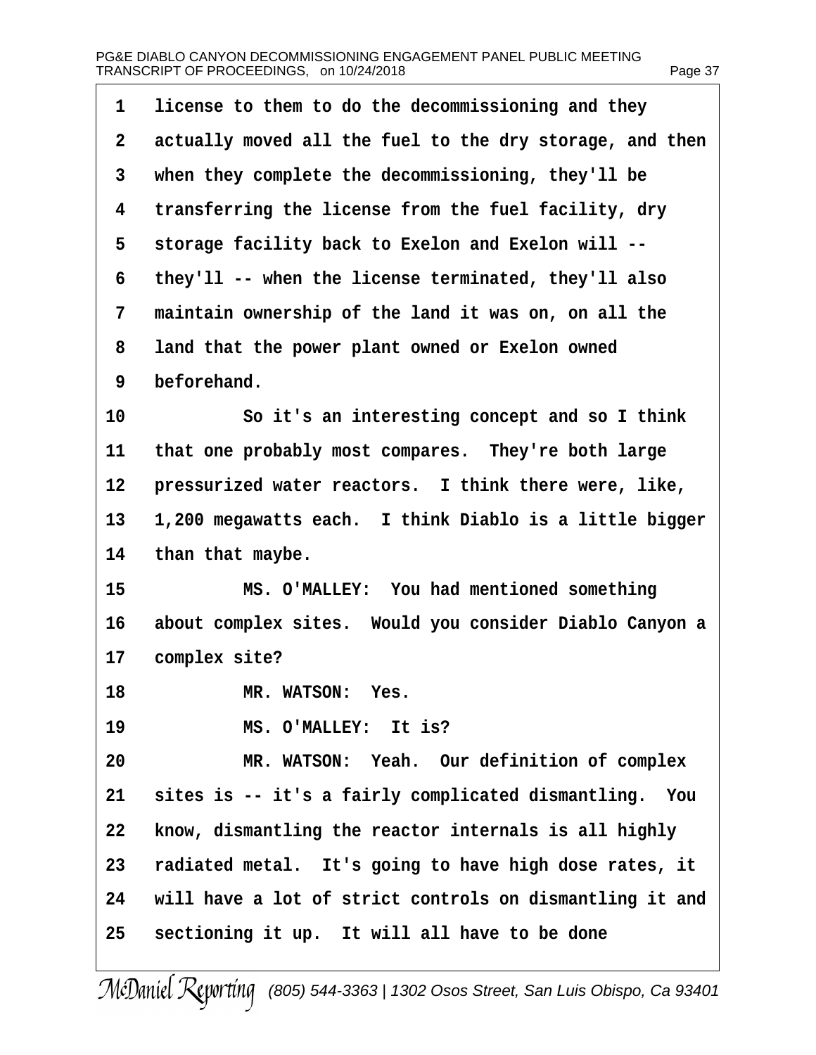license to them to do the decommissioning and they actually moved all the fuel to the dry storage, and then when they complete the decommissioning, they'll be transferring the license from the fuel facility, dry storage facility back to Exelon and Exelon will -- they'll -- when the license terminated, they'll also maintain ownership of the land it was on, on all the land that the power plant owned or Exelon owned beforehand.

So it's an interesting concept and so I think that one probably most compares. They're both large pressurized water reactors. I think there were, like, 1,200 megawatts each. I think Diablo is a little bigger than that maybe.

MS. O'MALLEY: You had mentioned something about complex sites. Would you consider Diablo Canyon a complex site?

MR. WATSON: Yes.

MS. O'MALLEY: It is?

MR. WATSON: Yeah. Our definition of complex sites is -- it's a fairly complicated dismantling. You know, dismantling the reactor internals is all highly radiated metal. It's going to have high dose rates, it will have a lot of strict controls on dismantling it and sectioning it up. It will all have to be done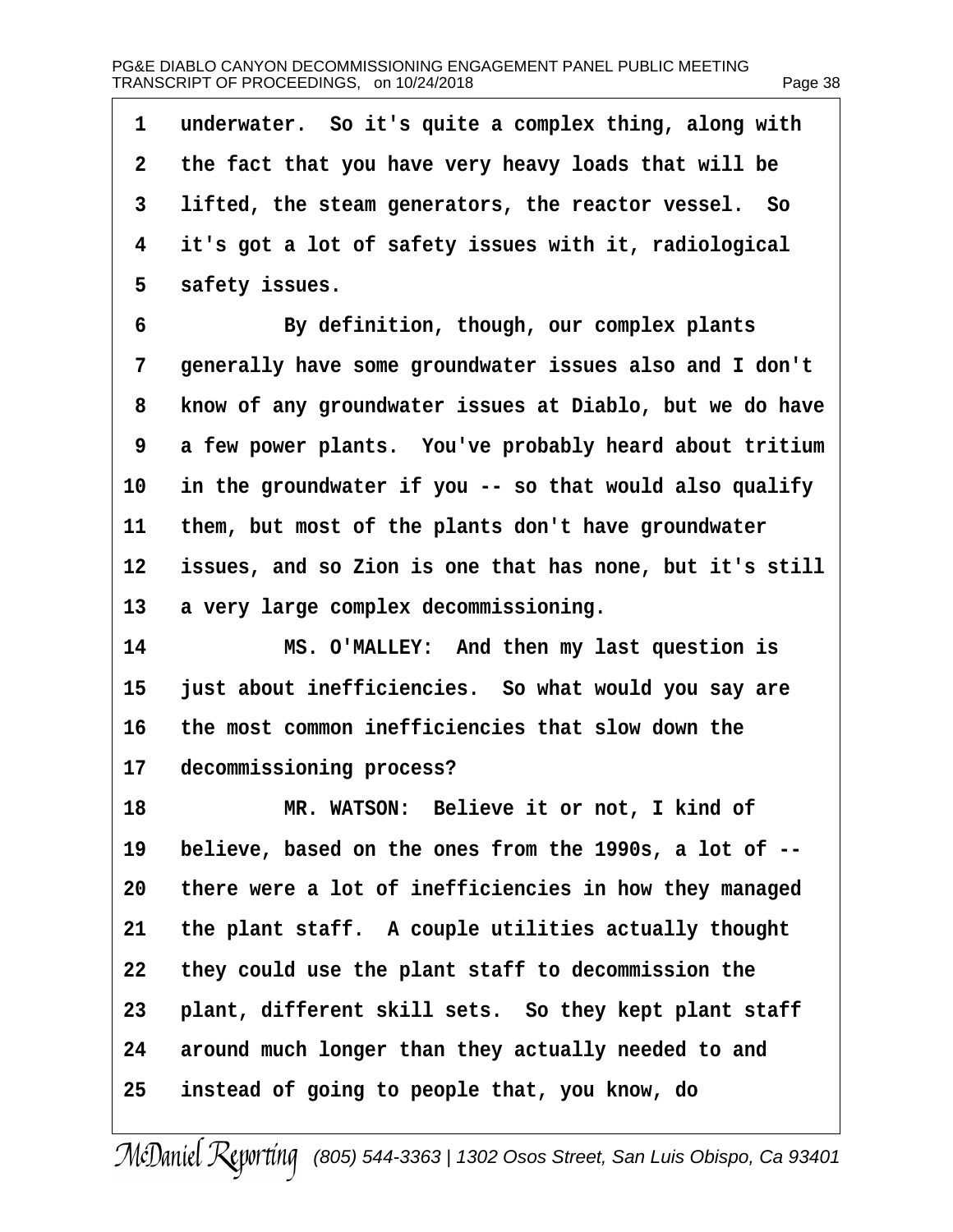1 underwater. So it's quite a complex thing, along with
2 the fact that you have very heavy loads that will be
3 lifted, the steam generators, the reactor vessel. So
4 it's got a lot of safety issues with it, radiological
5 safety issues.

6 By definition, though, our complex plants
7 generally have some groundwater issues also and I don't
8 know of any groundwater issues at Diablo, but we do have
9 a few power plants. You've probably heard about tritium
10 in the groundwater if you -- so that would also qualify
11 them, but most of the plants don't have groundwater
12 issues, and so Zion is one that has none, but it's still
13 a very large complex decommissioning.

14 MS. O'MALLEY: And then my last question is
15 just about inefficiencies. So what would you say are
16 the most common inefficiencies that slow down the
17 decommissioning process?

18 MR. WATSON: Believe it or not, I kind of
19 believe, based on the ones from the 1990s, a lot of --
20 there were a lot of inefficiencies in how they managed
21 the plant staff. A couple utilities actually thought
22 they could use the plant staff to decommission the
23 plant, different skill sets. So they kept plant staff
24 around much longer than they actually needed to and
25 instead of going to people that, you know, do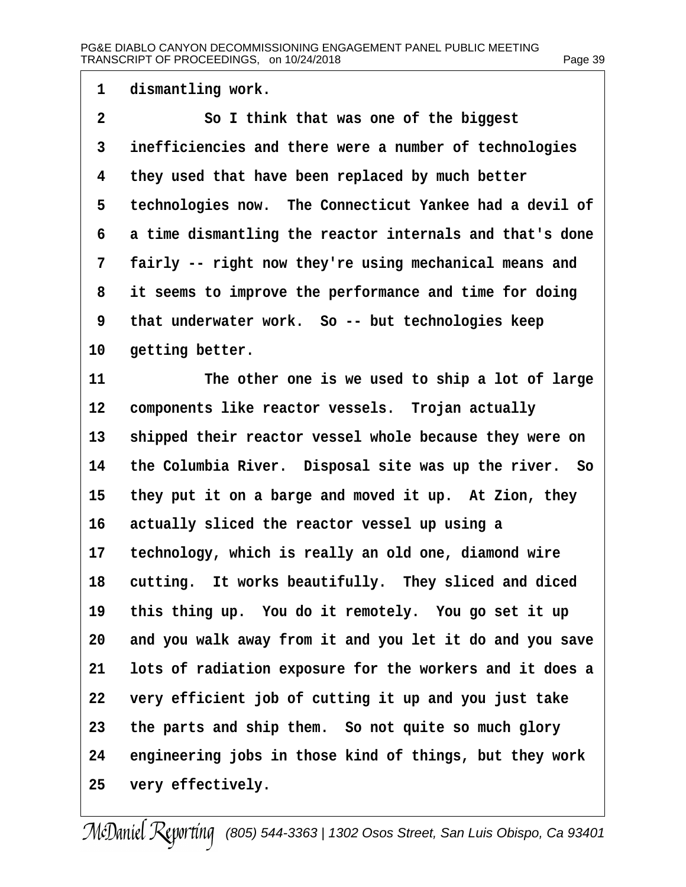dismantling work.

So I think that was one of the biggest inefficiencies and there were a number of technologies they used that have been replaced by much better technologies now. The Connecticut Yankee had a devil of a time dismantling the reactor internals and that's done fairly -- right now they're using mechanical means and it seems to improve the performance and time for doing that underwater work. So -- but technologies keep getting better.

The other one is we used to ship a lot of large components like reactor vessels. Trojan actually shipped their reactor vessel whole because they were on the Columbia River. Disposal site was up the river. So they put it on a barge and moved it up. At Zion, they actually sliced the reactor vessel up using a technology, which is really an old one, diamond wire cutting. It works beautifully. They sliced and diced this thing up. You do it remotely. You go set it up and you walk away from it and you let it do and you save lots of radiation exposure for the workers and it does a very efficient job of cutting it up and you just take the parts and ship them. So not quite so much glory engineering jobs in those kind of things, but they work very effectively.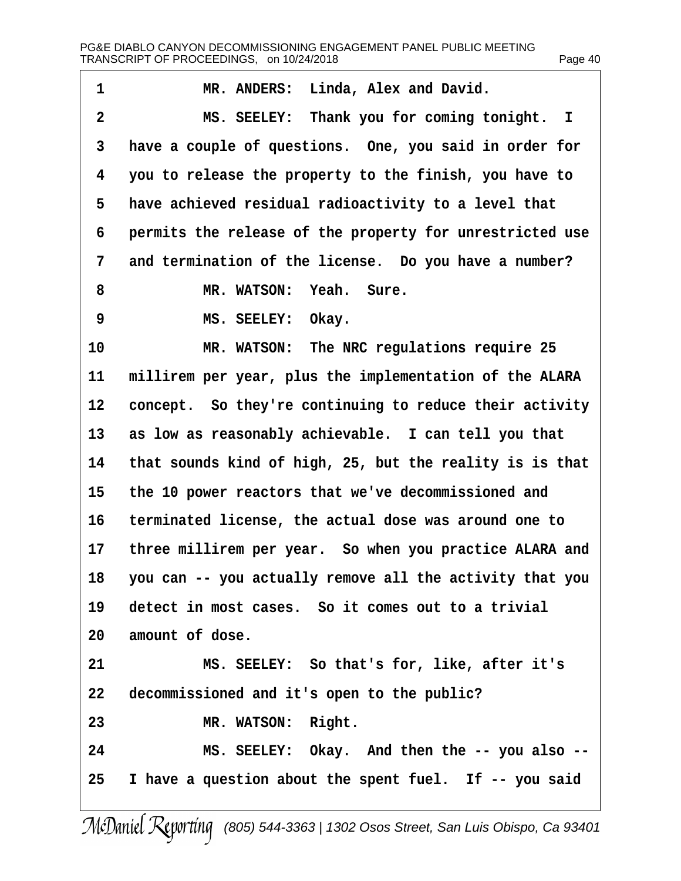1 MR. ANDERS: Linda, Alex and David.

2 MS. SEELEY: Thank you for coming tonight. I

3 have a couple of questions. One, you said in order for

4 you to release the property to the finish, you have to

5 have achieved residual radioactivity to a level that

6 permits the release of the property for unrestricted use

7 and termination of the license. Do you have a number?

8 MR. WATSON: Yeah. Sure.

9 MS. SEELEY: Okay.

10 MR. WATSON: The NRC regulations require 25

11 millirem per year, plus the implementation of the ALARA

12 concept. So they're continuing to reduce their activity

13 as low as reasonably achievable. I can tell you that

14 that sounds kind of high, 25, but the reality is is that

15 the 10 power reactors that we've decommissioned and

16 terminated license, the actual dose was around one to

17 three millirem per year. So when you practice ALARA and

18 you can -- you actually remove all the activity that you

19 detect in most cases. So it comes out to a trivial

20 amount of dose.

21 MS. SEELEY: So that's for, like, after it's

22 decommissioned and it's open to the public?

23 MR. WATSON: Right.

24 MS. SEELEY: Okay. And then the -- you also --

25 I have a question about the spent fuel. If -- you said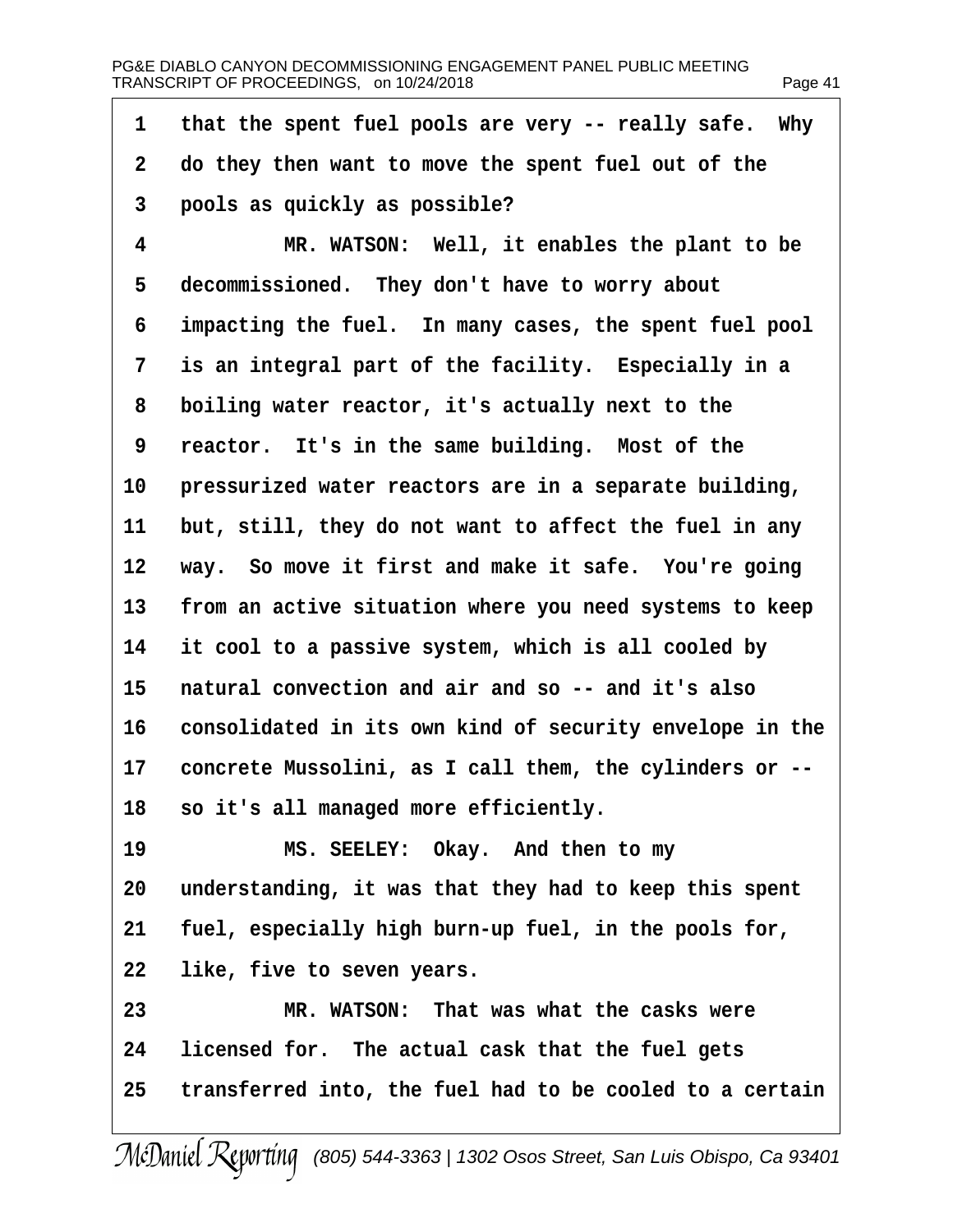1 that the spent fuel pools are very -- really safe. Why
2 do they then want to move the spent fuel out of the
3 pools as quickly as possible?
4 MR. WATSON: Well, it enables the plant to be
5 decommissioned. They don't have to worry about
6 impacting the fuel. In many cases, the spent fuel pool
7 is an integral part of the facility. Especially in a
8 boiling water reactor, it's actually next to the
9 reactor. It's in the same building. Most of the
10 pressurized water reactors are in a separate building,
11 but, still, they do not want to affect the fuel in any
12 way. So move it first and make it safe. You're going
13 from an active situation where you need systems to keep
14 it cool to a passive system, which is all cooled by
15 natural convection and air and so -- and it's also
16 consolidated in its own kind of security envelope in the
17 concrete Mussolini, as I call them, the cylinders or --
18 so it's all managed more efficiently.
19 MS. SEELEY: Okay. And then to my
20 understanding, it was that they had to keep this spent
21 fuel, especially high burn-up fuel, in the pools for,
22 like, five to seven years.
23 MR. WATSON: That was what the casks were
24 licensed for. The actual cask that the fuel gets
25 transferred into, the fuel had to be cooled to a certain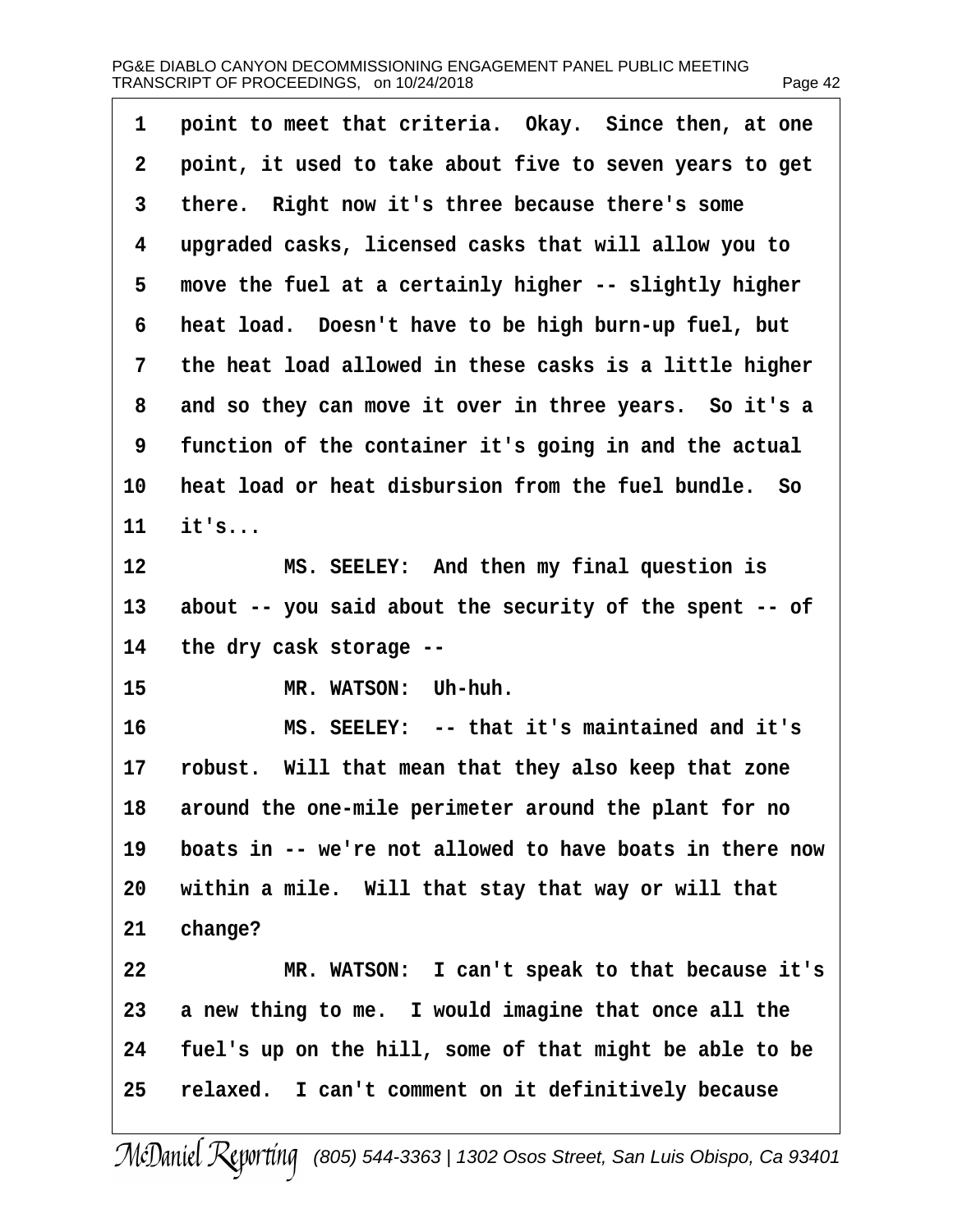point to meet that criteria. Okay. Since then, at one point, it used to take about five to seven years to get there. Right now it's three because there's some upgraded casks, licensed casks that will allow you to move the fuel at a certainly higher -- slightly higher heat load. Doesn't have to be high burn-up fuel, but the heat load allowed in these casks is a little higher and so they can move it over in three years. So it's a function of the container it's going in and the actual heat load or heat disbursion from the fuel bundle. So it's...

MS. SEELEY: And then my final question is about -- you said about the security of the spent -- of the dry cask storage --

MR. WATSON: Uh-huh.

MS. SEELEY: -- that it's maintained and it's robust. Will that mean that they also keep that zone around the one-mile perimeter around the plant for no boats in -- we're not allowed to have boats in there now within a mile. Will that stay that way or will that change?

MR. WATSON: I can't speak to that because it's a new thing to me. I would imagine that once all the fuel's up on the hill, some of that might be able to be relaxed. I can't comment on it definitively because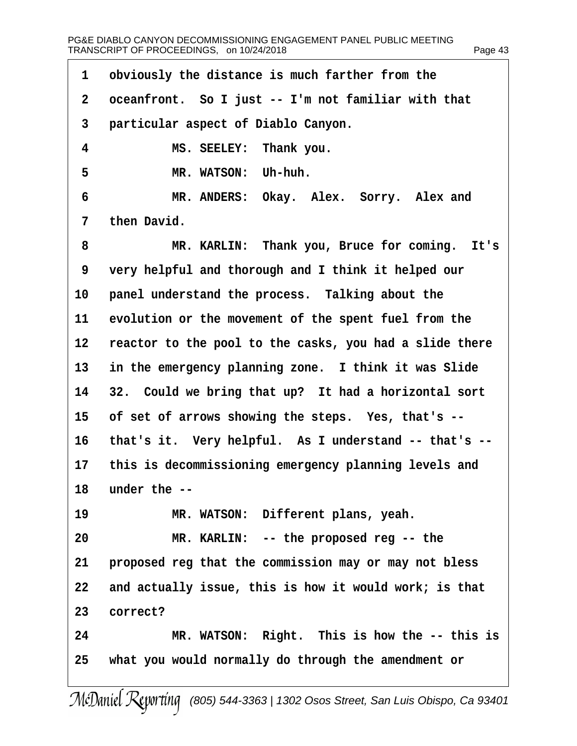1 obviously the distance is much farther from the
2 oceanfront. So I just -- I'm not familiar with that
3 particular aspect of Diablo Canyon.
4 MS. SEELEY: Thank you.
5 MR. WATSON: Uh-huh.
6 MR. ANDERS: Okay. Alex. Sorry. Alex and
7 then David.
8 MR. KARLIN: Thank you, Bruce for coming. It's
9 very helpful and thorough and I think it helped our
10 panel understand the process. Talking about the
11 evolution or the movement of the spent fuel from the
12 reactor to the pool to the casks, you had a slide there
13 in the emergency planning zone. I think it was Slide
14 32. Could we bring that up? It had a horizontal sort
15 of set of arrows showing the steps. Yes, that's --
16 that's it. Very helpful. As I understand -- that's --
17 this is decommissioning emergency planning levels and
18 under the --
19 MR. WATSON: Different plans, yeah.
20 MR. KARLIN: -- the proposed reg -- the
21 proposed reg that the commission may or may not bless
22 and actually issue, this is how it would work; is that
23 correct?
24 MR. WATSON: Right. This is how the -- this is
25 what you would normally do through the amendment or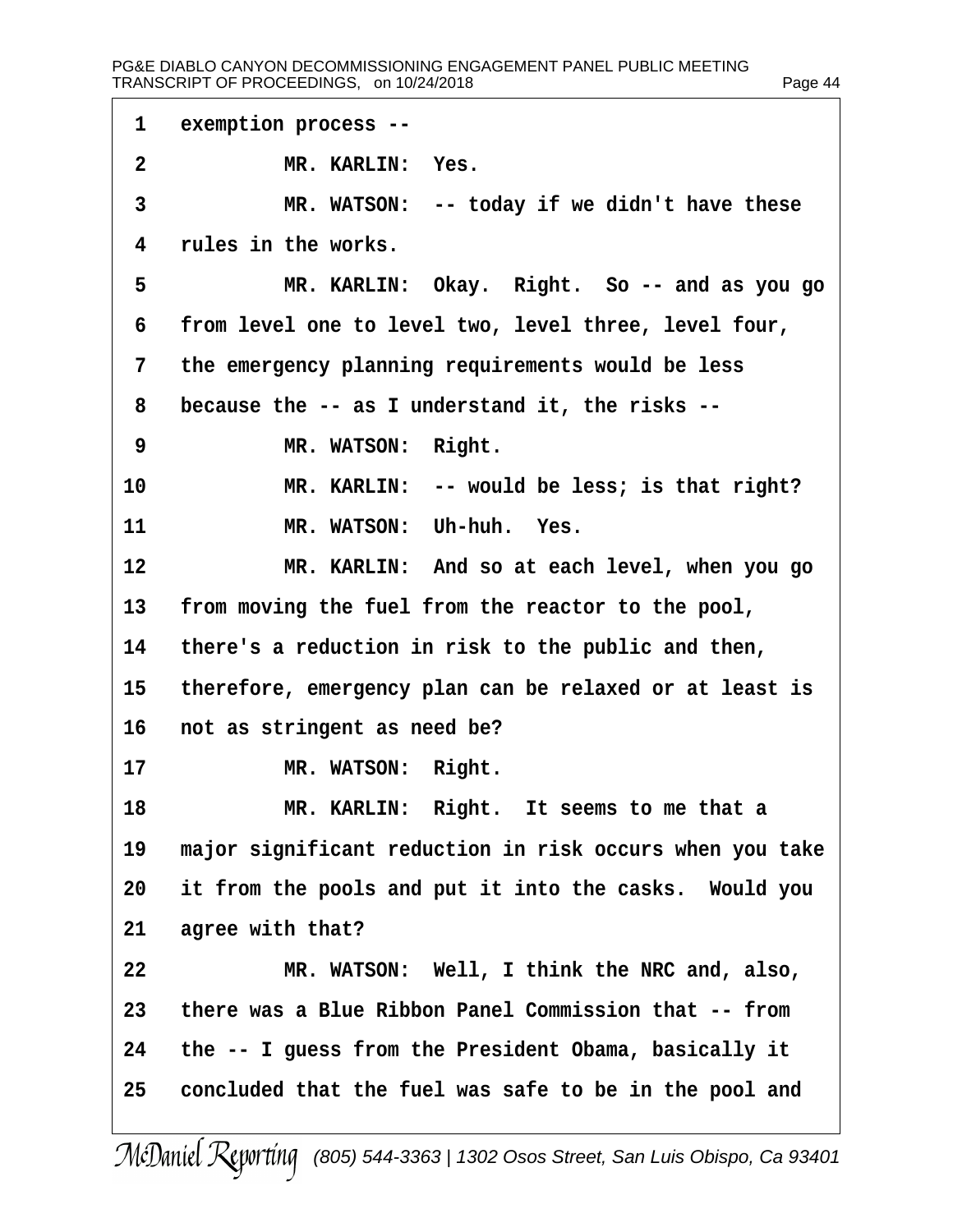exemption process --

MR. KARLIN: Yes.

MR. WATSON: -- today if we didn't have these rules in the works.

MR. KARLIN: Okay. Right. So -- and as you go from level one to level two, level three, level four, the emergency planning requirements would be less because the -- as I understand it, the risks --

MR. WATSON: Right.

MR. KARLIN: -- would be less; is that right?

MR. WATSON: Uh-huh. Yes.

MR. KARLIN: And so at each level, when you go from moving the fuel from the reactor to the pool, there's a reduction in risk to the public and then, therefore, emergency plan can be relaxed or at least is not as stringent as need be?

MR. WATSON: Right.

MR. KARLIN: Right. It seems to me that a major significant reduction in risk occurs when you take it from the pools and put it into the casks. Would you agree with that?

MR. WATSON: Well, I think the NRC and, also, there was a Blue Ribbon Panel Commission that -- from the -- I guess from the President Obama, basically it concluded that the fuel was safe to be in the pool and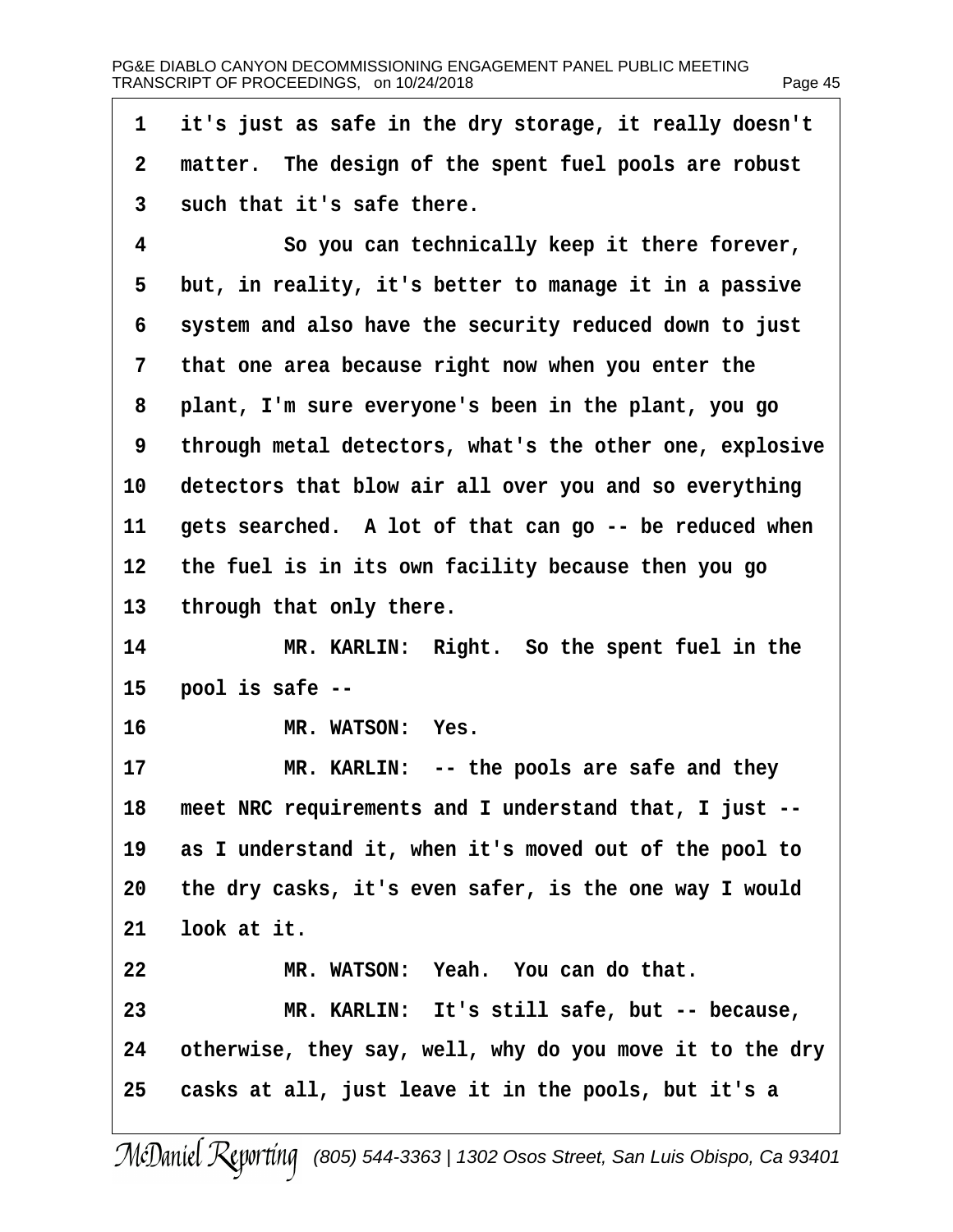1 it's just as safe in the dry storage, it really doesn't
2 matter. The design of the spent fuel pools are robust
3 such that it's safe there.

4 So you can technically keep it there forever,
5 but, in reality, it's better to manage it in a passive
6 system and also have the security reduced down to just
7 that one area because right now when you enter the
8 plant, I'm sure everyone's been in the plant, you go
9 through metal detectors, what's the other one, explosive
10 detectors that blow air all over you and so everything
11 gets searched. A lot of that can go -- be reduced when
12 the fuel is in its own facility because then you go
13 through that only there.

14 MR. KARLIN: Right. So the spent fuel in the
15 pool is safe --

16 MR. WATSON: Yes.

17 MR. KARLIN: -- the pools are safe and they
18 meet NRC requirements and I understand that, I just --
19 as I understand it, when it's moved out of the pool to
20 the dry casks, it's even safer, is the one way I would
21 look at it.

22 MR. WATSON: Yeah. You can do that.

23 MR. KARLIN: It's still safe, but -- because,
24 otherwise, they say, well, why do you move it to the dry
25 casks at all, just leave it in the pools, but it's a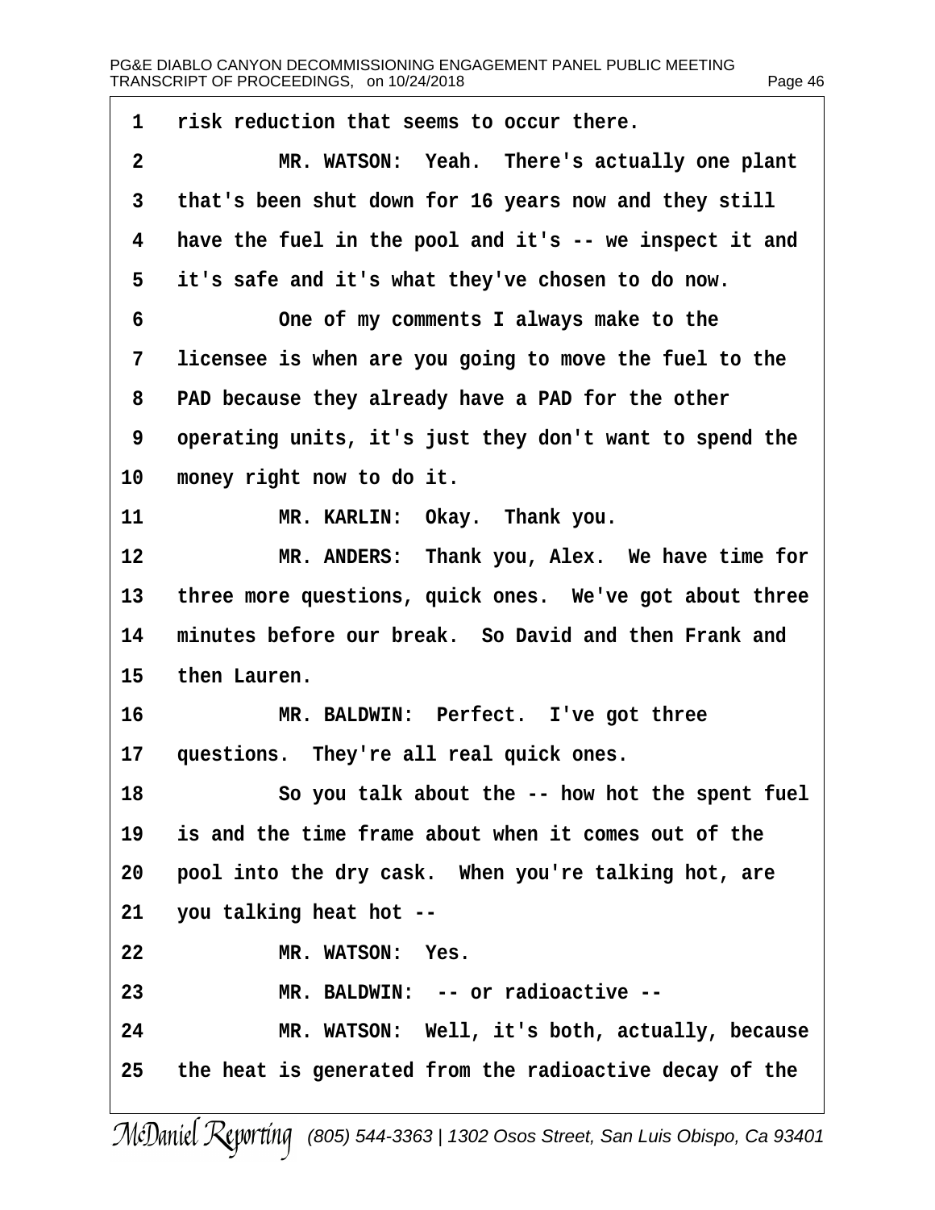risk reduction that seems to occur there.

MR. WATSON: Yeah. There's actually one plant that's been shut down for 16 years now and they still have the fuel in the pool and it's -- we inspect it and it's safe and it's what they've chosen to do now.

One of my comments I always make to the licensee is when are you going to move the fuel to the PAD because they already have a PAD for the other operating units, it's just they don't want to spend the money right now to do it.

MR. KARLIN: Okay. Thank you.

MR. ANDERS: Thank you, Alex. We have time for three more questions, quick ones. We've got about three minutes before our break. So David and then Frank and then Lauren.

MR. BALDWIN: Perfect. I've got three questions. They're all real quick ones.

So you talk about the -- how hot the spent fuel is and the time frame about when it comes out of the pool into the dry cask. When you're talking hot, are you talking heat hot --

MR. WATSON: Yes.

MR. BALDWIN: -- or radioactive --

MR. WATSON: Well, it's both, actually, because the heat is generated from the radioactive decay of the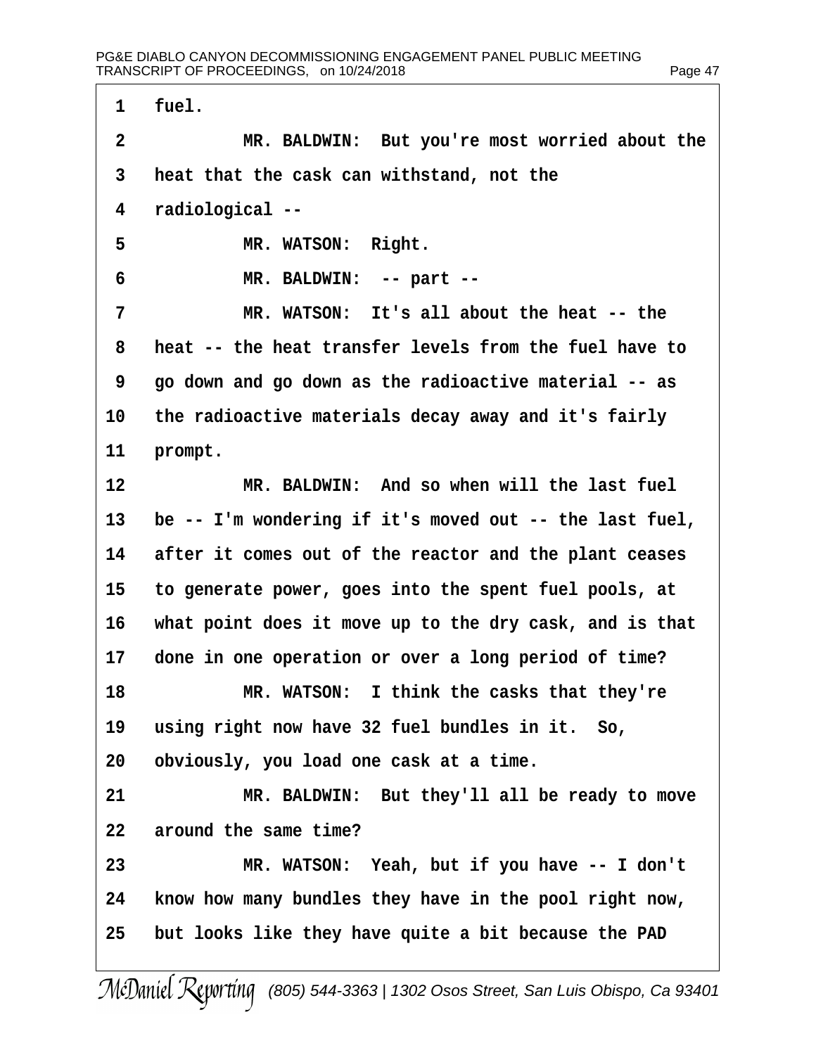1 fuel.

2 MR. BALDWIN: But you're most worried about the

3 heat that the cask can withstand, not the

4 radiological --

5 MR. WATSON: Right.

6 MR. BALDWIN: -- part --

7 MR. WATSON: It's all about the heat -- the

8 heat -- the heat transfer levels from the fuel have to

9 go down and go down as the radioactive material -- as

10 the radioactive materials decay away and it's fairly

11 prompt.

12 MR. BALDWIN: And so when will the last fuel

13 be -- I'm wondering if it's moved out -- the last fuel,

14 after it comes out of the reactor and the plant ceases

15 to generate power, goes into the spent fuel pools, at

16 what point does it move up to the dry cask, and is that

17 done in one operation or over a long period of time?

18 MR. WATSON: I think the casks that they're

19 using right now have 32 fuel bundles in it. So,

20 obviously, you load one cask at a time.

21 MR. BALDWIN: But they'll all be ready to move

22 around the same time?

23 MR. WATSON: Yeah, but if you have -- I don't

24 know how many bundles they have in the pool right now,

25 but looks like they have quite a bit because the PAD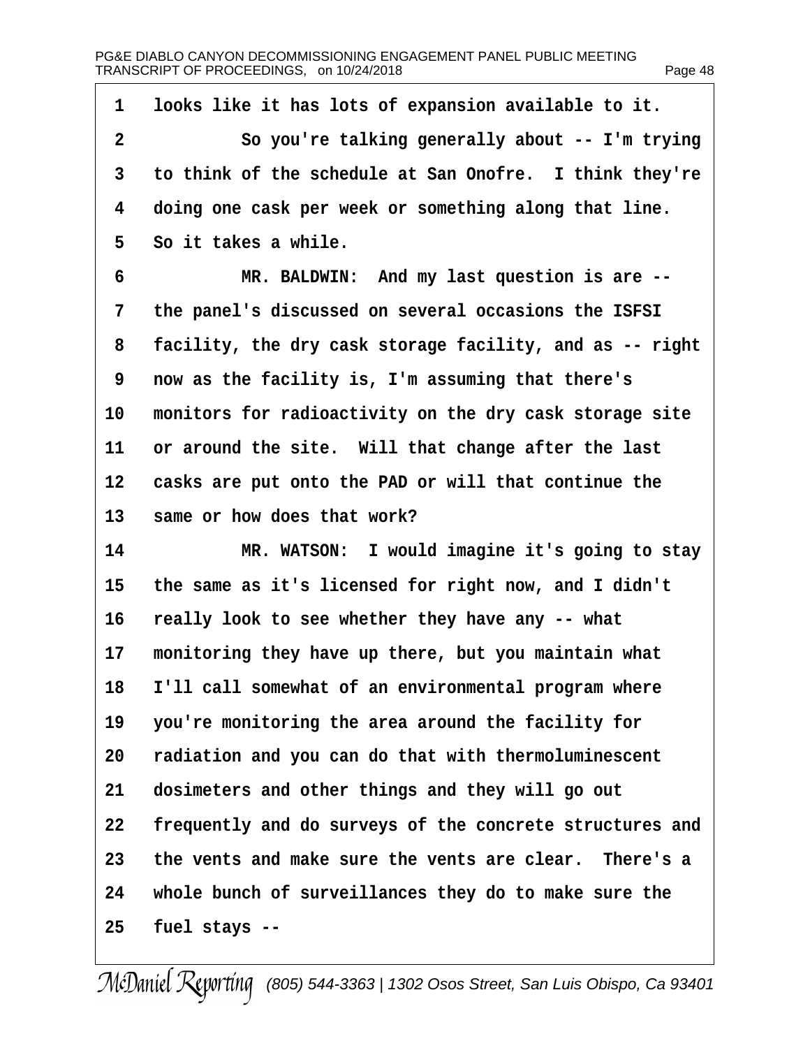looks like it has lots of expansion available to it.

So you're talking generally about -- I'm trying to think of the schedule at San Onofre. I think they're doing one cask per week or something along that line. So it takes a while.

MR. BALDWIN: And my last question is are -- the panel's discussed on several occasions the ISFSI facility, the dry cask storage facility, and as -- right now as the facility is, I'm assuming that there's monitors for radioactivity on the dry cask storage site or around the site. Will that change after the last casks are put onto the PAD or will that continue the same or how does that work?

MR. WATSON: I would imagine it's going to stay the same as it's licensed for right now, and I didn't really look to see whether they have any -- what monitoring they have up there, but you maintain what I'll call somewhat of an environmental program where you're monitoring the area around the facility for radiation and you can do that with thermoluminescent dosimeters and other things and they will go out frequently and do surveys of the concrete structures and the vents and make sure the vents are clear. There's a whole bunch of surveillances they do to make sure the fuel stays --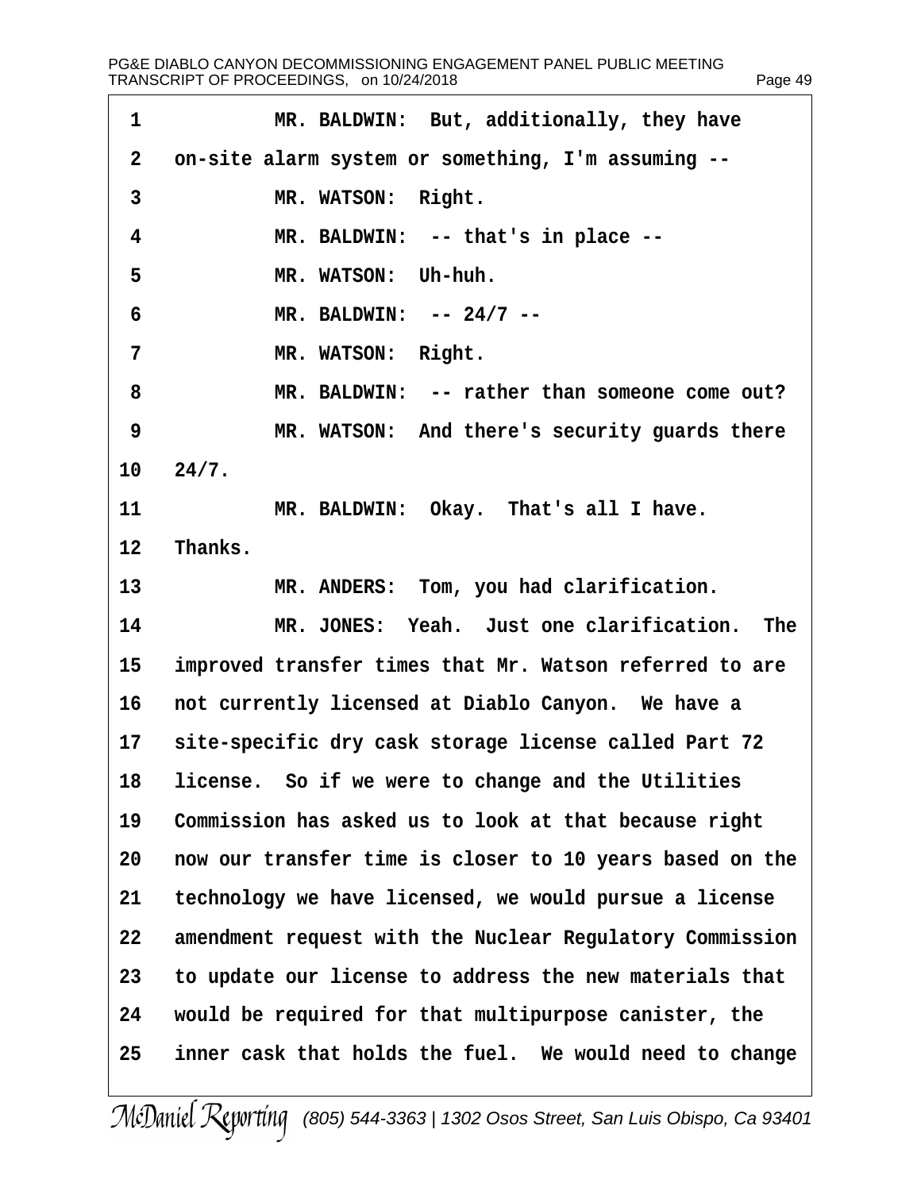1 MR. BALDWIN: But, additionally, they have
2 on-site alarm system or something, I'm assuming --
3 MR. WATSON: Right.
4 MR. BALDWIN: -- that's in place --
5 MR. WATSON: Uh-huh.
6 MR. BALDWIN: -- 24/7 --
7 MR. WATSON: Right.
8 MR. BALDWIN: -- rather than someone come out?
9 MR. WATSON: And there's security guards there
10 24/7.
11 MR. BALDWIN: Okay. That's all I have.
12 Thanks.
13 MR. ANDERS: Tom, you had clarification.
14 MR. JONES: Yeah. Just one clarification. The
15 improved transfer times that Mr. Watson referred to are
16 not currently licensed at Diablo Canyon. We have a
17 site-specific dry cask storage license called Part 72
18 license. So if we were to change and the Utilities
19 Commission has asked us to look at that because right
20 now our transfer time is closer to 10 years based on the
21 technology we have licensed, we would pursue a license
22 amendment request with the Nuclear Regulatory Commission
23 to update our license to address the new materials that
24 would be required for that multipurpose canister, the
25 inner cask that holds the fuel. We would need to change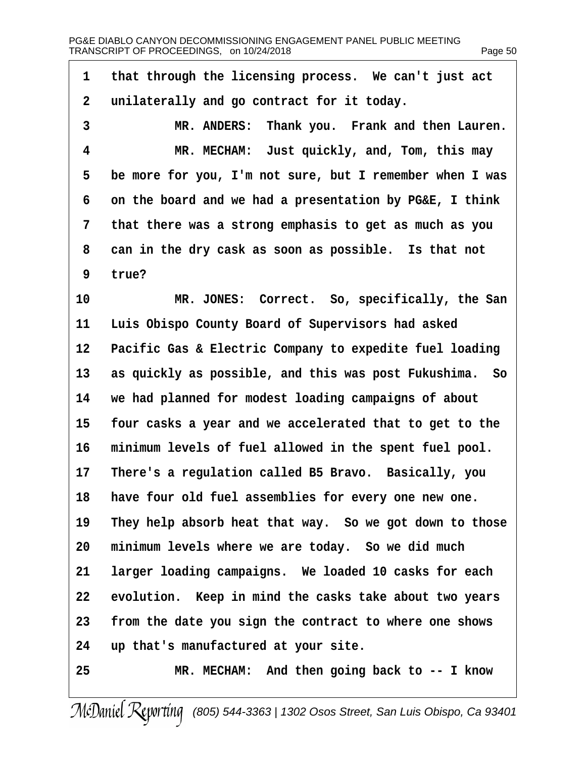1 that through the licensing process. We can't just act
2 unilaterally and go contract for it today.
3 MR. ANDERS: Thank you. Frank and then Lauren.
4 MR. MECHAM: Just quickly, and, Tom, this may
5 be more for you, I'm not sure, but I remember when I was
6 on the board and we had a presentation by PG&E, I think
7 that there was a strong emphasis to get as much as you
8 can in the dry cask as soon as possible. Is that not
9 true?
10 MR. JONES: Correct. So, specifically, the San
11 Luis Obispo County Board of Supervisors had asked
12 Pacific Gas & Electric Company to expedite fuel loading
13 as quickly as possible, and this was post Fukushima. So
14 we had planned for modest loading campaigns of about
15 four casks a year and we accelerated that to get to the
16 minimum levels of fuel allowed in the spent fuel pool.
17 There's a regulation called B5 Bravo. Basically, you
18 have four old fuel assemblies for every one new one.
19 They help absorb heat that way. So we got down to those
20 minimum levels where we are today. So we did much
21 larger loading campaigns. We loaded 10 casks for each
22 evolution. Keep in mind the casks take about two years
23 from the date you sign the contract to where one shows
24 up that's manufactured at your site.
25 MR. MECHAM: And then going back to -- I know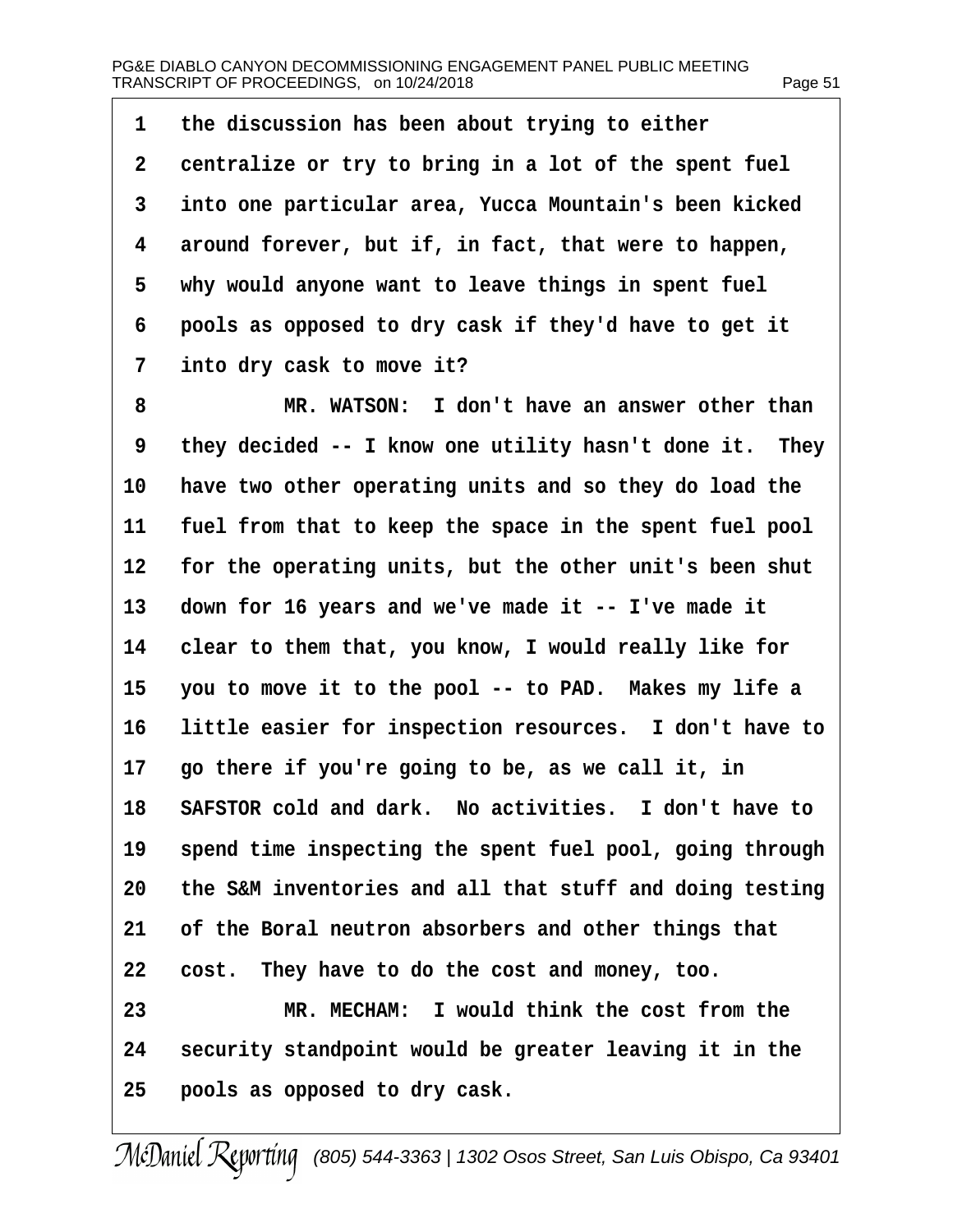1 the discussion has been about trying to either
2 centralize or try to bring in a lot of the spent fuel
3 into one particular area, Yucca Mountain's been kicked
4 around forever, but if, in fact, that were to happen,
5 why would anyone want to leave things in spent fuel
6 pools as opposed to dry cask if they'd have to get it
7 into dry cask to move it?
8 MR. WATSON: I don't have an answer other than
9 they decided -- I know one utility hasn't done it. They
10 have two other operating units and so they do load the
11 fuel from that to keep the space in the spent fuel pool
12 for the operating units, but the other unit's been shut
13 down for 16 years and we've made it -- I've made it
14 clear to them that, you know, I would really like for
15 you to move it to the pool -- to PAD. Makes my life a
16 little easier for inspection resources. I don't have to
17 go there if you're going to be, as we call it, in
18 SAFSTOR cold and dark. No activities. I don't have to
19 spend time inspecting the spent fuel pool, going through
20 the S&M inventories and all that stuff and doing testing
21 of the Boral neutron absorbers and other things that
22 cost. They have to do the cost and money, too.
23 MR. MECHAM: I would think the cost from the
24 security standpoint would be greater leaving it in the
25 pools as opposed to dry cask.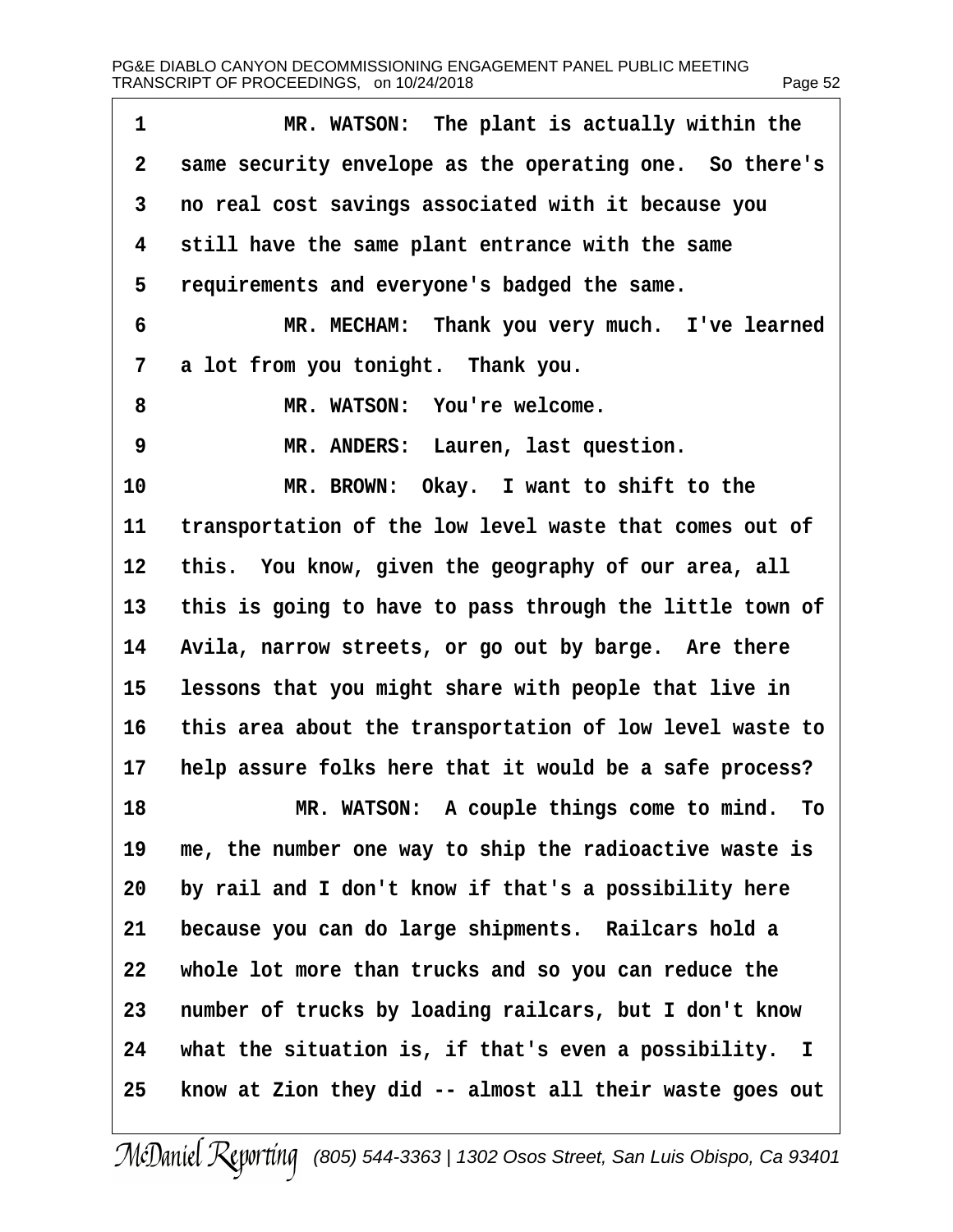MR. WATSON: The plant is actually within the same security envelope as the operating one. So there's no real cost savings associated with it because you still have the same plant entrance with the same requirements and everyone's badged the same.

MR. MECHAM: Thank you very much. I've learned a lot from you tonight. Thank you.

MR. WATSON: You're welcome.

MR. ANDERS: Lauren, last question.

MR. BROWN: Okay. I want to shift to the transportation of the low level waste that comes out of this. You know, given the geography of our area, all this is going to have to pass through the little town of Avila, narrow streets, or go out by barge. Are there lessons that you might share with people that live in this area about the transportation of low level waste to help assure folks here that it would be a safe process?

MR. WATSON: A couple things come to mind. To me, the number one way to ship the radioactive waste is by rail and I don't know if that's a possibility here because you can do large shipments. Railcars hold a whole lot more than trucks and so you can reduce the number of trucks by loading railcars, but I don't know what the situation is, if that's even a possibility. I know at Zion they did -- almost all their waste goes out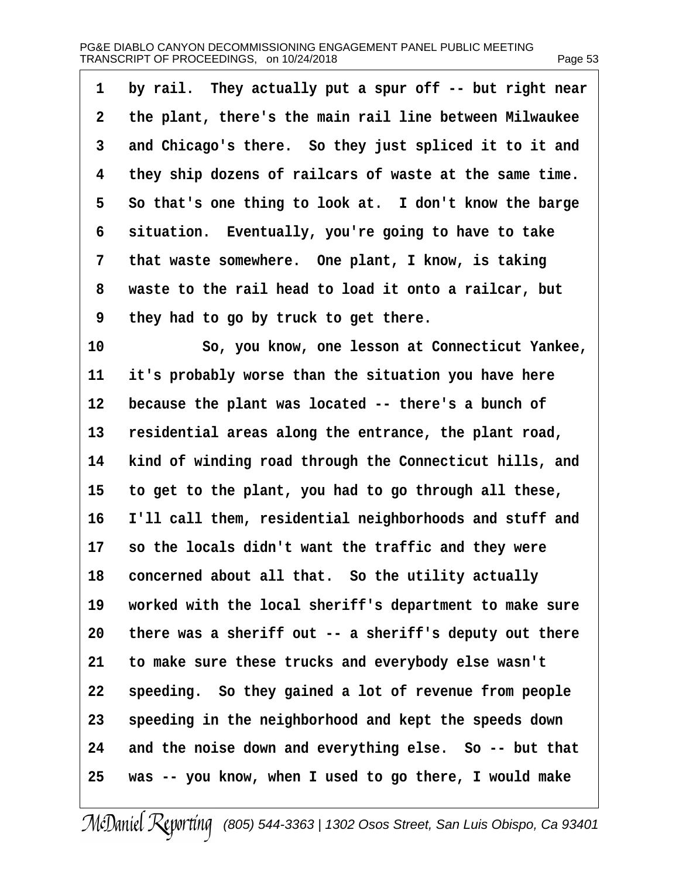1 by rail. They actually put a spur off -- but right near
2 the plant, there's the main rail line between Milwaukee
3 and Chicago's there. So they just spliced it to it and
4 they ship dozens of railcars of waste at the same time.
5 So that's one thing to look at. I don't know the barge
6 situation. Eventually, you're going to have to take
7 that waste somewhere. One plant, I know, is taking
8 waste to the rail head to load it onto a railcar, but
9 they had to go by truck to get there.

10 So, you know, one lesson at Connecticut Yankee,
11 it's probably worse than the situation you have here
12 because the plant was located -- there's a bunch of
13 residential areas along the entrance, the plant road,
14 kind of winding road through the Connecticut hills, and
15 to get to the plant, you had to go through all these,
16 I'll call them, residential neighborhoods and stuff and
17 so the locals didn't want the traffic and they were
18 concerned about all that. So the utility actually
19 worked with the local sheriff's department to make sure
20 there was a sheriff out -- a sheriff's deputy out there
21 to make sure these trucks and everybody else wasn't
22 speeding. So they gained a lot of revenue from people
23 speeding in the neighborhood and kept the speeds down
24 and the noise down and everything else. So -- but that
25 was -- you know, when I used to go there, I would make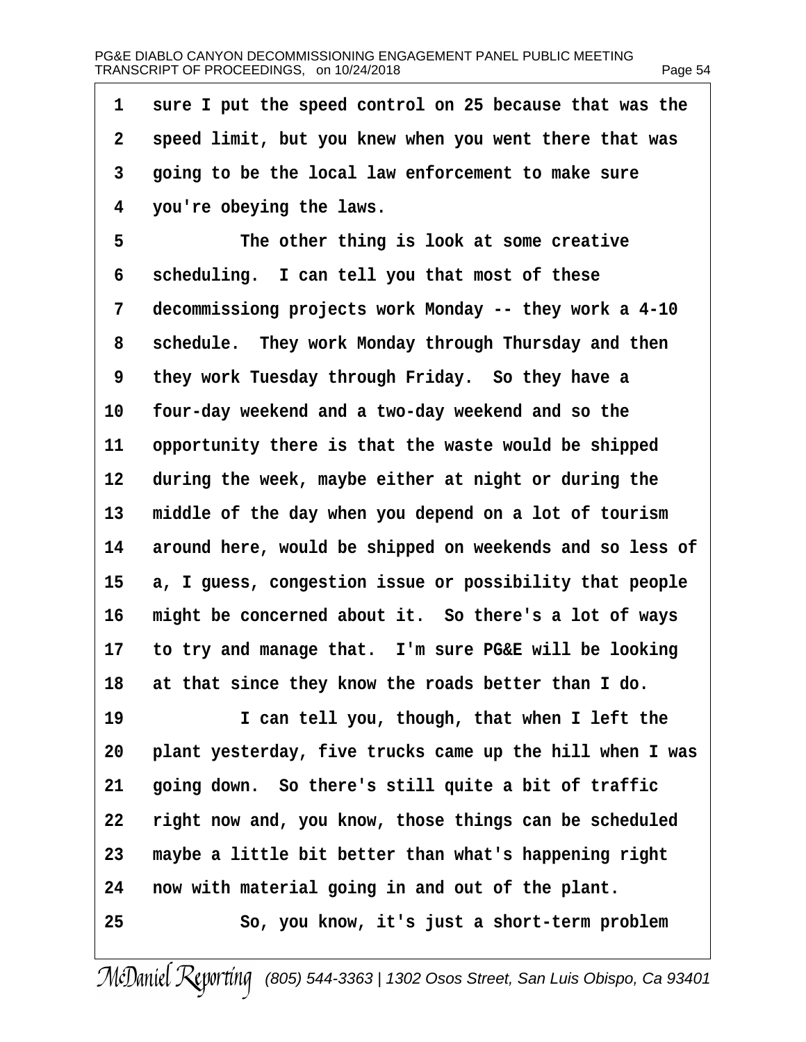1 sure I put the speed control on 25 because that was the
2 speed limit, but you knew when you went there that was
3 going to be the local law enforcement to make sure
4 you're obeying the laws.
5 The other thing is look at some creative
6 scheduling. I can tell you that most of these
7 decommissiong projects work Monday -- they work a 4-10
8 schedule. They work Monday through Thursday and then
9 they work Tuesday through Friday. So they have a
10 four-day weekend and a two-day weekend and so the
11 opportunity there is that the waste would be shipped
12 during the week, maybe either at night or during the
13 middle of the day when you depend on a lot of tourism
14 around here, would be shipped on weekends and so less of
15 a, I guess, congestion issue or possibility that people
16 might be concerned about it. So there's a lot of ways
17 to try and manage that. I'm sure PG&E will be looking
18 at that since they know the roads better than I do.
19 I can tell you, though, that when I left the
20 plant yesterday, five trucks came up the hill when I was
21 going down. So there's still quite a bit of traffic
22 right now and, you know, those things can be scheduled
23 maybe a little bit better than what's happening right
24 now with material going in and out of the plant.
25 So, you know, it's just a short-term problem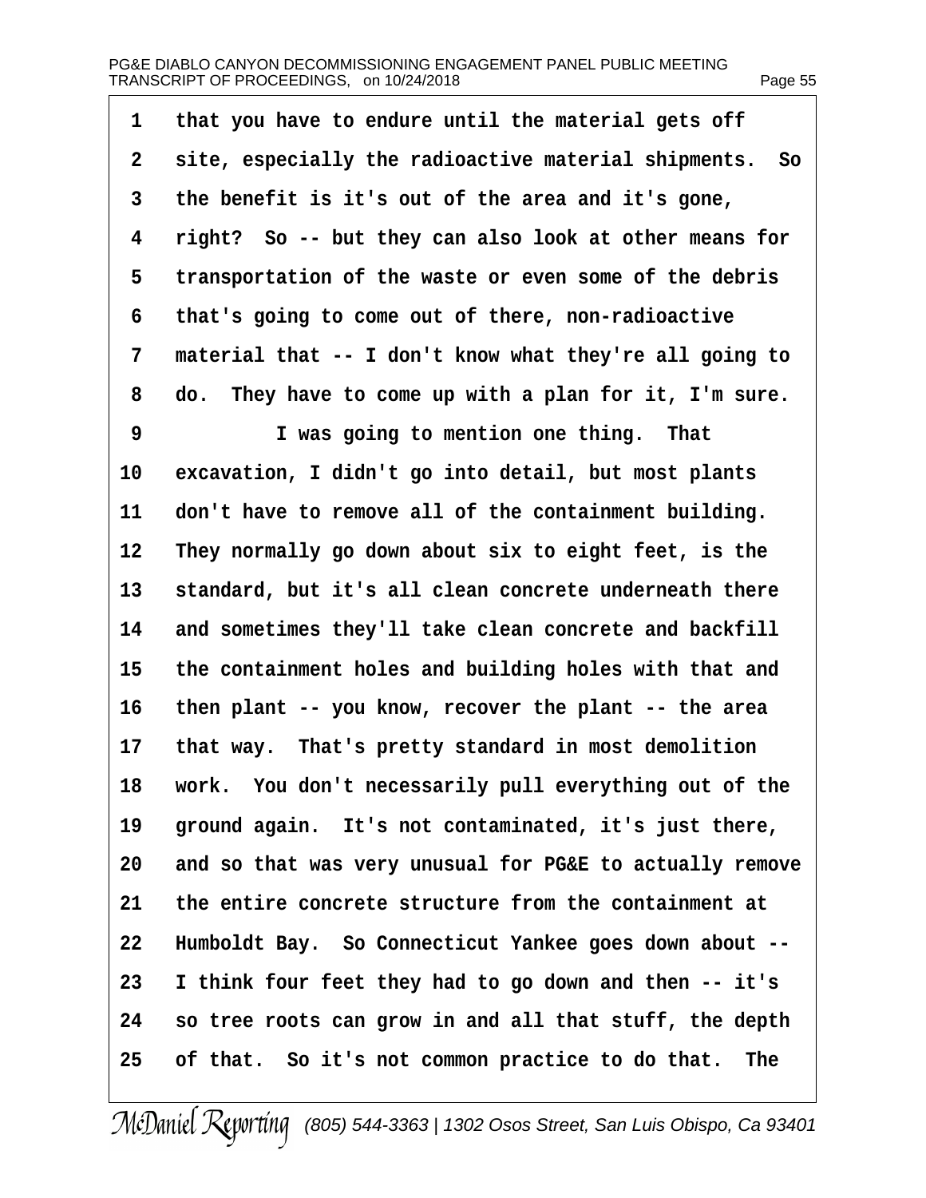that you have to endure until the material gets off site, especially the radioactive material shipments. So the benefit is it's out of the area and it's gone, right? So -- but they can also look at other means for transportation of the waste or even some of the debris that's going to come out of there, non-radioactive material that -- I don't know what they're all going to do. They have to come up with a plan for it, I'm sure.

I was going to mention one thing. That excavation, I didn't go into detail, but most plants don't have to remove all of the containment building. They normally go down about six to eight feet, is the standard, but it's all clean concrete underneath there and sometimes they'll take clean concrete and backfill the containment holes and building holes with that and then plant -- you know, recover the plant -- the area that way. That's pretty standard in most demolition work. You don't necessarily pull everything out of the ground again. It's not contaminated, it's just there, and so that was very unusual for PG&E to actually remove the entire concrete structure from the containment at Humboldt Bay. So Connecticut Yankee goes down about -- I think four feet they had to go down and then -- it's so tree roots can grow in and all that stuff, the depth of that. So it's not common practice to do that. The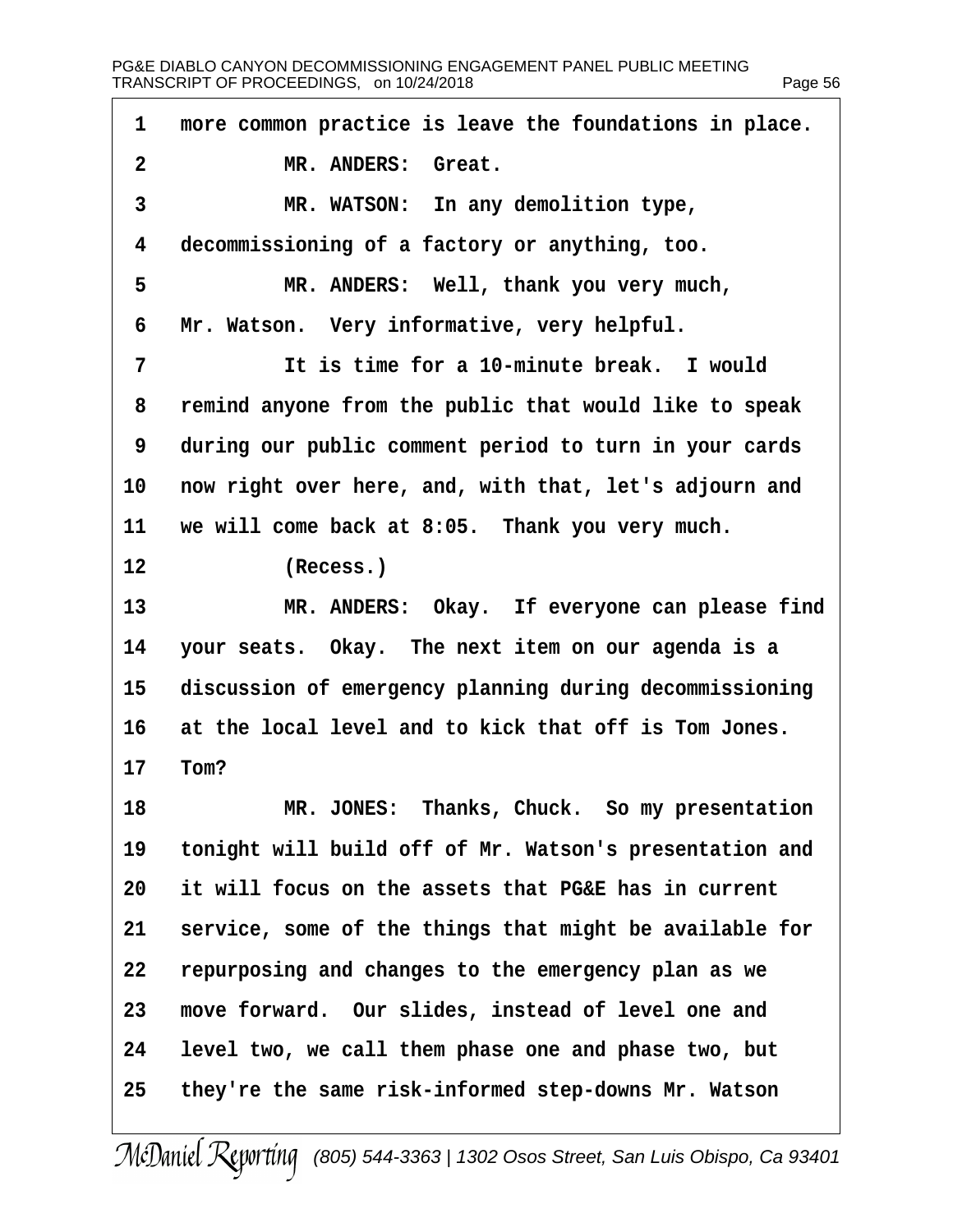1 more common practice is leave the foundations in place.

2 MR. ANDERS: Great.

3 MR. WATSON: In any demolition type,

4 decommissioning of a factory or anything, too.

5 MR. ANDERS: Well, thank you very much,

6 Mr. Watson. Very informative, very helpful.

7 It is time for a 10-minute break. I would

8 remind anyone from the public that would like to speak

9 during our public comment period to turn in your cards

10 now right over here, and, with that, let's adjourn and

11 we will come back at 8:05. Thank you very much.

12 (Recess.)

13 MR. ANDERS: Okay. If everyone can please find

14 your seats. Okay. The next item on our agenda is a

15 discussion of emergency planning during decommissioning

16 at the local level and to kick that off is Tom Jones.

17 Tom?

18 MR. JONES: Thanks, Chuck. So my presentation

19 tonight will build off of Mr. Watson's presentation and

20 it will focus on the assets that PG&E has in current

21 service, some of the things that might be available for

22 repurposing and changes to the emergency plan as we

23 move forward. Our slides, instead of level one and

24 level two, we call them phase one and phase two, but

25 they're the same risk-informed step-downs Mr. Watson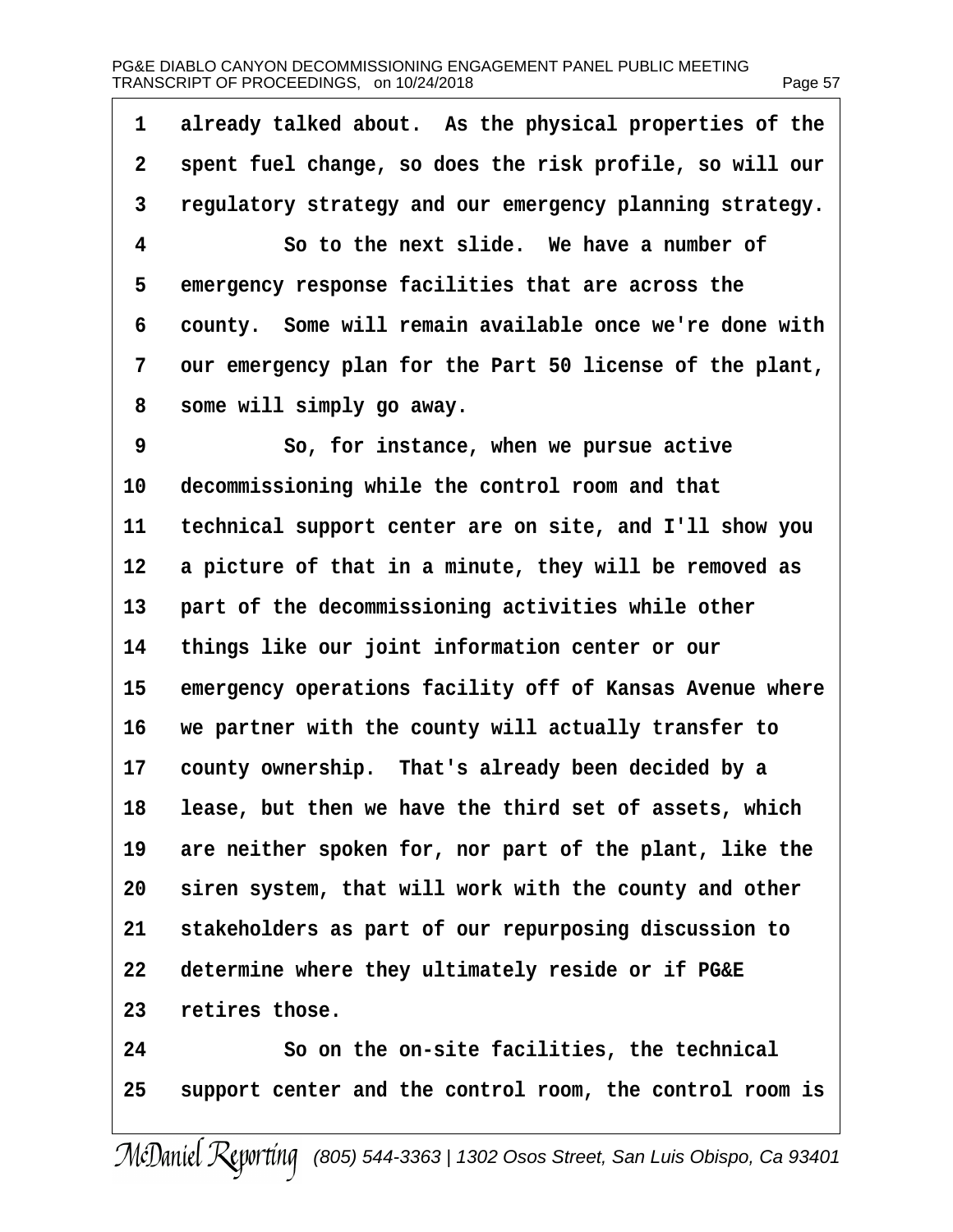1 already talked about. As the physical properties of the
2 spent fuel change, so does the risk profile, so will our
3 regulatory strategy and our emergency planning strategy.
4 So to the next slide. We have a number of
5 emergency response facilities that are across the
6 county. Some will remain available once we're done with
7 our emergency plan for the Part 50 license of the plant,
8 some will simply go away.
9 So, for instance, when we pursue active
10 decommissioning while the control room and that
11 technical support center are on site, and I'll show you
12 a picture of that in a minute, they will be removed as
13 part of the decommissioning activities while other
14 things like our joint information center or our
15 emergency operations facility off of Kansas Avenue where
16 we partner with the county will actually transfer to
17 county ownership. That's already been decided by a
18 lease, but then we have the third set of assets, which
19 are neither spoken for, nor part of the plant, like the
20 siren system, that will work with the county and other
21 stakeholders as part of our repurposing discussion to
22 determine where they ultimately reside or if PG&E
23 retires those.
24 So on the on-site facilities, the technical
25 support center and the control room, the control room is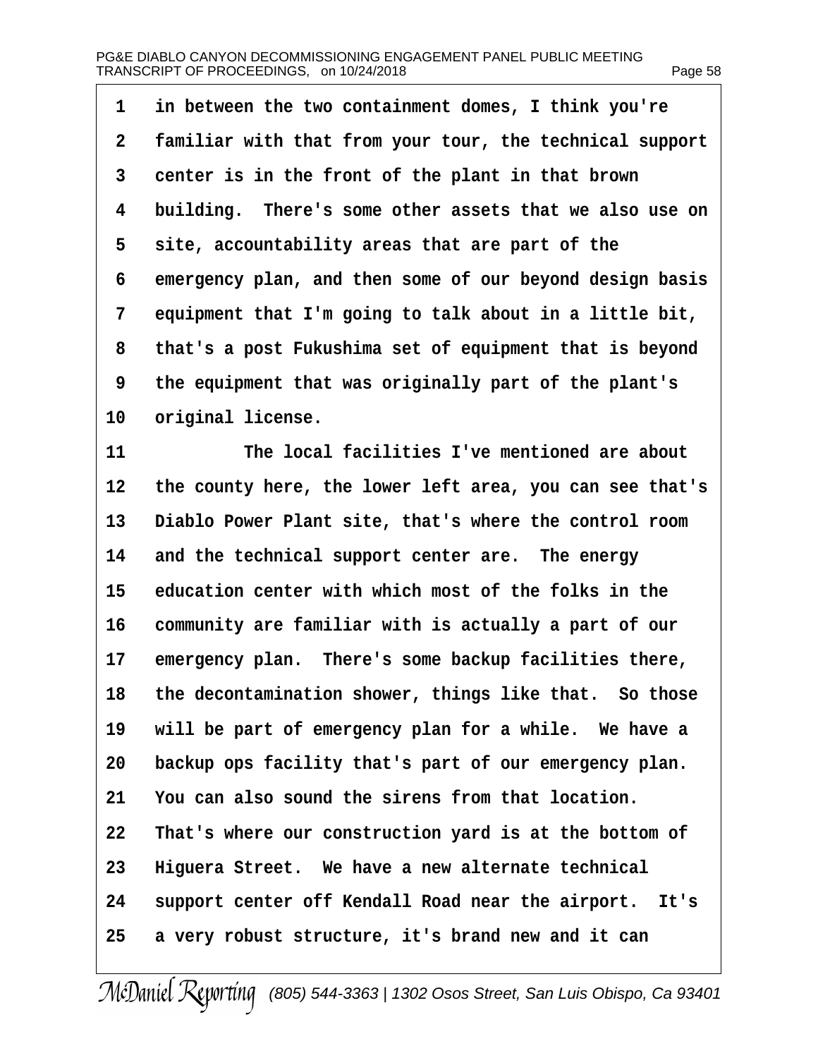1 in between the two containment domes, I think you're
2 familiar with that from your tour, the technical support
3 center is in the front of the plant in that brown
4 building. There's some other assets that we also use on
5 site, accountability areas that are part of the
6 emergency plan, and then some of our beyond design basis
7 equipment that I'm going to talk about in a little bit,
8 that's a post Fukushima set of equipment that is beyond
9 the equipment that was originally part of the plant's
10 original license.
11 The local facilities I've mentioned are about
12 the county here, the lower left area, you can see that's
13 Diablo Power Plant site, that's where the control room
14 and the technical support center are. The energy
15 education center with which most of the folks in the
16 community are familiar with is actually a part of our
17 emergency plan. There's some backup facilities there,
18 the decontamination shower, things like that. So those
19 will be part of emergency plan for a while. We have a
20 backup ops facility that's part of our emergency plan.
21 You can also sound the sirens from that location.
22 That's where our construction yard is at the bottom of
23 Higuera Street. We have a new alternate technical
24 support center off Kendall Road near the airport. It's
25 a very robust structure, it's brand new and it can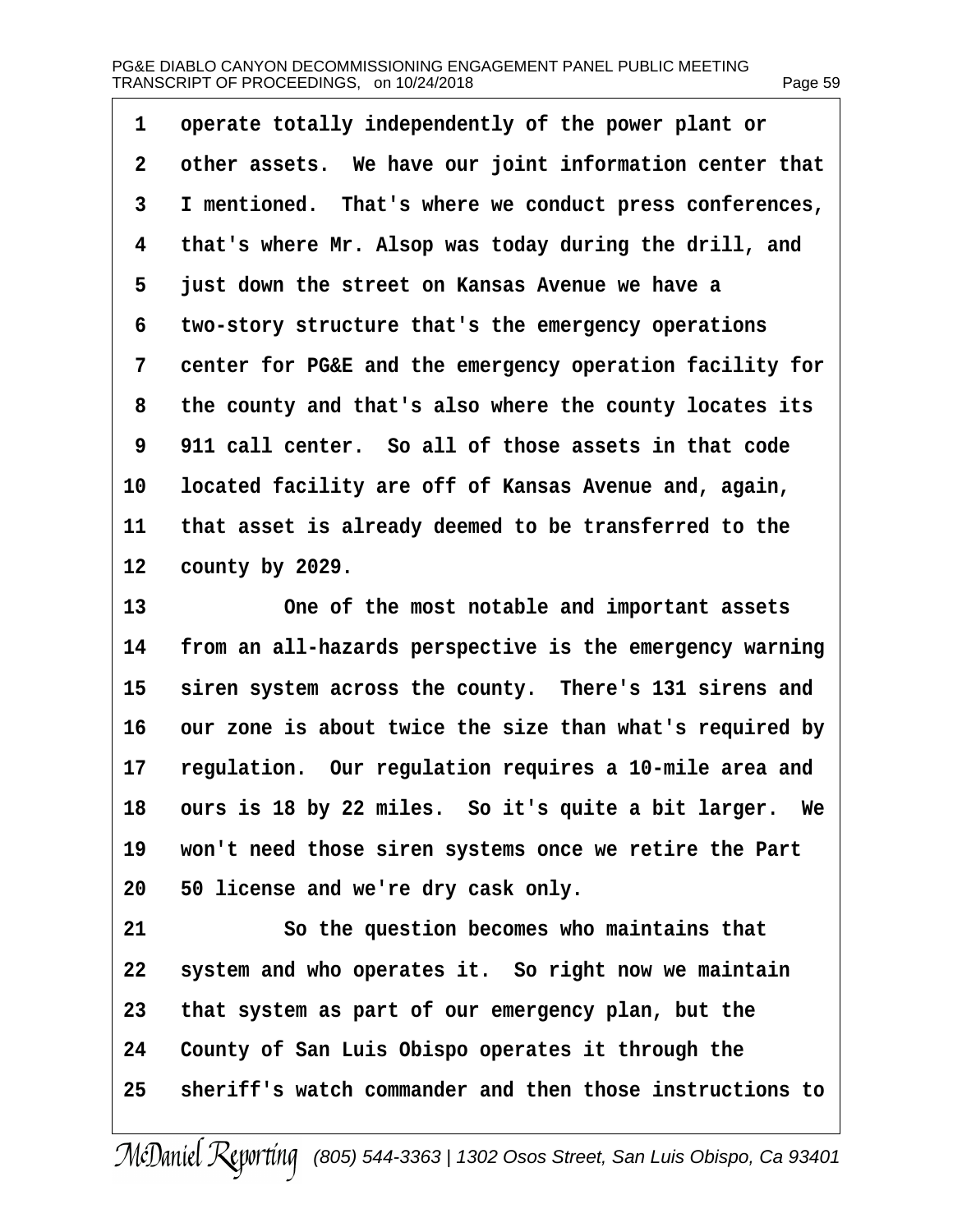operate totally independently of the power plant or other assets. We have our joint information center that I mentioned. That's where we conduct press conferences, that's where Mr. Alsop was today during the drill, and just down the street on Kansas Avenue we have a two-story structure that's the emergency operations center for PG&E and the emergency operation facility for the county and that's also where the county locates its 911 call center. So all of those assets in that code located facility are off of Kansas Avenue and, again, that asset is already deemed to be transferred to the county by 2029.

One of the most notable and important assets from an all-hazards perspective is the emergency warning siren system across the county. There's 131 sirens and our zone is about twice the size than what's required by regulation. Our regulation requires a 10-mile area and ours is 18 by 22 miles. So it's quite a bit larger. We won't need those siren systems once we retire the Part 50 license and we're dry cask only.

So the question becomes who maintains that system and who operates it. So right now we maintain that system as part of our emergency plan, but the County of San Luis Obispo operates it through the sheriff's watch commander and then those instructions to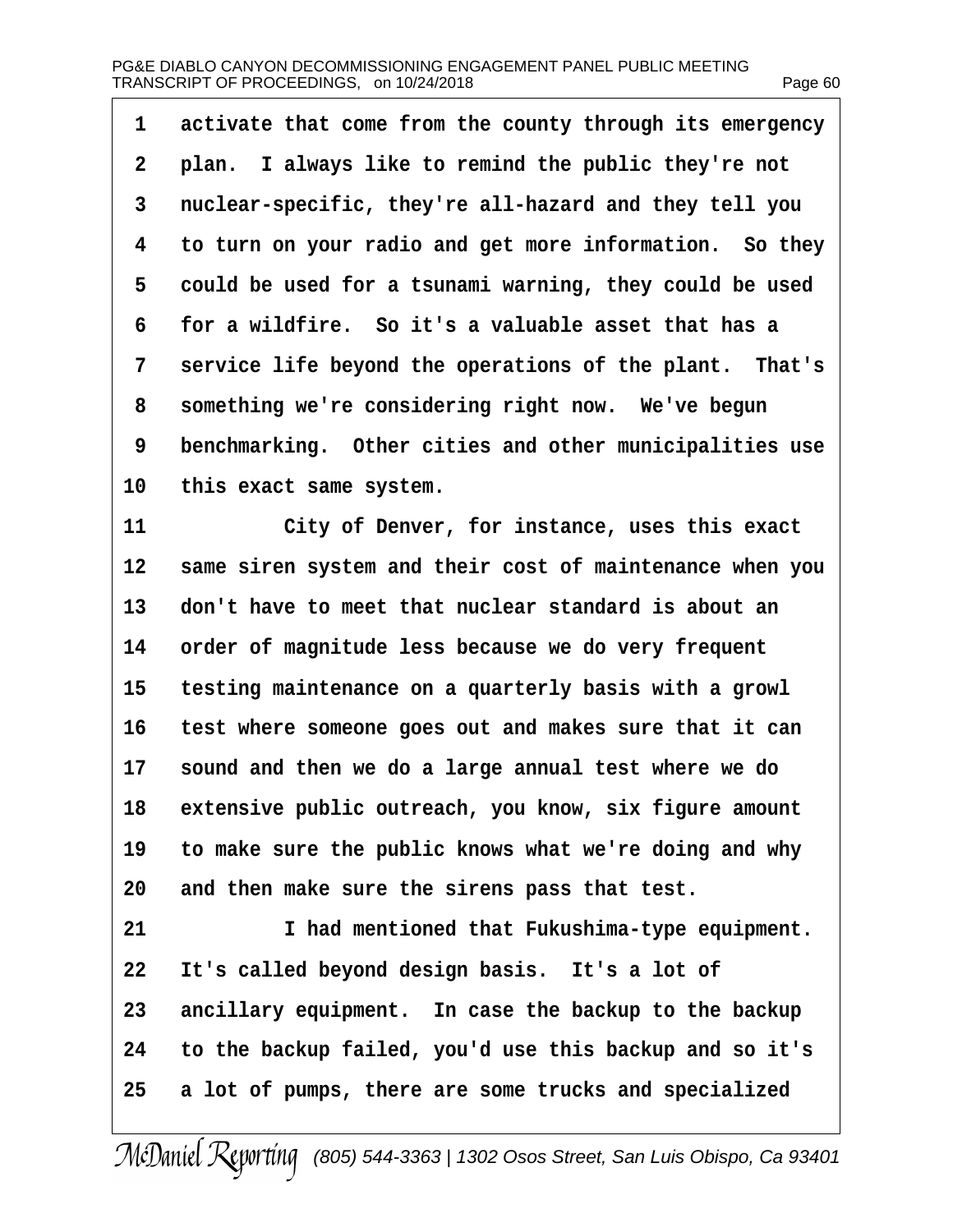1 activate that come from the county through its emergency
2 plan. I always like to remind the public they're not
3 nuclear-specific, they're all-hazard and they tell you
4 to turn on your radio and get more information. So they
5 could be used for a tsunami warning, they could be used
6 for a wildfire. So it's a valuable asset that has a
7 service life beyond the operations of the plant. That's
8 something we're considering right now. We've begun
9 benchmarking. Other cities and other municipalities use
10 this exact same system.

11 City of Denver, for instance, uses this exact
12 same siren system and their cost of maintenance when you
13 don't have to meet that nuclear standard is about an
14 order of magnitude less because we do very frequent
15 testing maintenance on a quarterly basis with a growl
16 test where someone goes out and makes sure that it can
17 sound and then we do a large annual test where we do
18 extensive public outreach, you know, six figure amount
19 to make sure the public knows what we're doing and why
20 and then make sure the sirens pass that test.

21 I had mentioned that Fukushima-type equipment.
22 It's called beyond design basis. It's a lot of
23 ancillary equipment. In case the backup to the backup
24 to the backup failed, you'd use this backup and so it's
25 a lot of pumps, there are some trucks and specialized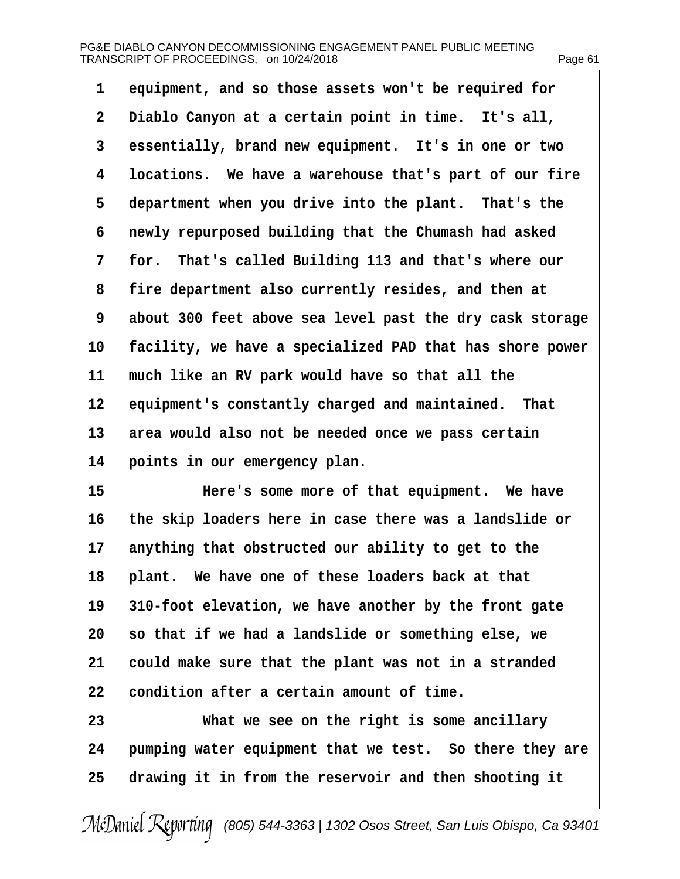equipment, and so those assets won't be required for Diablo Canyon at a certain point in time. It's all, essentially, brand new equipment. It's in one or two locations. We have a warehouse that's part of our fire department when you drive into the plant. That's the newly repurposed building that the Chumash had asked for. That's called Building 113 and that's where our fire department also currently resides, and then at about 300 feet above sea level past the dry cask storage facility, we have a specialized PAD that has shore power much like an RV park would have so that all the equipment's constantly charged and maintained. That area would also not be needed once we pass certain points in our emergency plan.

Here's some more of that equipment. We have the skip loaders here in case there was a landslide or anything that obstructed our ability to get to the plant. We have one of these loaders back at that 310-foot elevation, we have another by the front gate so that if we had a landslide or something else, we could make sure that the plant was not in a stranded condition after a certain amount of time.

What we see on the right is some ancillary pumping water equipment that we test. So there they are drawing it in from the reservoir and then shooting it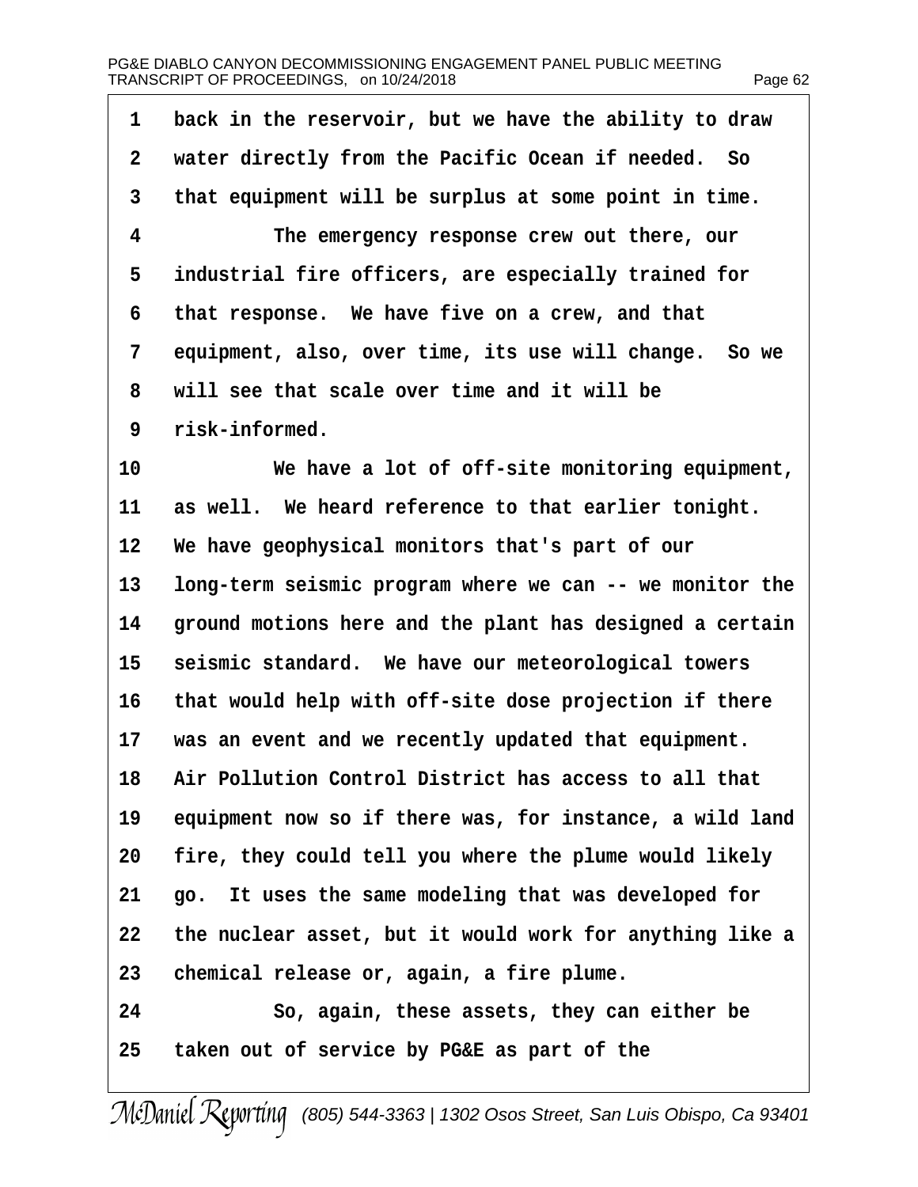back in the reservoir, but we have the ability to draw water directly from the Pacific Ocean if needed. So that equipment will be surplus at some point in time.

The emergency response crew out there, our industrial fire officers, are especially trained for that response. We have five on a crew, and that equipment, also, over time, its use will change. So we will see that scale over time and it will be risk-informed.

We have a lot of off-site monitoring equipment, as well. We heard reference to that earlier tonight. We have geophysical monitors that's part of our long-term seismic program where we can -- we monitor the ground motions here and the plant has designed a certain seismic standard. We have our meteorological towers that would help with off-site dose projection if there was an event and we recently updated that equipment. Air Pollution Control District has access to all that equipment now so if there was, for instance, a wild land fire, they could tell you where the plume would likely go. It uses the same modeling that was developed for the nuclear asset, but it would work for anything like a chemical release or, again, a fire plume.

So, again, these assets, they can either be taken out of service by PG&E as part of the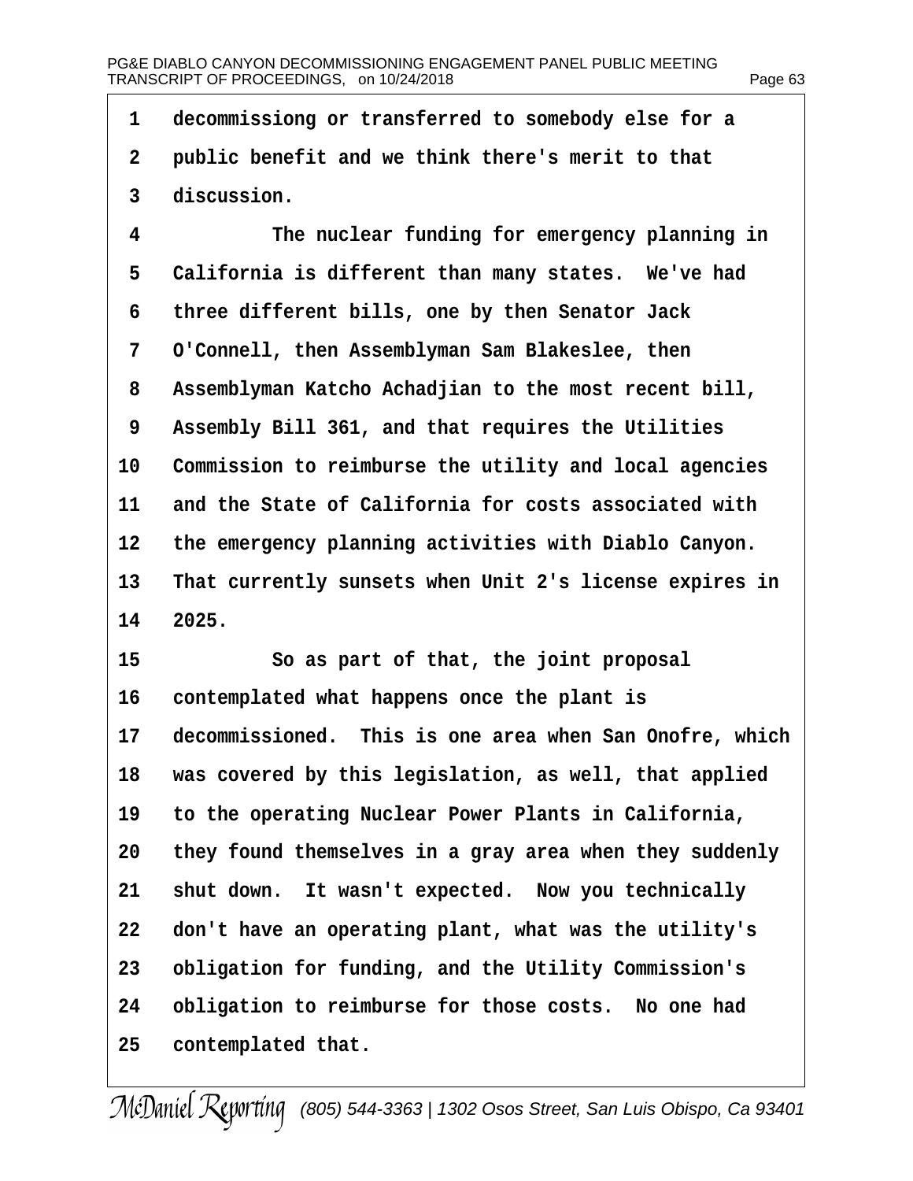1 decommissiong or transferred to somebody else for a
2 public benefit and we think there's merit to that
3 discussion.

4 The nuclear funding for emergency planning in
5 California is different than many states. We've had
6 three different bills, one by then Senator Jack
7 O'Connell, then Assemblyman Sam Blakeslee, then
8 Assemblyman Katcho Achadjian to the most recent bill,
9 Assembly Bill 361, and that requires the Utilities
10 Commission to reimburse the utility and local agencies
11 and the State of California for costs associated with
12 the emergency planning activities with Diablo Canyon.
13 That currently sunsets when Unit 2's license expires in
14 2025.

15 So as part of that, the joint proposal
16 contemplated what happens once the plant is
17 decommissioned. This is one area when San Onofre, which
18 was covered by this legislation, as well, that applied
19 to the operating Nuclear Power Plants in California,
20 they found themselves in a gray area when they suddenly
21 shut down. It wasn't expected. Now you technically
22 don't have an operating plant, what was the utility's
23 obligation for funding, and the Utility Commission's
24 obligation to reimburse for those costs. No one had
25 contemplated that.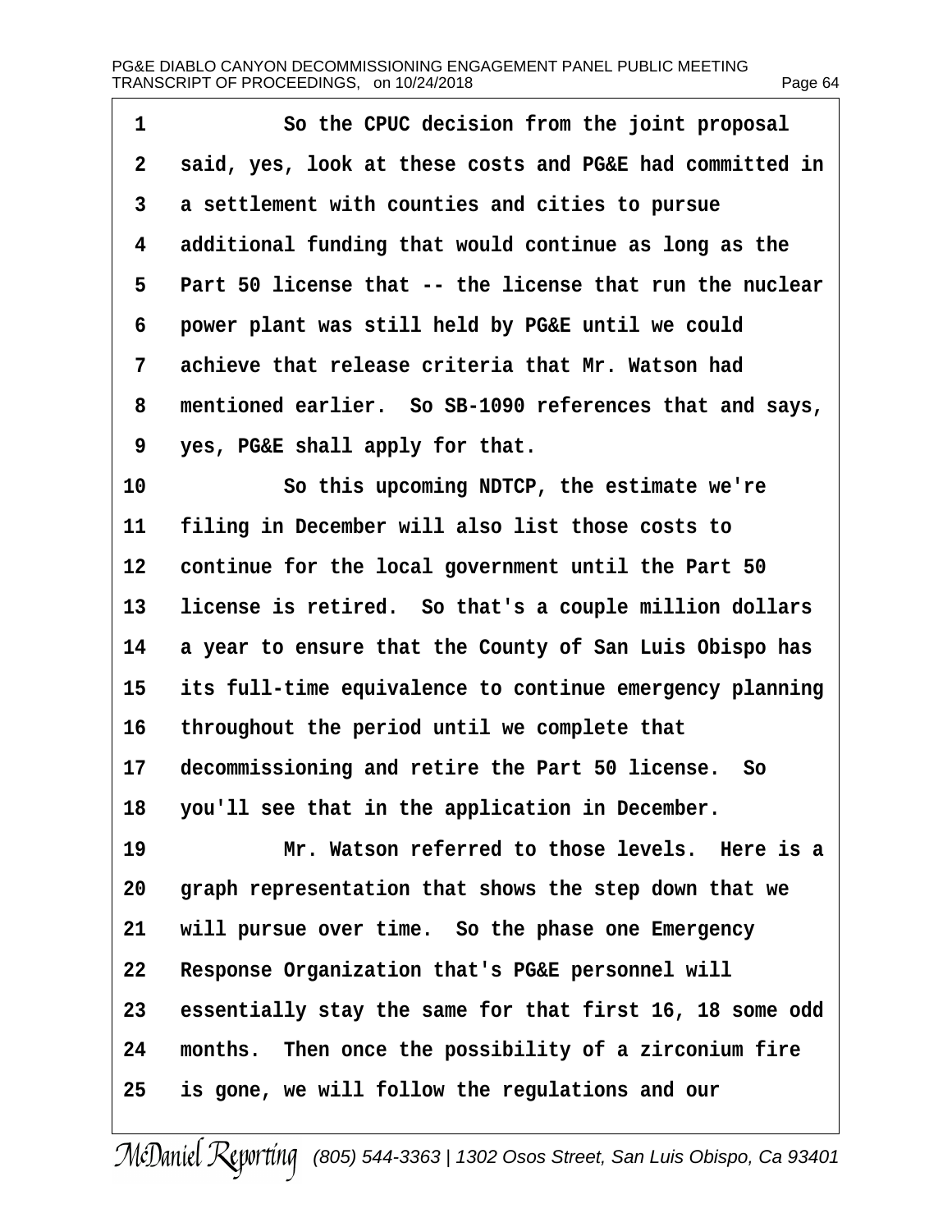1 So the CPUC decision from the joint proposal
2 said, yes, look at these costs and PG&E had committed in
3 a settlement with counties and cities to pursue
4 additional funding that would continue as long as the
5 Part 50 license that -- the license that run the nuclear
6 power plant was still held by PG&E until we could
7 achieve that release criteria that Mr. Watson had
8 mentioned earlier. So SB-1090 references that and says,
9 yes, PG&E shall apply for that.
10 So this upcoming NDTCP, the estimate we're
11 filing in December will also list those costs to
12 continue for the local government until the Part 50
13 license is retired. So that's a couple million dollars
14 a year to ensure that the County of San Luis Obispo has
15 its full-time equivalence to continue emergency planning
16 throughout the period until we complete that
17 decommissioning and retire the Part 50 license. So
18 you'll see that in the application in December.
19 Mr. Watson referred to those levels. Here is a
20 graph representation that shows the step down that we
21 will pursue over time. So the phase one Emergency
22 Response Organization that's PG&E personnel will
23 essentially stay the same for that first 16, 18 some odd
24 months. Then once the possibility of a zirconium fire
25 is gone, we will follow the regulations and our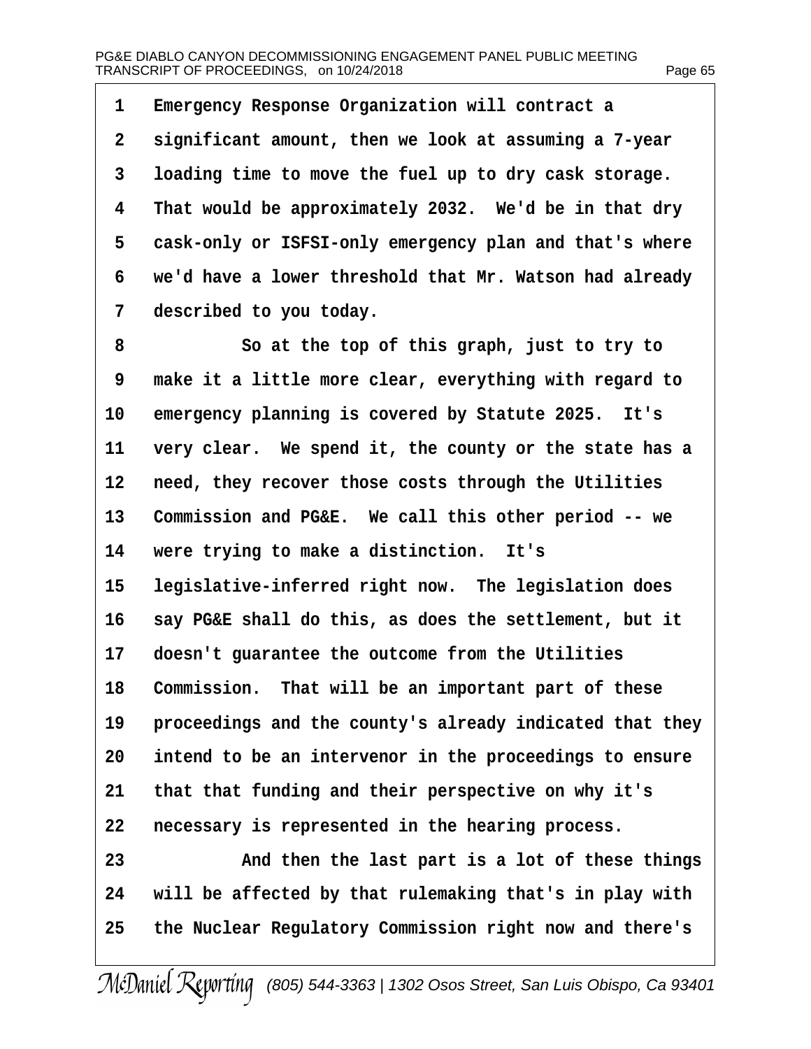1 Emergency Response Organization will contract a
2 significant amount, then we look at assuming a 7-year
3 loading time to move the fuel up to dry cask storage.
4 That would be approximately 2032. We'd be in that dry
5 cask-only or ISFSI-only emergency plan and that's where
6 we'd have a lower threshold that Mr. Watson had already
7 described to you today.

8 So at the top of this graph, just to try to
9 make it a little more clear, everything with regard to
10 emergency planning is covered by Statute 2025. It's
11 very clear. We spend it, the county or the state has a
12 need, they recover those costs through the Utilities
13 Commission and PG&E. We call this other period -- we
14 were trying to make a distinction. It's
15 legislative-inferred right now. The legislation does
16 say PG&E shall do this, as does the settlement, but it
17 doesn't guarantee the outcome from the Utilities
18 Commission. That will be an important part of these
19 proceedings and the county's already indicated that they
20 intend to be an intervenor in the proceedings to ensure
21 that that funding and their perspective on why it's
22 necessary is represented in the hearing process.

23 And then the last part is a lot of these things
24 will be affected by that rulemaking that's in play with
25 the Nuclear Regulatory Commission right now and there's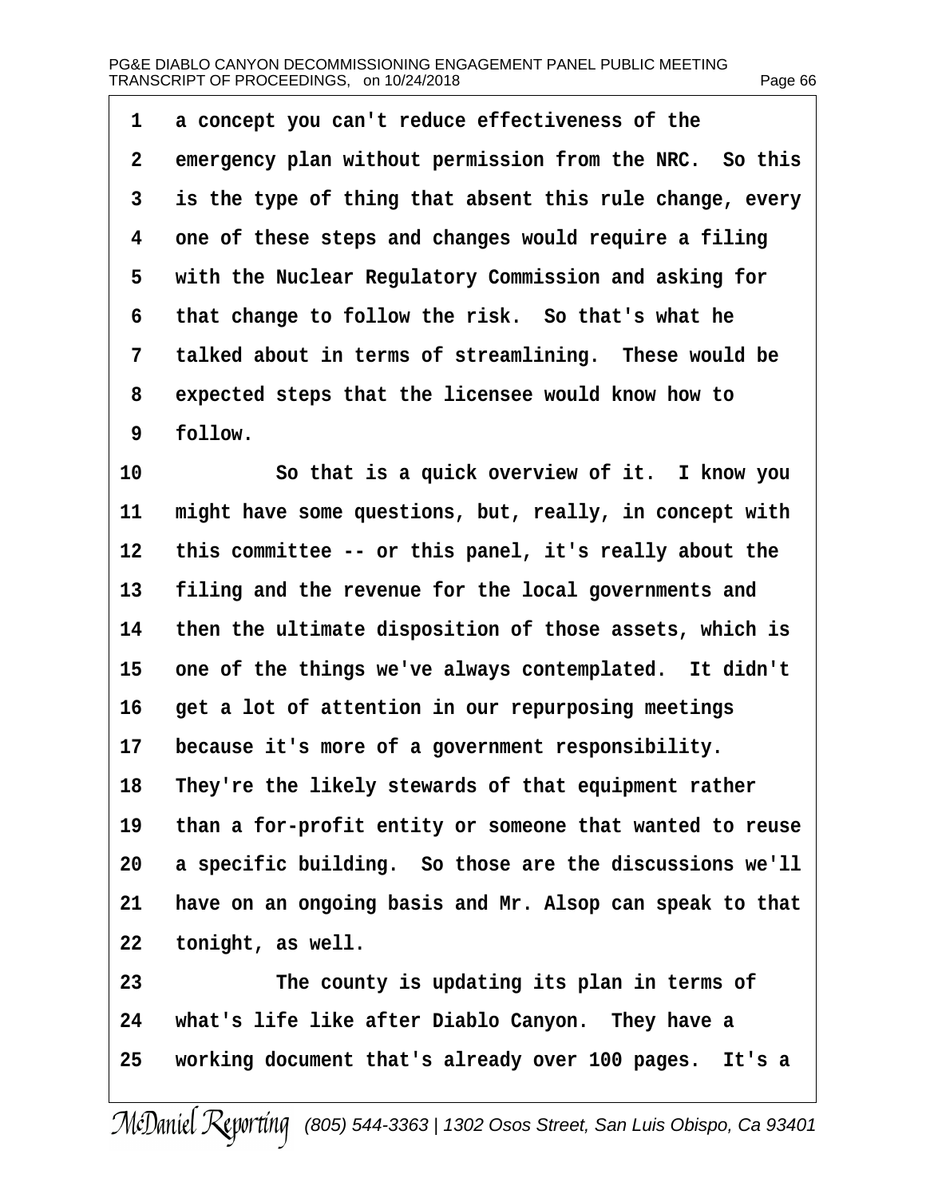a concept you can't reduce effectiveness of the emergency plan without permission from the NRC. So this is the type of thing that absent this rule change, every one of these steps and changes would require a filing with the Nuclear Regulatory Commission and asking for that change to follow the risk. So that's what he talked about in terms of streamlining. These would be expected steps that the licensee would know how to follow.

So that is a quick overview of it. I know you might have some questions, but, really, in concept with this committee -- or this panel, it's really about the filing and the revenue for the local governments and then the ultimate disposition of those assets, which is one of the things we've always contemplated. It didn't get a lot of attention in our repurposing meetings because it's more of a government responsibility. They're the likely stewards of that equipment rather than a for-profit entity or someone that wanted to reuse a specific building. So those are the discussions we'll have on an ongoing basis and Mr. Alsop can speak to that tonight, as well.

The county is updating its plan in terms of what's life like after Diablo Canyon. They have a working document that's already over 100 pages. It's a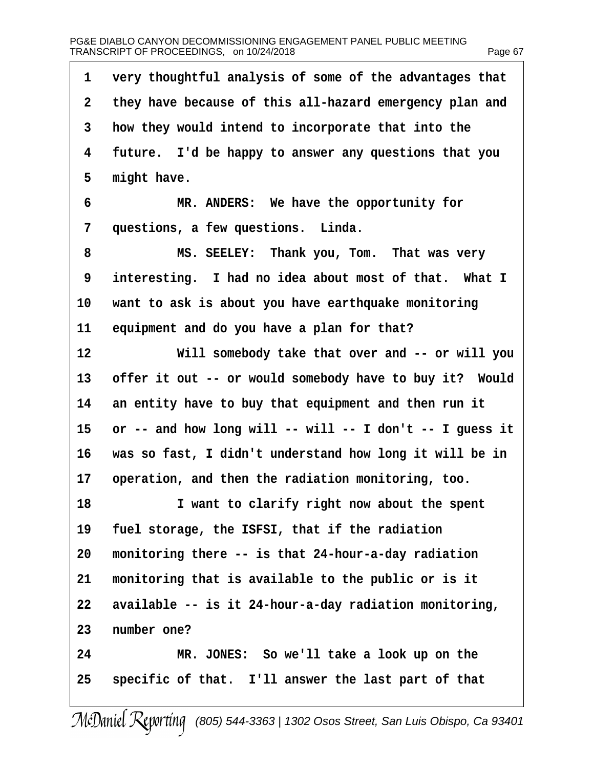very thoughtful analysis of some of the advantages that they have because of this all-hazard emergency plan and how they would intend to incorporate that into the future. I'd be happy to answer any questions that you might have.

MR. ANDERS: We have the opportunity for questions, a few questions. Linda.

MS. SEELEY: Thank you, Tom. That was very interesting. I had no idea about most of that. What I want to ask is about you have earthquake monitoring equipment and do you have a plan for that?

Will somebody take that over and -- or will you offer it out -- or would somebody have to buy it? Would an entity have to buy that equipment and then run it or -- and how long will -- will -- I don't -- I guess it was so fast, I didn't understand how long it will be in operation, and then the radiation monitoring, too.

I want to clarify right now about the spent fuel storage, the ISFSI, that if the radiation monitoring there -- is that 24-hour-a-day radiation monitoring that is available to the public or is it available -- is it 24-hour-a-day radiation monitoring, number one?

MR. JONES: So we'll take a look up on the specific of that. I'll answer the last part of that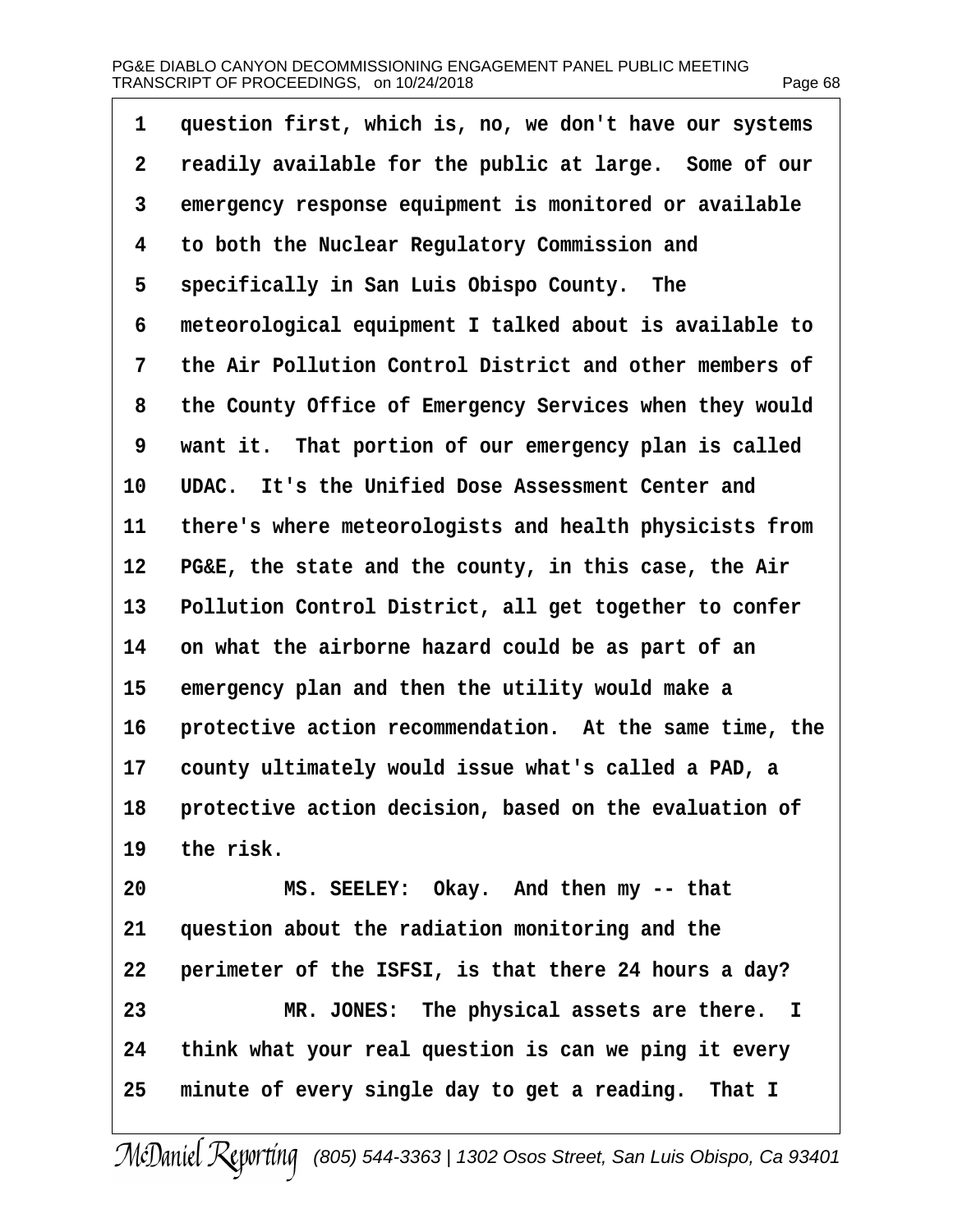question first, which is, no, we don't have our systems readily available for the public at large. Some of our emergency response equipment is monitored or available to both the Nuclear Regulatory Commission and specifically in San Luis Obispo County. The meteorological equipment I talked about is available to the Air Pollution Control District and other members of the County Office of Emergency Services when they would want it. That portion of our emergency plan is called UDAC. It's the Unified Dose Assessment Center and there's where meteorologists and health physicists from PG&E, the state and the county, in this case, the Air Pollution Control District, all get together to confer on what the airborne hazard could be as part of an emergency plan and then the utility would make a protective action recommendation. At the same time, the county ultimately would issue what's called a PAD, a protective action decision, based on the evaluation of the risk.

MS. SEELEY: Okay. And then my -- that question about the radiation monitoring and the perimeter of the ISFSI, is that there 24 hours a day?

MR. JONES: The physical assets are there. I think what your real question is can we ping it every minute of every single day to get a reading. That I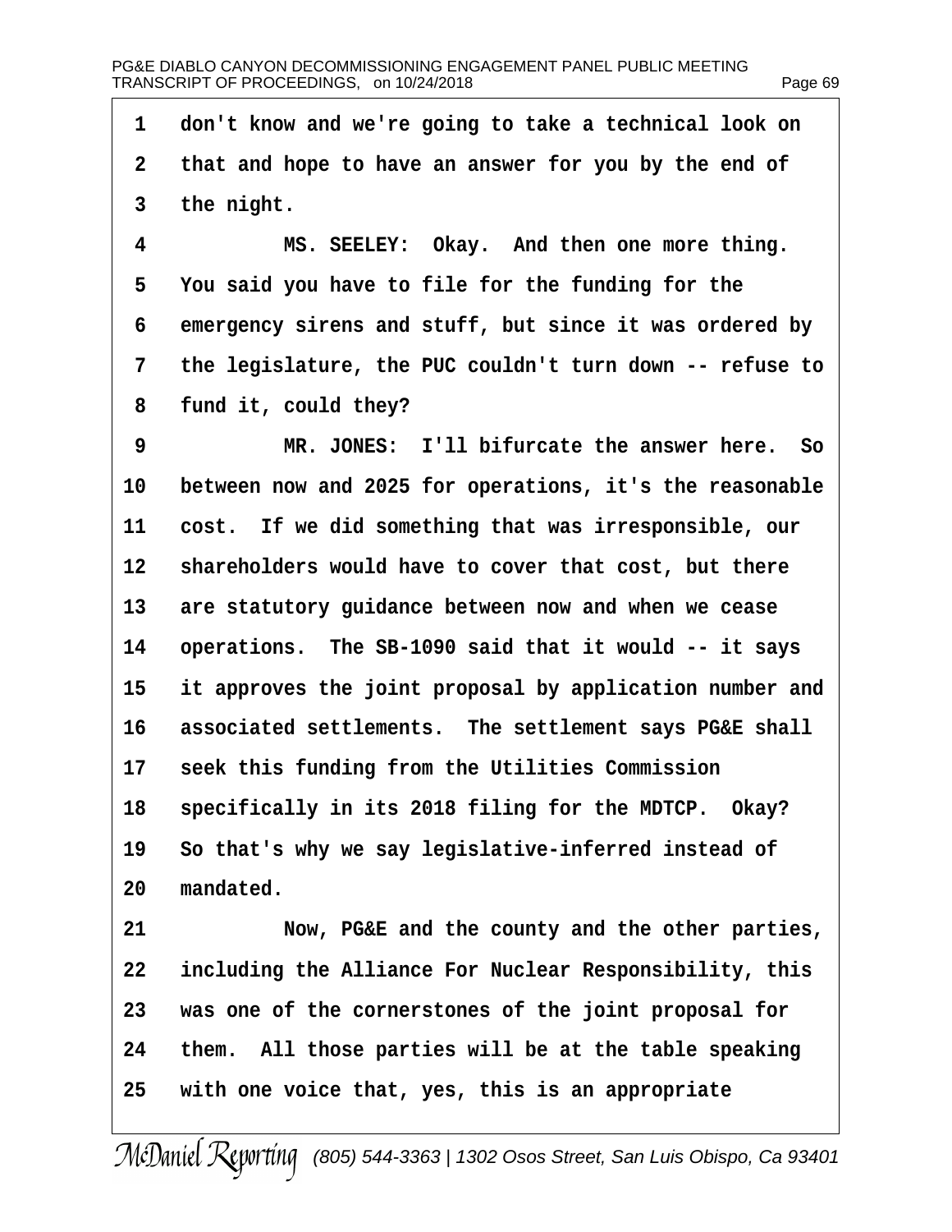1 don't know and we're going to take a technical look on
2 that and hope to have an answer for you by the end of
3 the night.

4 MS. SEELEY: Okay. And then one more thing.
5 You said you have to file for the funding for the
6 emergency sirens and stuff, but since it was ordered by
7 the legislature, the PUC couldn't turn down -- refuse to
8 fund it, could they?

9 MR. JONES: I'll bifurcate the answer here. So
10 between now and 2025 for operations, it's the reasonable
11 cost. If we did something that was irresponsible, our
12 shareholders would have to cover that cost, but there
13 are statutory guidance between now and when we cease
14 operations. The SB-1090 said that it would -- it says
15 it approves the joint proposal by application number and
16 associated settlements. The settlement says PG&E shall
17 seek this funding from the Utilities Commission
18 specifically in its 2018 filing for the MDTCP. Okay?
19 So that's why we say legislative-inferred instead of
20 mandated.

21 Now, PG&E and the county and the other parties,
22 including the Alliance For Nuclear Responsibility, this
23 was one of the cornerstones of the joint proposal for
24 them. All those parties will be at the table speaking
25 with one voice that, yes, this is an appropriate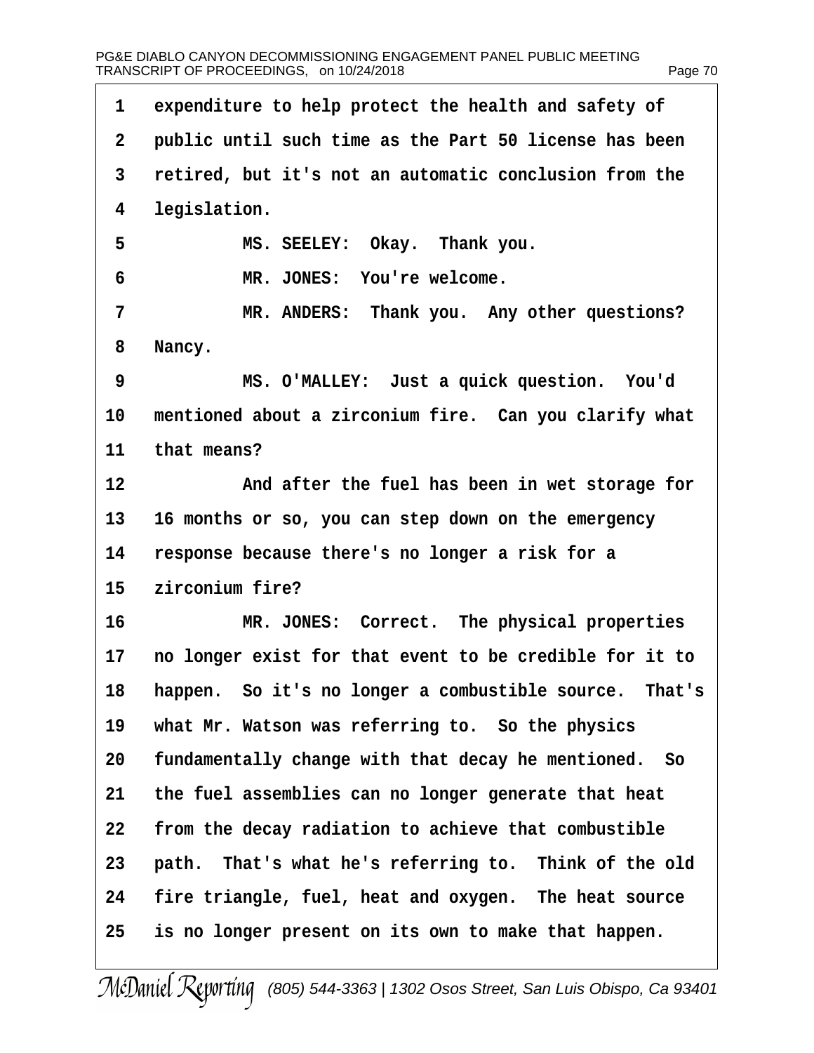1 expenditure to help protect the health and safety of
2 public until such time as the Part 50 license has been
3 retired, but it's not an automatic conclusion from the
4 legislation.

5 MS. SEELEY: Okay. Thank you.

6 MR. JONES: You're welcome.

7 MR. ANDERS: Thank you. Any other questions?
8 Nancy.

9 MS. O'MALLEY: Just a quick question. You'd
10 mentioned about a zirconium fire. Can you clarify what
11 that means?

12 And after the fuel has been in wet storage for
13 16 months or so, you can step down on the emergency
14 response because there's no longer a risk for a
15 zirconium fire?

16 MR. JONES: Correct. The physical properties
17 no longer exist for that event to be credible for it to
18 happen. So it's no longer a combustible source. That's
19 what Mr. Watson was referring to. So the physics
20 fundamentally change with that decay he mentioned. So
21 the fuel assemblies can no longer generate that heat
22 from the decay radiation to achieve that combustible
23 path. That's what he's referring to. Think of the old
24 fire triangle, fuel, heat and oxygen. The heat source
25 is no longer present on its own to make that happen.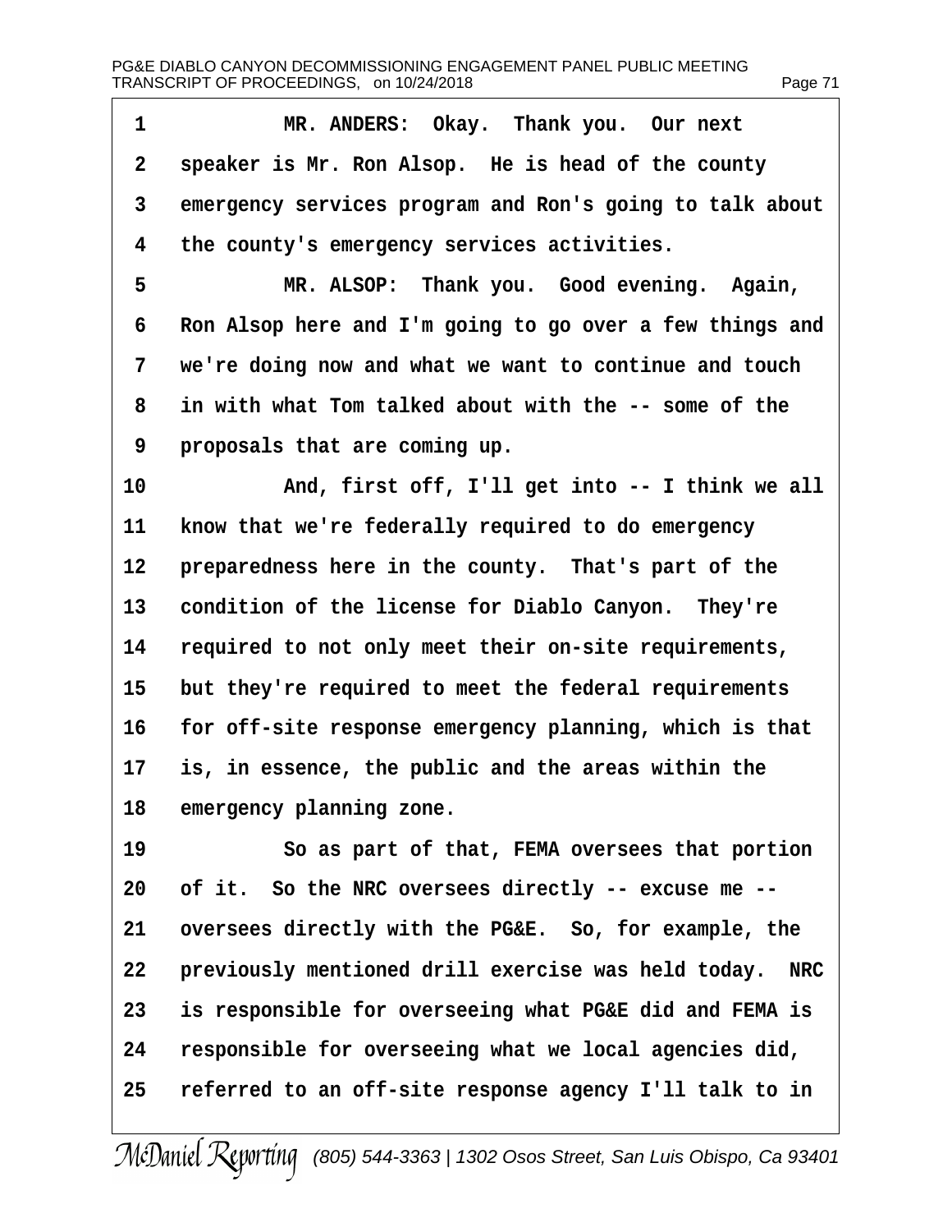1 MR. ANDERS: Okay. Thank you. Our next
2 speaker is Mr. Ron Alsop. He is head of the county
3 emergency services program and Ron's going to talk about
4 the county's emergency services activities.
5 MR. ALSOP: Thank you. Good evening. Again,
6 Ron Alsop here and I'm going to go over a few things and
7 we're doing now and what we want to continue and touch
8 in with what Tom talked about with the -- some of the
9 proposals that are coming up.
10 And, first off, I'll get into -- I think we all
11 know that we're federally required to do emergency
12 preparedness here in the county. That's part of the
13 condition of the license for Diablo Canyon. They're
14 required to not only meet their on-site requirements,
15 but they're required to meet the federal requirements
16 for off-site response emergency planning, which is that
17 is, in essence, the public and the areas within the
18 emergency planning zone.
19 So as part of that, FEMA oversees that portion
20 of it. So the NRC oversees directly -- excuse me --
21 oversees directly with the PG&E. So, for example, the
22 previously mentioned drill exercise was held today. NRC
23 is responsible for overseeing what PG&E did and FEMA is
24 responsible for overseeing what we local agencies did,
25 referred to an off-site response agency I'll talk to in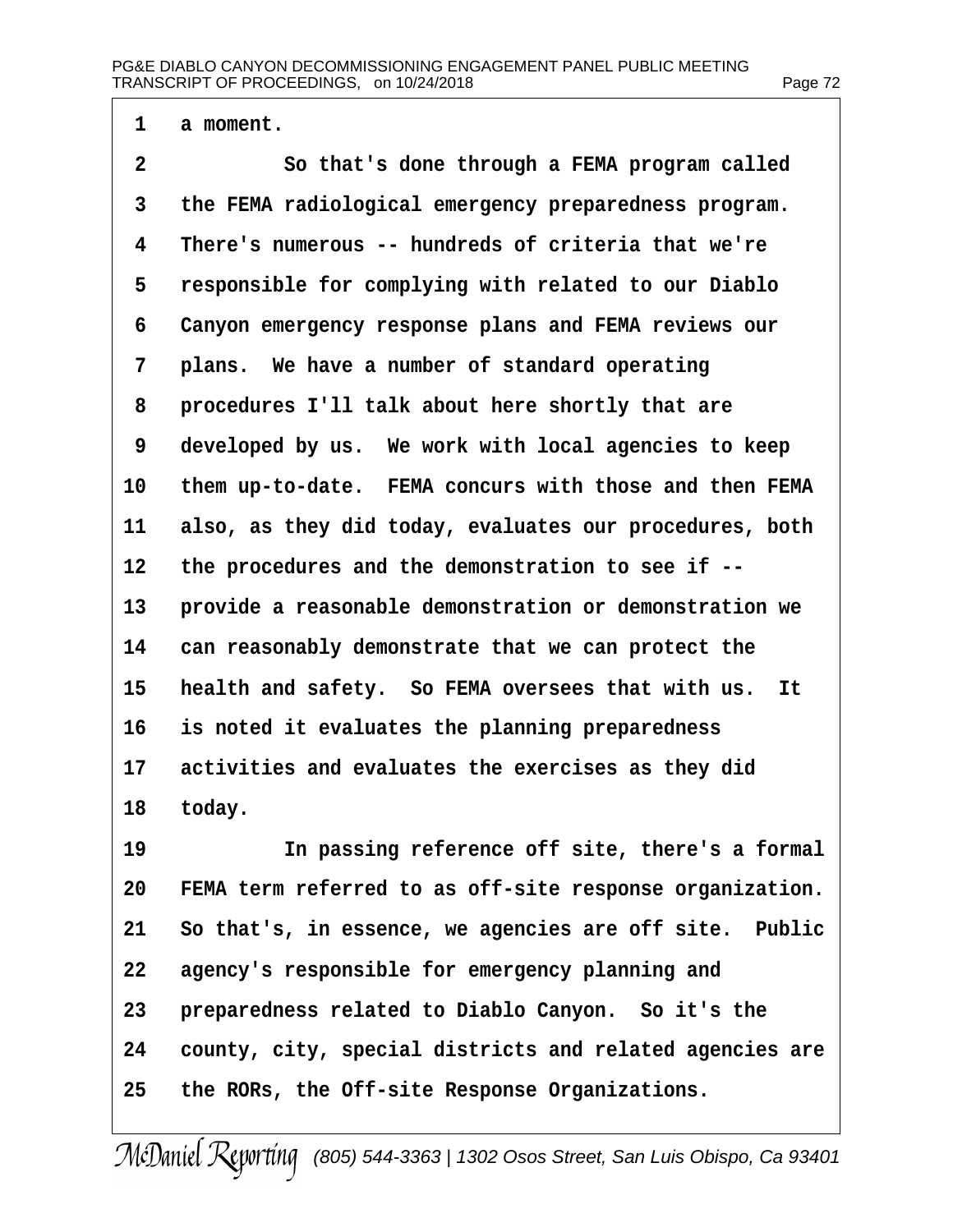a moment.

So that's done through a FEMA program called the FEMA radiological emergency preparedness program. There's numerous -- hundreds of criteria that we're responsible for complying with related to our Diablo Canyon emergency response plans and FEMA reviews our plans. We have a number of standard operating procedures I'll talk about here shortly that are developed by us. We work with local agencies to keep them up-to-date. FEMA concurs with those and then FEMA also, as they did today, evaluates our procedures, both the procedures and the demonstration to see if -- provide a reasonable demonstration or demonstration we can reasonably demonstrate that we can protect the health and safety. So FEMA oversees that with us. It is noted it evaluates the planning preparedness activities and evaluates the exercises as they did today.

In passing reference off site, there's a formal FEMA term referred to as off-site response organization. So that's, in essence, we agencies are off site. Public agency's responsible for emergency planning and preparedness related to Diablo Canyon. So it's the county, city, special districts and related agencies are the RORs, the Off-site Response Organizations.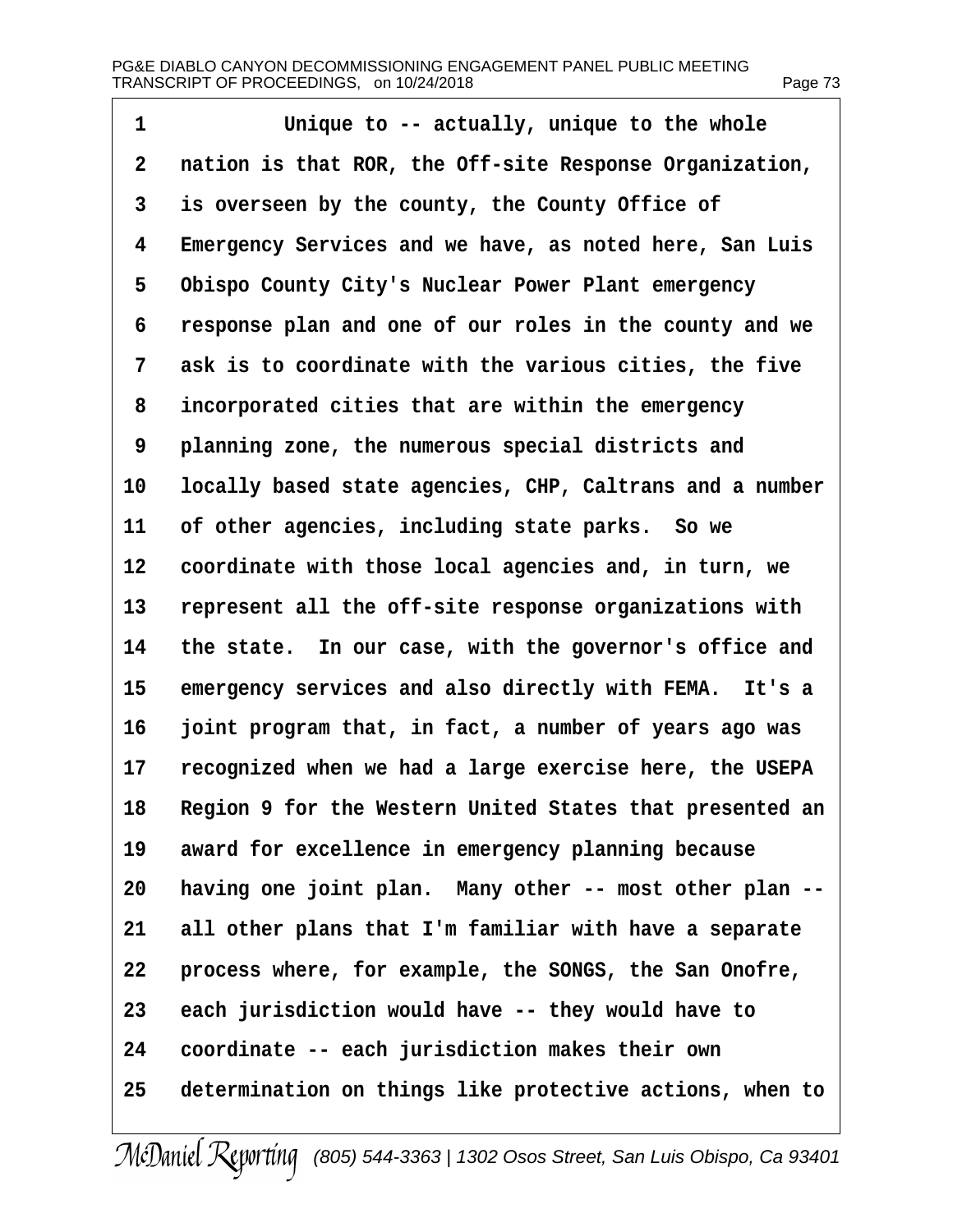1 Unique to -- actually, unique to the whole
2 nation is that ROR, the Off-site Response Organization,
3 is overseen by the county, the County Office of
4 Emergency Services and we have, as noted here, San Luis
5 Obispo County City's Nuclear Power Plant emergency
6 response plan and one of our roles in the county and we
7 ask is to coordinate with the various cities, the five
8 incorporated cities that are within the emergency
9 planning zone, the numerous special districts and
10 locally based state agencies, CHP, Caltrans and a number
11 of other agencies, including state parks. So we
12 coordinate with those local agencies and, in turn, we
13 represent all the off-site response organizations with
14 the state. In our case, with the governor's office and
15 emergency services and also directly with FEMA. It's a
16 joint program that, in fact, a number of years ago was
17 recognized when we had a large exercise here, the USEPA
18 Region 9 for the Western United States that presented an
19 award for excellence in emergency planning because
20 having one joint plan. Many other -- most other plan --
21 all other plans that I'm familiar with have a separate
22 process where, for example, the SONGS, the San Onofre,
23 each jurisdiction would have -- they would have to
24 coordinate -- each jurisdiction makes their own
25 determination on things like protective actions, when to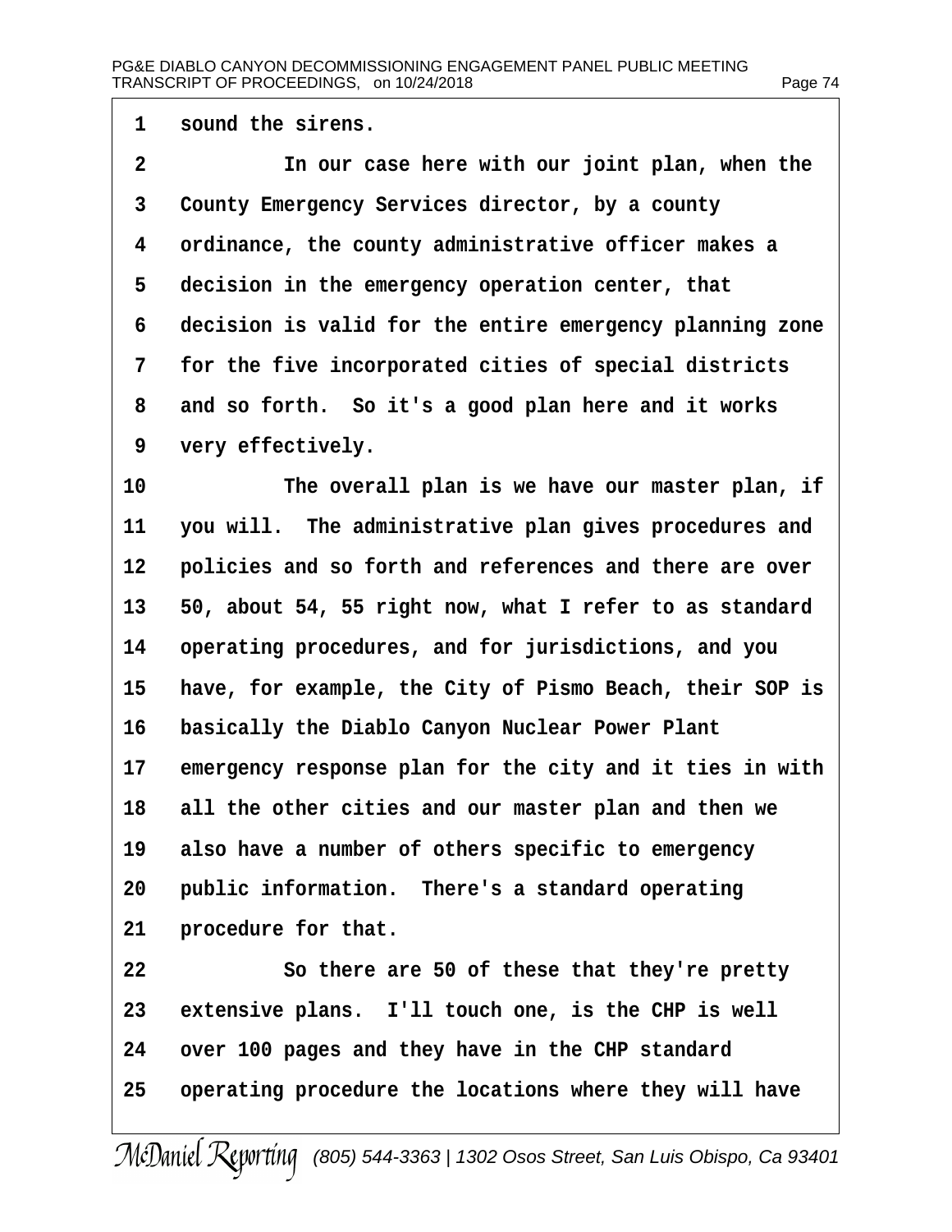sound the sirens.

In our case here with our joint plan, when the County Emergency Services director, by a county ordinance, the county administrative officer makes a decision in the emergency operation center, that decision is valid for the entire emergency planning zone for the five incorporated cities of special districts and so forth. So it's a good plan here and it works very effectively.

The overall plan is we have our master plan, if you will. The administrative plan gives procedures and policies and so forth and references and there are over 50, about 54, 55 right now, what I refer to as standard operating procedures, and for jurisdictions, and you have, for example, the City of Pismo Beach, their SOP is basically the Diablo Canyon Nuclear Power Plant emergency response plan for the city and it ties in with all the other cities and our master plan and then we also have a number of others specific to emergency public information. There's a standard operating procedure for that.

So there are 50 of these that they're pretty extensive plans. I'll touch one, is the CHP is well over 100 pages and they have in the CHP standard operating procedure the locations where they will have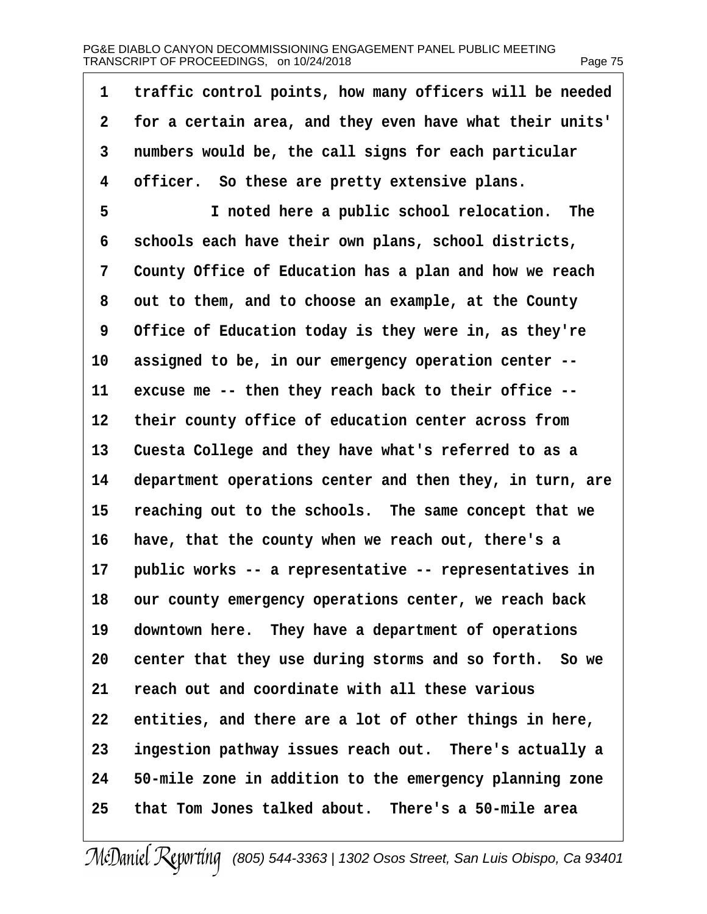traffic control points, how many officers will be needed for a certain area, and they even have what their units' numbers would be, the call signs for each particular officer.  So these are pretty extensive plans.

I noted here a public school relocation.  The schools each have their own plans, school districts, County Office of Education has a plan and how we reach out to them, and to choose an example, at the County Office of Education today is they were in, as they're assigned to be, in our emergency operation center -- excuse me -- then they reach back to their office -- their county office of education center across from Cuesta College and they have what's referred to as a department operations center and then they, in turn, are reaching out to the schools.  The same concept that we have, that the county when we reach out, there's a public works -- a representative -- representatives in our county emergency operations center, we reach back downtown here.  They have a department of operations center that they use during storms and so forth.  So we reach out and coordinate with all these various entities, and there are a lot of other things in here, ingestion pathway issues reach out.  There's actually a 50-mile zone in addition to the emergency planning zone that Tom Jones talked about.  There's a 50-mile area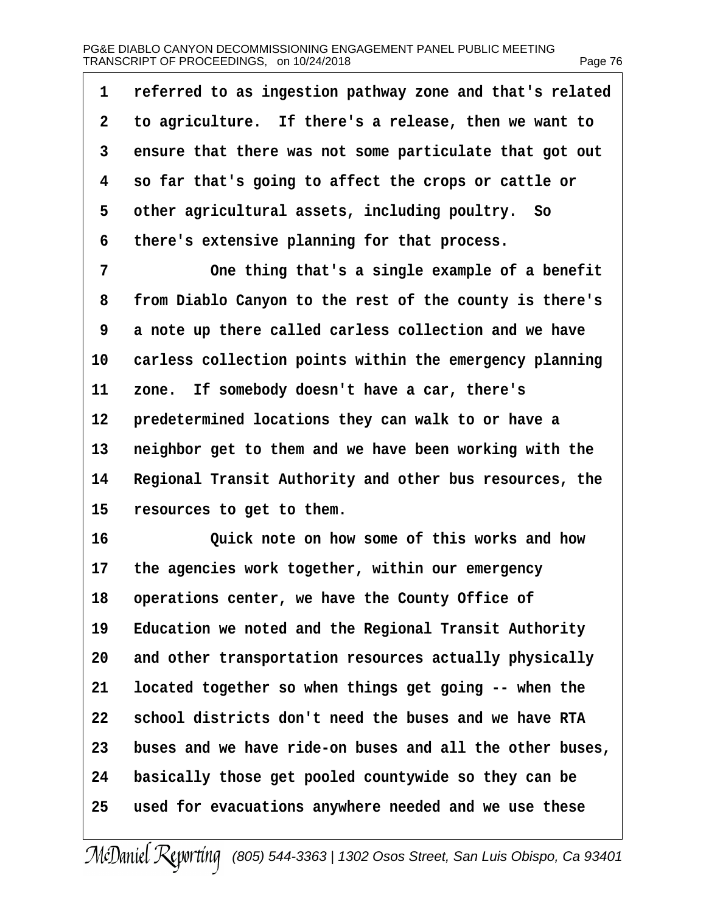referred to as ingestion pathway zone and that's related to agriculture. If there's a release, then we want to ensure that there was not some particulate that got out so far that's going to affect the crops or cattle or other agricultural assets, including poultry. So there's extensive planning for that process.

One thing that's a single example of a benefit from Diablo Canyon to the rest of the county is there's a note up there called carless collection and we have carless collection points within the emergency planning zone. If somebody doesn't have a car, there's predetermined locations they can walk to or have a neighbor get to them and we have been working with the Regional Transit Authority and other bus resources, the resources to get to them.

Quick note on how some of this works and how the agencies work together, within our emergency operations center, we have the County Office of Education we noted and the Regional Transit Authority and other transportation resources actually physically located together so when things get going -- when the school districts don't need the buses and we have RTA buses and we have ride-on buses and all the other buses, basically those get pooled countywide so they can be used for evacuations anywhere needed and we use these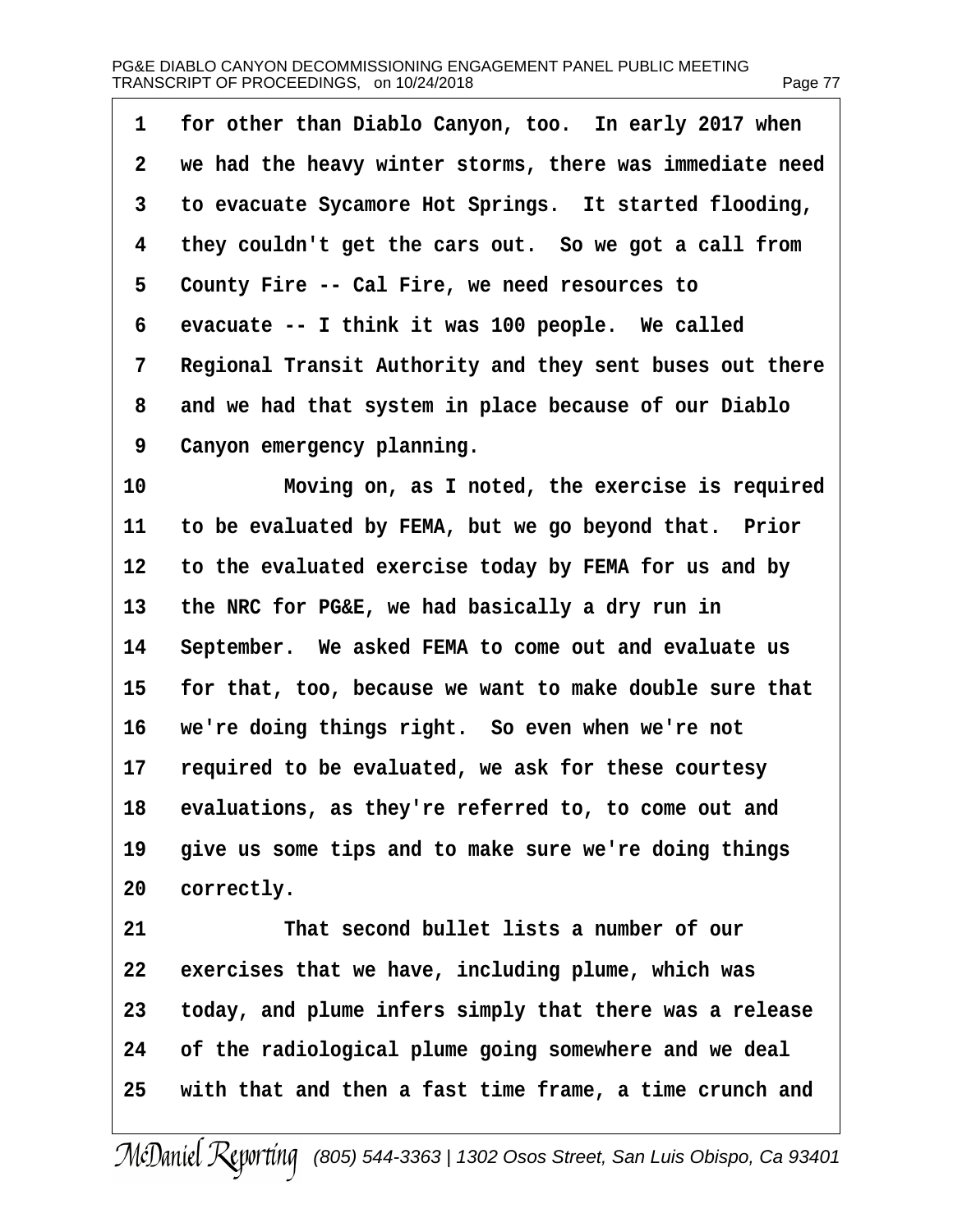1 for other than Diablo Canyon, too. In early 2017 when
2 we had the heavy winter storms, there was immediate need
3 to evacuate Sycamore Hot Springs. It started flooding,
4 they couldn't get the cars out. So we got a call from
5 County Fire -- Cal Fire, we need resources to
6 evacuate -- I think it was 100 people. We called
7 Regional Transit Authority and they sent buses out there
8 and we had that system in place because of our Diablo
9 Canyon emergency planning.

10 Moving on, as I noted, the exercise is required
11 to be evaluated by FEMA, but we go beyond that. Prior
12 to the evaluated exercise today by FEMA for us and by
13 the NRC for PG&E, we had basically a dry run in
14 September. We asked FEMA to come out and evaluate us
15 for that, too, because we want to make double sure that
16 we're doing things right. So even when we're not
17 required to be evaluated, we ask for these courtesy
18 evaluations, as they're referred to, to come out and
19 give us some tips and to make sure we're doing things
20 correctly.

21 That second bullet lists a number of our
22 exercises that we have, including plume, which was
23 today, and plume infers simply that there was a release
24 of the radiological plume going somewhere and we deal
25 with that and then a fast time frame, a time crunch and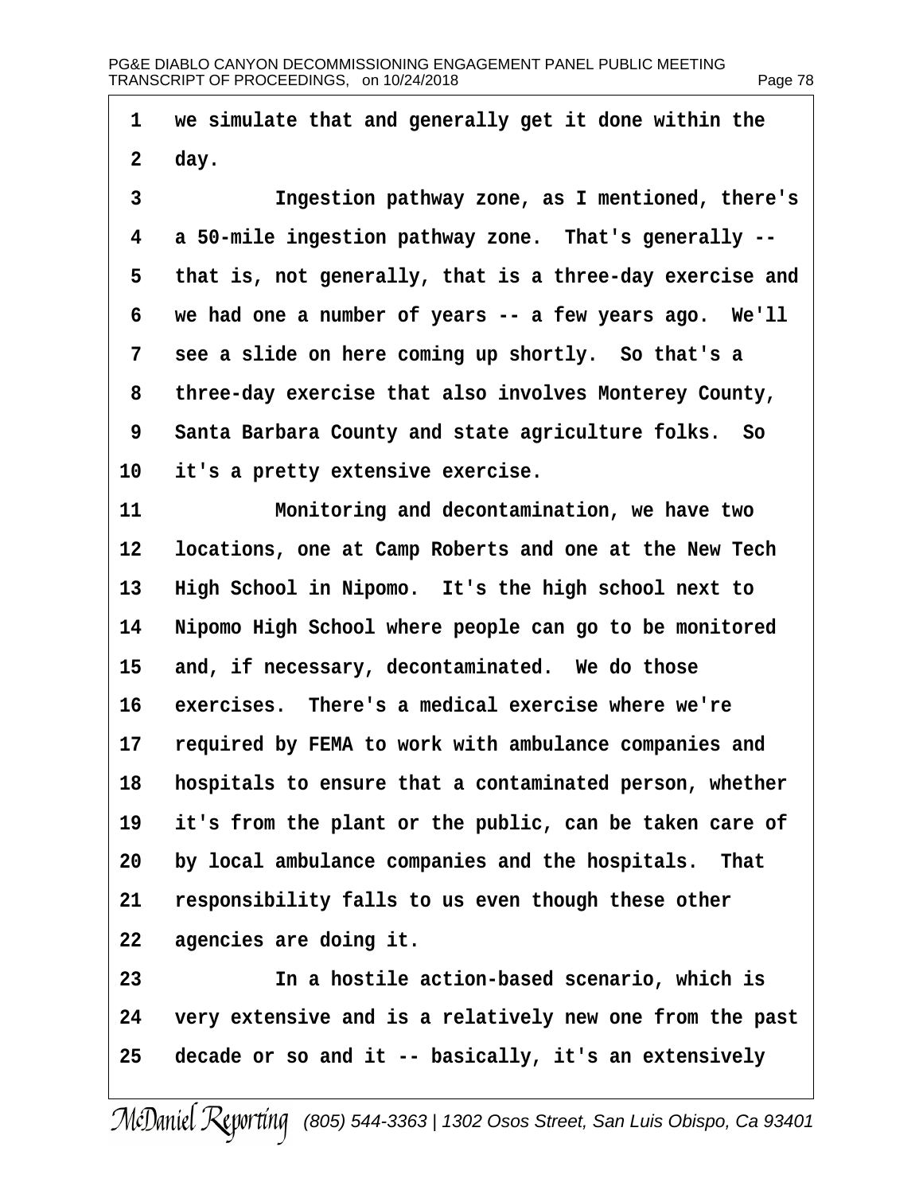we simulate that and generally get it done within the day.

Ingestion pathway zone, as I mentioned, there's a 50-mile ingestion pathway zone. That's generally -- that is, not generally, that is a three-day exercise and we had one a number of years -- a few years ago. We'll see a slide on here coming up shortly. So that's a three-day exercise that also involves Monterey County, Santa Barbara County and state agriculture folks. So it's a pretty extensive exercise.

Monitoring and decontamination, we have two locations, one at Camp Roberts and one at the New Tech High School in Nipomo. It's the high school next to Nipomo High School where people can go to be monitored and, if necessary, decontaminated. We do those exercises. There's a medical exercise where we're required by FEMA to work with ambulance companies and hospitals to ensure that a contaminated person, whether it's from the plant or the public, can be taken care of by local ambulance companies and the hospitals. That responsibility falls to us even though these other agencies are doing it.

In a hostile action-based scenario, which is very extensive and is a relatively new one from the past decade or so and it -- basically, it's an extensively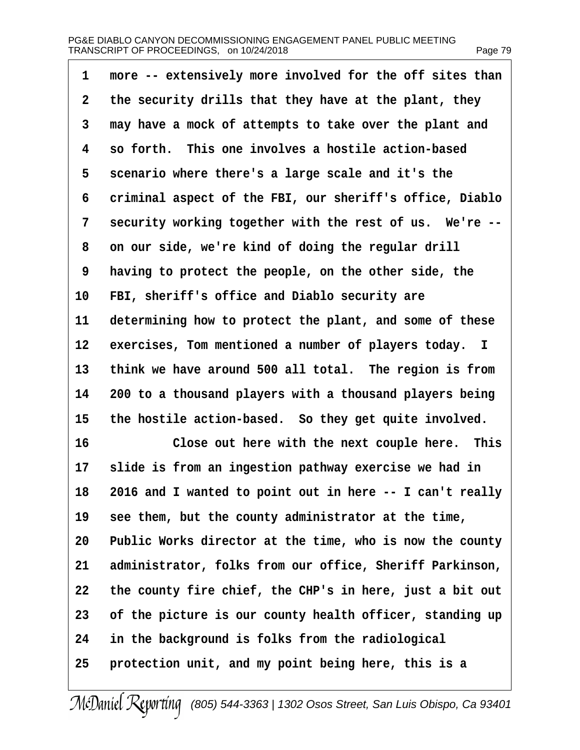1 more -- extensively more involved for the off sites than
2 the security drills that they have at the plant, they
3 may have a mock of attempts to take over the plant and
4 so forth. This one involves a hostile action-based
5 scenario where there's a large scale and it's the
6 criminal aspect of the FBI, our sheriff's office, Diablo
7 security working together with the rest of us. We're --
8 on our side, we're kind of doing the regular drill
9 having to protect the people, on the other side, the
10 FBI, sheriff's office and Diablo security are
11 determining how to protect the plant, and some of these
12 exercises, Tom mentioned a number of players today. I
13 think we have around 500 all total. The region is from
14 200 to a thousand players with a thousand players being
15 the hostile action-based. So they get quite involved.
16 Close out here with the next couple here. This
17 slide is from an ingestion pathway exercise we had in
18 2016 and I wanted to point out in here -- I can't really
19 see them, but the county administrator at the time,
20 Public Works director at the time, who is now the county
21 administrator, folks from our office, Sheriff Parkinson,
22 the county fire chief, the CHP's in here, just a bit out
23 of the picture is our county health officer, standing up
24 in the background is folks from the radiological
25 protection unit, and my point being here, this is a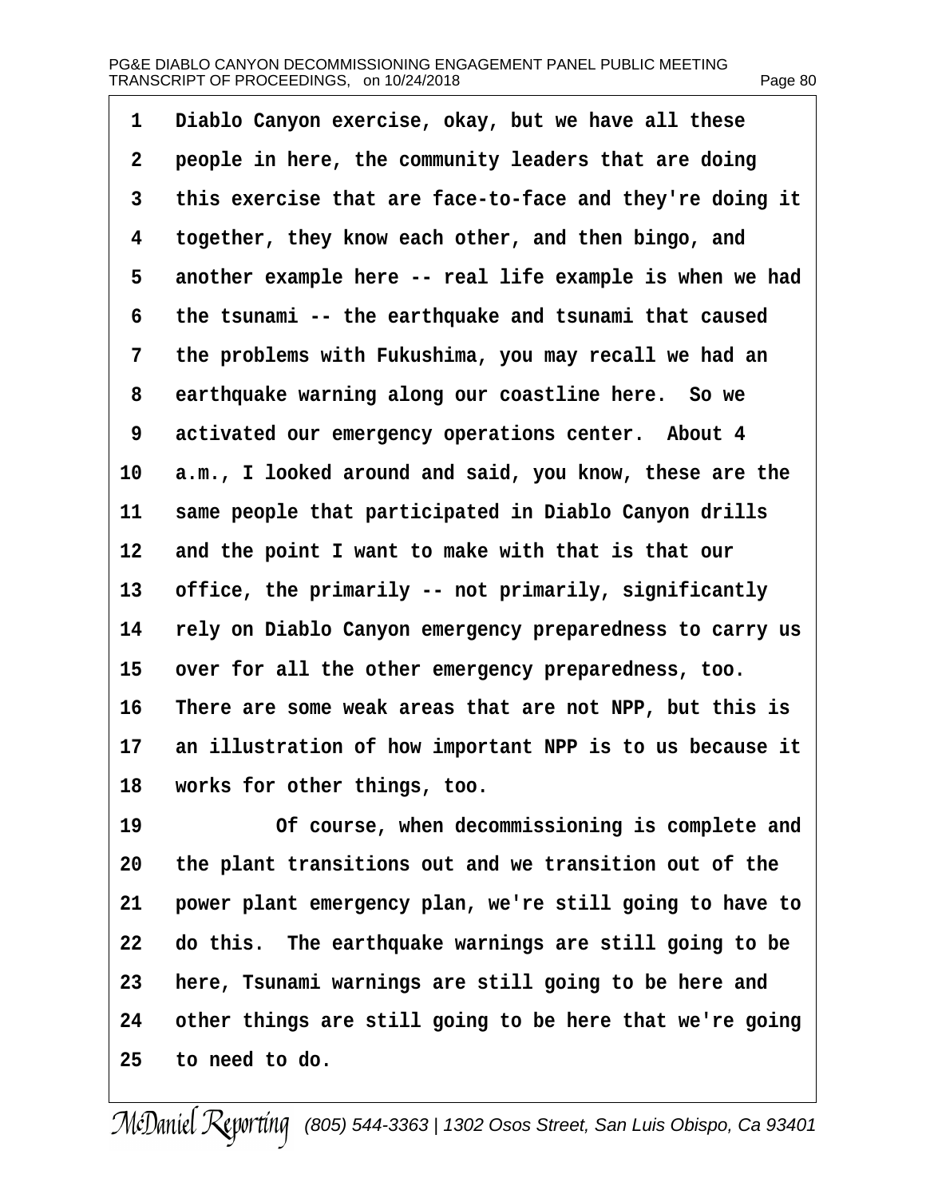Diablo Canyon exercise, okay, but we have all these people in here, the community leaders that are doing this exercise that are face-to-face and they're doing it together, they know each other, and then bingo, and another example here -- real life example is when we had the tsunami -- the earthquake and tsunami that caused the problems with Fukushima, you may recall we had an earthquake warning along our coastline here. So we activated our emergency operations center. About 4 a.m., I looked around and said, you know, these are the same people that participated in Diablo Canyon drills and the point I want to make with that is that our office, the primarily -- not primarily, significantly rely on Diablo Canyon emergency preparedness to carry us over for all the other emergency preparedness, too. There are some weak areas that are not NPP, but this is an illustration of how important NPP is to us because it works for other things, too.

Of course, when decommissioning is complete and the plant transitions out and we transition out of the power plant emergency plan, we're still going to have to do this. The earthquake warnings are still going to be here, Tsunami warnings are still going to be here and other things are still going to be here that we're going to need to do.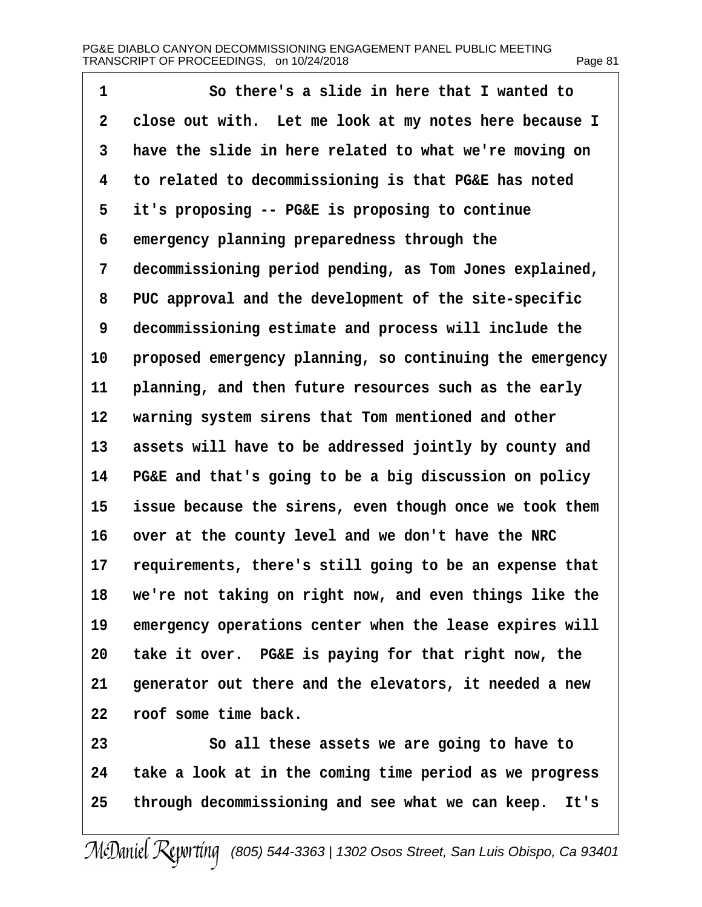1 So there's a slide in here that I wanted to
2 close out with. Let me look at my notes here because I
3 have the slide in here related to what we're moving on
4 to related to decommissioning is that PG&E has noted
5 it's proposing -- PG&E is proposing to continue
6 emergency planning preparedness through the
7 decommissioning period pending, as Tom Jones explained,
8 PUC approval and the development of the site-specific
9 decommissioning estimate and process will include the
10 proposed emergency planning, so continuing the emergency
11 planning, and then future resources such as the early
12 warning system sirens that Tom mentioned and other
13 assets will have to be addressed jointly by county and
14 PG&E and that's going to be a big discussion on policy
15 issue because the sirens, even though once we took them
16 over at the county level and we don't have the NRC
17 requirements, there's still going to be an expense that
18 we're not taking on right now, and even things like the
19 emergency operations center when the lease expires will
20 take it over. PG&E is paying for that right now, the
21 generator out there and the elevators, it needed a new
22 roof some time back.
23 So all these assets we are going to have to
24 take a look at in the coming time period as we progress
25 through decommissioning and see what we can keep. It's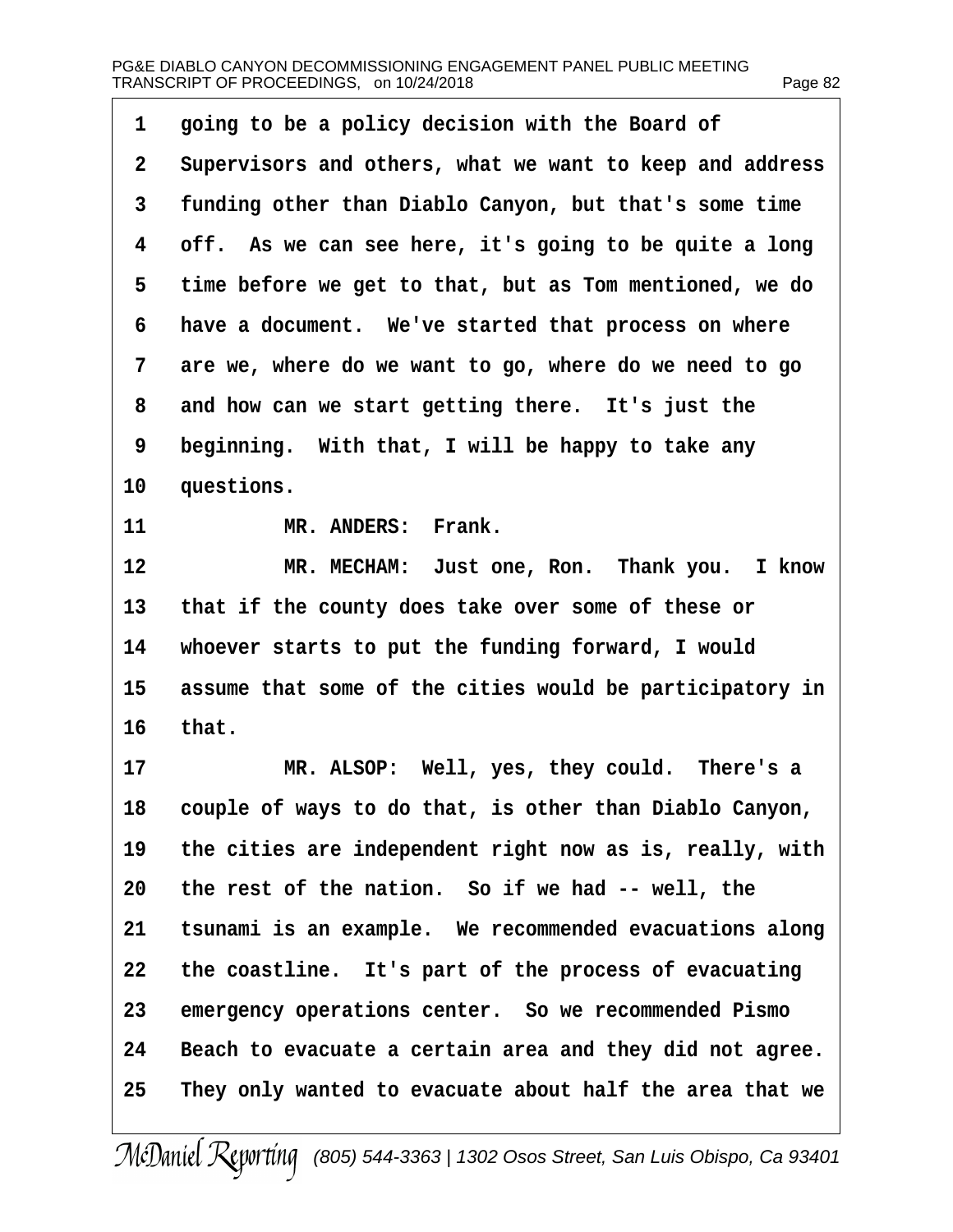going to be a policy decision with the Board of Supervisors and others, what we want to keep and address funding other than Diablo Canyon, but that's some time off. As we can see here, it's going to be quite a long time before we get to that, but as Tom mentioned, we do have a document. We've started that process on where are we, where do we want to go, where do we need to go and how can we start getting there. It's just the beginning. With that, I will be happy to take any questions.

MR. ANDERS: Frank.

MR. MECHAM: Just one, Ron. Thank you. I know that if the county does take over some of these or whoever starts to put the funding forward, I would assume that some of the cities would be participatory in that.

MR. ALSOP: Well, yes, they could. There's a couple of ways to do that, is other than Diablo Canyon, the cities are independent right now as is, really, with the rest of the nation. So if we had -- well, the tsunami is an example. We recommended evacuations along the coastline. It's part of the process of evacuating emergency operations center. So we recommended Pismo Beach to evacuate a certain area and they did not agree. They only wanted to evacuate about half the area that we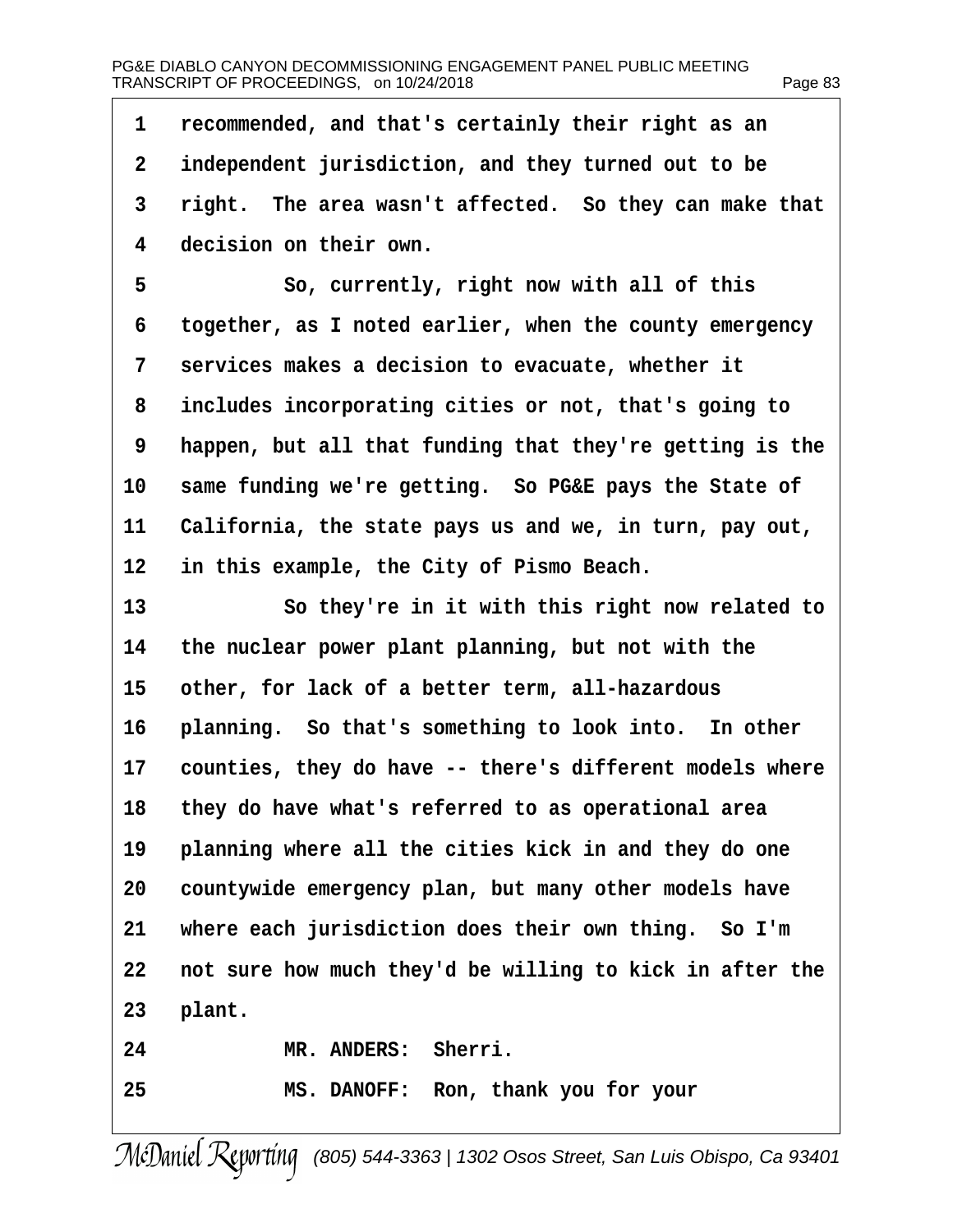1 recommended, and that's certainly their right as an
2 independent jurisdiction, and they turned out to be
3 right. The area wasn't affected. So they can make that
4 decision on their own.

5 So, currently, right now with all of this
6 together, as I noted earlier, when the county emergency
7 services makes a decision to evacuate, whether it
8 includes incorporating cities or not, that's going to
9 happen, but all that funding that they're getting is the
10 same funding we're getting. So PG&E pays the State of
11 California, the state pays us and we, in turn, pay out,
12 in this example, the City of Pismo Beach.

13 So they're in it with this right now related to
14 the nuclear power plant planning, but not with the
15 other, for lack of a better term, all-hazardous
16 planning. So that's something to look into. In other
17 counties, they do have -- there's different models where
18 they do have what's referred to as operational area
19 planning where all the cities kick in and they do one
20 countywide emergency plan, but many other models have
21 where each jurisdiction does their own thing. So I'm
22 not sure how much they'd be willing to kick in after the
23 plant.

24 MR. ANDERS: Sherri.

25 MS. DANOFF: Ron, thank you for your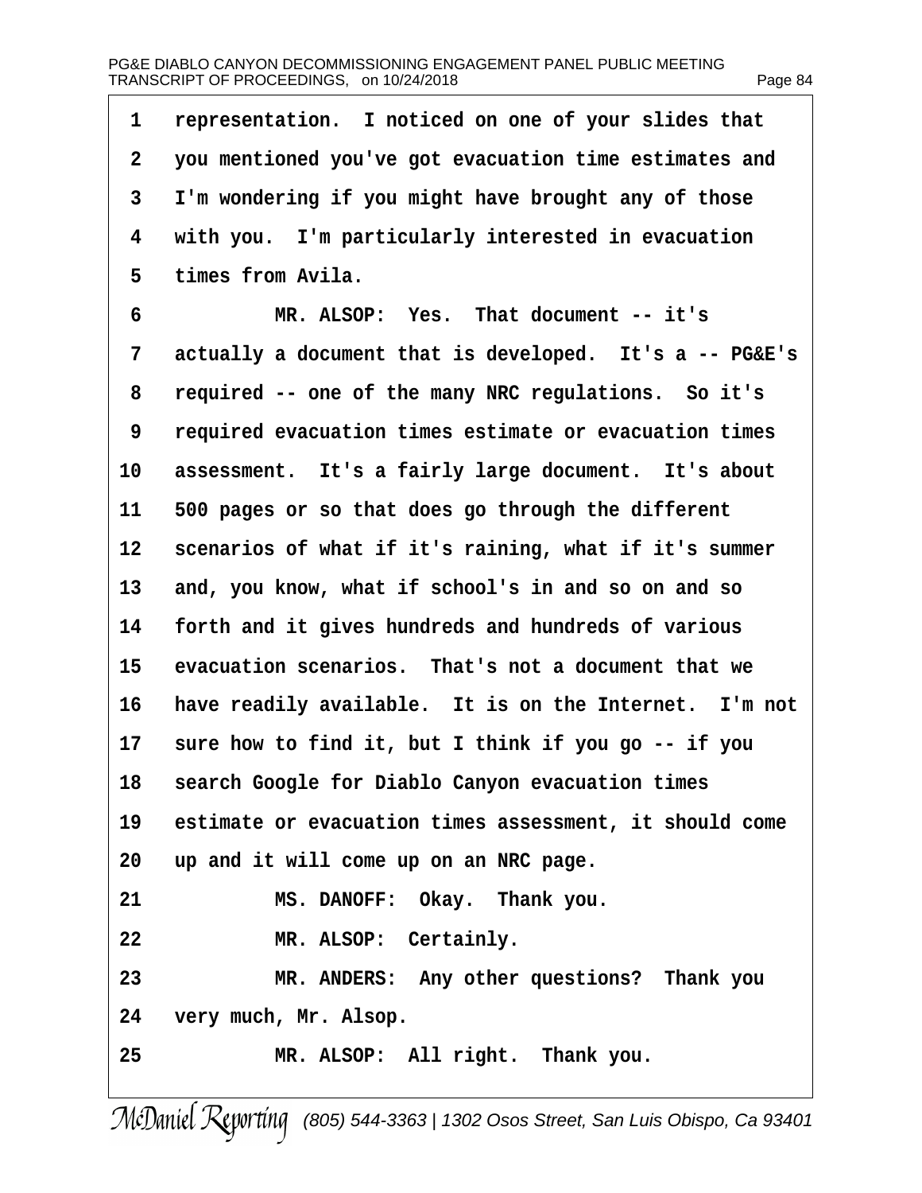1 representation. I noticed on one of your slides that
2 you mentioned you've got evacuation time estimates and
3 I'm wondering if you might have brought any of those
4 with you. I'm particularly interested in evacuation
5 times from Avila.

6 MR. ALSOP: Yes. That document -- it's
7 actually a document that is developed. It's a -- PG&E's
8 required -- one of the many NRC regulations. So it's
9 required evacuation times estimate or evacuation times
10 assessment. It's a fairly large document. It's about
11 500 pages or so that does go through the different
12 scenarios of what if it's raining, what if it's summer
13 and, you know, what if school's in and so on and so
14 forth and it gives hundreds and hundreds of various
15 evacuation scenarios. That's not a document that we
16 have readily available. It is on the Internet. I'm not
17 sure how to find it, but I think if you go -- if you
18 search Google for Diablo Canyon evacuation times
19 estimate or evacuation times assessment, it should come
20 up and it will come up on an NRC page.

21 MS. DANOFF: Okay. Thank you.

22 MR. ALSOP: Certainly.

23 MR. ANDERS: Any other questions? Thank you
24 very much, Mr. Alsop.

25 MR. ALSOP: All right. Thank you.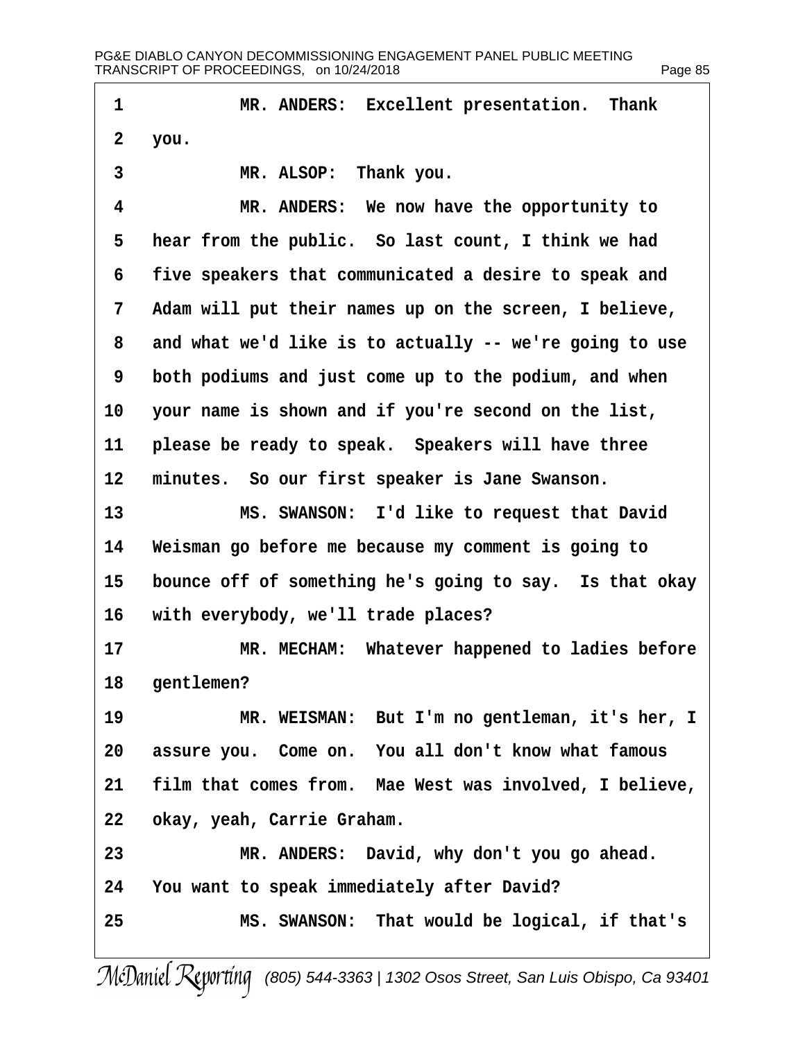MR. ANDERS: Excellent presentation. Thank you.

MR. ALSOP: Thank you.

MR. ANDERS: We now have the opportunity to hear from the public. So last count, I think we had five speakers that communicated a desire to speak and Adam will put their names up on the screen, I believe, and what we'd like is to actually -- we're going to use both podiums and just come up to the podium, and when your name is shown and if you're second on the list, please be ready to speak. Speakers will have three minutes. So our first speaker is Jane Swanson.

MS. SWANSON: I'd like to request that David Weisman go before me because my comment is going to bounce off of something he's going to say. Is that okay with everybody, we'll trade places?

MR. MECHAM: Whatever happened to ladies before gentlemen?

MR. WEISMAN: But I'm no gentleman, it's her, I assure you. Come on. You all don't know what famous film that comes from. Mae West was involved, I believe, okay, yeah, Carrie Graham.

MR. ANDERS: David, why don't you go ahead. You want to speak immediately after David?

MS. SWANSON: That would be logical, if that's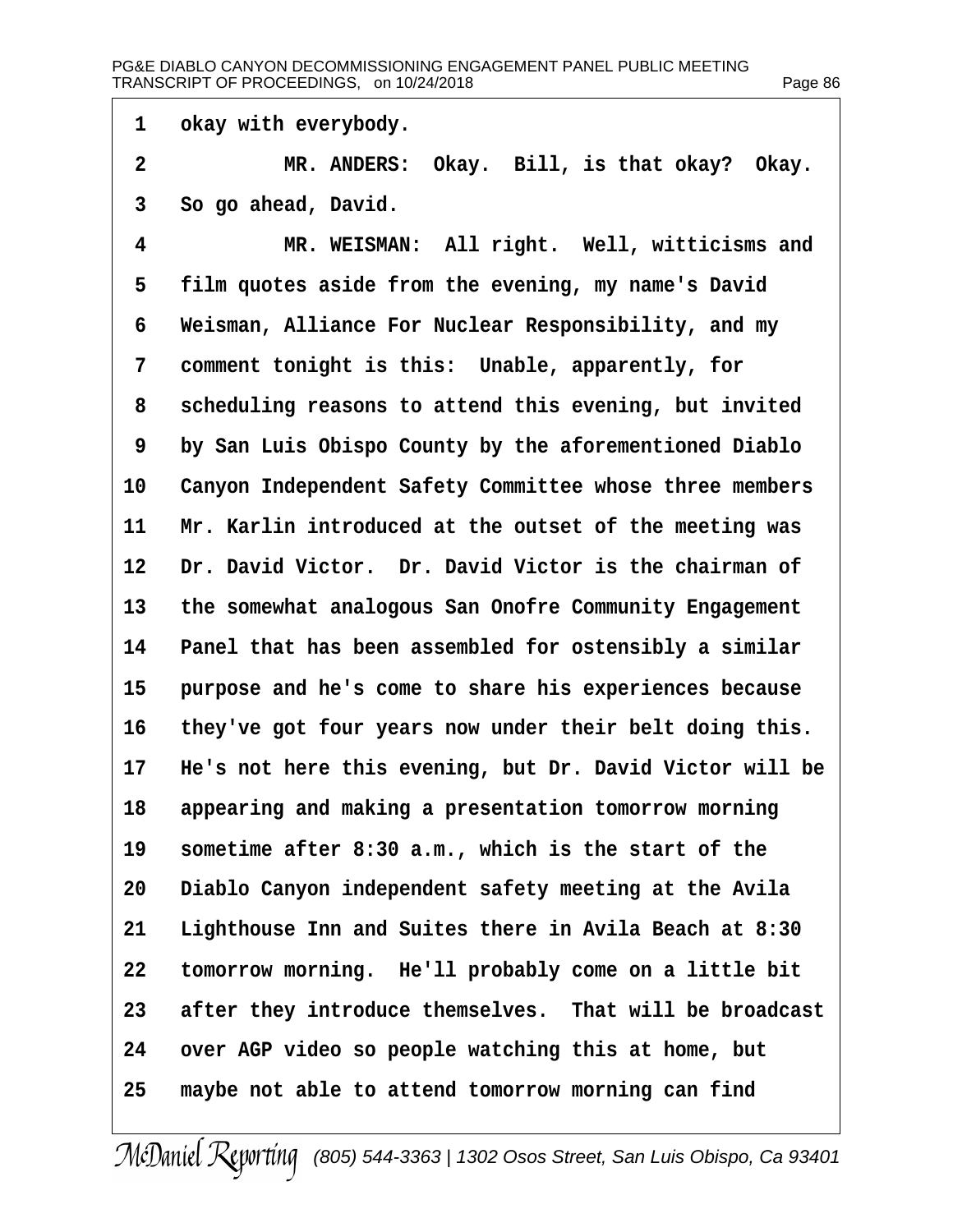1 okay with everybody.

2 MR. ANDERS: Okay. Bill, is that okay? Okay.

3 So go ahead, David.

4 MR. WEISMAN: All right. Well, witticisms and

5 film quotes aside from the evening, my name's David

6 Weisman, Alliance For Nuclear Responsibility, and my

7 comment tonight is this: Unable, apparently, for

8 scheduling reasons to attend this evening, but invited

9 by San Luis Obispo County by the aforementioned Diablo

10 Canyon Independent Safety Committee whose three members

11 Mr. Karlin introduced at the outset of the meeting was

12 Dr. David Victor. Dr. David Victor is the chairman of

13 the somewhat analogous San Onofre Community Engagement

14 Panel that has been assembled for ostensibly a similar

15 purpose and he's come to share his experiences because

16 they've got four years now under their belt doing this.

17 He's not here this evening, but Dr. David Victor will be

18 appearing and making a presentation tomorrow morning

19 sometime after 8:30 a.m., which is the start of the

20 Diablo Canyon independent safety meeting at the Avila

21 Lighthouse Inn and Suites there in Avila Beach at 8:30

22 tomorrow morning. He'll probably come on a little bit

23 after they introduce themselves. That will be broadcast

24 over AGP video so people watching this at home, but

25 maybe not able to attend tomorrow morning can find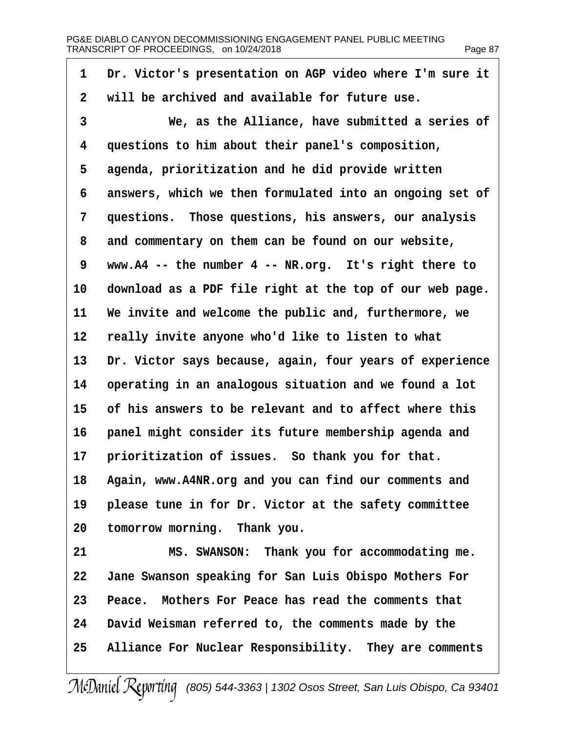1 Dr. Victor's presentation on AGP video where I'm sure it
2 will be archived and available for future use.
3 We, as the Alliance, have submitted a series of
4 questions to him about their panel's composition,
5 agenda, prioritization and he did provide written
6 answers, which we then formulated into an ongoing set of
7 questions. Those questions, his answers, our analysis
8 and commentary on them can be found on our website,
9 www.A4 -- the number 4 -- NR.org. It's right there to
10 download as a PDF file right at the top of our web page.
11 We invite and welcome the public and, furthermore, we
12 really invite anyone who'd like to listen to what
13 Dr. Victor says because, again, four years of experience
14 operating in an analogous situation and we found a lot
15 of his answers to be relevant and to affect where this
16 panel might consider its future membership agenda and
17 prioritization of issues. So thank you for that.
18 Again, www.A4NR.org and you can find our comments and
19 please tune in for Dr. Victor at the safety committee
20 tomorrow morning. Thank you.
21 MS. SWANSON: Thank you for accommodating me.
22 Jane Swanson speaking for San Luis Obispo Mothers For
23 Peace. Mothers For Peace has read the comments that
24 David Weisman referred to, the comments made by the
25 Alliance For Nuclear Responsibility. They are comments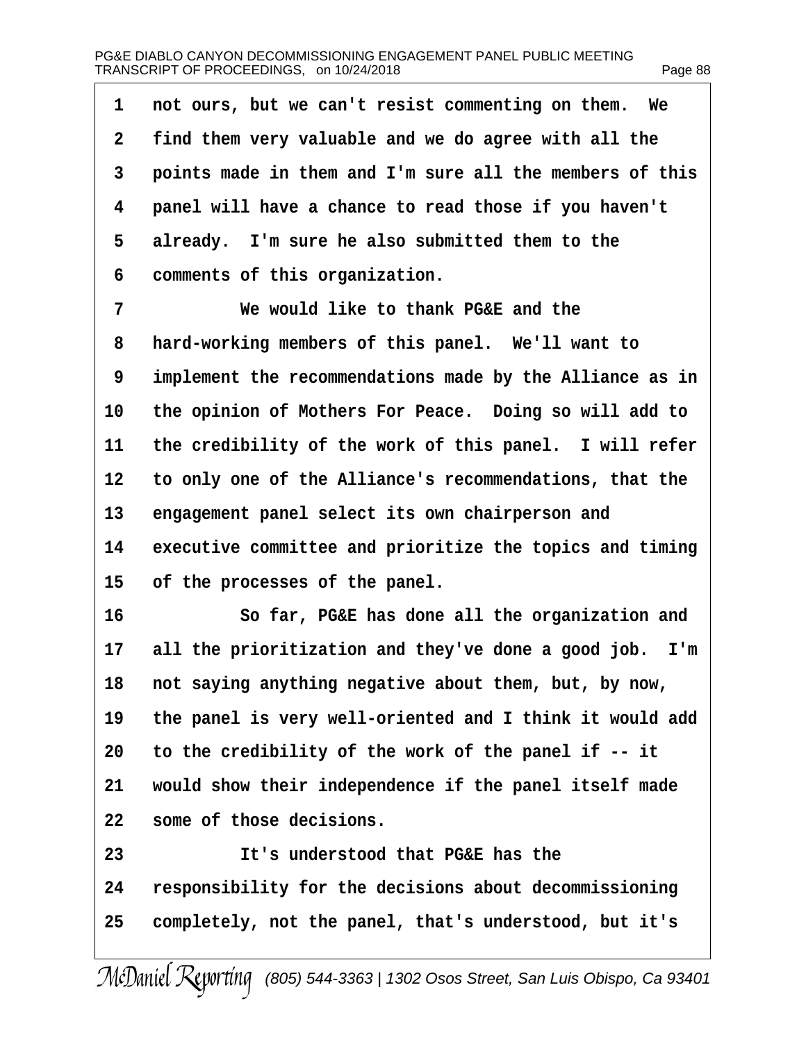not ours, but we can't resist commenting on them. We find them very valuable and we do agree with all the points made in them and I'm sure all the members of this panel will have a chance to read those if you haven't already. I'm sure he also submitted them to the comments of this organization.

We would like to thank PG&E and the hard-working members of this panel. We'll want to implement the recommendations made by the Alliance as in the opinion of Mothers For Peace. Doing so will add to the credibility of the work of this panel. I will refer to only one of the Alliance's recommendations, that the engagement panel select its own chairperson and executive committee and prioritize the topics and timing of the processes of the panel.

So far, PG&E has done all the organization and all the prioritization and they've done a good job. I'm not saying anything negative about them, but, by now, the panel is very well-oriented and I think it would add to the credibility of the work of the panel if -- it would show their independence if the panel itself made some of those decisions.

It's understood that PG&E has the responsibility for the decisions about decommissioning completely, not the panel, that's understood, but it's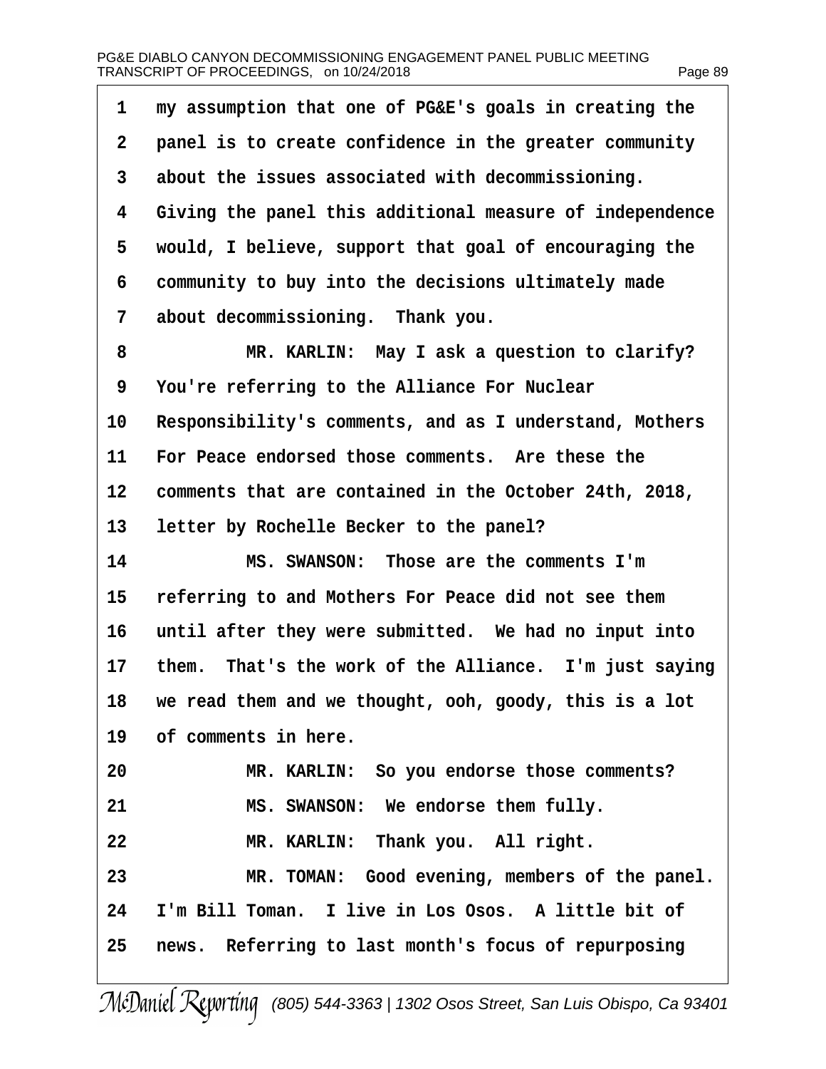1 my assumption that one of PG&E's goals in creating the
2 panel is to create confidence in the greater community
3 about the issues associated with decommissioning.
4 Giving the panel this additional measure of independence
5 would, I believe, support that goal of encouraging the
6 community to buy into the decisions ultimately made
7 about decommissioning. Thank you.
8 MR. KARLIN: May I ask a question to clarify?
9 You're referring to the Alliance For Nuclear
10 Responsibility's comments, and as I understand, Mothers
11 For Peace endorsed those comments. Are these the
12 comments that are contained in the October 24th, 2018,
13 letter by Rochelle Becker to the panel?
14 MS. SWANSON: Those are the comments I'm
15 referring to and Mothers For Peace did not see them
16 until after they were submitted. We had no input into
17 them. That's the work of the Alliance. I'm just saying
18 we read them and we thought, ooh, goody, this is a lot
19 of comments in here.
20 MR. KARLIN: So you endorse those comments?
21 MS. SWANSON: We endorse them fully.
22 MR. KARLIN: Thank you. All right.
23 MR. TOMAN: Good evening, members of the panel.
24 I'm Bill Toman. I live in Los Osos. A little bit of
25 news. Referring to last month's focus of repurposing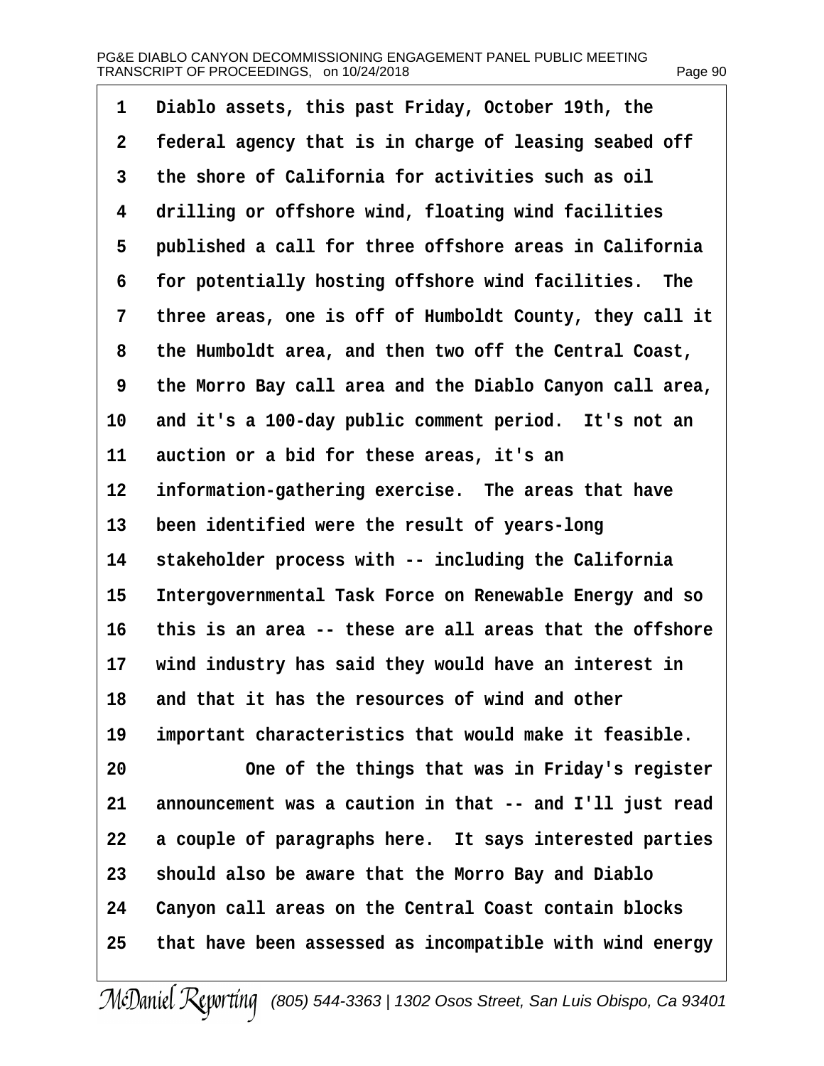Diablo assets, this past Friday, October 19th, the federal agency that is in charge of leasing seabed off the shore of California for activities such as oil drilling or offshore wind, floating wind facilities published a call for three offshore areas in California for potentially hosting offshore wind facilities. The three areas, one is off of Humboldt County, they call it the Humboldt area, and then two off the Central Coast, the Morro Bay call area and the Diablo Canyon call area, and it's a 100-day public comment period. It's not an auction or a bid for these areas, it's an information-gathering exercise. The areas that have been identified were the result of years-long stakeholder process with -- including the California Intergovernmental Task Force on Renewable Energy and so this is an area -- these are all areas that the offshore wind industry has said they would have an interest in and that it has the resources of wind and other important characteristics that would make it feasible.

One of the things that was in Friday's register announcement was a caution in that -- and I'll just read a couple of paragraphs here. It says interested parties should also be aware that the Morro Bay and Diablo Canyon call areas on the Central Coast contain blocks that have been assessed as incompatible with wind energy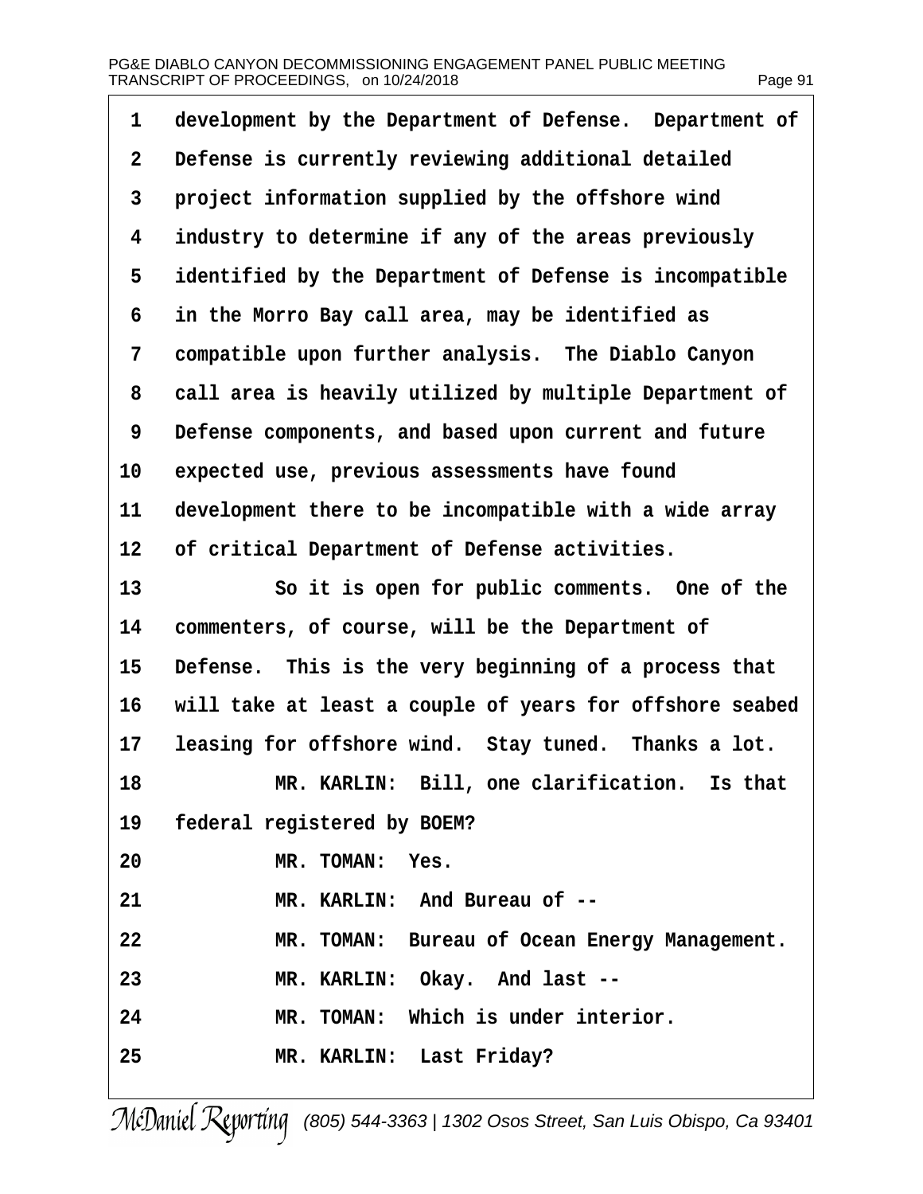1 development by the Department of Defense. Department of
2 Defense is currently reviewing additional detailed
3 project information supplied by the offshore wind
4 industry to determine if any of the areas previously
5 identified by the Department of Defense is incompatible
6 in the Morro Bay call area, may be identified as
7 compatible upon further analysis. The Diablo Canyon
8 call area is heavily utilized by multiple Department of
9 Defense components, and based upon current and future
10 expected use, previous assessments have found
11 development there to be incompatible with a wide array
12 of critical Department of Defense activities.
13 So it is open for public comments. One of the
14 commenters, of course, will be the Department of
15 Defense. This is the very beginning of a process that
16 will take at least a couple of years for offshore seabed
17 leasing for offshore wind. Stay tuned. Thanks a lot.
18 MR. KARLIN: Bill, one clarification. Is that
19 federal registered by BOEM?
20 MR. TOMAN: Yes.
21 MR. KARLIN: And Bureau of --
22 MR. TOMAN: Bureau of Ocean Energy Management.
23 MR. KARLIN: Okay. And last --
24 MR. TOMAN: Which is under interior.
25 MR. KARLIN: Last Friday?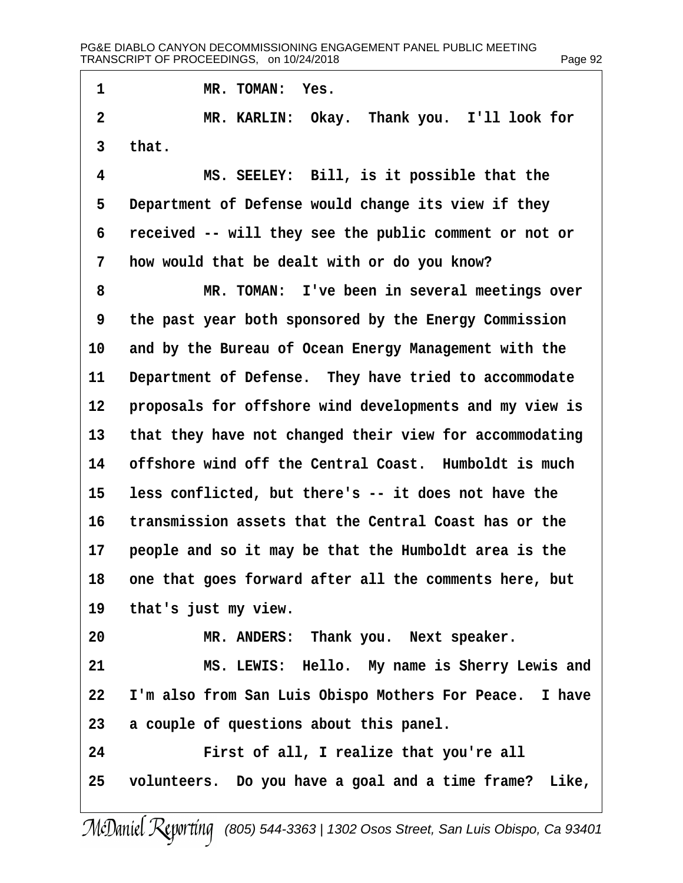MR. TOMAN: Yes.

MR. KARLIN: Okay. Thank you. I'll look for that.

MS. SEELEY: Bill, is it possible that the Department of Defense would change its view if they received -- will they see the public comment or not or how would that be dealt with or do you know?

MR. TOMAN: I've been in several meetings over the past year both sponsored by the Energy Commission and by the Bureau of Ocean Energy Management with the Department of Defense. They have tried to accommodate proposals for offshore wind developments and my view is that they have not changed their view for accommodating offshore wind off the Central Coast. Humboldt is much less conflicted, but there's -- it does not have the transmission assets that the Central Coast has or the people and so it may be that the Humboldt area is the one that goes forward after all the comments here, but that's just my view.

MR. ANDERS: Thank you. Next speaker.

MS. LEWIS: Hello. My name is Sherry Lewis and I'm also from San Luis Obispo Mothers For Peace. I have a couple of questions about this panel.

First of all, I realize that you're all volunteers. Do you have a goal and a time frame? Like,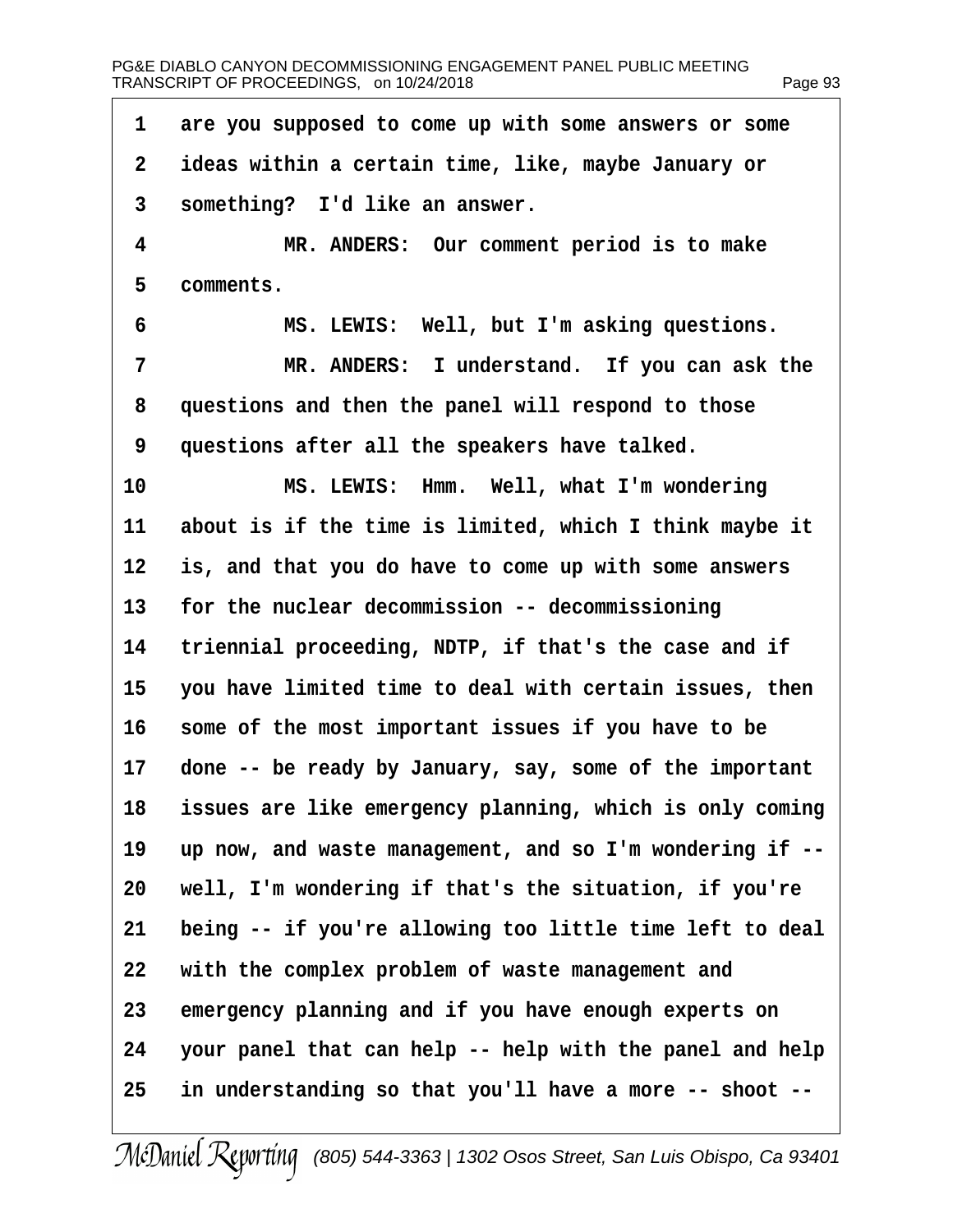1 are you supposed to come up with some answers or some
2 ideas within a certain time, like, maybe January or
3 something? I'd like an answer.
4 MR. ANDERS: Our comment period is to make
5 comments.
6 MS. LEWIS: Well, but I'm asking questions.
7 MR. ANDERS: I understand. If you can ask the
8 questions and then the panel will respond to those
9 questions after all the speakers have talked.
10 MS. LEWIS: Hmm. Well, what I'm wondering
11 about is if the time is limited, which I think maybe it
12 is, and that you do have to come up with some answers
13 for the nuclear decommission -- decommissioning
14 triennial proceeding, NDTP, if that's the case and if
15 you have limited time to deal with certain issues, then
16 some of the most important issues if you have to be
17 done -- be ready by January, say, some of the important
18 issues are like emergency planning, which is only coming
19 up now, and waste management, and so I'm wondering if --
20 well, I'm wondering if that's the situation, if you're
21 being -- if you're allowing too little time left to deal
22 with the complex problem of waste management and
23 emergency planning and if you have enough experts on
24 your panel that can help -- help with the panel and help
25 in understanding so that you'll have a more -- shoot --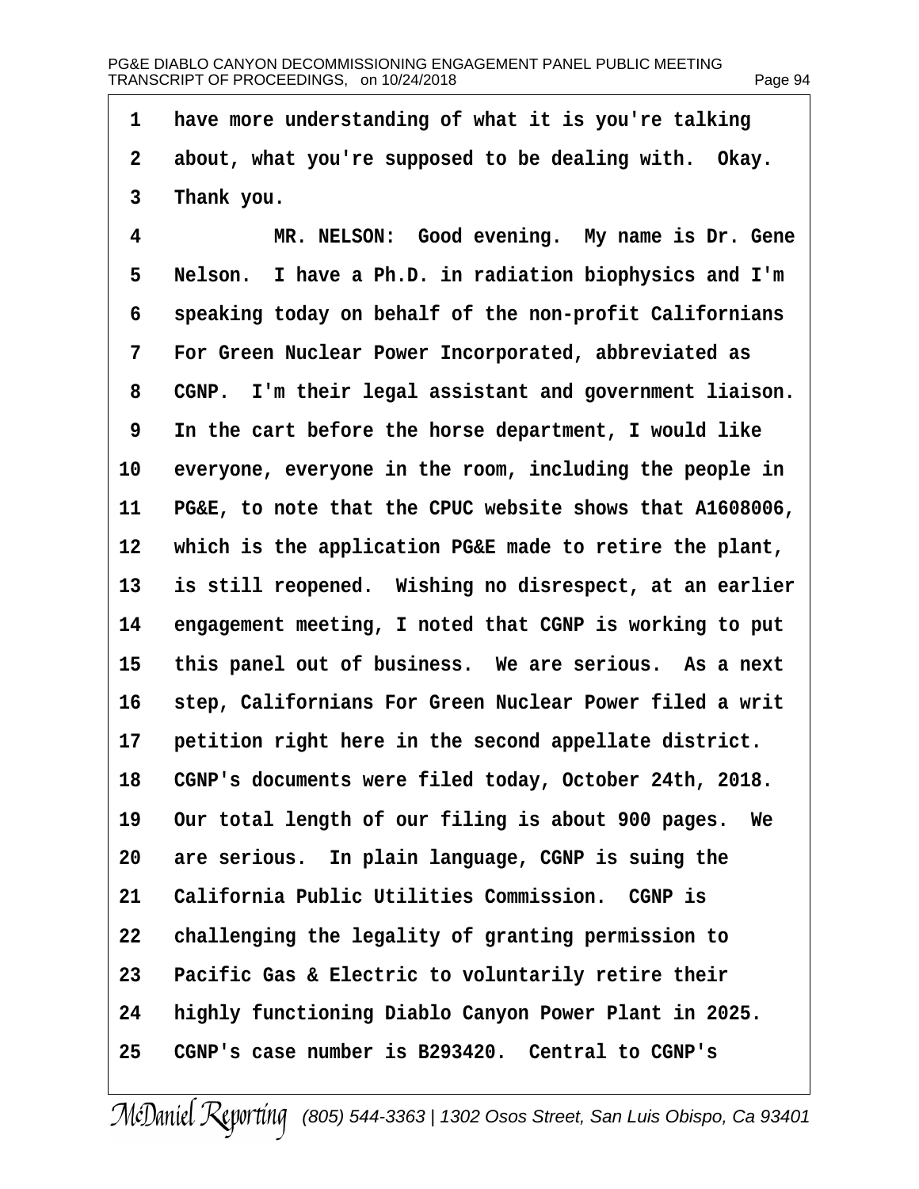have more understanding of what it is you're talking about, what you're supposed to be dealing with. Okay. Thank you.

MR. NELSON: Good evening. My name is Dr. Gene Nelson. I have a Ph.D. in radiation biophysics and I'm speaking today on behalf of the non-profit Californians For Green Nuclear Power Incorporated, abbreviated as CGNP. I'm their legal assistant and government liaison. In the cart before the horse department, I would like everyone, everyone in the room, including the people in PG&E, to note that the CPUC website shows that A1608006, which is the application PG&E made to retire the plant, is still reopened. Wishing no disrespect, at an earlier engagement meeting, I noted that CGNP is working to put this panel out of business. We are serious. As a next step, Californians For Green Nuclear Power filed a writ petition right here in the second appellate district. CGNP's documents were filed today, October 24th, 2018. Our total length of our filing is about 900 pages. We are serious. In plain language, CGNP is suing the California Public Utilities Commission. CGNP is challenging the legality of granting permission to Pacific Gas & Electric to voluntarily retire their highly functioning Diablo Canyon Power Plant in 2025. CGNP's case number is B293420. Central to CGNP's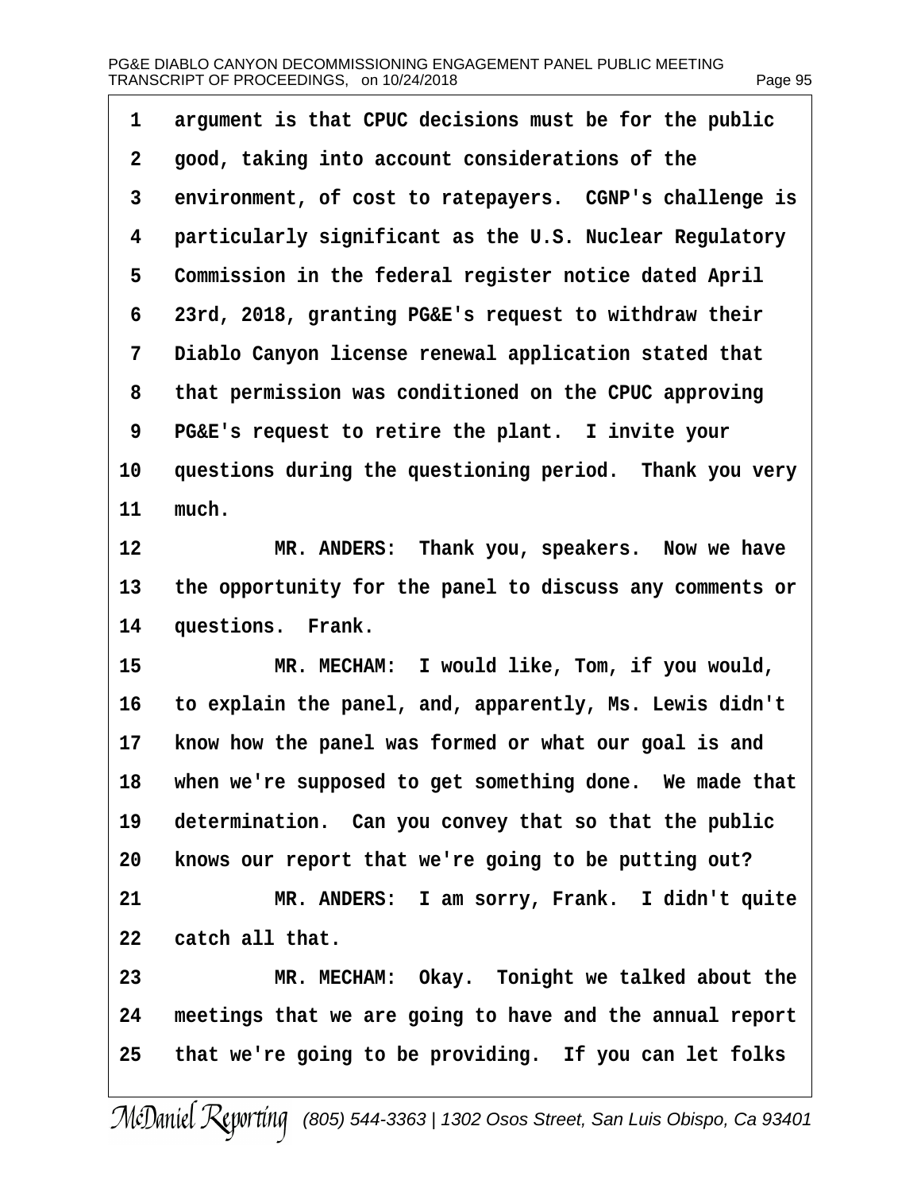argument is that CPUC decisions must be for the public good, taking into account considerations of the environment, of cost to ratepayers. CGNP's challenge is particularly significant as the U.S. Nuclear Regulatory Commission in the federal register notice dated April 23rd, 2018, granting PG&E's request to withdraw their Diablo Canyon license renewal application stated that that permission was conditioned on the CPUC approving PG&E's request to retire the plant. I invite your questions during the questioning period. Thank you very much.

MR. ANDERS: Thank you, speakers. Now we have the opportunity for the panel to discuss any comments or questions. Frank.

MR. MECHAM: I would like, Tom, if you would, to explain the panel, and, apparently, Ms. Lewis didn't know how the panel was formed or what our goal is and when we're supposed to get something done. We made that determination. Can you convey that so that the public knows our report that we're going to be putting out?

MR. ANDERS: I am sorry, Frank. I didn't quite catch all that.

MR. MECHAM: Okay. Tonight we talked about the meetings that we are going to have and the annual report that we're going to be providing. If you can let folks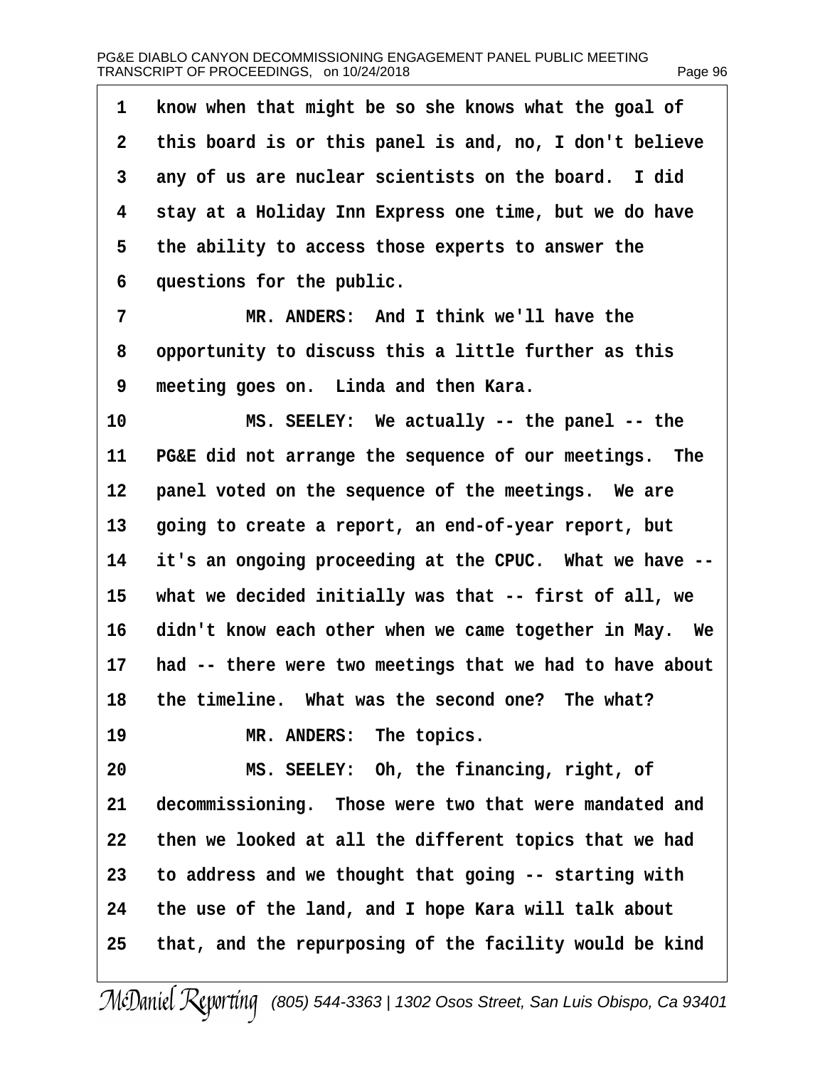1 know when that might be so she knows what the goal of
2 this board is or this panel is and, no, I don't believe
3 any of us are nuclear scientists on the board. I did
4 stay at a Holiday Inn Express one time, but we do have
5 the ability to access those experts to answer the
6 questions for the public.

7 MR. ANDERS: And I think we'll have the
8 opportunity to discuss this a little further as this
9 meeting goes on. Linda and then Kara.

10 MS. SEELEY: We actually -- the panel -- the
11 PG&E did not arrange the sequence of our meetings. The
12 panel voted on the sequence of the meetings. We are
13 going to create a report, an end-of-year report, but
14 it's an ongoing proceeding at the CPUC. What we have --
15 what we decided initially was that -- first of all, we
16 didn't know each other when we came together in May. We
17 had -- there were two meetings that we had to have about
18 the timeline. What was the second one? The what?

19 MR. ANDERS: The topics.

20 MS. SEELEY: Oh, the financing, right, of
21 decommissioning. Those were two that were mandated and
22 then we looked at all the different topics that we had
23 to address and we thought that going -- starting with
24 the use of the land, and I hope Kara will talk about
25 that, and the repurposing of the facility would be kind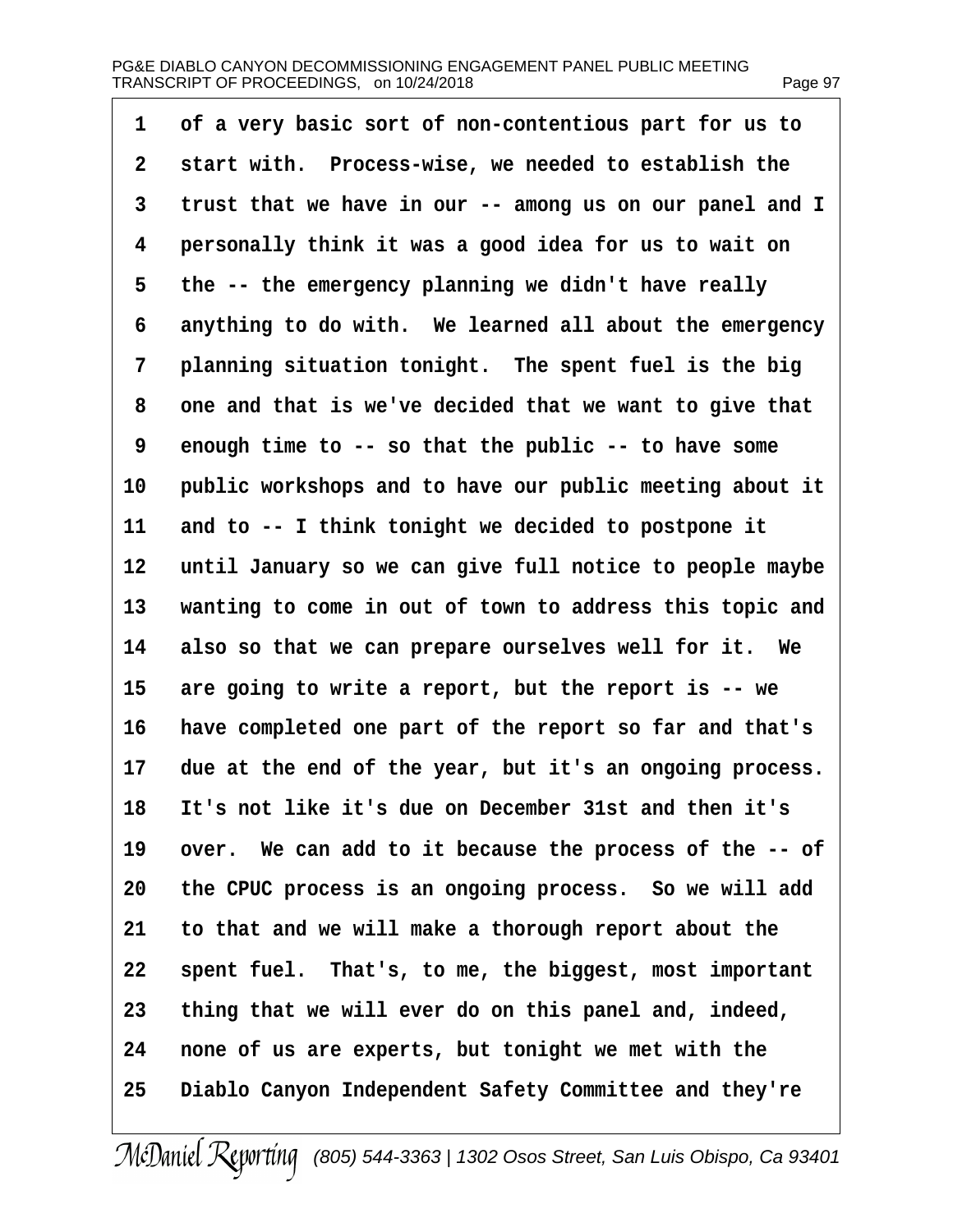1 of a very basic sort of non-contentious part for us to
2 start with. Process-wise, we needed to establish the
3 trust that we have in our -- among us on our panel and I
4 personally think it was a good idea for us to wait on
5 the -- the emergency planning we didn't have really
6 anything to do with. We learned all about the emergency
7 planning situation tonight. The spent fuel is the big
8 one and that is we've decided that we want to give that
9 enough time to -- so that the public -- to have some
10 public workshops and to have our public meeting about it
11 and to -- I think tonight we decided to postpone it
12 until January so we can give full notice to people maybe
13 wanting to come in out of town to address this topic and
14 also so that we can prepare ourselves well for it. We
15 are going to write a report, but the report is -- we
16 have completed one part of the report so far and that's
17 due at the end of the year, but it's an ongoing process.
18 It's not like it's due on December 31st and then it's
19 over. We can add to it because the process of the -- of
20 the CPUC process is an ongoing process. So we will add
21 to that and we will make a thorough report about the
22 spent fuel. That's, to me, the biggest, most important
23 thing that we will ever do on this panel and, indeed,
24 none of us are experts, but tonight we met with the
25 Diablo Canyon Independent Safety Committee and they're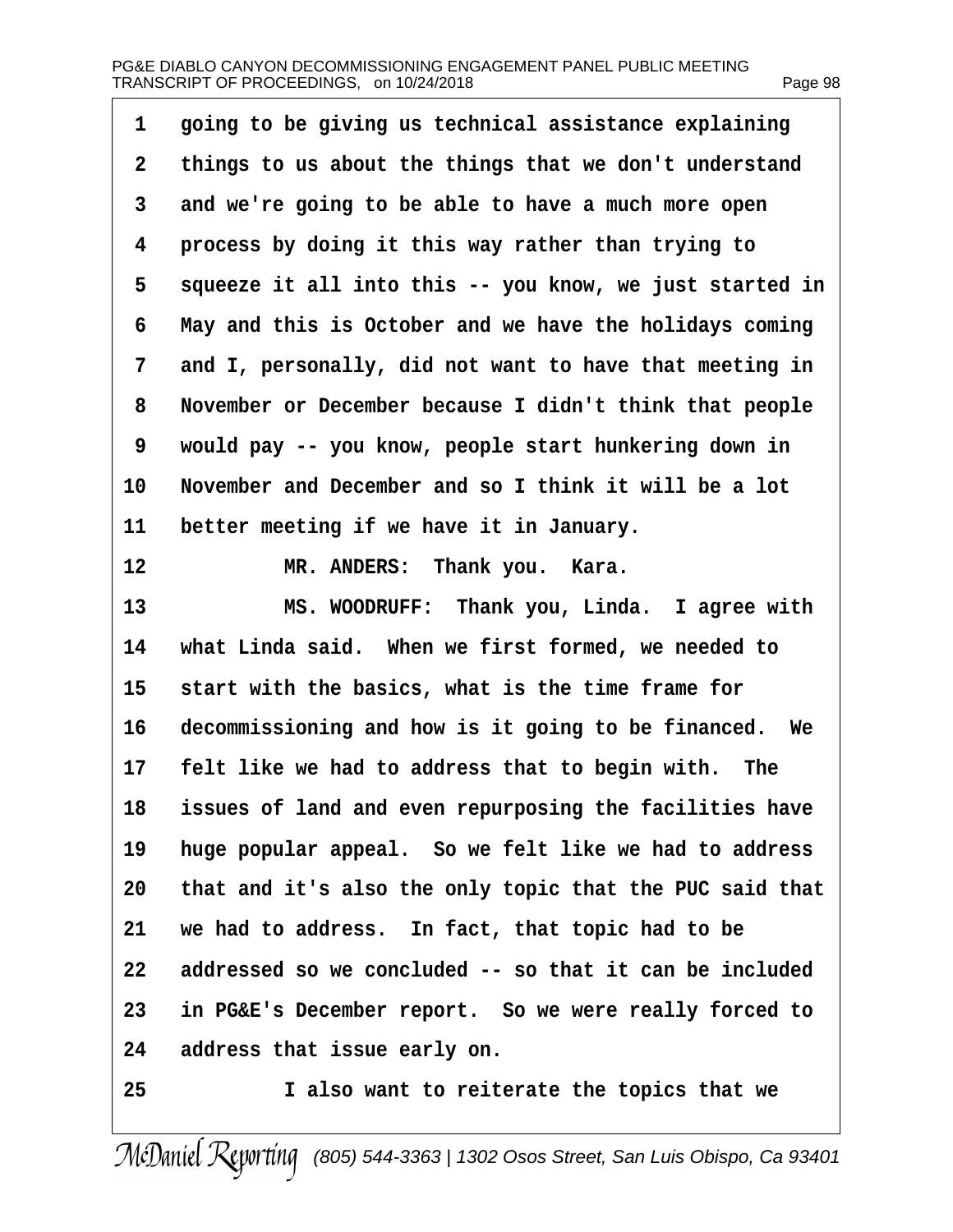going to be giving us technical assistance explaining things to us about the things that we don't understand and we're going to be able to have a much more open process by doing it this way rather than trying to squeeze it all into this -- you know, we just started in May and this is October and we have the holidays coming and I, personally, did not want to have that meeting in November or December because I didn't think that people would pay -- you know, people start hunkering down in November and December and so I think it will be a lot better meeting if we have it in January.

MR. ANDERS: Thank you. Kara.

MS. WOODRUFF: Thank you, Linda. I agree with what Linda said. When we first formed, we needed to start with the basics, what is the time frame for decommissioning and how is it going to be financed. We felt like we had to address that to begin with. The issues of land and even repurposing the facilities have huge popular appeal. So we felt like we had to address that and it's also the only topic that the PUC said that we had to address. In fact, that topic had to be addressed so we concluded -- so that it can be included in PG&E's December report. So we were really forced to address that issue early on.

I also want to reiterate the topics that we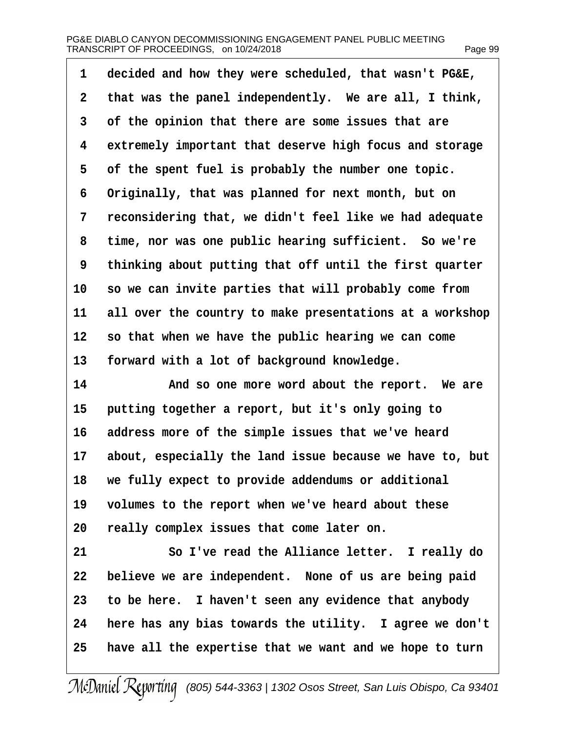1 decided and how they were scheduled, that wasn't PG&E,
2 that was the panel independently. We are all, I think,
3 of the opinion that there are some issues that are
4 extremely important that deserve high focus and storage
5 of the spent fuel is probably the number one topic.
6 Originally, that was planned for next month, but on
7 reconsidering that, we didn't feel like we had adequate
8 time, nor was one public hearing sufficient. So we're
9 thinking about putting that off until the first quarter
10 so we can invite parties that will probably come from
11 all over the country to make presentations at a workshop
12 so that when we have the public hearing we can come
13 forward with a lot of background knowledge.
14 And so one more word about the report. We are
15 putting together a report, but it's only going to
16 address more of the simple issues that we've heard
17 about, especially the land issue because we have to, but
18 we fully expect to provide addendums or additional
19 volumes to the report when we've heard about these
20 really complex issues that come later on.
21 So I've read the Alliance letter. I really do
22 believe we are independent. None of us are being paid
23 to be here. I haven't seen any evidence that anybody
24 here has any bias towards the utility. I agree we don't
25 have all the expertise that we want and we hope to turn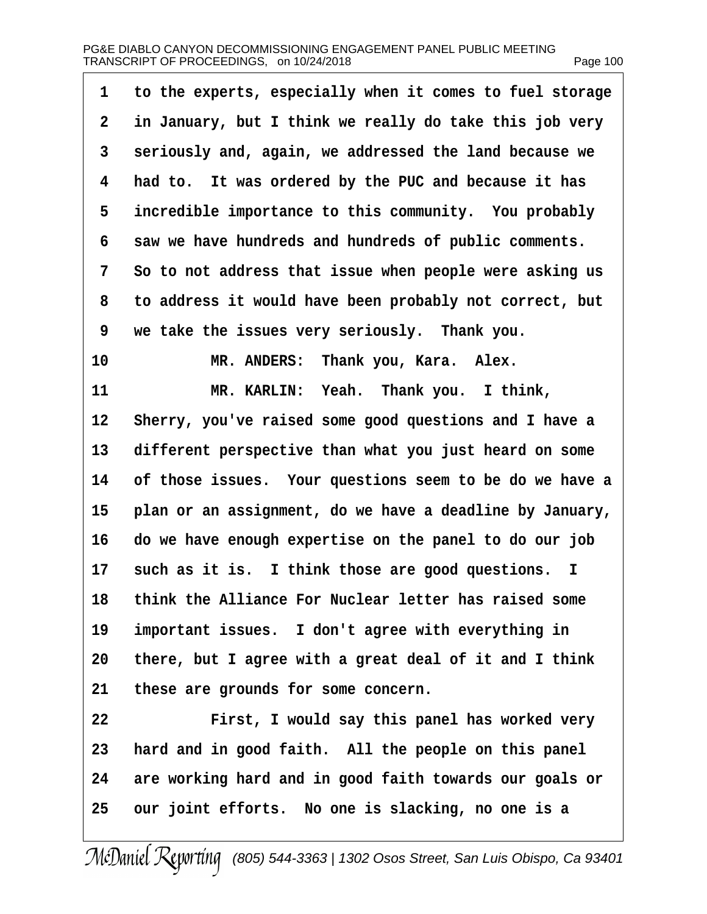1 to the experts, especially when it comes to fuel storage
2 in January, but I think we really do take this job very
3 seriously and, again, we addressed the land because we
4 had to. It was ordered by the PUC and because it has
5 incredible importance to this community. You probably
6 saw we have hundreds and hundreds of public comments.
7 So to not address that issue when people were asking us
8 to address it would have been probably not correct, but
9 we take the issues very seriously. Thank you.
10 MR. ANDERS: Thank you, Kara. Alex.
11 MR. KARLIN: Yeah. Thank you. I think,
12 Sherry, you've raised some good questions and I have a
13 different perspective than what you just heard on some
14 of those issues. Your questions seem to be do we have a
15 plan or an assignment, do we have a deadline by January,
16 do we have enough expertise on the panel to do our job
17 such as it is. I think those are good questions. I
18 think the Alliance For Nuclear letter has raised some
19 important issues. I don't agree with everything in
20 there, but I agree with a great deal of it and I think
21 these are grounds for some concern.
22 First, I would say this panel has worked very
23 hard and in good faith. All the people on this panel
24 are working hard and in good faith towards our goals or
25 our joint efforts. No one is slacking, no one is a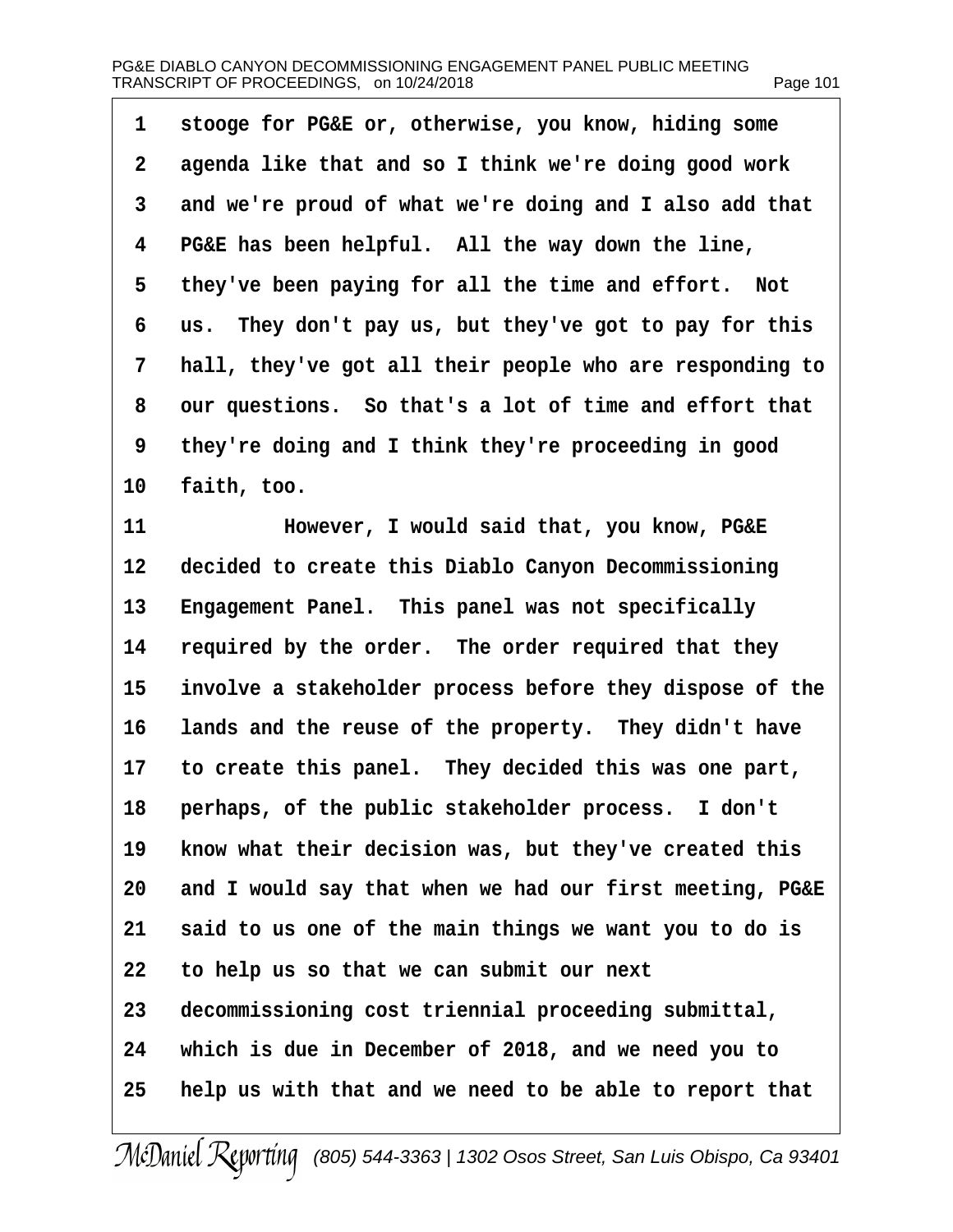1 stooge for PG&E or, otherwise, you know, hiding some
2 agenda like that and so I think we're doing good work
3 and we're proud of what we're doing and I also add that
4 PG&E has been helpful. All the way down the line,
5 they've been paying for all the time and effort. Not
6 us. They don't pay us, but they've got to pay for this
7 hall, they've got all their people who are responding to
8 our questions. So that's a lot of time and effort that
9 they're doing and I think they're proceeding in good
10 faith, too.
11 However, I would said that, you know, PG&E
12 decided to create this Diablo Canyon Decommissioning
13 Engagement Panel. This panel was not specifically
14 required by the order. The order required that they
15 involve a stakeholder process before they dispose of the
16 lands and the reuse of the property. They didn't have
17 to create this panel. They decided this was one part,
18 perhaps, of the public stakeholder process. I don't
19 know what their decision was, but they've created this
20 and I would say that when we had our first meeting, PG&E
21 said to us one of the main things we want you to do is
22 to help us so that we can submit our next
23 decommissioning cost triennial proceeding submittal,
24 which is due in December of 2018, and we need you to
25 help us with that and we need to be able to report that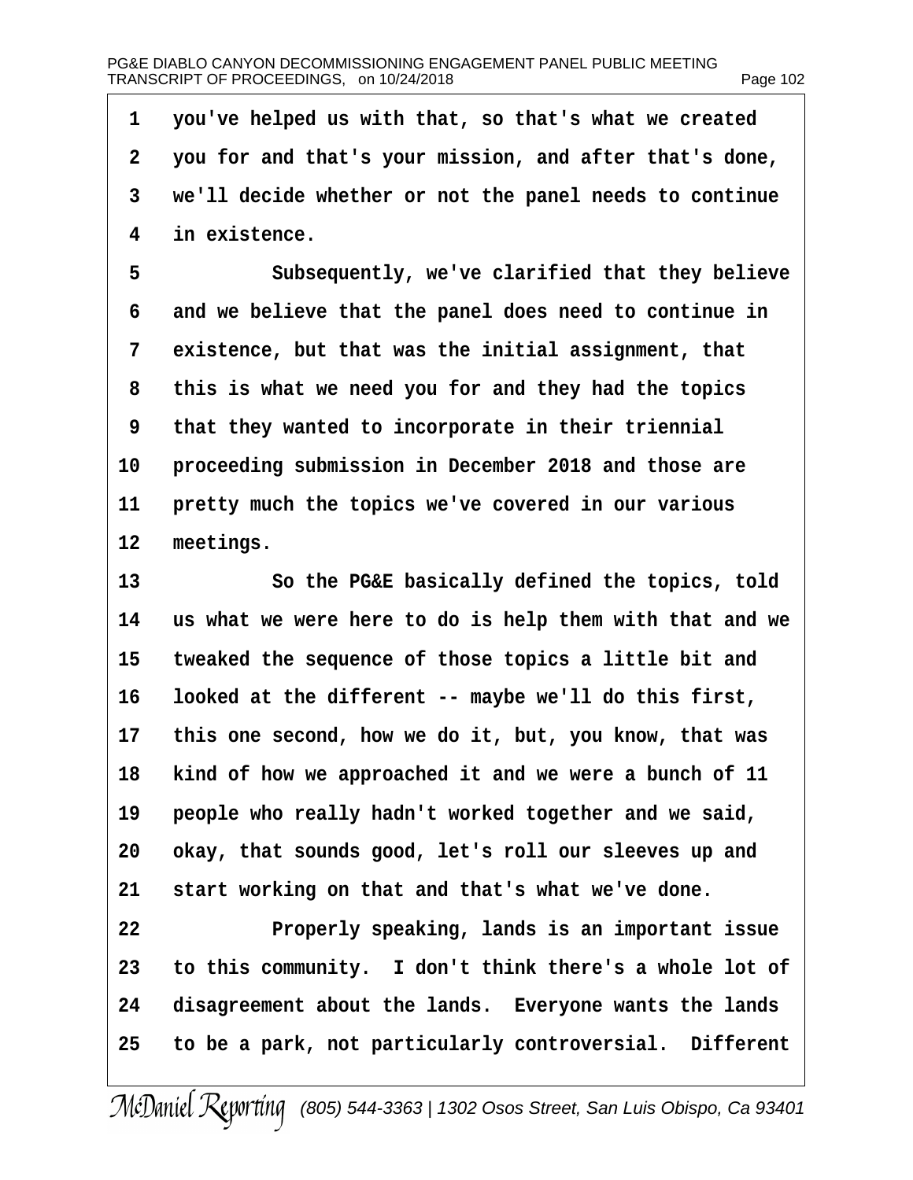1 you've helped us with that, so that's what we created
2 you for and that's your mission, and after that's done,
3 we'll decide whether or not the panel needs to continue
4 in existence.

5 Subsequently, we've clarified that they believe
6 and we believe that the panel does need to continue in
7 existence, but that was the initial assignment, that
8 this is what we need you for and they had the topics
9 that they wanted to incorporate in their triennial
10 proceeding submission in December 2018 and those are
11 pretty much the topics we've covered in our various
12 meetings.

13 So the PG&E basically defined the topics, told
14 us what we were here to do is help them with that and we
15 tweaked the sequence of those topics a little bit and
16 looked at the different -- maybe we'll do this first,
17 this one second, how we do it, but, you know, that was
18 kind of how we approached it and we were a bunch of 11
19 people who really hadn't worked together and we said,
20 okay, that sounds good, let's roll our sleeves up and
21 start working on that and that's what we've done.

22 Properly speaking, lands is an important issue
23 to this community. I don't think there's a whole lot of
24 disagreement about the lands. Everyone wants the lands
25 to be a park, not particularly controversial. Different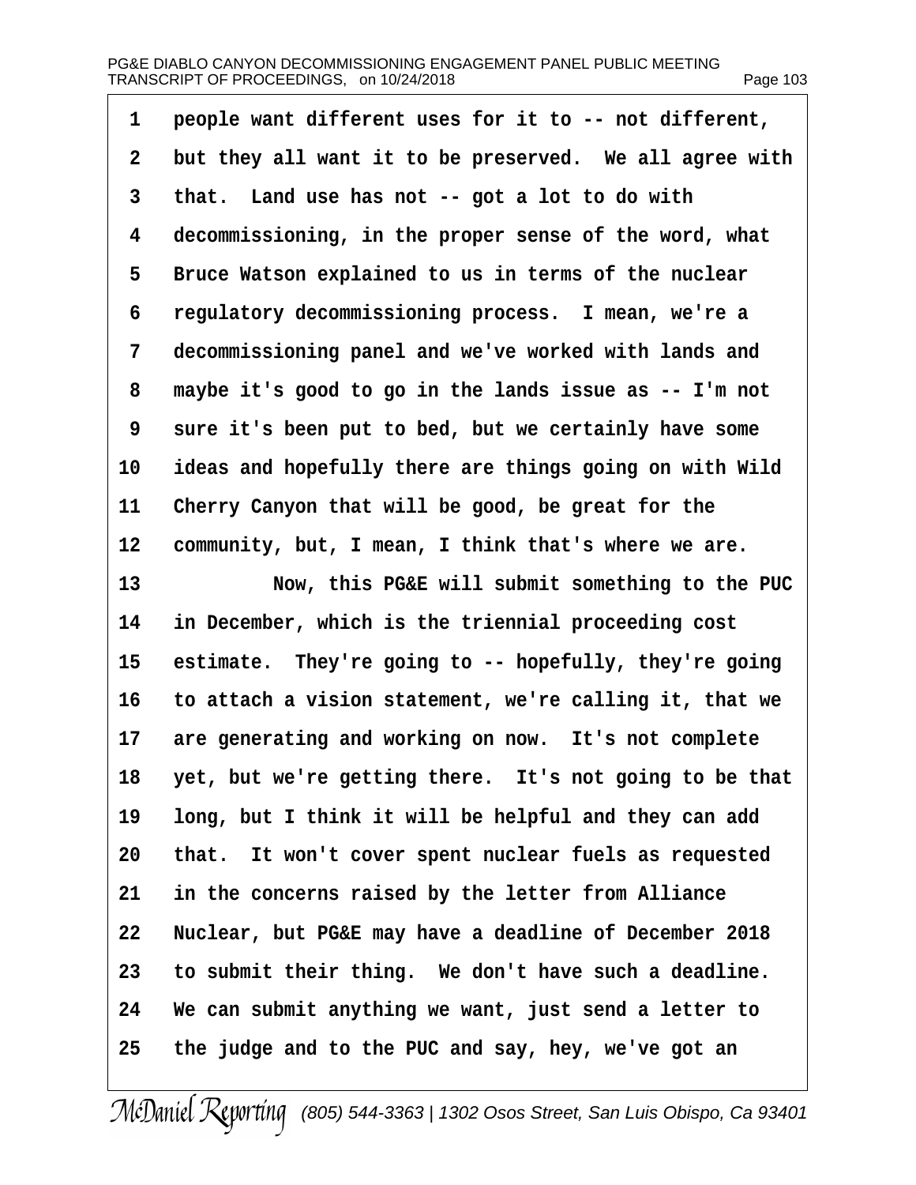1 people want different uses for it to -- not different,
2 but they all want it to be preserved. We all agree with
3 that. Land use has not -- got a lot to do with
4 decommissioning, in the proper sense of the word, what
5 Bruce Watson explained to us in terms of the nuclear
6 regulatory decommissioning process. I mean, we're a
7 decommissioning panel and we've worked with lands and
8 maybe it's good to go in the lands issue as -- I'm not
9 sure it's been put to bed, but we certainly have some
10 ideas and hopefully there are things going on with Wild
11 Cherry Canyon that will be good, be great for the
12 community, but, I mean, I think that's where we are.
13 Now, this PG&E will submit something to the PUC
14 in December, which is the triennial proceeding cost
15 estimate. They're going to -- hopefully, they're going
16 to attach a vision statement, we're calling it, that we
17 are generating and working on now. It's not complete
18 yet, but we're getting there. It's not going to be that
19 long, but I think it will be helpful and they can add
20 that. It won't cover spent nuclear fuels as requested
21 in the concerns raised by the letter from Alliance
22 Nuclear, but PG&E may have a deadline of December 2018
23 to submit their thing. We don't have such a deadline.
24 We can submit anything we want, just send a letter to
25 the judge and to the PUC and say, hey, we've got an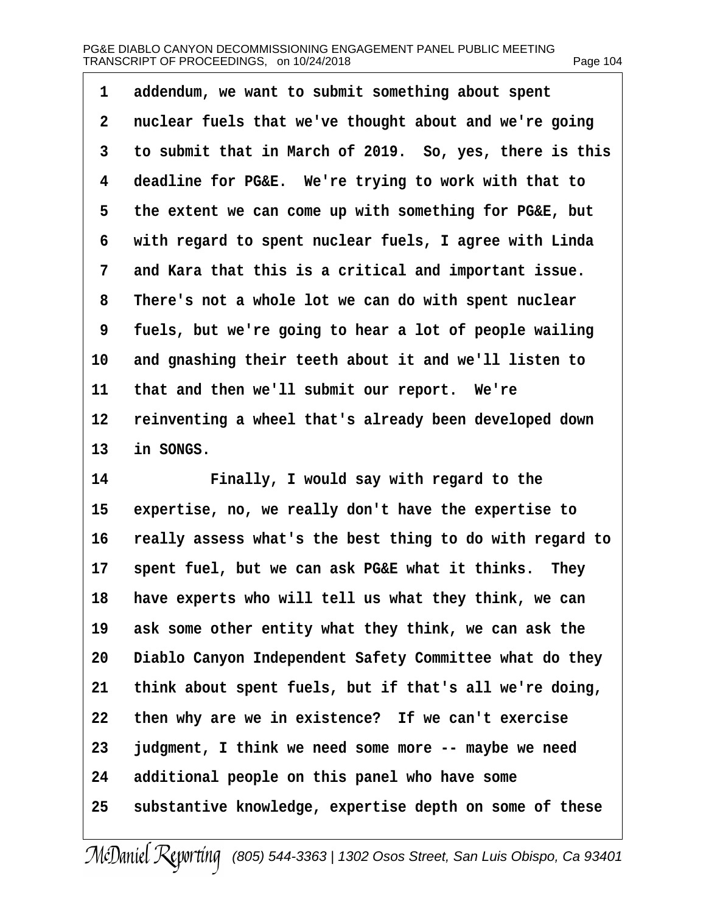1 addendum, we want to submit something about spent
2 nuclear fuels that we've thought about and we're going
3 to submit that in March of 2019. So, yes, there is this
4 deadline for PG&E. We're trying to work with that to
5 the extent we can come up with something for PG&E, but
6 with regard to spent nuclear fuels, I agree with Linda
7 and Kara that this is a critical and important issue.
8 There's not a whole lot we can do with spent nuclear
9 fuels, but we're going to hear a lot of people wailing
10 and gnashing their teeth about it and we'll listen to
11 that and then we'll submit our report. We're
12 reinventing a wheel that's already been developed down
13 in SONGS.
14 Finally, I would say with regard to the
15 expertise, no, we really don't have the expertise to
16 really assess what's the best thing to do with regard to
17 spent fuel, but we can ask PG&E what it thinks. They
18 have experts who will tell us what they think, we can
19 ask some other entity what they think, we can ask the
20 Diablo Canyon Independent Safety Committee what do they
21 think about spent fuels, but if that's all we're doing,
22 then why are we in existence? If we can't exercise
23 judgment, I think we need some more -- maybe we need
24 additional people on this panel who have some
25 substantive knowledge, expertise depth on some of these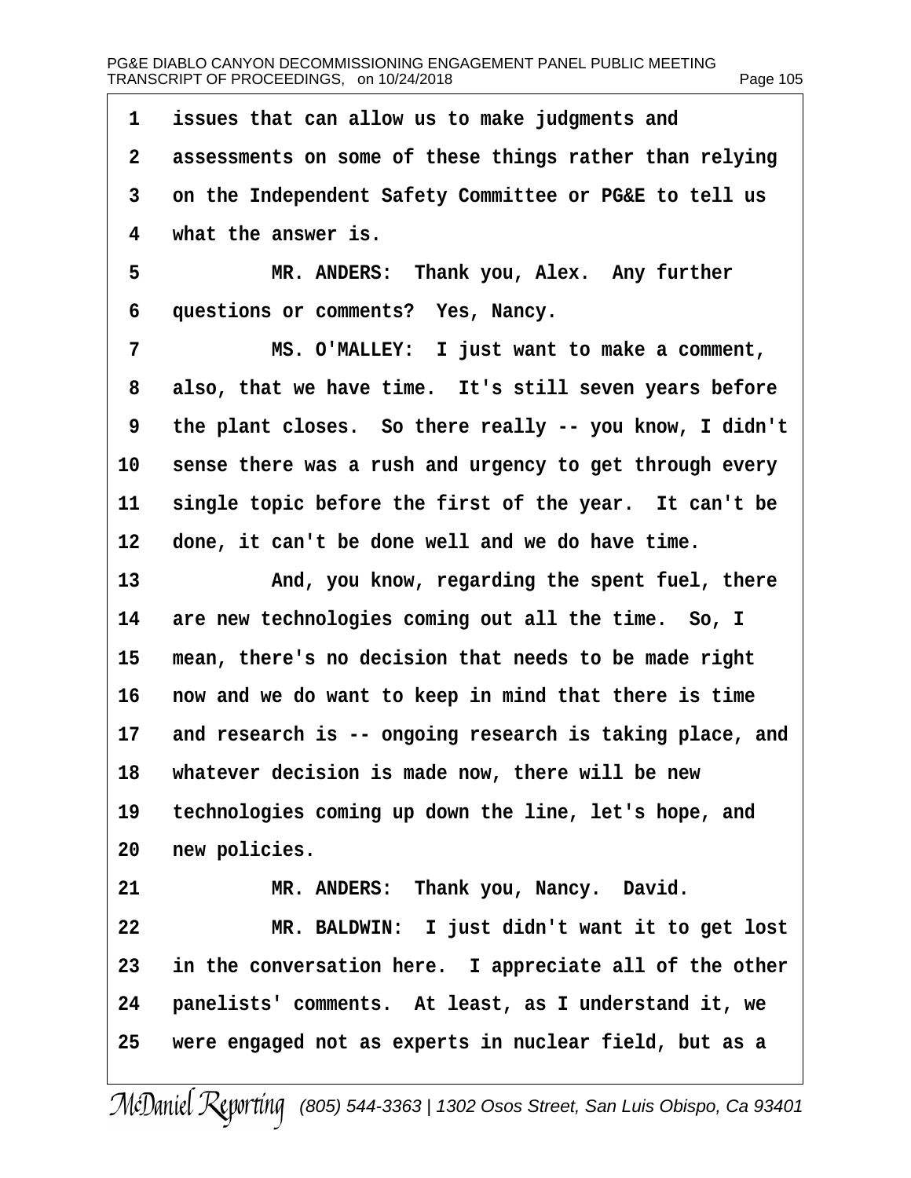1 issues that can allow us to make judgments and
2 assessments on some of these things rather than relying
3 on the Independent Safety Committee or PG&E to tell us
4 what the answer is.

5 MR. ANDERS: Thank you, Alex. Any further
6 questions or comments? Yes, Nancy.

7 MS. O'MALLEY: I just want to make a comment,
8 also, that we have time. It's still seven years before
9 the plant closes. So there really -- you know, I didn't
10 sense there was a rush and urgency to get through every
11 single topic before the first of the year. It can't be
12 done, it can't be done well and we do have time.

13 And, you know, regarding the spent fuel, there
14 are new technologies coming out all the time. So, I
15 mean, there's no decision that needs to be made right
16 now and we do want to keep in mind that there is time
17 and research is -- ongoing research is taking place, and
18 whatever decision is made now, there will be new
19 technologies coming up down the line, let's hope, and
20 new policies.

21 MR. ANDERS: Thank you, Nancy. David.

22 MR. BALDWIN: I just didn't want it to get lost
23 in the conversation here. I appreciate all of the other
24 panelists' comments. At least, as I understand it, we
25 were engaged not as experts in nuclear field, but as a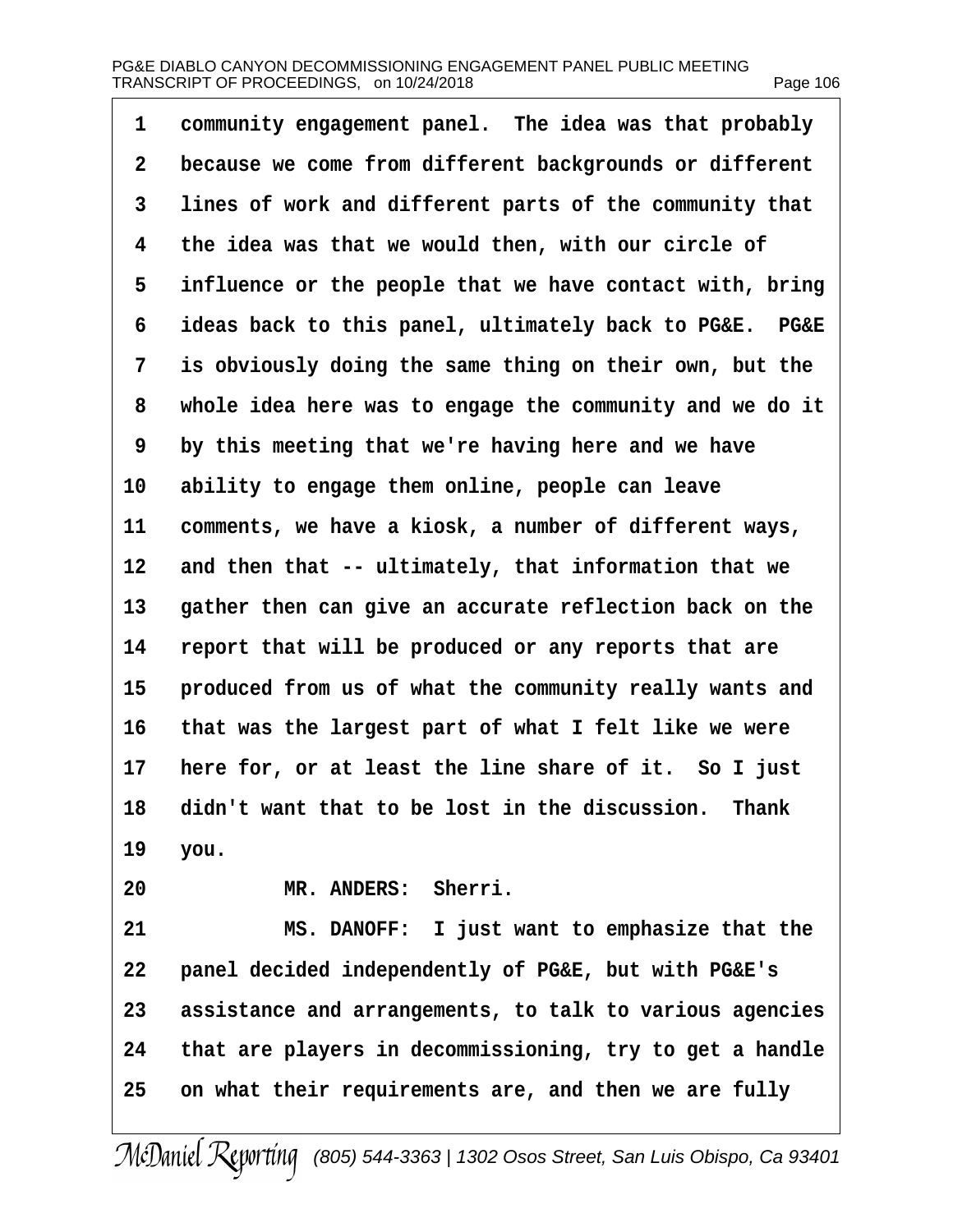1 community engagement panel. The idea was that probably
2 because we come from different backgrounds or different
3 lines of work and different parts of the community that
4 the idea was that we would then, with our circle of
5 influence or the people that we have contact with, bring
6 ideas back to this panel, ultimately back to PG&E. PG&E
7 is obviously doing the same thing on their own, but the
8 whole idea here was to engage the community and we do it
9 by this meeting that we're having here and we have
10 ability to engage them online, people can leave
11 comments, we have a kiosk, a number of different ways,
12 and then that -- ultimately, that information that we
13 gather then can give an accurate reflection back on the
14 report that will be produced or any reports that are
15 produced from us of what the community really wants and
16 that was the largest part of what I felt like we were
17 here for, or at least the line share of it. So I just
18 didn't want that to be lost in the discussion. Thank
19 you.
20 MR. ANDERS: Sherri.
21 MS. DANOFF: I just want to emphasize that the
22 panel decided independently of PG&E, but with PG&E's
23 assistance and arrangements, to talk to various agencies
24 that are players in decommissioning, try to get a handle
25 on what their requirements are, and then we are fully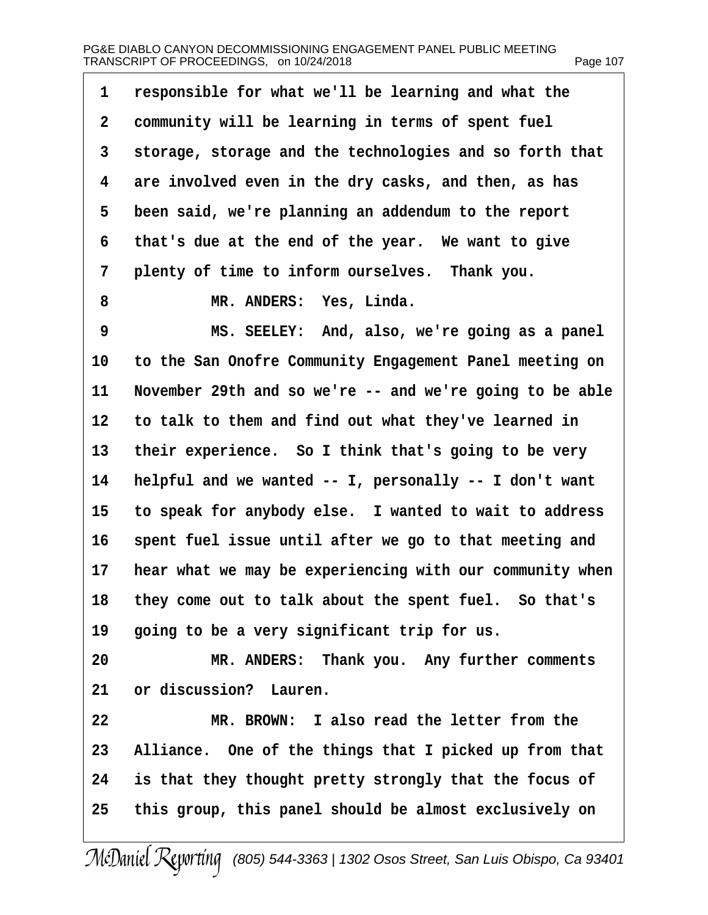1 responsible for what we'll be learning and what the

2 community will be learning in terms of spent fuel

3 storage, storage and the technologies and so forth that

4 are involved even in the dry casks, and then, as has

5 been said, we're planning an addendum to the report

6 that's due at the end of the year. We want to give

7 plenty of time to inform ourselves. Thank you.

8 MR. ANDERS: Yes, Linda.

9 MS. SEELEY: And, also, we're going as a panel

10 to the San Onofre Community Engagement Panel meeting on

11 November 29th and so we're -- and we're going to be able

12 to talk to them and find out what they've learned in

13 their experience. So I think that's going to be very

14 helpful and we wanted -- I, personally -- I don't want

15 to speak for anybody else. I wanted to wait to address

16 spent fuel issue until after we go to that meeting and

17 hear what we may be experiencing with our community when

18 they come out to talk about the spent fuel. So that's

19 going to be a very significant trip for us.

20 MR. ANDERS: Thank you. Any further comments

21 or discussion? Lauren.

22 MR. BROWN: I also read the letter from the

23 Alliance. One of the things that I picked up from that

24 is that they thought pretty strongly that the focus of

25 this group, this panel should be almost exclusively on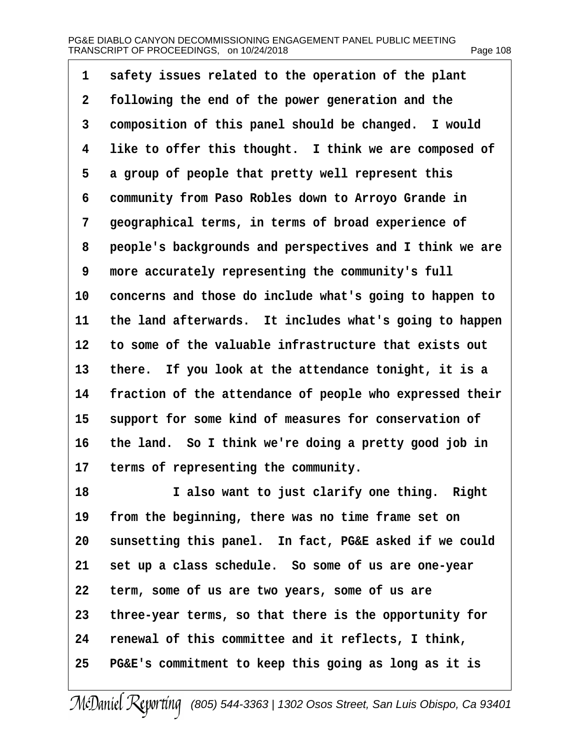1 safety issues related to the operation of the plant
2 following the end of the power generation and the
3 composition of this panel should be changed. I would
4 like to offer this thought. I think we are composed of
5 a group of people that pretty well represent this
6 community from Paso Robles down to Arroyo Grande in
7 geographical terms, in terms of broad experience of
8 people's backgrounds and perspectives and I think we are
9 more accurately representing the community's full
10 concerns and those do include what's going to happen to
11 the land afterwards. It includes what's going to happen
12 to some of the valuable infrastructure that exists out
13 there. If you look at the attendance tonight, it is a
14 fraction of the attendance of people who expressed their
15 support for some kind of measures for conservation of
16 the land. So I think we're doing a pretty good job in
17 terms of representing the community.
18 I also want to just clarify one thing. Right
19 from the beginning, there was no time frame set on
20 sunsetting this panel. In fact, PG&E asked if we could
21 set up a class schedule. So some of us are one-year
22 term, some of us are two years, some of us are
23 three-year terms, so that there is the opportunity for
24 renewal of this committee and it reflects, I think,
25 PG&E's commitment to keep this going as long as it is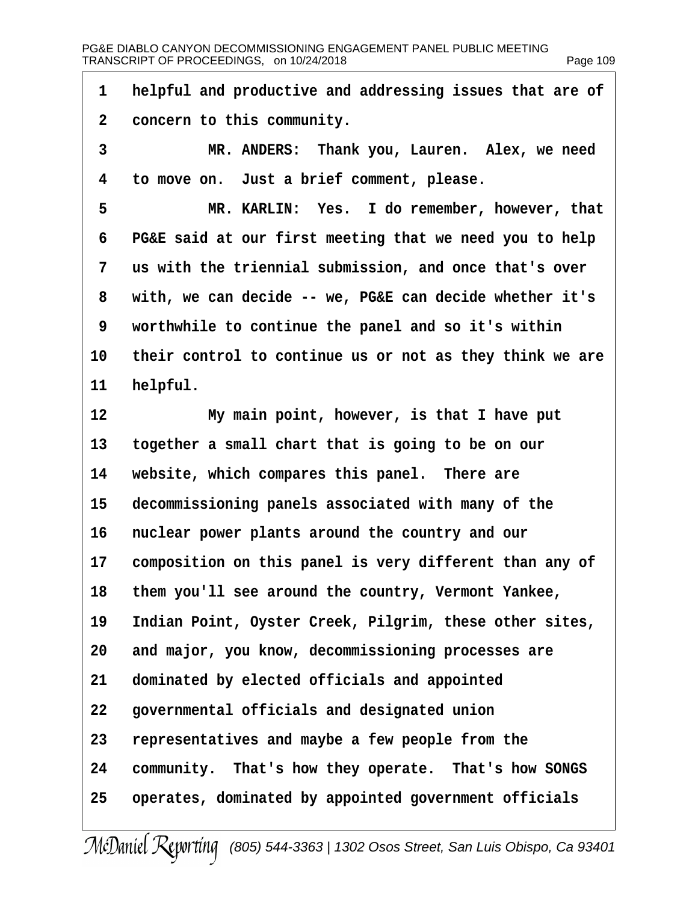1 helpful and productive and addressing issues that are of
2 concern to this community.
3 MR. ANDERS: Thank you, Lauren. Alex, we need
4 to move on. Just a brief comment, please.
5 MR. KARLIN: Yes. I do remember, however, that
6 PG&E said at our first meeting that we need you to help
7 us with the triennial submission, and once that's over
8 with, we can decide -- we, PG&E can decide whether it's
9 worthwhile to continue the panel and so it's within
10 their control to continue us or not as they think we are
11 helpful.
12 My main point, however, is that I have put
13 together a small chart that is going to be on our
14 website, which compares this panel. There are
15 decommissioning panels associated with many of the
16 nuclear power plants around the country and our
17 composition on this panel is very different than any of
18 them you'll see around the country, Vermont Yankee,
19 Indian Point, Oyster Creek, Pilgrim, these other sites,
20 and major, you know, decommissioning processes are
21 dominated by elected officials and appointed
22 governmental officials and designated union
23 representatives and maybe a few people from the
24 community. That's how they operate. That's how SONGS
25 operates, dominated by appointed government officials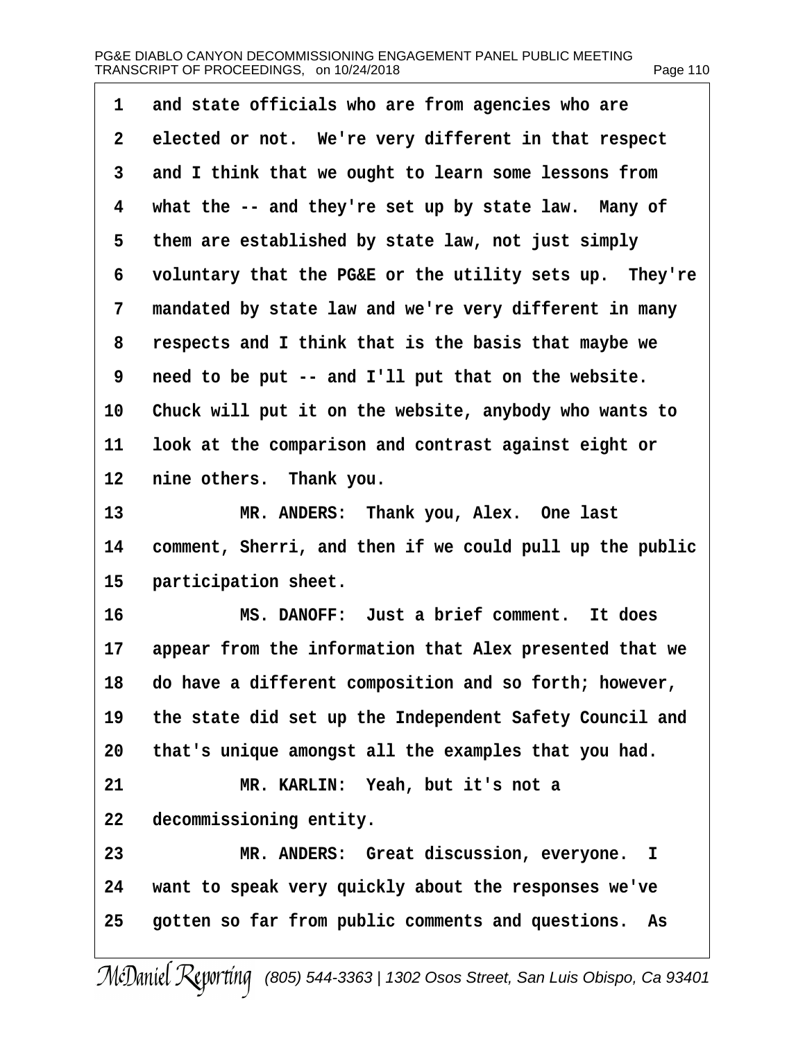1 and state officials who are from agencies who are
2 elected or not. We're very different in that respect
3 and I think that we ought to learn some lessons from
4 what the -- and they're set up by state law. Many of
5 them are established by state law, not just simply
6 voluntary that the PG&E or the utility sets up. They're
7 mandated by state law and we're very different in many
8 respects and I think that is the basis that maybe we
9 need to be put -- and I'll put that on the website.
10 Chuck will put it on the website, anybody who wants to
11 look at the comparison and contrast against eight or
12 nine others. Thank you.
13 MR. ANDERS: Thank you, Alex. One last
14 comment, Sherri, and then if we could pull up the public
15 participation sheet.
16 MS. DANOFF: Just a brief comment. It does
17 appear from the information that Alex presented that we
18 do have a different composition and so forth; however,
19 the state did set up the Independent Safety Council and
20 that's unique amongst all the examples that you had.
21 MR. KARLIN: Yeah, but it's not a
22 decommissioning entity.
23 MR. ANDERS: Great discussion, everyone. I
24 want to speak very quickly about the responses we've
25 gotten so far from public comments and questions. As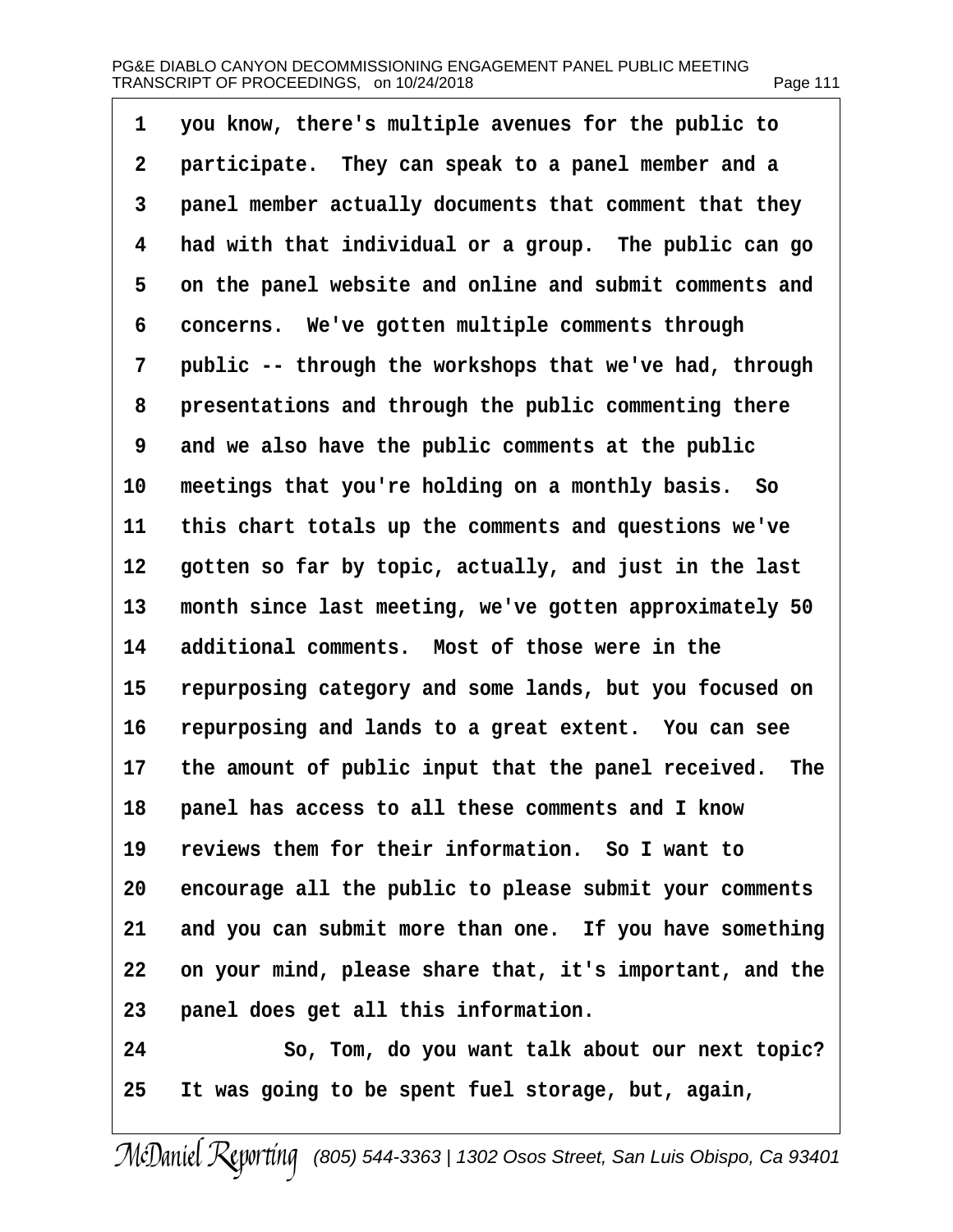1 you know, there's multiple avenues for the public to
2 participate. They can speak to a panel member and a
3 panel member actually documents that comment that they
4 had with that individual or a group. The public can go
5 on the panel website and online and submit comments and
6 concerns. We've gotten multiple comments through
7 public -- through the workshops that we've had, through
8 presentations and through the public commenting there
9 and we also have the public comments at the public
10 meetings that you're holding on a monthly basis. So
11 this chart totals up the comments and questions we've
12 gotten so far by topic, actually, and just in the last
13 month since last meeting, we've gotten approximately 50
14 additional comments. Most of those were in the
15 repurposing category and some lands, but you focused on
16 repurposing and lands to a great extent. You can see
17 the amount of public input that the panel received. The
18 panel has access to all these comments and I know
19 reviews them for their information. So I want to
20 encourage all the public to please submit your comments
21 and you can submit more than one. If you have something
22 on your mind, please share that, it's important, and the
23 panel does get all this information.
24 So, Tom, do you want talk about our next topic?
25 It was going to be spent fuel storage, but, again,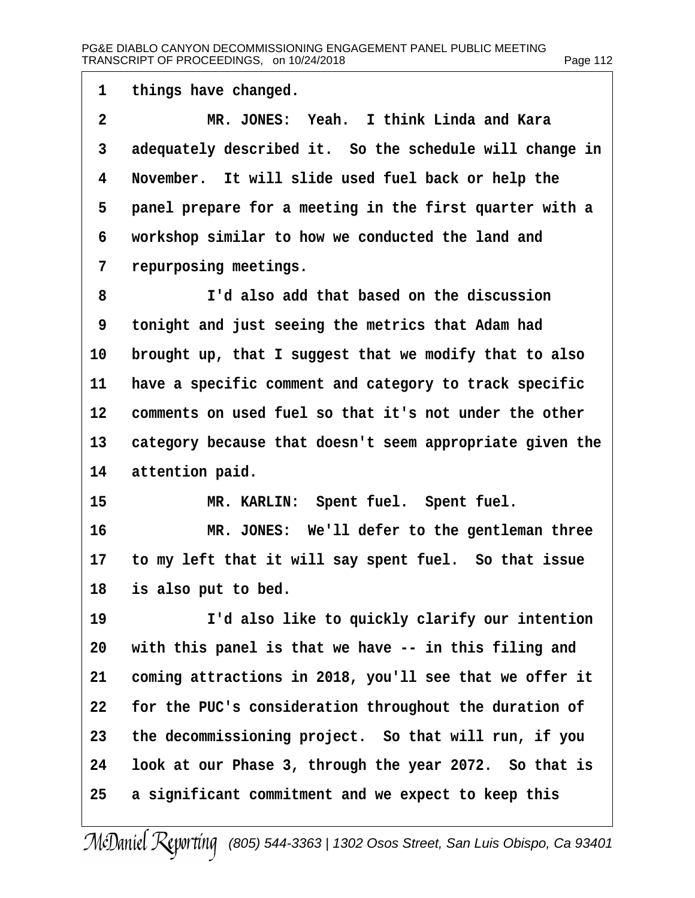1 things have changed.

2 MR. JONES: Yeah. I think Linda and Kara

3 adequately described it. So the schedule will change in

4 November. It will slide used fuel back or help the

5 panel prepare for a meeting in the first quarter with a

6 workshop similar to how we conducted the land and

7 repurposing meetings.

8 I'd also add that based on the discussion

9 tonight and just seeing the metrics that Adam had

10 brought up, that I suggest that we modify that to also

11 have a specific comment and category to track specific

12 comments on used fuel so that it's not under the other

13 category because that doesn't seem appropriate given the

14 attention paid.

15 MR. KARLIN: Spent fuel. Spent fuel.

16 MR. JONES: We'll defer to the gentleman three

17 to my left that it will say spent fuel. So that issue

18 is also put to bed.

19 I'd also like to quickly clarify our intention

20 with this panel is that we have -- in this filing and

21 coming attractions in 2018, you'll see that we offer it

22 for the PUC's consideration throughout the duration of

23 the decommissioning project. So that will run, if you

24 look at our Phase 3, through the year 2072. So that is

25 a significant commitment and we expect to keep this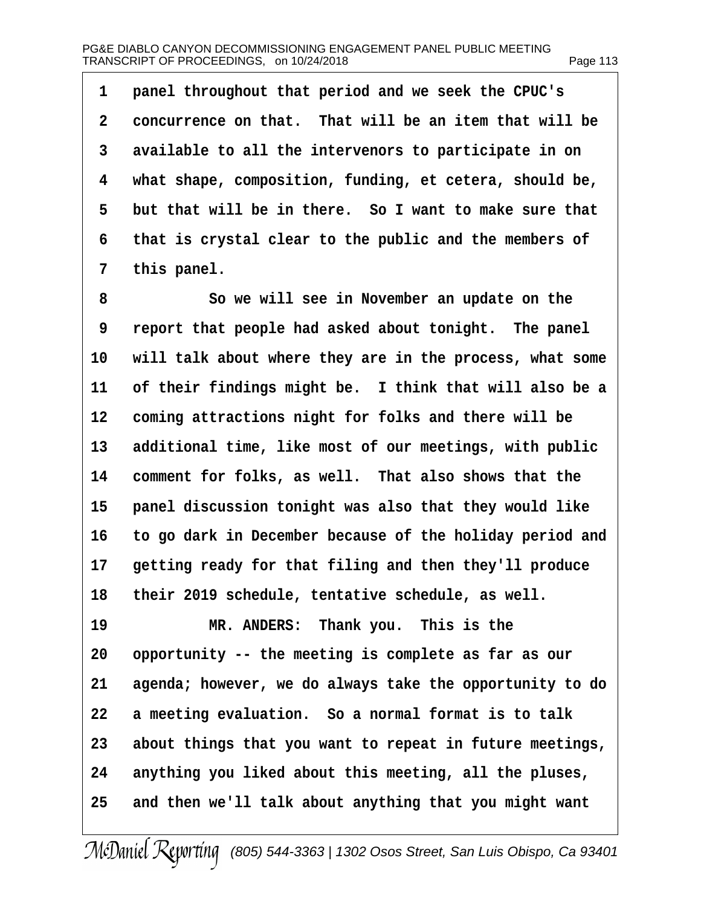1 panel throughout that period and we seek the CPUC's
2 concurrence on that. That will be an item that will be
3 available to all the intervenors to participate in on
4 what shape, composition, funding, et cetera, should be,
5 but that will be in there. So I want to make sure that
6 that is crystal clear to the public and the members of
7 this panel.

8 So we will see in November an update on the
9 report that people had asked about tonight. The panel
10 will talk about where they are in the process, what some
11 of their findings might be. I think that will also be a
12 coming attractions night for folks and there will be
13 additional time, like most of our meetings, with public
14 comment for folks, as well. That also shows that the
15 panel discussion tonight was also that they would like
16 to go dark in December because of the holiday period and
17 getting ready for that filing and then they'll produce
18 their 2019 schedule, tentative schedule, as well.

19 MR. ANDERS: Thank you. This is the
20 opportunity -- the meeting is complete as far as our
21 agenda; however, we do always take the opportunity to do
22 a meeting evaluation. So a normal format is to talk
23 about things that you want to repeat in future meetings,
24 anything you liked about this meeting, all the pluses,
25 and then we'll talk about anything that you might want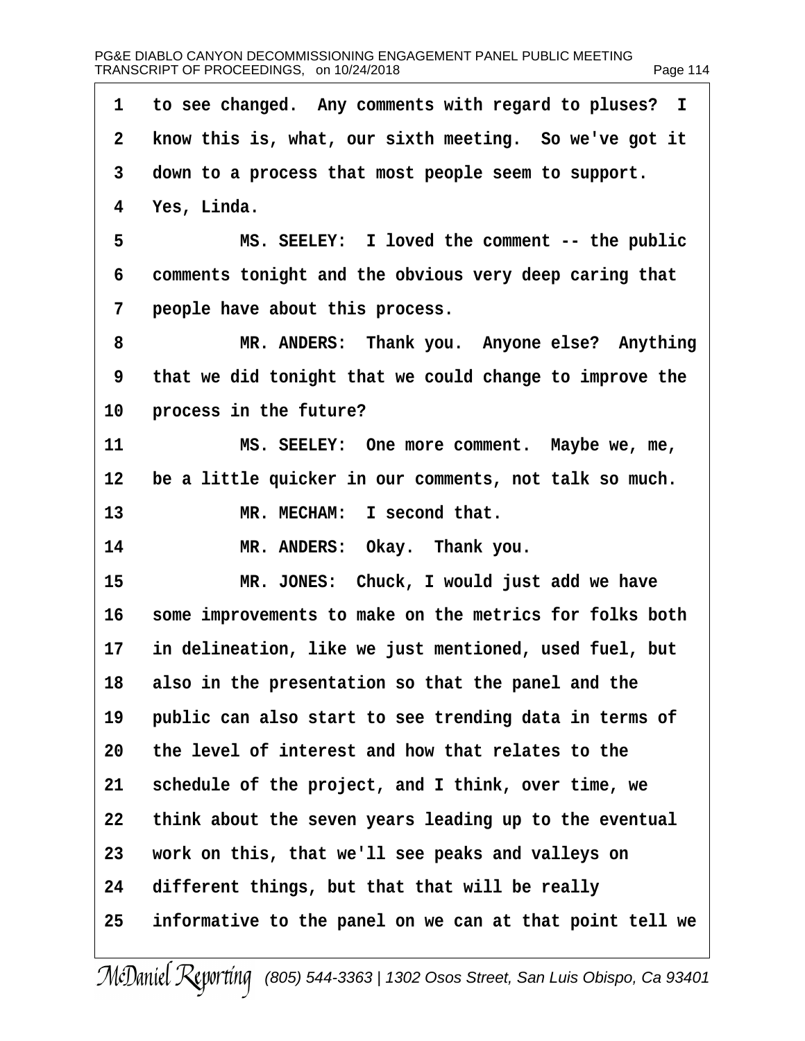1 to see changed. Any comments with regard to pluses? I
2 know this is, what, our sixth meeting. So we've got it
3 down to a process that most people seem to support.
4 Yes, Linda.
5 MS. SEELEY: I loved the comment -- the public
6 comments tonight and the obvious very deep caring that
7 people have about this process.
8 MR. ANDERS: Thank you. Anyone else? Anything
9 that we did tonight that we could change to improve the
10 process in the future?
11 MS. SEELEY: One more comment. Maybe we, me,
12 be a little quicker in our comments, not talk so much.
13 MR. MECHAM: I second that.
14 MR. ANDERS: Okay. Thank you.
15 MR. JONES: Chuck, I would just add we have
16 some improvements to make on the metrics for folks both
17 in delineation, like we just mentioned, used fuel, but
18 also in the presentation so that the panel and the
19 public can also start to see trending data in terms of
20 the level of interest and how that relates to the
21 schedule of the project, and I think, over time, we
22 think about the seven years leading up to the eventual
23 work on this, that we'll see peaks and valleys on
24 different things, but that that will be really
25 informative to the panel on we can at that point tell we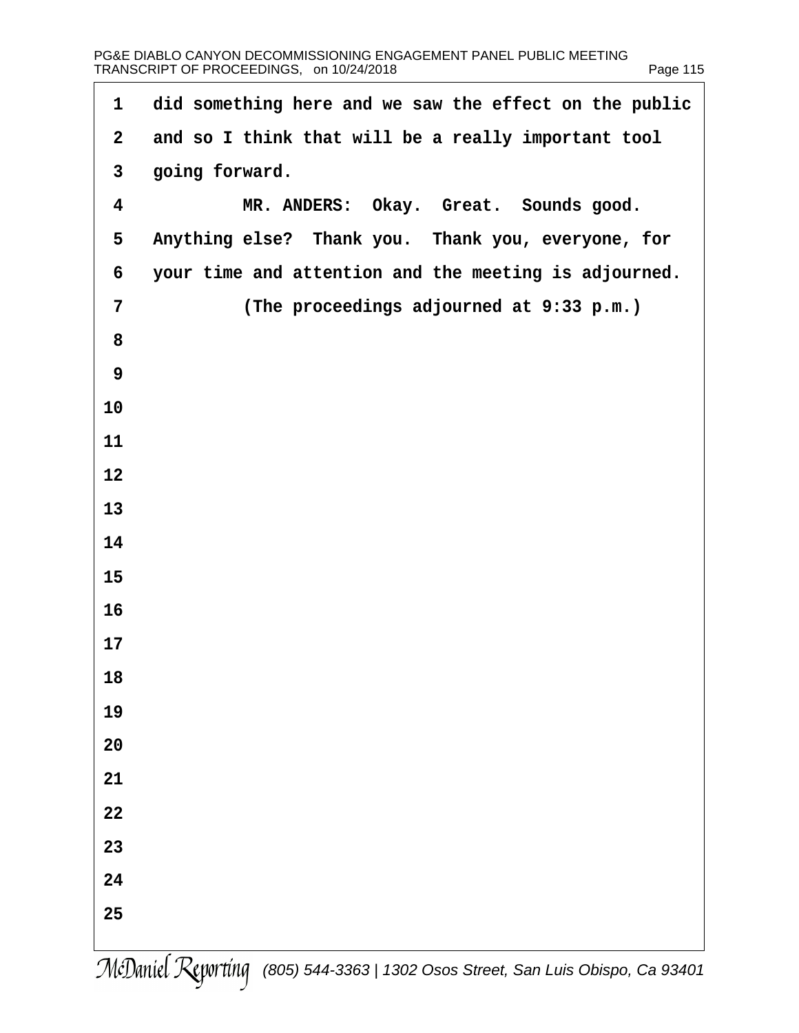did something here and we saw the effect on the public and so I think that will be a really important tool going forward.

MR. ANDERS: Okay. Great. Sounds good. Anything else? Thank you. Thank you, everyone, for your time and attention and the meeting is adjourned.

(The proceedings adjourned at 9:33 p.m.)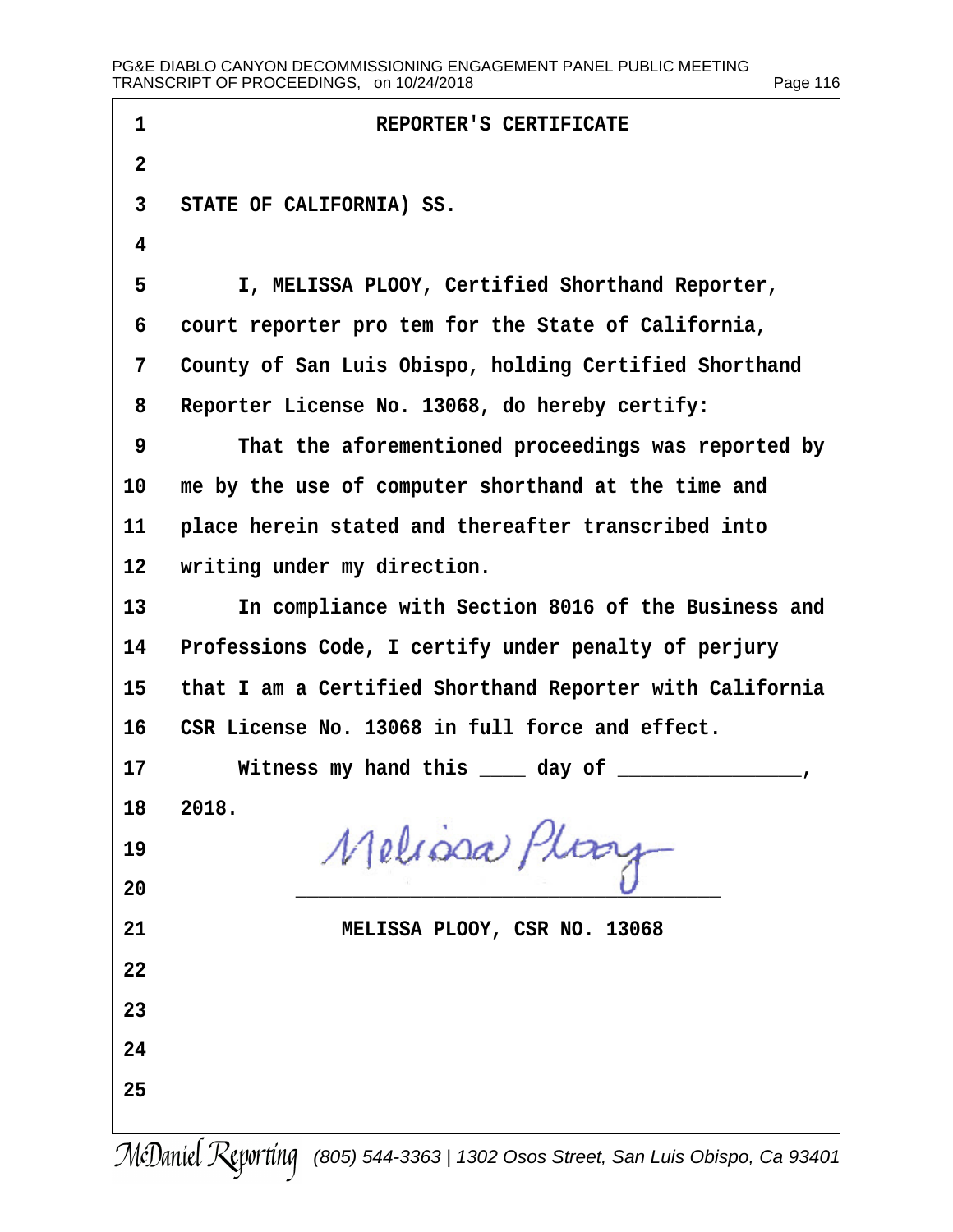# REPORTER'S CERTIFICATE

STATE OF CALIFORNIA) SS.

I, MELISSA PLOOY, Certified Shorthand Reporter, court reporter pro tem for the State of California, County of San Luis Obispo, holding Certified Shorthand Reporter License No. 13068, do hereby certify:

That the aforementioned proceedings was reported by me by the use of computer shorthand at the time and place herein stated and thereafter transcribed into writing under my direction.

In compliance with Section 8016 of the Business and Professions Code, I certify under penalty of perjury that I am a Certified Shorthand Reporter with California CSR License No. 13068 in full force and effect.

Witness my hand this ____ day of _______________, 2018.

Melissa Plooy
________________________________

MELISSA PLOOY, CSR NO. 13068